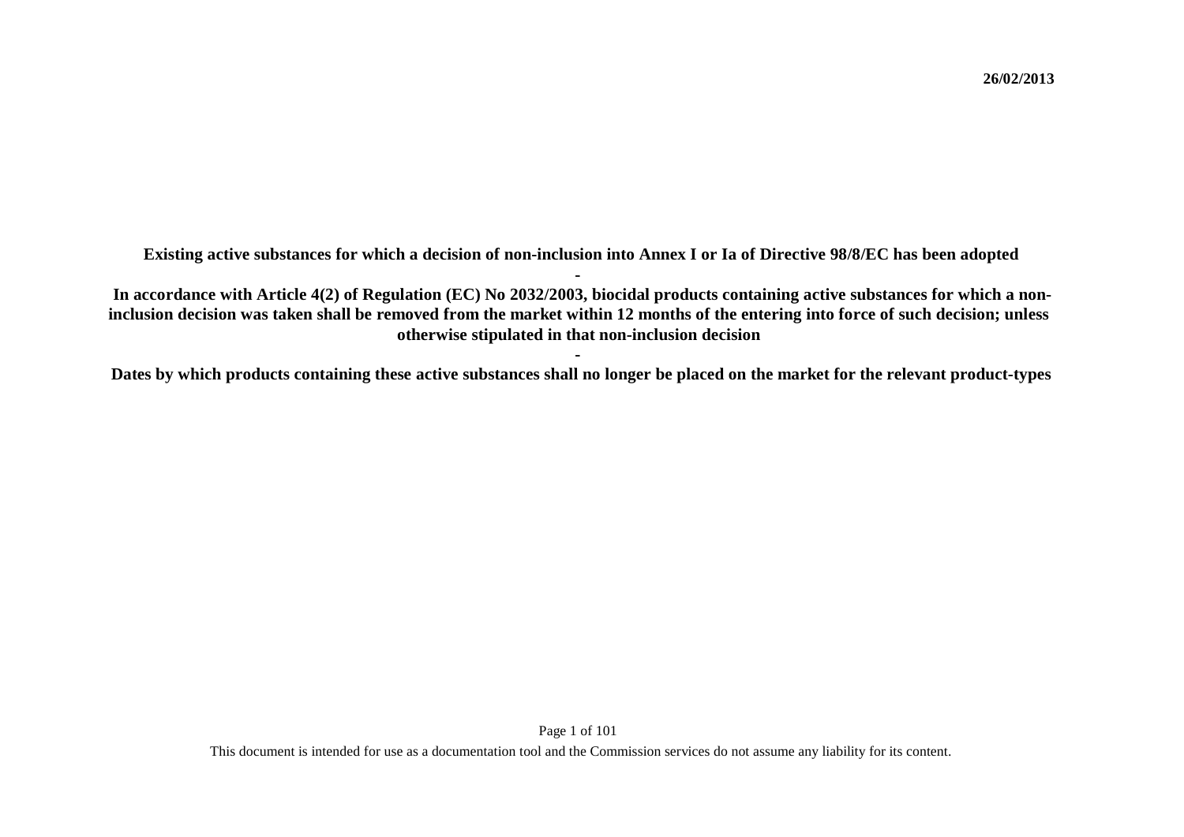26/02/2013

**Existing active substances for which a decision of non-inclusion into Annex I or Ia of Directive 98/8/EC has been adopted**

**-**

**In accordance with Article 4(2) of Regulation (EC) No 2032/2003, biocidal products containing active substances for which a non-inclusion decision was taken shall be removed from the market within 12 months of the entering into force of such decision; unless otherwise stipulated in that non-inclusion decision**

**-**

**Dates by which products containing these active substances shall no longer be placed on the market for the relevant product-types**

This document is intended for use as a documentation tool and the Commission services do not assume any liability for its content.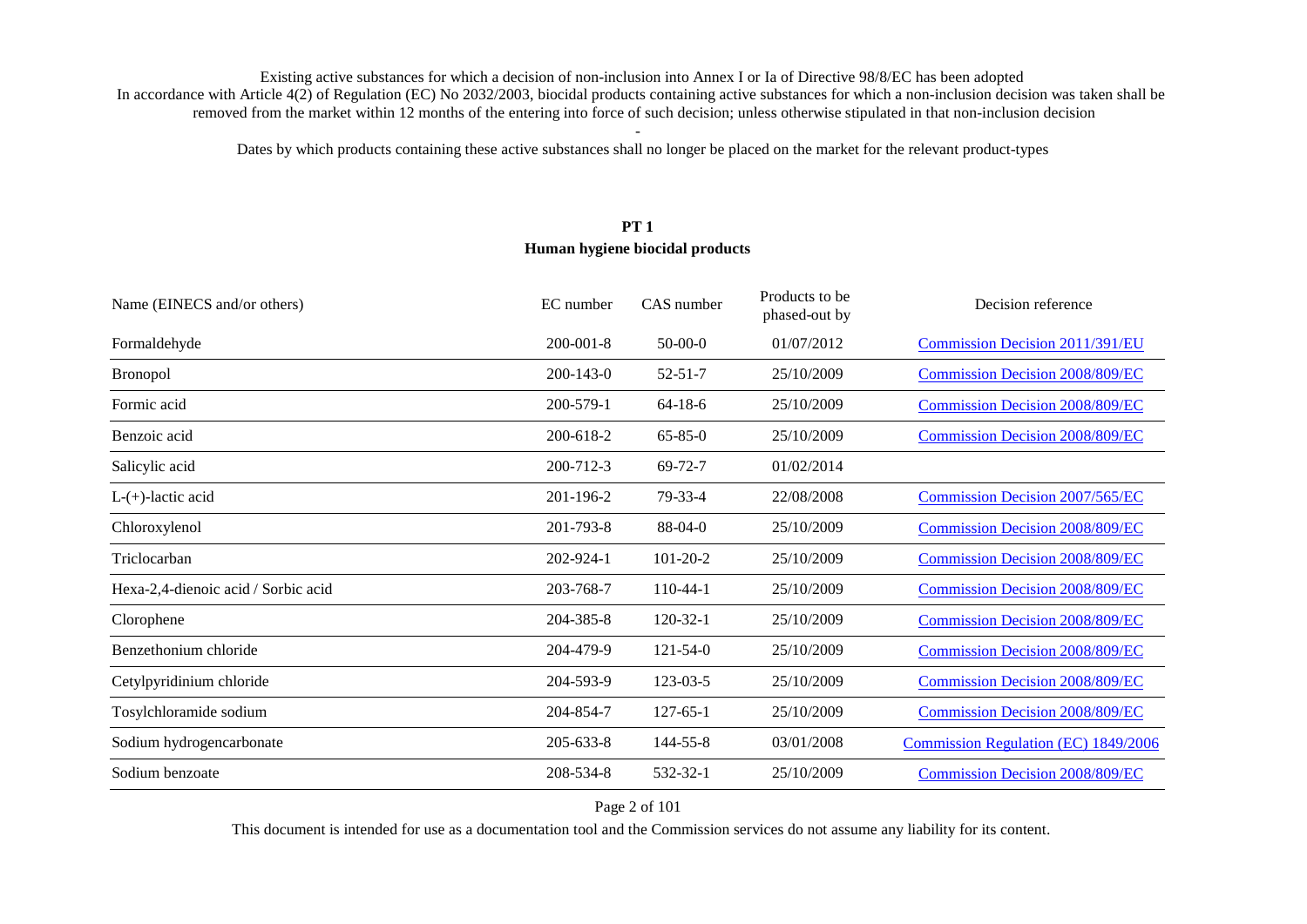Existing active substances for which a decision of non-inclusion into Annex I or Ia of Directive 98/8/EC has been adopted

In accordance with Article 4(2) of Regulation (EC) No 2032/2003, biocidal products containing active substances for which a non-inclusion decision was taken shall be removed from the market within 12 months of the entering into force of such decision; unless otherwise stipulated in that non-inclusion decision

-

Dates by which products containing these active substances shall no longer be placed on the market for the relevant product-types

## PT 1
## Human hygiene biocidal products

| Name (EINECS and/or others) | EC number | CAS number | Products to be phased-out by | Decision reference |
|---|---|---|---|---|
| Formaldehyde | 200-001-8 | 50-00-0 | 01/07/2012 | Commission Decision 2011/391/EU |
| Bronopol | 200-143-0 | 52-51-7 | 25/10/2009 | Commission Decision 2008/809/EC |
| Formic acid | 200-579-1 | 64-18-6 | 25/10/2009 | Commission Decision 2008/809/EC |
| Benzoic acid | 200-618-2 | 65-85-0 | 25/10/2009 | Commission Decision 2008/809/EC |
| Salicylic acid | 200-712-3 | 69-72-7 | 01/02/2014 | |
| L-(+)-lactic acid | 201-196-2 | 79-33-4 | 22/08/2008 | Commission Decision 2007/565/EC |
| Chloroxylenol | 201-793-8 | 88-04-0 | 25/10/2009 | Commission Decision 2008/809/EC |
| Triclocarban | 202-924-1 | 101-20-2 | 25/10/2009 | Commission Decision 2008/809/EC |
| Hexa-2,4-dienoic acid / Sorbic acid | 203-768-7 | 110-44-1 | 25/10/2009 | Commission Decision 2008/809/EC |
| Clorophene | 204-385-8 | 120-32-1 | 25/10/2009 | Commission Decision 2008/809/EC |
| Benzethonium chloride | 204-479-9 | 121-54-0 | 25/10/2009 | Commission Decision 2008/809/EC |
| Cetylpyridinium chloride | 204-593-9 | 123-03-5 | 25/10/2009 | Commission Decision 2008/809/EC |
| Tosylchloramide sodium | 204-854-7 | 127-65-1 | 25/10/2009 | Commission Decision 2008/809/EC |
| Sodium hydrogencarbonate | 205-633-8 | 144-55-8 | 03/01/2008 | Commission Regulation (EC) 1849/2006 |
| Sodium benzoate | 208-534-8 | 532-32-1 | 25/10/2009 | Commission Decision 2008/809/EC |

This document is intended for use as a documentation tool and the Commission services do not assume any liability for its content.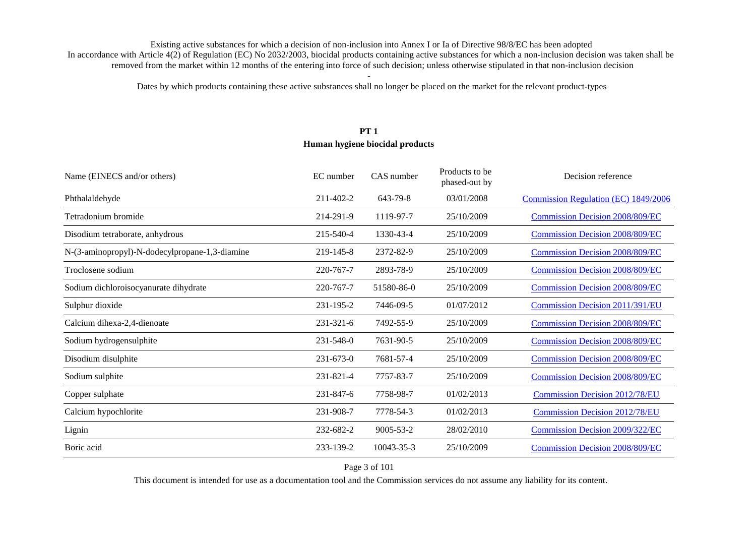Existing active substances for which a decision of non-inclusion into Annex I or Ia of Directive 98/8/EC has been adopted

In accordance with Article 4(2) of Regulation (EC) No 2032/2003, biocidal products containing active substances for which a non-inclusion decision was taken shall be removed from the market within 12 months of the entering into force of such decision; unless otherwise stipulated in that non-inclusion decision

-

Dates by which products containing these active substances shall no longer be placed on the market for the relevant product-types

## PT 1

## Human hygiene biocidal products

| Name (EINECS and/or others) | EC number | CAS number | Products to be phased-out by | Decision reference |
|---|---|---|---|---|
| Phthalaldehyde | 211-402-2 | 643-79-8 | 03/01/2008 | Commission Regulation (EC) 1849/2006 |
| Tetradonium bromide | 214-291-9 | 1119-97-7 | 25/10/2009 | Commission Decision 2008/809/EC |
| Disodium tetraborate, anhydrous | 215-540-4 | 1330-43-4 | 25/10/2009 | Commission Decision 2008/809/EC |
| N-(3-aminopropyl)-N-dodecylpropane-1,3-diamine | 219-145-8 | 2372-82-9 | 25/10/2009 | Commission Decision 2008/809/EC |
| Troclosene sodium | 220-767-7 | 2893-78-9 | 25/10/2009 | Commission Decision 2008/809/EC |
| Sodium dichloroisocyanurate dihydrate | 220-767-7 | 51580-86-0 | 25/10/2009 | Commission Decision 2008/809/EC |
| Sulphur dioxide | 231-195-2 | 7446-09-5 | 01/07/2012 | Commission Decision 2011/391/EU |
| Calcium dihexa-2,4-dienoate | 231-321-6 | 7492-55-9 | 25/10/2009 | Commission Decision 2008/809/EC |
| Sodium hydrogensulphite | 231-548-0 | 7631-90-5 | 25/10/2009 | Commission Decision 2008/809/EC |
| Disodium disulphite | 231-673-0 | 7681-57-4 | 25/10/2009 | Commission Decision 2008/809/EC |
| Sodium sulphite | 231-821-4 | 7757-83-7 | 25/10/2009 | Commission Decision 2008/809/EC |
| Copper sulphate | 231-847-6 | 7758-98-7 | 01/02/2013 | Commission Decision 2012/78/EU |
| Calcium hypochlorite | 231-908-7 | 7778-54-3 | 01/02/2013 | Commission Decision 2012/78/EU |
| Lignin | 232-682-2 | 9005-53-2 | 28/02/2010 | Commission Decision 2009/322/EC |
| Boric acid | 233-139-2 | 10043-35-3 | 25/10/2009 | Commission Decision 2008/809/EC |

This document is intended for use as a documentation tool and the Commission services do not assume any liability for its content.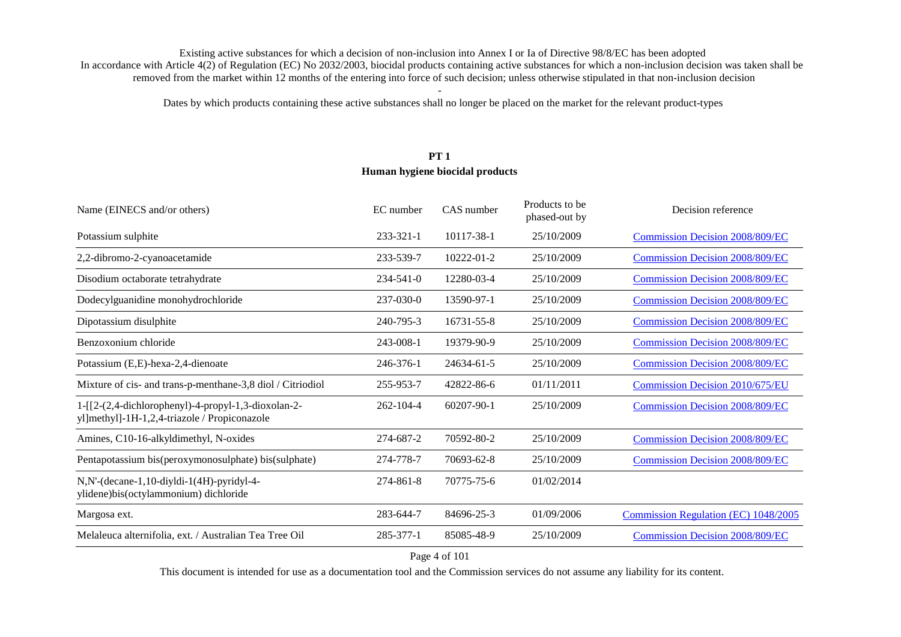Existing active substances for which a decision of non-inclusion into Annex I or Ia of Directive 98/8/EC has been adopted

In accordance with Article 4(2) of Regulation (EC) No 2032/2003, biocidal products containing active substances for which a non-inclusion decision was taken shall be removed from the market within 12 months of the entering into force of such decision; unless otherwise stipulated in that non-inclusion decision

-

Dates by which products containing these active substances shall no longer be placed on the market for the relevant product-types

## PT 1
## Human hygiene biocidal products

| Name (EINECS and/or others) | EC number | CAS number | Products to be phased-out by | Decision reference |
|---|---|---|---|---|
| Potassium sulphite | 233-321-1 | 10117-38-1 | 25/10/2009 | Commission Decision 2008/809/EC |
| 2,2-dibromo-2-cyanoacetamide | 233-539-7 | 10222-01-2 | 25/10/2009 | Commission Decision 2008/809/EC |
| Disodium octaborate tetrahydrate | 234-541-0 | 12280-03-4 | 25/10/2009 | Commission Decision 2008/809/EC |
| Dodecylguanidine monohydrochloride | 237-030-0 | 13590-97-1 | 25/10/2009 | Commission Decision 2008/809/EC |
| Dipotassium disulphite | 240-795-3 | 16731-55-8 | 25/10/2009 | Commission Decision 2008/809/EC |
| Benzoxonium chloride | 243-008-1 | 19379-90-9 | 25/10/2009 | Commission Decision 2008/809/EC |
| Potassium (E,E)-hexa-2,4-dienoate | 246-376-1 | 24634-61-5 | 25/10/2009 | Commission Decision 2008/809/EC |
| Mixture of cis- and trans-p-menthane-3,8 diol / Citriodiol | 255-953-7 | 42822-86-6 | 01/11/2011 | Commission Decision 2010/675/EU |
| 1-[[2-(2,4-dichlorophenyl)-4-propyl-1,3-dioxolan-2-yl]methyl]-1H-1,2,4-triazole / Propiconazole | 262-104-4 | 60207-90-1 | 25/10/2009 | Commission Decision 2008/809/EC |
| Amines, C10-16-alkyldimethyl, N-oxides | 274-687-2 | 70592-80-2 | 25/10/2009 | Commission Decision 2008/809/EC |
| Pentapotassium bis(peroxymonosulphate) bis(sulphate) | 274-778-7 | 70693-62-8 | 25/10/2009 | Commission Decision 2008/809/EC |
| N,N'-(decane-1,10-diyldi-1(4H)-pyridyl-4-ylidene)bis(octylammonium) dichloride | 274-861-8 | 70775-75-6 | 01/02/2014 | |
| Margosa ext. | 283-644-7 | 84696-25-3 | 01/09/2006 | Commission Regulation (EC) 1048/2005 |
| Melaleuca alternifolia, ext. / Australian Tea Tree Oil | 285-377-1 | 85085-48-9 | 25/10/2009 | Commission Decision 2008/809/EC |

This document is intended for use as a documentation tool and the Commission services do not assume any liability for its content.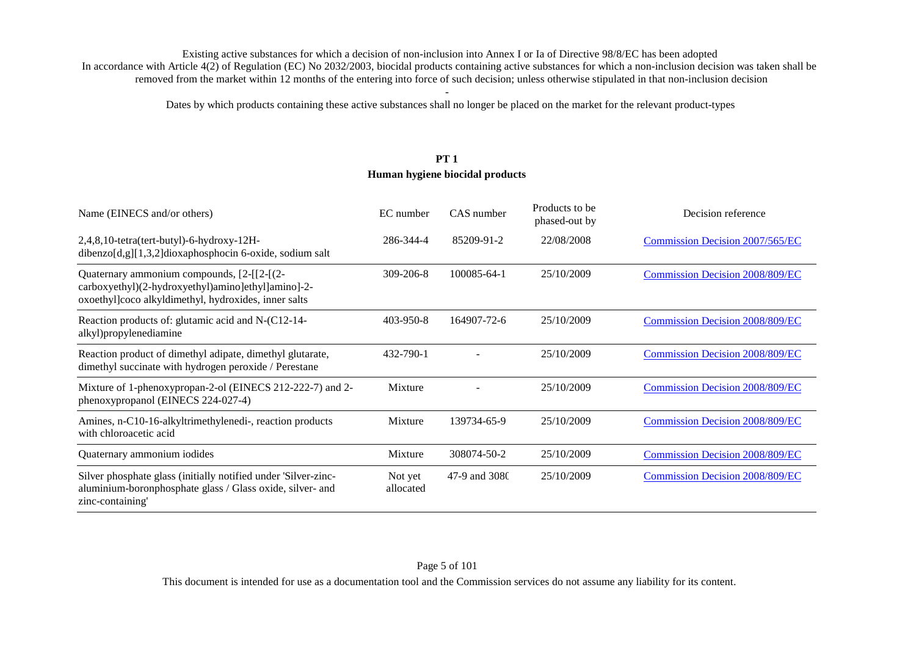Existing active substances for which a decision of non-inclusion into Annex I or Ia of Directive 98/8/EC has been adopted

In accordance with Article 4(2) of Regulation (EC) No 2032/2003, biocidal products containing active substances for which a non-inclusion decision was taken shall be removed from the market within 12 months of the entering into force of such decision; unless otherwise stipulated in that non-inclusion decision

-

Dates by which products containing these active substances shall no longer be placed on the market for the relevant product-types

## PT 1
## Human hygiene biocidal products

| Name (EINECS and/or others) | EC number | CAS number | Products to be phased-out by | Decision reference |
|---|---|---|---|---|
| 2,4,8,10-tetra(tert-butyl)-6-hydroxy-12H-dibenzo[d,g][1,3,2]dioxaphosphocin 6-oxide, sodium salt | 286-344-4 | 85209-91-2 | 22/08/2008 | Commission Decision 2007/565/EC |
| Quaternary ammonium compounds, [2-[[2-[(2-carboxyethyl)(2-hydroxyethyl)amino]ethyl]amino]-2-oxoethyl]coco alkyldimethyl, hydroxides, inner salts | 309-206-8 | 100085-64-1 | 25/10/2009 | Commission Decision 2008/809/EC |
| Reaction products of: glutamic acid and N-(C12-14-alkyl)propylenediamine | 403-950-8 | 164907-72-6 | 25/10/2009 | Commission Decision 2008/809/EC |
| Reaction product of dimethyl adipate, dimethyl glutarate, dimethyl succinate with hydrogen peroxide / Perestane | 432-790-1 | - | 25/10/2009 | Commission Decision 2008/809/EC |
| Mixture of 1-phenoxypropan-2-ol (EINECS 212-222-7) and 2-phenoxypropanol (EINECS 224-027-4) | Mixture | - | 25/10/2009 | Commission Decision 2008/809/EC |
| Amines, n-C10-16-alkyltrimethylenedi-, reaction products with chloroacetic acid | Mixture | 139734-65-9 | 25/10/2009 | Commission Decision 2008/809/EC |
| Quaternary ammonium iodides | Mixture | 308074-50-2 | 25/10/2009 | Commission Decision 2008/809/EC |
| Silver phosphate glass (initially notified under 'Silver-zinc-aluminium-boronphosphate glass / Glass oxide, silver- and zinc-containing' | Not yet allocated | 47-9 and 3080 | 25/10/2009 | Commission Decision 2008/809/EC |

This document is intended for use as a documentation tool and the Commission services do not assume any liability for its content.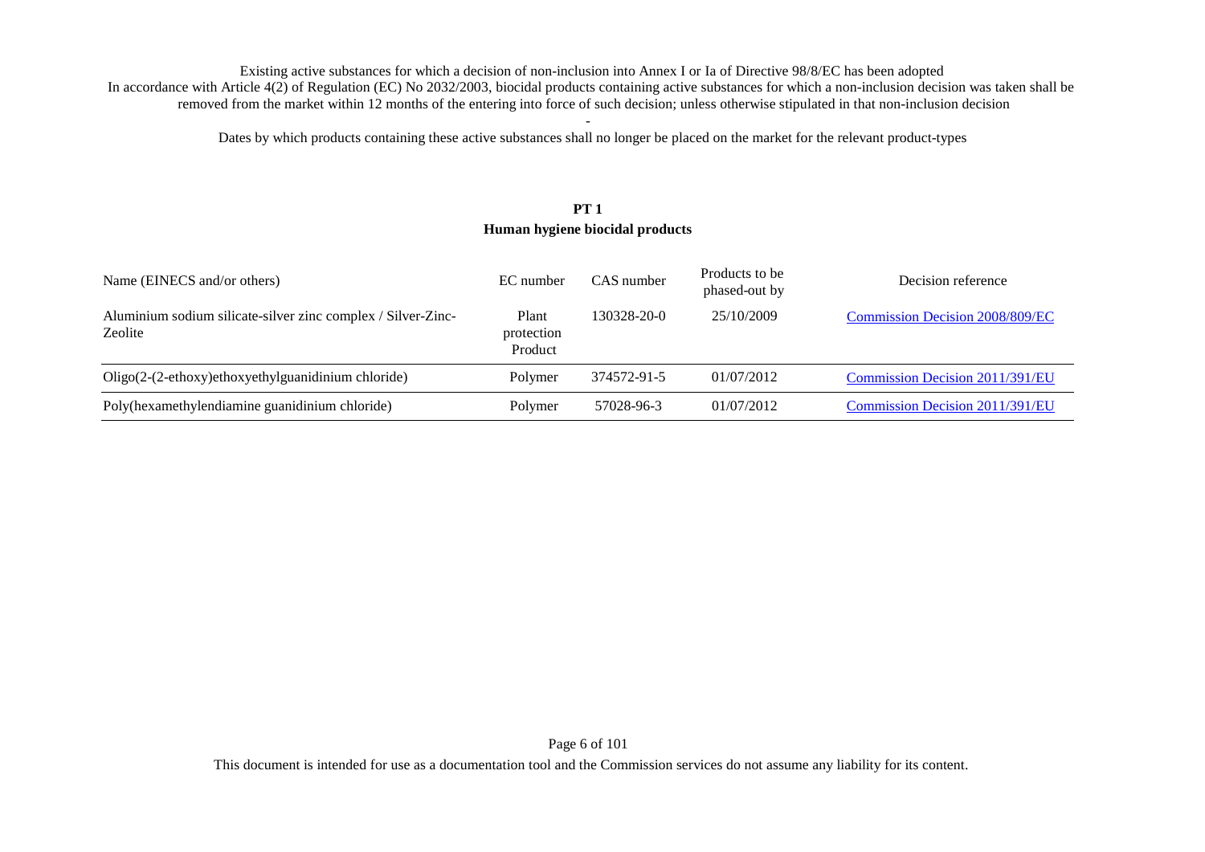Existing active substances for which a decision of non-inclusion into Annex I or Ia of Directive 98/8/EC has been adopted

In accordance with Article 4(2) of Regulation (EC) No 2032/2003, biocidal products containing active substances for which a non-inclusion decision was taken shall be removed from the market within 12 months of the entering into force of such decision; unless otherwise stipulated in that non-inclusion decision

-

Dates by which products containing these active substances shall no longer be placed on the market for the relevant product-types

## PT 1
## Human hygiene biocidal products

| Name (EINECS and/or others) | EC number | CAS number | Products to be phased-out by | Decision reference |
|---|---|---|---|---|
| Aluminium sodium silicate-silver zinc complex / Silver-Zinc-Zeolite | Plant protection Product | 130328-20-0 | 25/10/2009 | Commission Decision 2008/809/EC |
| Oligo(2-(2-ethoxy)ethoxyethylguanidinium chloride) | Polymer | 374572-91-5 | 01/07/2012 | Commission Decision 2011/391/EU |
| Poly(hexamethylendiamine guanidinium chloride) | Polymer | 57028-96-3 | 01/07/2012 | Commission Decision 2011/391/EU |

This document is intended for use as a documentation tool and the Commission services do not assume any liability for its content.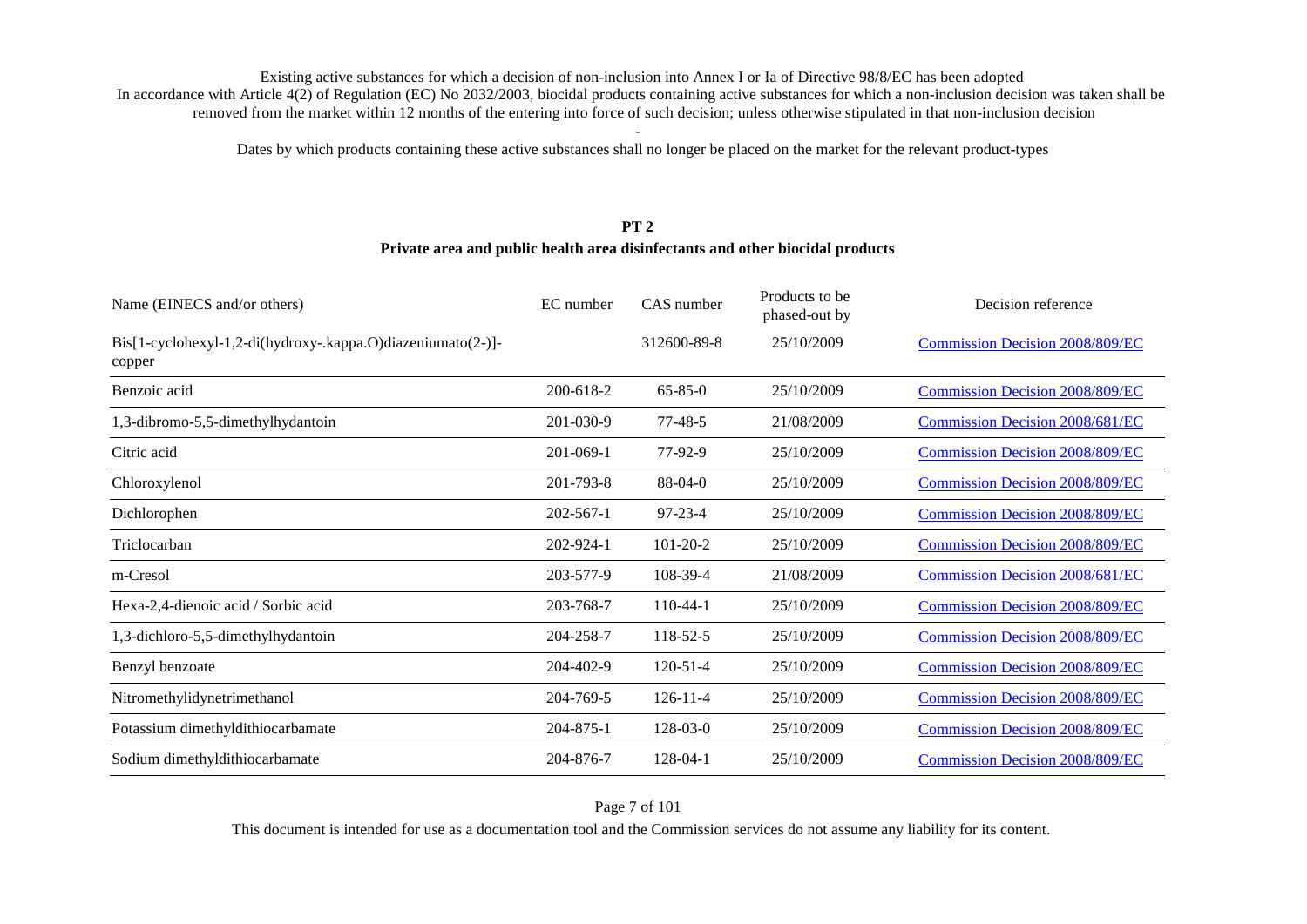Existing active substances for which a decision of non-inclusion into Annex I or Ia of Directive 98/8/EC has been adopted

In accordance with Article 4(2) of Regulation (EC) No 2032/2003, biocidal products containing active substances for which a non-inclusion decision was taken shall be removed from the market within 12 months of the entering into force of such decision; unless otherwise stipulated in that non-inclusion decision

-

Dates by which products containing these active substances shall no longer be placed on the market for the relevant product-types

## PT 2

### Private area and public health area disinfectants and other biocidal products

| Name (EINECS and/or others) | EC number | CAS number | Products to be phased-out by | Decision reference |
|---|---|---|---|---|
| Bis[1-cyclohexyl-1,2-di(hydroxy-.kappa.O)diazeniumato(2-)]-copper | | 312600-89-8 | 25/10/2009 | Commission Decision 2008/809/EC |
| Benzoic acid | 200-618-2 | 65-85-0 | 25/10/2009 | Commission Decision 2008/809/EC |
| 1,3-dibromo-5,5-dimethylhydantoin | 201-030-9 | 77-48-5 | 21/08/2009 | Commission Decision 2008/681/EC |
| Citric acid | 201-069-1 | 77-92-9 | 25/10/2009 | Commission Decision 2008/809/EC |
| Chloroxylenol | 201-793-8 | 88-04-0 | 25/10/2009 | Commission Decision 2008/809/EC |
| Dichlorophen | 202-567-1 | 97-23-4 | 25/10/2009 | Commission Decision 2008/809/EC |
| Triclocarban | 202-924-1 | 101-20-2 | 25/10/2009 | Commission Decision 2008/809/EC |
| m-Cresol | 203-577-9 | 108-39-4 | 21/08/2009 | Commission Decision 2008/681/EC |
| Hexa-2,4-dienoic acid / Sorbic acid | 203-768-7 | 110-44-1 | 25/10/2009 | Commission Decision 2008/809/EC |
| 1,3-dichloro-5,5-dimethylhydantoin | 204-258-7 | 118-52-5 | 25/10/2009 | Commission Decision 2008/809/EC |
| Benzyl benzoate | 204-402-9 | 120-51-4 | 25/10/2009 | Commission Decision 2008/809/EC |
| Nitromethylidynetrimethanol | 204-769-5 | 126-11-4 | 25/10/2009 | Commission Decision 2008/809/EC |
| Potassium dimethyldithiocarbamate | 204-875-1 | 128-03-0 | 25/10/2009 | Commission Decision 2008/809/EC |
| Sodium dimethyldithiocarbamate | 204-876-7 | 128-04-1 | 25/10/2009 | Commission Decision 2008/809/EC |

This document is intended for use as a documentation tool and the Commission services do not assume any liability for its content.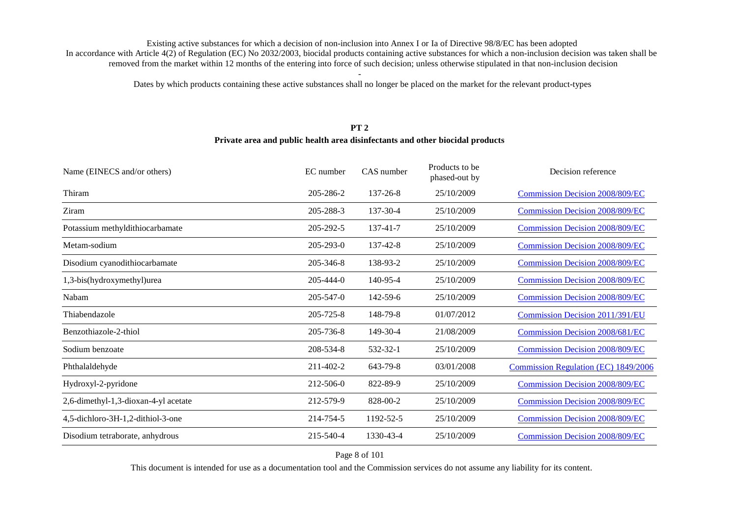Existing active substances for which a decision of non-inclusion into Annex I or Ia of Directive 98/8/EC has been adopted

In accordance with Article 4(2) of Regulation (EC) No 2032/2003, biocidal products containing active substances for which a non-inclusion decision was taken shall be removed from the market within 12 months of the entering into force of such decision; unless otherwise stipulated in that non-inclusion decision

-

Dates by which products containing these active substances shall no longer be placed on the market for the relevant product-types

**PT 2**

**Private area and public health area disinfectants and other biocidal products**

| Name (EINECS and/or others) | EC number | CAS number | Products to be phased-out by | Decision reference |
|---|---|---|---|---|
| Thiram | 205-286-2 | 137-26-8 | 25/10/2009 | Commission Decision 2008/809/EC |
| Ziram | 205-288-3 | 137-30-4 | 25/10/2009 | Commission Decision 2008/809/EC |
| Potassium methyldithiocarbamate | 205-292-5 | 137-41-7 | 25/10/2009 | Commission Decision 2008/809/EC |
| Metam-sodium | 205-293-0 | 137-42-8 | 25/10/2009 | Commission Decision 2008/809/EC |
| Disodium cyanodithiocarbamate | 205-346-8 | 138-93-2 | 25/10/2009 | Commission Decision 2008/809/EC |
| 1,3-bis(hydroxymethyl)urea | 205-444-0 | 140-95-4 | 25/10/2009 | Commission Decision 2008/809/EC |
| Nabam | 205-547-0 | 142-59-6 | 25/10/2009 | Commission Decision 2008/809/EC |
| Thiabendazole | 205-725-8 | 148-79-8 | 01/07/2012 | Commission Decision 2011/391/EU |
| Benzothiazole-2-thiol | 205-736-8 | 149-30-4 | 21/08/2009 | Commission Decision 2008/681/EC |
| Sodium benzoate | 208-534-8 | 532-32-1 | 25/10/2009 | Commission Decision 2008/809/EC |
| Phthalaldehyde | 211-402-2 | 643-79-8 | 03/01/2008 | Commission Regulation (EC) 1849/2006 |
| Hydroxyl-2-pyridone | 212-506-0 | 822-89-9 | 25/10/2009 | Commission Decision 2008/809/EC |
| 2,6-dimethyl-1,3-dioxan-4-yl acetate | 212-579-9 | 828-00-2 | 25/10/2009 | Commission Decision 2008/809/EC |
| 4,5-dichloro-3H-1,2-dithiol-3-one | 214-754-5 | 1192-52-5 | 25/10/2009 | Commission Decision 2008/809/EC |
| Disodium tetraborate, anhydrous | 215-540-4 | 1330-43-4 | 25/10/2009 | Commission Decision 2008/809/EC |

This document is intended for use as a documentation tool and the Commission services do not assume any liability for its content.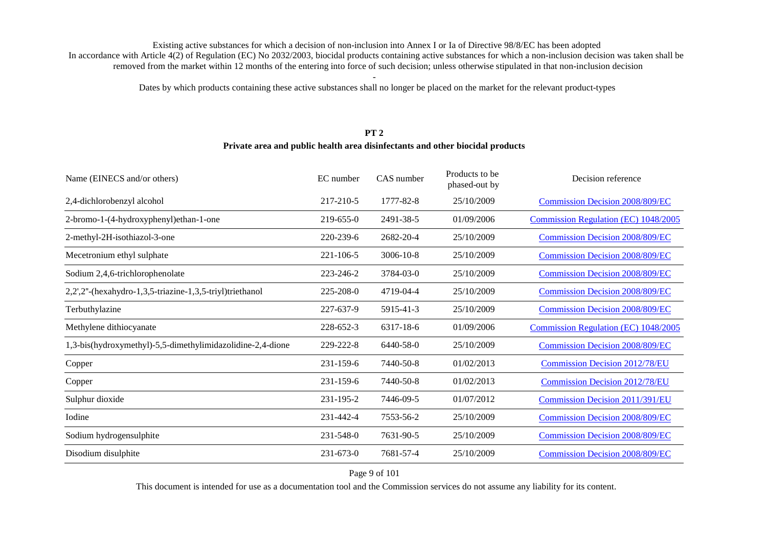Existing active substances for which a decision of non-inclusion into Annex I or Ia of Directive 98/8/EC has been adopted

In accordance with Article 4(2) of Regulation (EC) No 2032/2003, biocidal products containing active substances for which a non-inclusion decision was taken shall be removed from the market within 12 months of the entering into force of such decision; unless otherwise stipulated in that non-inclusion decision

-

Dates by which products containing these active substances shall no longer be placed on the market for the relevant product-types

## PT 2

### Private area and public health area disinfectants and other biocidal products

| Name (EINECS and/or others) | EC number | CAS number | Products to be phased-out by | Decision reference |
|---|---|---|---|---|
| 2,4-dichlorobenzyl alcohol | 217-210-5 | 1777-82-8 | 25/10/2009 | Commission Decision 2008/809/EC |
| 2-bromo-1-(4-hydroxyphenyl)ethan-1-one | 219-655-0 | 2491-38-5 | 01/09/2006 | Commission Regulation (EC) 1048/2005 |
| 2-methyl-2H-isothiazol-3-one | 220-239-6 | 2682-20-4 | 25/10/2009 | Commission Decision 2008/809/EC |
| Mecetronium ethyl sulphate | 221-106-5 | 3006-10-8 | 25/10/2009 | Commission Decision 2008/809/EC |
| Sodium 2,4,6-trichlorophenolate | 223-246-2 | 3784-03-0 | 25/10/2009 | Commission Decision 2008/809/EC |
| 2,2',2''-(hexahydro-1,3,5-triazine-1,3,5-triyl)triethanol | 225-208-0 | 4719-04-4 | 25/10/2009 | Commission Decision 2008/809/EC |
| Terbuthylazine | 227-637-9 | 5915-41-3 | 25/10/2009 | Commission Decision 2008/809/EC |
| Methylene dithiocyanate | 228-652-3 | 6317-18-6 | 01/09/2006 | Commission Regulation (EC) 1048/2005 |
| 1,3-bis(hydroxymethyl)-5,5-dimethylimidazolidine-2,4-dione | 229-222-8 | 6440-58-0 | 25/10/2009 | Commission Decision 2008/809/EC |
| Copper | 231-159-6 | 7440-50-8 | 01/02/2013 | Commission Decision 2012/78/EU |
| Copper | 231-159-6 | 7440-50-8 | 01/02/2013 | Commission Decision 2012/78/EU |
| Sulphur dioxide | 231-195-2 | 7446-09-5 | 01/07/2012 | Commission Decision 2011/391/EU |
| Iodine | 231-442-4 | 7553-56-2 | 25/10/2009 | Commission Decision 2008/809/EC |
| Sodium hydrogensulphite | 231-548-0 | 7631-90-5 | 25/10/2009 | Commission Decision 2008/809/EC |
| Disodium disulphite | 231-673-0 | 7681-57-4 | 25/10/2009 | Commission Decision 2008/809/EC |

This document is intended for use as a documentation tool and the Commission services do not assume any liability for its content.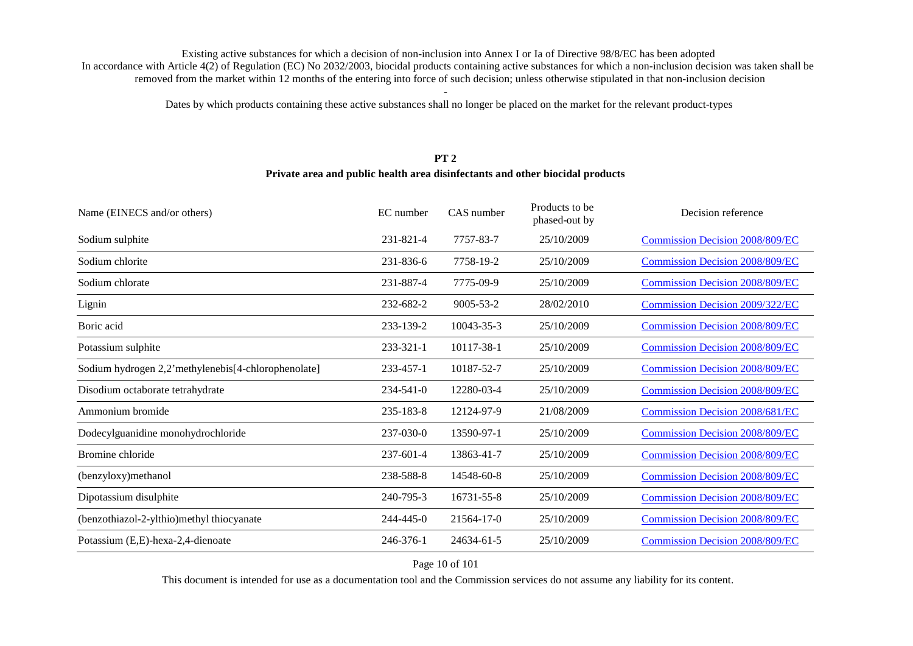Existing active substances for which a decision of non-inclusion into Annex I or Ia of Directive 98/8/EC has been adopted
In accordance with Article 4(2) of Regulation (EC) No 2032/2003, biocidal products containing active substances for which a non-inclusion decision was taken shall be removed from the market within 12 months of the entering into force of such decision; unless otherwise stipulated in that non-inclusion decision

-

Dates by which products containing these active substances shall no longer be placed on the market for the relevant product-types

## PT 2
## Private area and public health area disinfectants and other biocidal products

| Name (EINECS and/or others) | EC number | CAS number | Products to be phased-out by | Decision reference |
|---|---|---|---|---|
| Sodium sulphite | 231-821-4 | 7757-83-7 | 25/10/2009 | Commission Decision 2008/809/EC |
| Sodium chlorite | 231-836-6 | 7758-19-2 | 25/10/2009 | Commission Decision 2008/809/EC |
| Sodium chlorate | 231-887-4 | 7775-09-9 | 25/10/2009 | Commission Decision 2008/809/EC |
| Lignin | 232-682-2 | 9005-53-2 | 28/02/2010 | Commission Decision 2009/322/EC |
| Boric acid | 233-139-2 | 10043-35-3 | 25/10/2009 | Commission Decision 2008/809/EC |
| Potassium sulphite | 233-321-1 | 10117-38-1 | 25/10/2009 | Commission Decision 2008/809/EC |
| Sodium hydrogen 2,2'methylenebis[4-chlorophenolate] | 233-457-1 | 10187-52-7 | 25/10/2009 | Commission Decision 2008/809/EC |
| Disodium octaborate tetrahydrate | 234-541-0 | 12280-03-4 | 25/10/2009 | Commission Decision 2008/809/EC |
| Ammonium bromide | 235-183-8 | 12124-97-9 | 21/08/2009 | Commission Decision 2008/681/EC |
| Dodecylguanidine monohydrochloride | 237-030-0 | 13590-97-1 | 25/10/2009 | Commission Decision 2008/809/EC |
| Bromine chloride | 237-601-4 | 13863-41-7 | 25/10/2009 | Commission Decision 2008/809/EC |
| (benzyloxy)methanol | 238-588-8 | 14548-60-8 | 25/10/2009 | Commission Decision 2008/809/EC |
| Dipotassium disulphite | 240-795-3 | 16731-55-8 | 25/10/2009 | Commission Decision 2008/809/EC |
| (benzothiazol-2-ylthio)methyl thiocyanate | 244-445-0 | 21564-17-0 | 25/10/2009 | Commission Decision 2008/809/EC |
| Potassium (E,E)-hexa-2,4-dienoate | 246-376-1 | 24634-61-5 | 25/10/2009 | Commission Decision 2008/809/EC |

This document is intended for use as a documentation tool and the Commission services do not assume any liability for its content.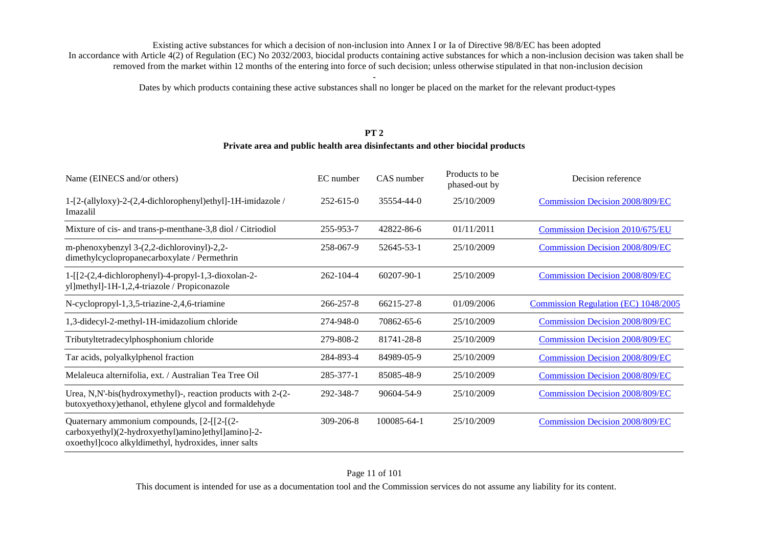Existing active substances for which a decision of non-inclusion into Annex I or Ia of Directive 98/8/EC has been adopted

In accordance with Article 4(2) of Regulation (EC) No 2032/2003, biocidal products containing active substances for which a non-inclusion decision was taken shall be removed from the market within 12 months of the entering into force of such decision; unless otherwise stipulated in that non-inclusion decision

-

Dates by which products containing these active substances shall no longer be placed on the market for the relevant product-types

## PT 2

### Private area and public health area disinfectants and other biocidal products

| Name (EINECS and/or others) | EC number | CAS number | Products to be phased-out by | Decision reference |
|---|---|---|---|---|
| 1-[2-(allyloxy)-2-(2,4-dichlorophenyl)ethyl]-1H-imidazole / Imazalil | 252-615-0 | 35554-44-0 | 25/10/2009 | Commission Decision 2008/809/EC |
| Mixture of cis- and trans-p-menthane-3,8 diol / Citriodiol | 255-953-7 | 42822-86-6 | 01/11/2011 | Commission Decision 2010/675/EU |
| m-phenoxybenzyl 3-(2,2-dichlorovinyl)-2,2-dimethylcyclopropanecarboxylate / Permethrin | 258-067-9 | 52645-53-1 | 25/10/2009 | Commission Decision 2008/809/EC |
| 1-[[2-(2,4-dichlorophenyl)-4-propyl-1,3-dioxolan-2-yl]methyl]-1H-1,2,4-triazole / Propiconazole | 262-104-4 | 60207-90-1 | 25/10/2009 | Commission Decision 2008/809/EC |
| N-cyclopropyl-1,3,5-triazine-2,4,6-triamine | 266-257-8 | 66215-27-8 | 01/09/2006 | Commission Regulation (EC) 1048/2005 |
| 1,3-didecyl-2-methyl-1H-imidazolium chloride | 274-948-0 | 70862-65-6 | 25/10/2009 | Commission Decision 2008/809/EC |
| Tributyltetradecylphosphonium chloride | 279-808-2 | 81741-28-8 | 25/10/2009 | Commission Decision 2008/809/EC |
| Tar acids, polyalkylphenol fraction | 284-893-4 | 84989-05-9 | 25/10/2009 | Commission Decision 2008/809/EC |
| Melaleuca alternifolia, ext. / Australian Tea Tree Oil | 285-377-1 | 85085-48-9 | 25/10/2009 | Commission Decision 2008/809/EC |
| Urea, N,N'-bis(hydroxymethyl)-, reaction products with 2-(2-butoxyethoxy)ethanol, ethylene glycol and formaldehyde | 292-348-7 | 90604-54-9 | 25/10/2009 | Commission Decision 2008/809/EC |
| Quaternary ammonium compounds, [2-[[2-[(2-carboxyethyl)(2-hydroxyethyl)amino]ethyl]amino]-2-oxoethyl]coco alkyldimethyl, hydroxides, inner salts | 309-206-8 | 100085-64-1 | 25/10/2009 | Commission Decision 2008/809/EC |

This document is intended for use as a documentation tool and the Commission services do not assume any liability for its content.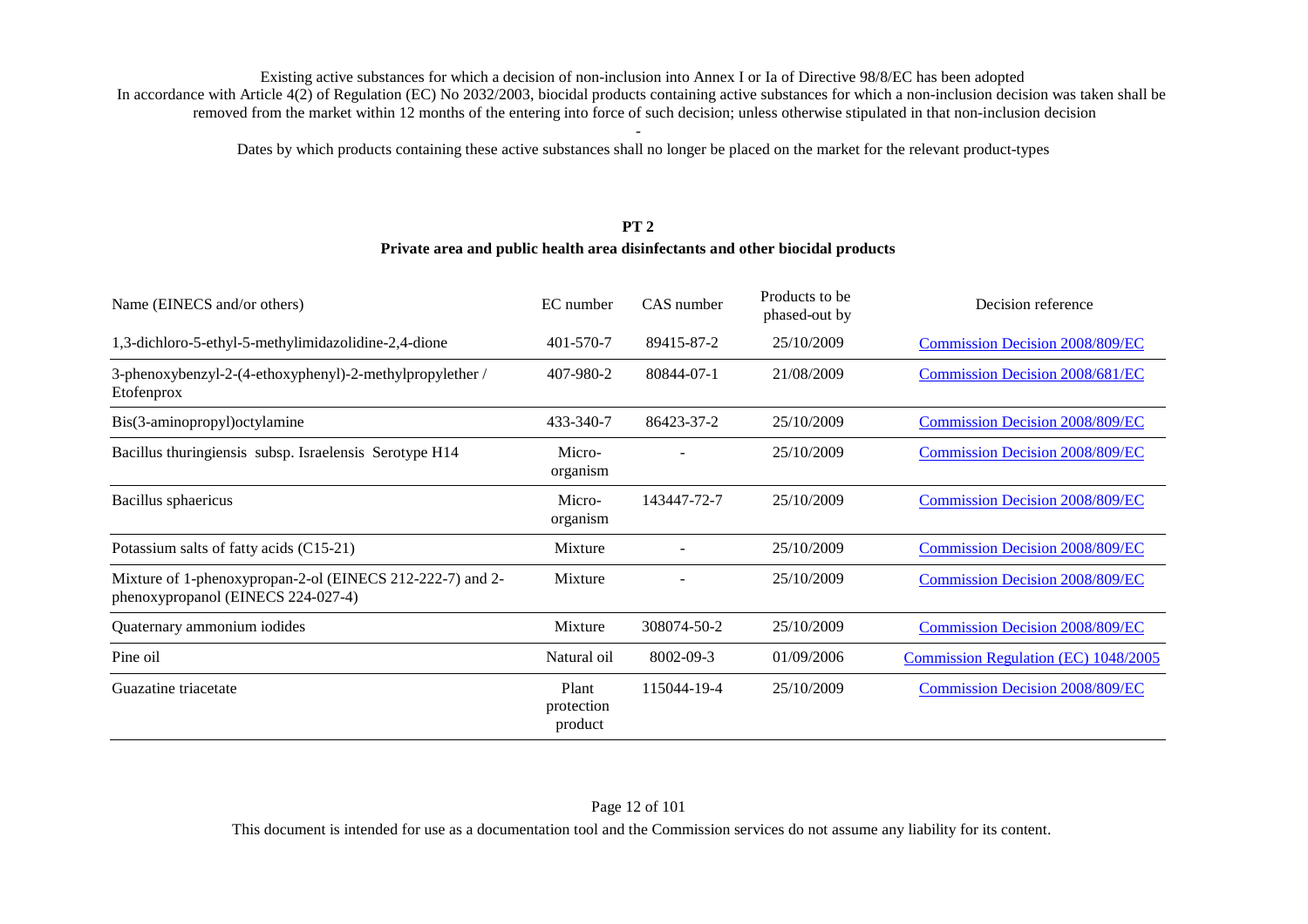Existing active substances for which a decision of non-inclusion into Annex I or Ia of Directive 98/8/EC has been adopted

In accordance with Article 4(2) of Regulation (EC) No 2032/2003, biocidal products containing active substances for which a non-inclusion decision was taken shall be removed from the market within 12 months of the entering into force of such decision; unless otherwise stipulated in that non-inclusion decision

-

Dates by which products containing these active substances shall no longer be placed on the market for the relevant product-types

## PT 2

### Private area and public health area disinfectants and other biocidal products

| Name (EINECS and/or others) | EC number | CAS number | Products to be phased-out by | Decision reference |
|---|---|---|---|---|
| 1,3-dichloro-5-ethyl-5-methylimidazolidine-2,4-dione | 401-570-7 | 89415-87-2 | 25/10/2009 | Commission Decision 2008/809/EC |
| 3-phenoxybenzyl-2-(4-ethoxyphenyl)-2-methylpropylether / Etofenprox | 407-980-2 | 80844-07-1 | 21/08/2009 | Commission Decision 2008/681/EC |
| Bis(3-aminopropyl)octylamine | 433-340-7 | 86423-37-2 | 25/10/2009 | Commission Decision 2008/809/EC |
| Bacillus thuringiensis subsp. Israelensis Serotype H14 | Micro-organism | - | 25/10/2009 | Commission Decision 2008/809/EC |
| Bacillus sphaericus | Micro-organism | 143447-72-7 | 25/10/2009 | Commission Decision 2008/809/EC |
| Potassium salts of fatty acids (C15-21) | Mixture | - | 25/10/2009 | Commission Decision 2008/809/EC |
| Mixture of 1-phenoxypropan-2-ol (EINECS 212-222-7) and 2-phenoxypropanol (EINECS 224-027-4) | Mixture | - | 25/10/2009 | Commission Decision 2008/809/EC |
| Quaternary ammonium iodides | Mixture | 308074-50-2 | 25/10/2009 | Commission Decision 2008/809/EC |
| Pine oil | Natural oil | 8002-09-3 | 01/09/2006 | Commission Regulation (EC) 1048/2005 |
| Guazatine triacetate | Plant protection product | 115044-19-4 | 25/10/2009 | Commission Decision 2008/809/EC |

This document is intended for use as a documentation tool and the Commission services do not assume any liability for its content.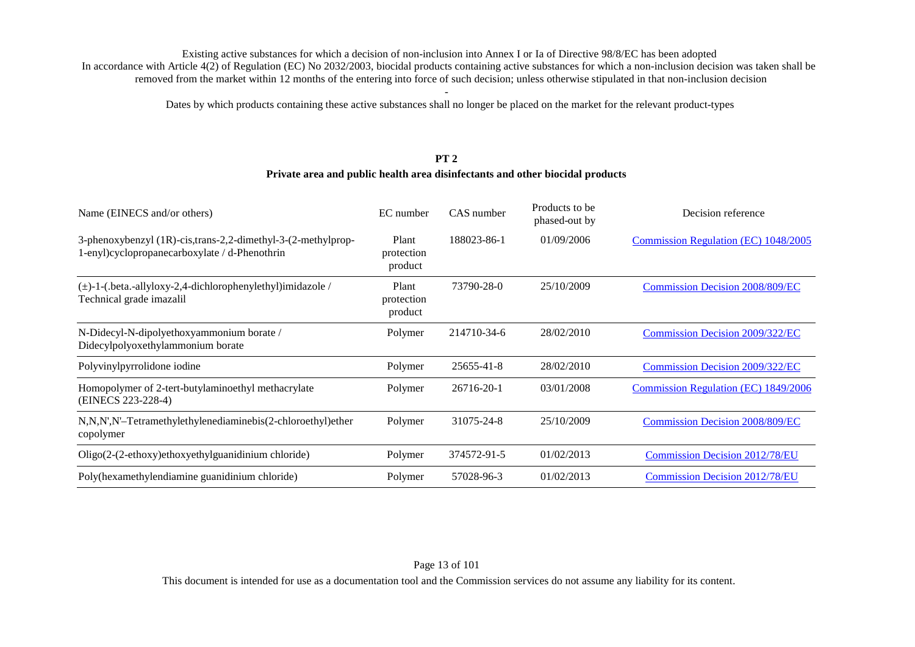Existing active substances for which a decision of non-inclusion into Annex I or Ia of Directive 98/8/EC has been adopted

In accordance with Article 4(2) of Regulation (EC) No 2032/2003, biocidal products containing active substances for which a non-inclusion decision was taken shall be removed from the market within 12 months of the entering into force of such decision; unless otherwise stipulated in that non-inclusion decision

-

Dates by which products containing these active substances shall no longer be placed on the market for the relevant product-types

## PT 2
## Private area and public health area disinfectants and other biocidal products

| Name (EINECS and/or others) | EC number | CAS number | Products to be phased-out by | Decision reference |
|---|---|---|---|---|
| 3-phenoxybenzyl (1R)-cis,trans-2,2-dimethyl-3-(2-methylprop-1-enyl)cyclopropanecarboxylate / d-Phenothrin | Plant protection product | 188023-86-1 | 01/09/2006 | Commission Regulation (EC) 1048/2005 |
| (±)-1-(.beta.-allyloxy-2,4-dichlorophenylethyl)imidazole / Technical grade imazalil | Plant protection product | 73790-28-0 | 25/10/2009 | Commission Decision 2008/809/EC |
| N-Didecyl-N-dipolyethoxyammonium borate / Didecylpolyoxethylammonium borate | Polymer | 214710-34-6 | 28/02/2010 | Commission Decision 2009/322/EC |
| Polyvinylpyrrolidone iodine | Polymer | 25655-41-8 | 28/02/2010 | Commission Decision 2009/322/EC |
| Homopolymer of 2-tert-butylaminoethyl methacrylate (EINECS 223-228-4) | Polymer | 26716-20-1 | 03/01/2008 | Commission Regulation (EC) 1849/2006 |
| N,N,N',N'–Tetramethylethylenediaminebis(2-chloroethyl)ether copolymer | Polymer | 31075-24-8 | 25/10/2009 | Commission Decision 2008/809/EC |
| Oligo(2-(2-ethoxy)ethoxyethylguanidinium chloride) | Polymer | 374572-91-5 | 01/02/2013 | Commission Decision 2012/78/EU |
| Poly(hexamethylendiamine guanidinium chloride) | Polymer | 57028-96-3 | 01/02/2013 | Commission Decision 2012/78/EU |

This document is intended for use as a documentation tool and the Commission services do not assume any liability for its content.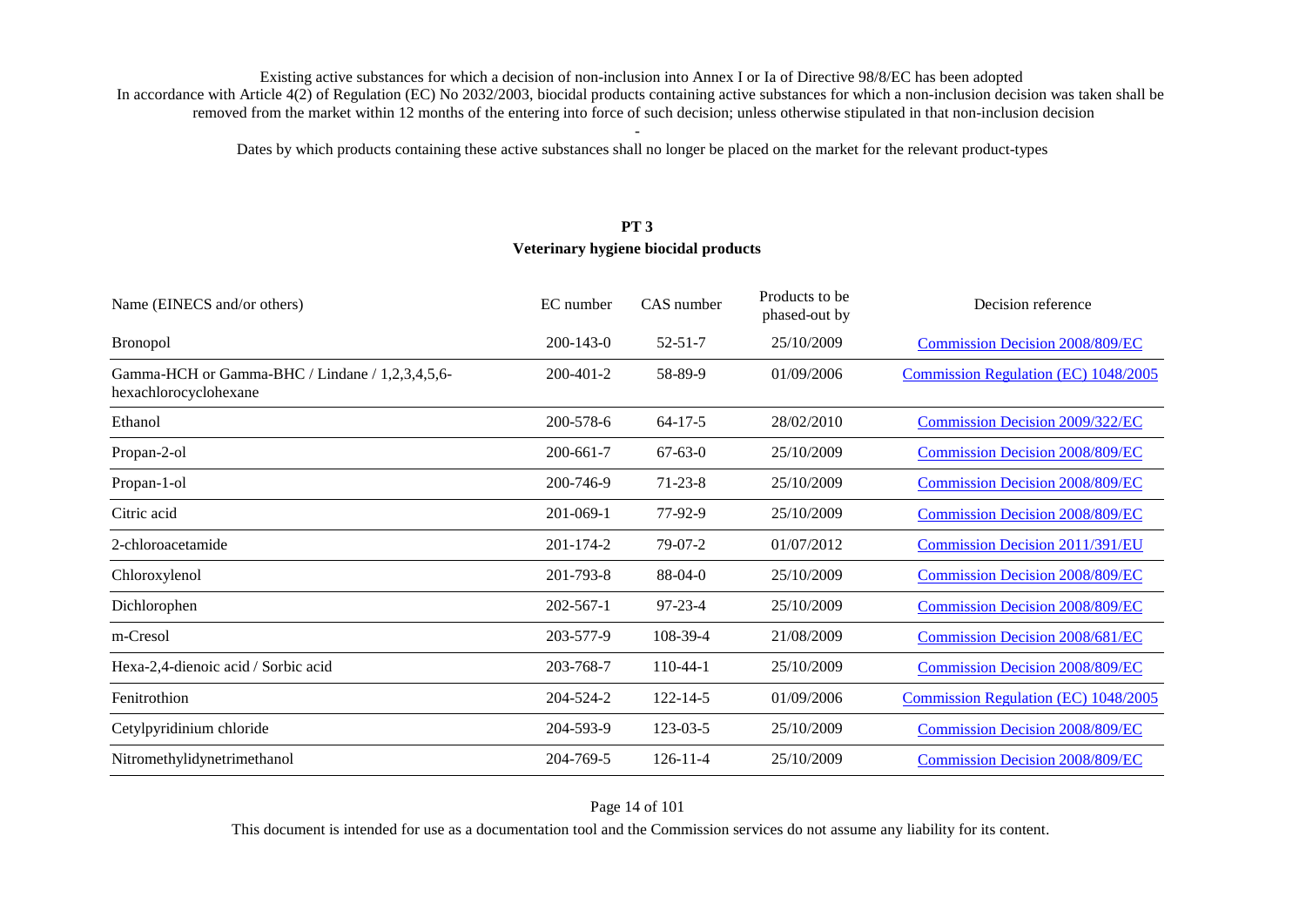Existing active substances for which a decision of non-inclusion into Annex I or Ia of Directive 98/8/EC has been adopted

In accordance with Article 4(2) of Regulation (EC) No 2032/2003, biocidal products containing active substances for which a non-inclusion decision was taken shall be removed from the market within 12 months of the entering into force of such decision; unless otherwise stipulated in that non-inclusion decision

-

Dates by which products containing these active substances shall no longer be placed on the market for the relevant product-types

## PT 3
## Veterinary hygiene biocidal products

| Name (EINECS and/or others) | EC number | CAS number | Products to be phased-out by | Decision reference |
|---|---|---|---|---|
| Bronopol | 200-143-0 | 52-51-7 | 25/10/2009 | Commission Decision 2008/809/EC |
| Gamma-HCH or Gamma-BHC / Lindane / 1,2,3,4,5,6-hexachlorocyclohexane | 200-401-2 | 58-89-9 | 01/09/2006 | Commission Regulation (EC) 1048/2005 |
| Ethanol | 200-578-6 | 64-17-5 | 28/02/2010 | Commission Decision 2009/322/EC |
| Propan-2-ol | 200-661-7 | 67-63-0 | 25/10/2009 | Commission Decision 2008/809/EC |
| Propan-1-ol | 200-746-9 | 71-23-8 | 25/10/2009 | Commission Decision 2008/809/EC |
| Citric acid | 201-069-1 | 77-92-9 | 25/10/2009 | Commission Decision 2008/809/EC |
| 2-chloroacetamide | 201-174-2 | 79-07-2 | 01/07/2012 | Commission Decision 2011/391/EU |
| Chloroxylenol | 201-793-8 | 88-04-0 | 25/10/2009 | Commission Decision 2008/809/EC |
| Dichlorophen | 202-567-1 | 97-23-4 | 25/10/2009 | Commission Decision 2008/809/EC |
| m-Cresol | 203-577-9 | 108-39-4 | 21/08/2009 | Commission Decision 2008/681/EC |
| Hexa-2,4-dienoic acid / Sorbic acid | 203-768-7 | 110-44-1 | 25/10/2009 | Commission Decision 2008/809/EC |
| Fenitrothion | 204-524-2 | 122-14-5 | 01/09/2006 | Commission Regulation (EC) 1048/2005 |
| Cetylpyridinium chloride | 204-593-9 | 123-03-5 | 25/10/2009 | Commission Decision 2008/809/EC |
| Nitromethylidynetrimethanol | 204-769-5 | 126-11-4 | 25/10/2009 | Commission Decision 2008/809/EC |

This document is intended for use as a documentation tool and the Commission services do not assume any liability for its content.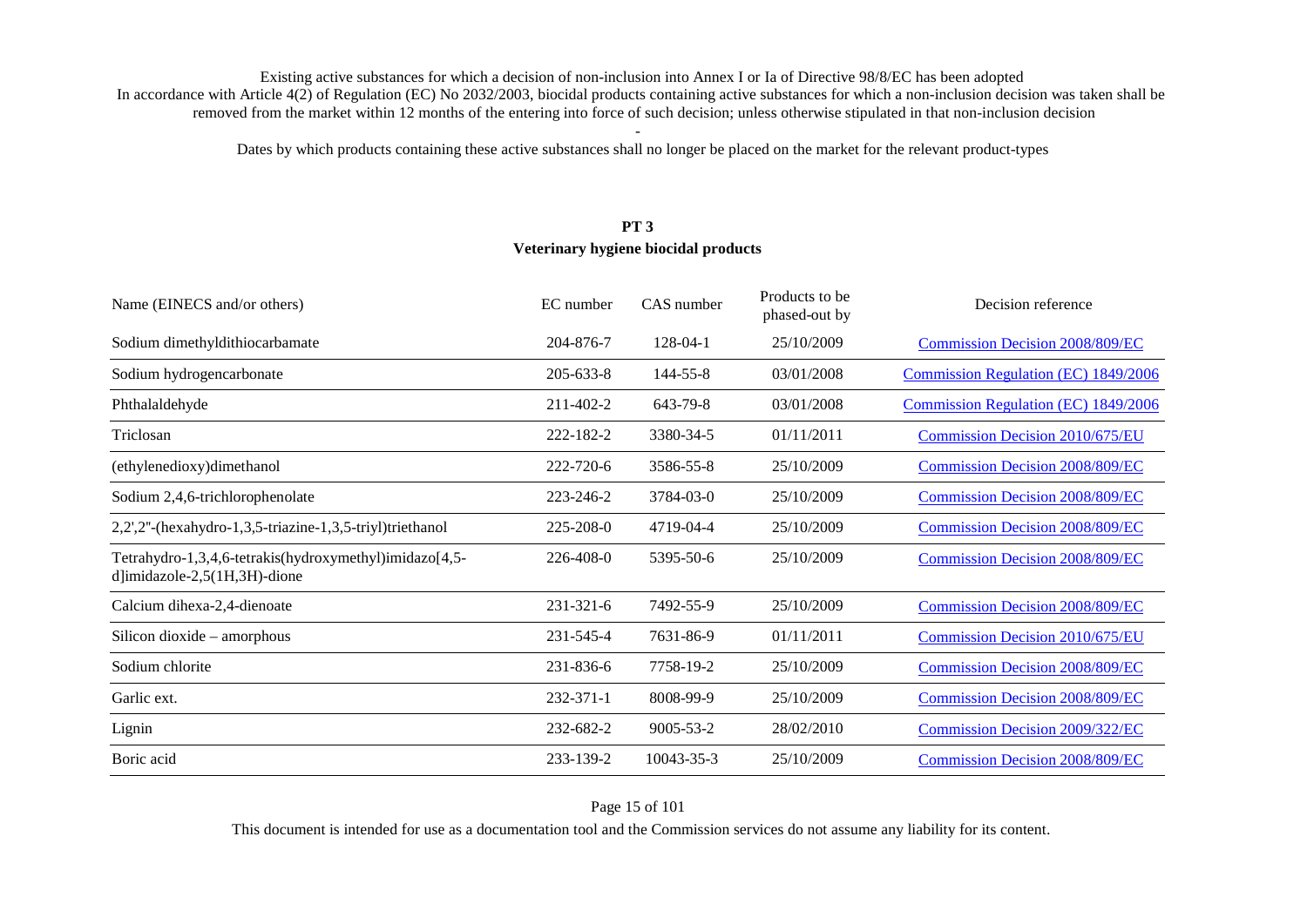Existing active substances for which a decision of non-inclusion into Annex I or Ia of Directive 98/8/EC has been adopted
In accordance with Article 4(2) of Regulation (EC) No 2032/2003, biocidal products containing active substances for which a non-inclusion decision was taken shall be removed from the market within 12 months of the entering into force of such decision; unless otherwise stipulated in that non-inclusion decision

-

Dates by which products containing these active substances shall no longer be placed on the market for the relevant product-types

## PT 3
## Veterinary hygiene biocidal products

| Name (EINECS and/or others) | EC number | CAS number | Products to be phased-out by | Decision reference |
|---|---|---|---|---|
| Sodium dimethyldithiocarbamate | 204-876-7 | 128-04-1 | 25/10/2009 | Commission Decision 2008/809/EC |
| Sodium hydrogencarbonate | 205-633-8 | 144-55-8 | 03/01/2008 | Commission Regulation (EC) 1849/2006 |
| Phthalaldehyde | 211-402-2 | 643-79-8 | 03/01/2008 | Commission Regulation (EC) 1849/2006 |
| Triclosan | 222-182-2 | 3380-34-5 | 01/11/2011 | Commission Decision 2010/675/EU |
| (ethylenedioxy)dimethanol | 222-720-6 | 3586-55-8 | 25/10/2009 | Commission Decision 2008/809/EC |
| Sodium 2,4,6-trichlorophenolate | 223-246-2 | 3784-03-0 | 25/10/2009 | Commission Decision 2008/809/EC |
| 2,2',2''-(hexahydro-1,3,5-triazine-1,3,5-triyl)triethanol | 225-208-0 | 4719-04-4 | 25/10/2009 | Commission Decision 2008/809/EC |
| Tetrahydro-1,3,4,6-tetrakis(hydroxymethyl)imidazo[4,5-d]imidazole-2,5(1H,3H)-dione | 226-408-0 | 5395-50-6 | 25/10/2009 | Commission Decision 2008/809/EC |
| Calcium dihexa-2,4-dienoate | 231-321-6 | 7492-55-9 | 25/10/2009 | Commission Decision 2008/809/EC |
| Silicon dioxide – amorphous | 231-545-4 | 7631-86-9 | 01/11/2011 | Commission Decision 2010/675/EU |
| Sodium chlorite | 231-836-6 | 7758-19-2 | 25/10/2009 | Commission Decision 2008/809/EC |
| Garlic ext. | 232-371-1 | 8008-99-9 | 25/10/2009 | Commission Decision 2008/809/EC |
| Lignin | 232-682-2 | 9005-53-2 | 28/02/2010 | Commission Decision 2009/322/EC |
| Boric acid | 233-139-2 | 10043-35-3 | 25/10/2009 | Commission Decision 2008/809/EC |

This document is intended for use as a documentation tool and the Commission services do not assume any liability for its content.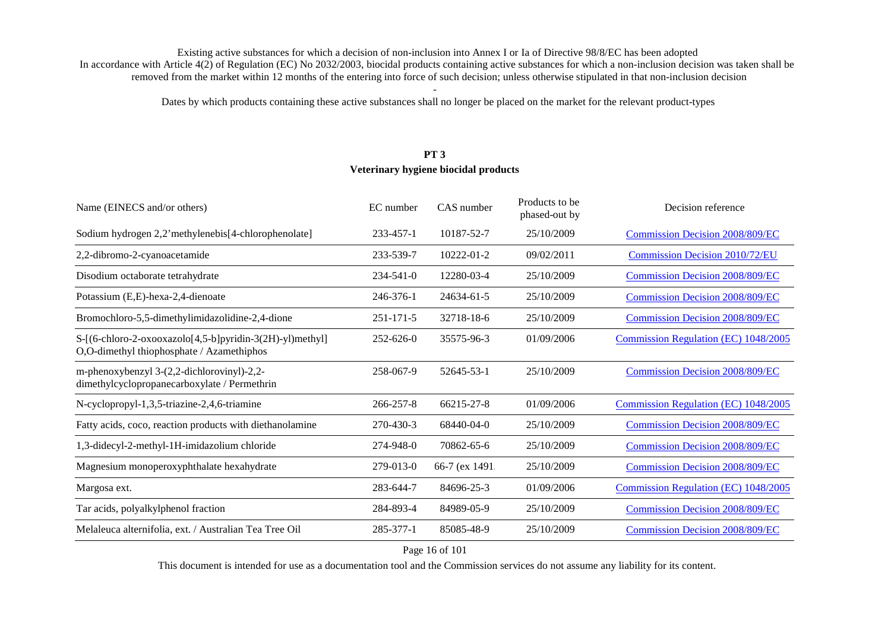Existing active substances for which a decision of non-inclusion into Annex I or Ia of Directive 98/8/EC has been adopted
In accordance with Article 4(2) of Regulation (EC) No 2032/2003, biocidal products containing active substances for which a non-inclusion decision was taken shall be removed from the market within 12 months of the entering into force of such decision; unless otherwise stipulated in that non-inclusion decision

-

Dates by which products containing these active substances shall no longer be placed on the market for the relevant product-types

## PT 3
## Veterinary hygiene biocidal products

| Name (EINECS and/or others) | EC number | CAS number | Products to be phased-out by | Decision reference |
|---|---|---|---|---|
| Sodium hydrogen 2,2'methylenebis[4-chlorophenolate] | 233-457-1 | 10187-52-7 | 25/10/2009 | Commission Decision 2008/809/EC |
| 2,2-dibromo-2-cyanoacetamide | 233-539-7 | 10222-01-2 | 09/02/2011 | Commission Decision 2010/72/EU |
| Disodium octaborate tetrahydrate | 234-541-0 | 12280-03-4 | 25/10/2009 | Commission Decision 2008/809/EC |
| Potassium (E,E)-hexa-2,4-dienoate | 246-376-1 | 24634-61-5 | 25/10/2009 | Commission Decision 2008/809/EC |
| Bromochloro-5,5-dimethylimidazolidine-2,4-dione | 251-171-5 | 32718-18-6 | 25/10/2009 | Commission Decision 2008/809/EC |
| S-[(6-chloro-2-oxooxazolo[4,5-b]pyridin-3(2H)-yl)methyl] O,O-dimethyl thiophosphate / Azamethiphos | 252-626-0 | 35575-96-3 | 01/09/2006 | Commission Regulation (EC) 1048/2005 |
| m-phenoxybenzyl 3-(2,2-dichlorovinyl)-2,2-dimethylcyclopropanecarboxylate / Permethrin | 258-067-9 | 52645-53-1 | 25/10/2009 | Commission Decision 2008/809/EC |
| N-cyclopropyl-1,3,5-triazine-2,4,6-triamine | 266-257-8 | 66215-27-8 | 01/09/2006 | Commission Regulation (EC) 1048/2005 |
| Fatty acids, coco, reaction products with diethanolamine | 270-430-3 | 68440-04-0 | 25/10/2009 | Commission Decision 2008/809/EC |
| 1,3-didecyl-2-methyl-1H-imidazolium chloride | 274-948-0 | 70862-65-6 | 25/10/2009 | Commission Decision 2008/809/EC |
| Magnesium monoperoxyphthalate hexahydrate | 279-013-0 | 66-7 (ex 1491 | 25/10/2009 | Commission Decision 2008/809/EC |
| Margosa ext. | 283-644-7 | 84696-25-3 | 01/09/2006 | Commission Regulation (EC) 1048/2005 |
| Tar acids, polyalkylphenol fraction | 284-893-4 | 84989-05-9 | 25/10/2009 | Commission Decision 2008/809/EC |
| Melaleuca alternifolia, ext. / Australian Tea Tree Oil | 285-377-1 | 85085-48-9 | 25/10/2009 | Commission Decision 2008/809/EC |

This document is intended for use as a documentation tool and the Commission services do not assume any liability for its content.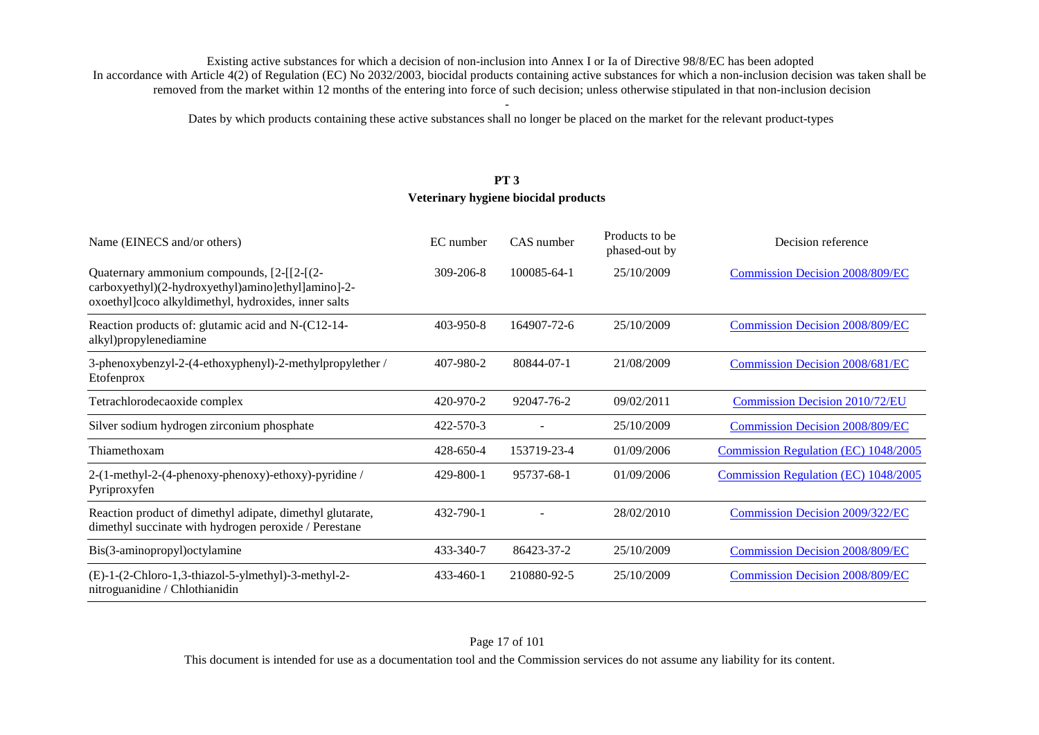Existing active substances for which a decision of non-inclusion into Annex I or Ia of Directive 98/8/EC has been adopted

In accordance with Article 4(2) of Regulation (EC) No 2032/2003, biocidal products containing active substances for which a non-inclusion decision was taken shall be removed from the market within 12 months of the entering into force of such decision; unless otherwise stipulated in that non-inclusion decision

-

Dates by which products containing these active substances shall no longer be placed on the market for the relevant product-types

## PT 3
## Veterinary hygiene biocidal products

| Name (EINECS and/or others) | EC number | CAS number | Products to be phased-out by | Decision reference |
|---|---|---|---|---|
| Quaternary ammonium compounds, [2-[[2-[(2-carboxyethyl)(2-hydroxyethyl)amino]ethyl]amino]-2-oxoethyl]coco alkyldimethyl, hydroxides, inner salts | 309-206-8 | 100085-64-1 | 25/10/2009 | Commission Decision 2008/809/EC |
| Reaction products of: glutamic acid and N-(C12-14-alkyl)propylenediamine | 403-950-8 | 164907-72-6 | 25/10/2009 | Commission Decision 2008/809/EC |
| 3-phenoxybenzyl-2-(4-ethoxyphenyl)-2-methylpropylether / Etofenprox | 407-980-2 | 80844-07-1 | 21/08/2009 | Commission Decision 2008/681/EC |
| Tetrachlorodecaoxide complex | 420-970-2 | 92047-76-2 | 09/02/2011 | Commission Decision 2010/72/EU |
| Silver sodium hydrogen zirconium phosphate | 422-570-3 | - | 25/10/2009 | Commission Decision 2008/809/EC |
| Thiamethoxam | 428-650-4 | 153719-23-4 | 01/09/2006 | Commission Regulation (EC) 1048/2005 |
| 2-(1-methyl-2-(4-phenoxy-phenoxy)-ethoxy)-pyridine / Pyriproxyfen | 429-800-1 | 95737-68-1 | 01/09/2006 | Commission Regulation (EC) 1048/2005 |
| Reaction product of dimethyl adipate, dimethyl glutarate, dimethyl succinate with hydrogen peroxide / Perestane | 432-790-1 | - | 28/02/2010 | Commission Decision 2009/322/EC |
| Bis(3-aminopropyl)octylamine | 433-340-7 | 86423-37-2 | 25/10/2009 | Commission Decision 2008/809/EC |
| (E)-1-(2-Chloro-1,3-thiazol-5-ylmethyl)-3-methyl-2-nitroguanidine / Chlothianidin | 433-460-1 | 210880-92-5 | 25/10/2009 | Commission Decision 2008/809/EC |

This document is intended for use as a documentation tool and the Commission services do not assume any liability for its content.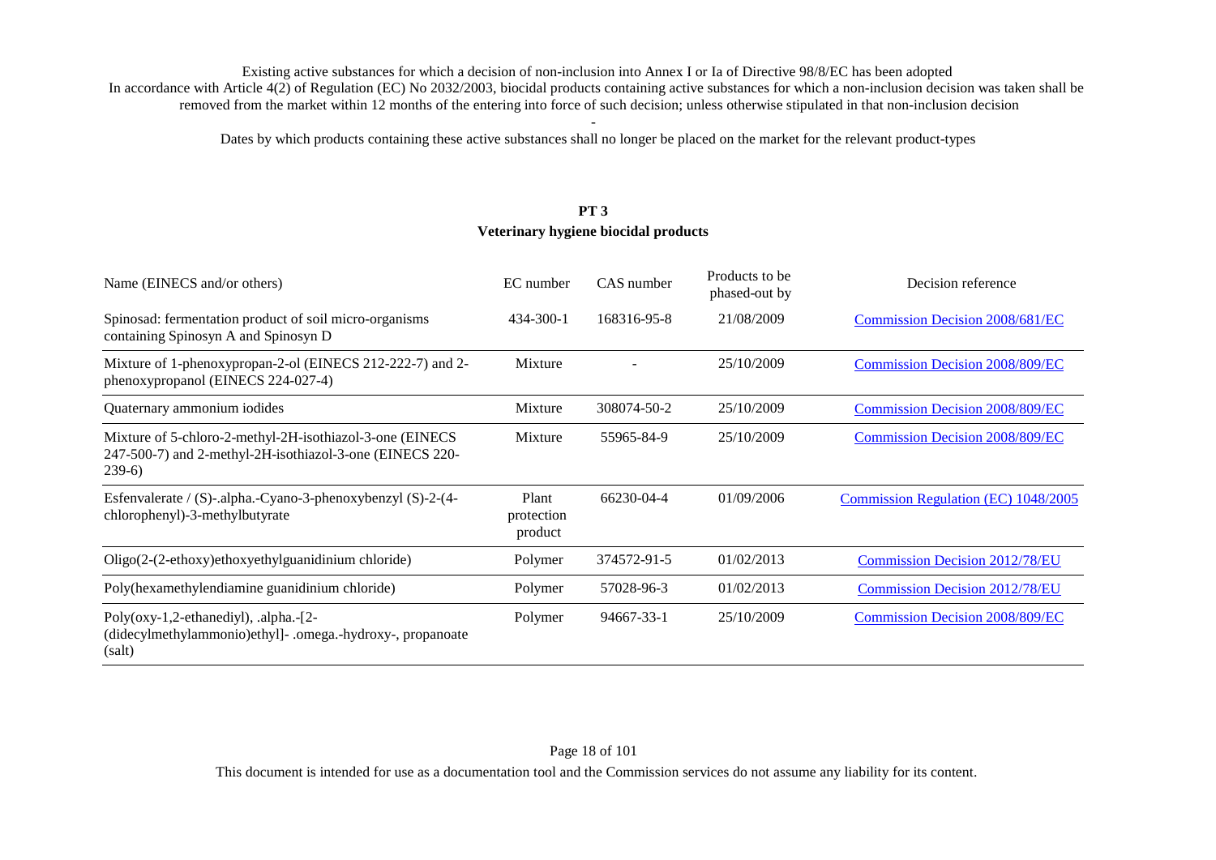Existing active substances for which a decision of non-inclusion into Annex I or Ia of Directive 98/8/EC has been adopted

In accordance with Article 4(2) of Regulation (EC) No 2032/2003, biocidal products containing active substances for which a non-inclusion decision was taken shall be removed from the market within 12 months of the entering into force of such decision; unless otherwise stipulated in that non-inclusion decision

-

Dates by which products containing these active substances shall no longer be placed on the market for the relevant product-types

## PT 3
## Veterinary hygiene biocidal products

| Name (EINECS and/or others) | EC number | CAS number | Products to be phased-out by | Decision reference |
|---|---|---|---|---|
| Spinosad: fermentation product of soil micro-organisms containing Spinosyn A and Spinosyn D | 434-300-1 | 168316-95-8 | 21/08/2009 | Commission Decision 2008/681/EC |
| Mixture of 1-phenoxypropan-2-ol (EINECS 212-222-7) and 2-phenoxypropanol (EINECS 224-027-4) | Mixture | - | 25/10/2009 | Commission Decision 2008/809/EC |
| Quaternary ammonium iodides | Mixture | 308074-50-2 | 25/10/2009 | Commission Decision 2008/809/EC |
| Mixture of 5-chloro-2-methyl-2H-isothiazol-3-one (EINECS 247-500-7) and 2-methyl-2H-isothiazol-3-one (EINECS 220-239-6) | Mixture | 55965-84-9 | 25/10/2009 | Commission Decision 2008/809/EC |
| Esfenvalerate / (S)-.alpha.-Cyano-3-phenoxybenzyl (S)-2-(4-chlorophenyl)-3-methylbutyrate | Plant protection product | 66230-04-4 | 01/09/2006 | Commission Regulation (EC) 1048/2005 |
| Oligo(2-(2-ethoxy)ethoxyethylguanidinium chloride) | Polymer | 374572-91-5 | 01/02/2013 | Commission Decision 2012/78/EU |
| Poly(hexamethylendiamine guanidinium chloride) | Polymer | 57028-96-3 | 01/02/2013 | Commission Decision 2012/78/EU |
| Poly(oxy-1,2-ethanediyl), .alpha.-[2-(didecylmethylammonio)ethyl]- .omega.-hydroxy-, propanoate (salt) | Polymer | 94667-33-1 | 25/10/2009 | Commission Decision 2008/809/EC |

This document is intended for use as a documentation tool and the Commission services do not assume any liability for its content.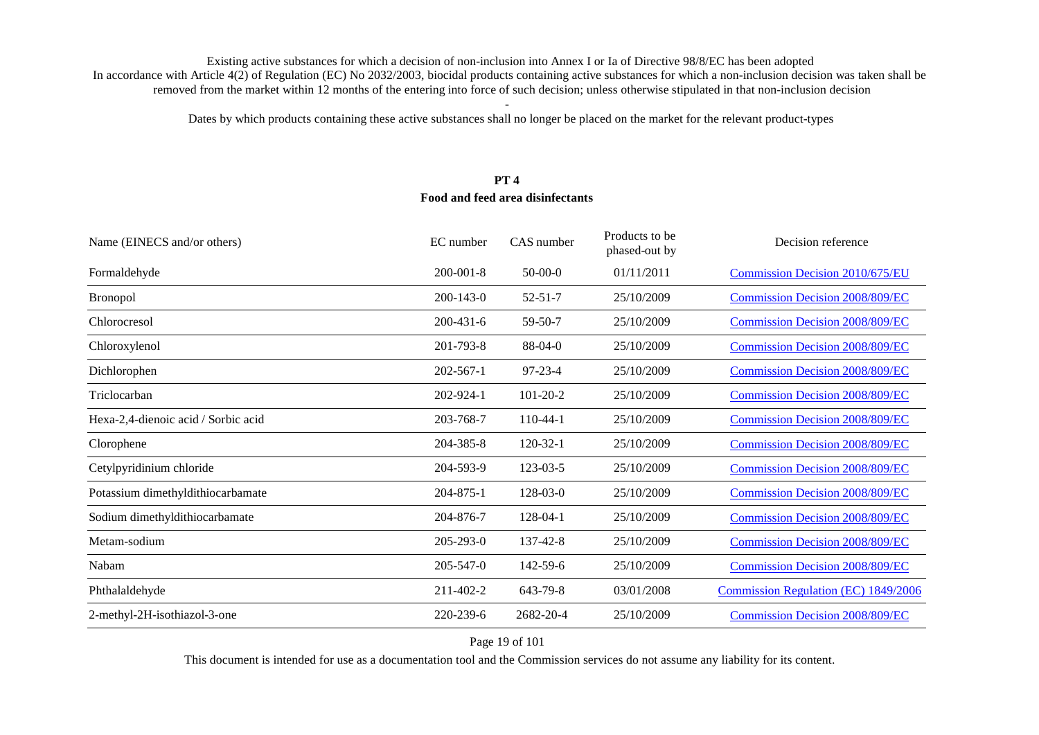Existing active substances for which a decision of non-inclusion into Annex I or Ia of Directive 98/8/EC has been adopted

In accordance with Article 4(2) of Regulation (EC) No 2032/2003, biocidal products containing active substances for which a non-inclusion decision was taken shall be removed from the market within 12 months of the entering into force of such decision; unless otherwise stipulated in that non-inclusion decision

-

Dates by which products containing these active substances shall no longer be placed on the market for the relevant product-types

## PT 4
## Food and feed area disinfectants

| Name (EINECS and/or others) | EC number | CAS number | Products to be phased-out by | Decision reference |
|---|---|---|---|---|
| Formaldehyde | 200-001-8 | 50-00-0 | 01/11/2011 | Commission Decision 2010/675/EU |
| Bronopol | 200-143-0 | 52-51-7 | 25/10/2009 | Commission Decision 2008/809/EC |
| Chlorocresol | 200-431-6 | 59-50-7 | 25/10/2009 | Commission Decision 2008/809/EC |
| Chloroxylenol | 201-793-8 | 88-04-0 | 25/10/2009 | Commission Decision 2008/809/EC |
| Dichlorophen | 202-567-1 | 97-23-4 | 25/10/2009 | Commission Decision 2008/809/EC |
| Triclocarban | 202-924-1 | 101-20-2 | 25/10/2009 | Commission Decision 2008/809/EC |
| Hexa-2,4-dienoic acid / Sorbic acid | 203-768-7 | 110-44-1 | 25/10/2009 | Commission Decision 2008/809/EC |
| Clorophene | 204-385-8 | 120-32-1 | 25/10/2009 | Commission Decision 2008/809/EC |
| Cetylpyridinium chloride | 204-593-9 | 123-03-5 | 25/10/2009 | Commission Decision 2008/809/EC |
| Potassium dimethyldithiocarbamate | 204-875-1 | 128-03-0 | 25/10/2009 | Commission Decision 2008/809/EC |
| Sodium dimethyldithiocarbamate | 204-876-7 | 128-04-1 | 25/10/2009 | Commission Decision 2008/809/EC |
| Metam-sodium | 205-293-0 | 137-42-8 | 25/10/2009 | Commission Decision 2008/809/EC |
| Nabam | 205-547-0 | 142-59-6 | 25/10/2009 | Commission Decision 2008/809/EC |
| Phthalaldehyde | 211-402-2 | 643-79-8 | 03/01/2008 | Commission Regulation (EC) 1849/2006 |
| 2-methyl-2H-isothiazol-3-one | 220-239-6 | 2682-20-4 | 25/10/2009 | Commission Decision 2008/809/EC |

This document is intended for use as a documentation tool and the Commission services do not assume any liability for its content.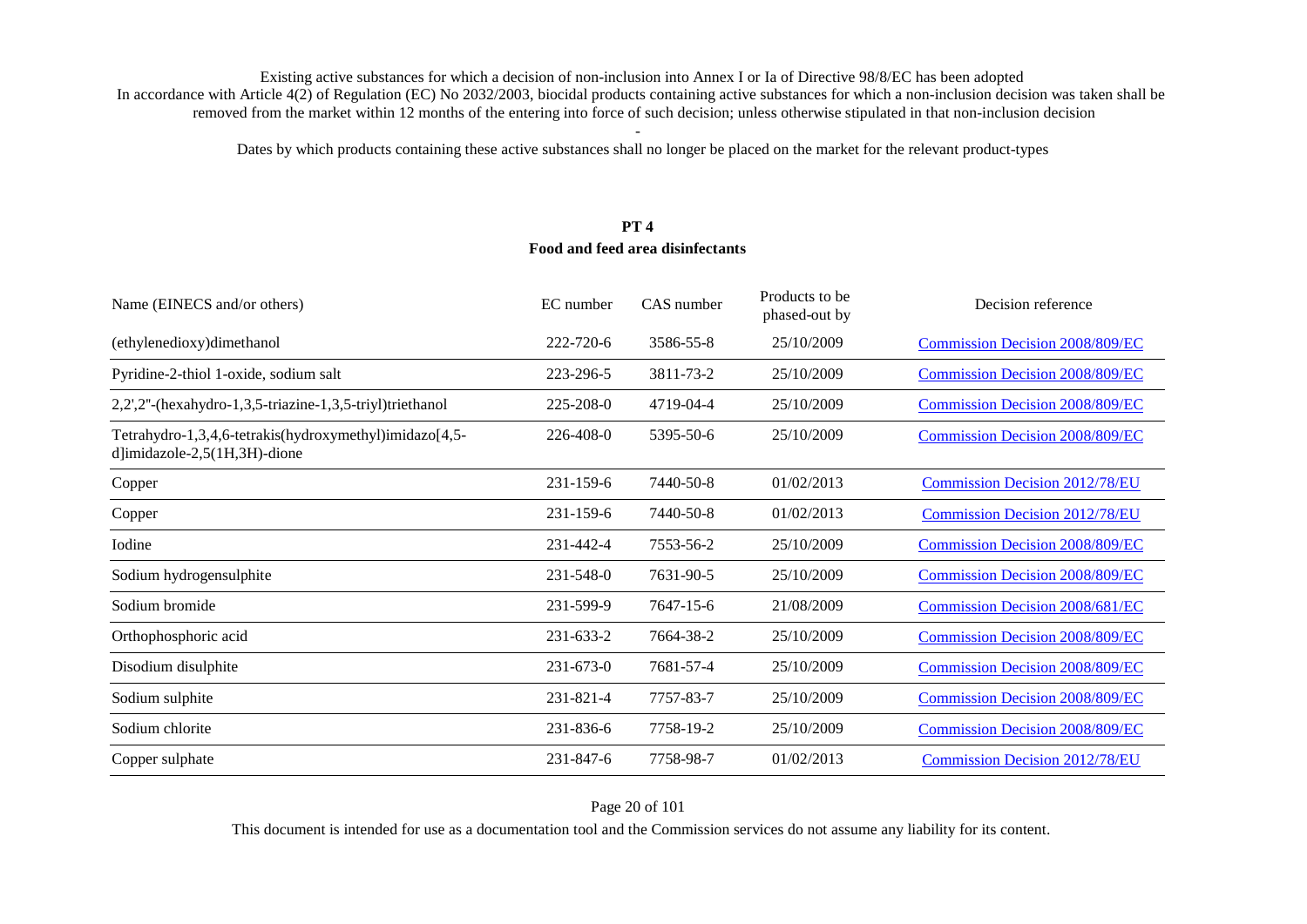Existing active substances for which a decision of non-inclusion into Annex I or Ia of Directive 98/8/EC has been adopted
In accordance with Article 4(2) of Regulation (EC) No 2032/2003, biocidal products containing active substances for which a non-inclusion decision was taken shall be removed from the market within 12 months of the entering into force of such decision; unless otherwise stipulated in that non-inclusion decision

-

Dates by which products containing these active substances shall no longer be placed on the market for the relevant product-types

## PT 4
## Food and feed area disinfectants

| Name (EINECS and/or others) | EC number | CAS number | Products to be phased-out by | Decision reference |
|---|---|---|---|---|
| (ethylenedioxy)dimethanol | 222-720-6 | 3586-55-8 | 25/10/2009 | Commission Decision 2008/809/EC |
| Pyridine-2-thiol 1-oxide, sodium salt | 223-296-5 | 3811-73-2 | 25/10/2009 | Commission Decision 2008/809/EC |
| 2,2',2''-(hexahydro-1,3,5-triazine-1,3,5-triyl)triethanol | 225-208-0 | 4719-04-4 | 25/10/2009 | Commission Decision 2008/809/EC |
| Tetrahydro-1,3,4,6-tetrakis(hydroxymethyl)imidazo[4,5-d]imidazole-2,5(1H,3H)-dione | 226-408-0 | 5395-50-6 | 25/10/2009 | Commission Decision 2008/809/EC |
| Copper | 231-159-6 | 7440-50-8 | 01/02/2013 | Commission Decision 2012/78/EU |
| Copper | 231-159-6 | 7440-50-8 | 01/02/2013 | Commission Decision 2012/78/EU |
| Iodine | 231-442-4 | 7553-56-2 | 25/10/2009 | Commission Decision 2008/809/EC |
| Sodium hydrogensulphite | 231-548-0 | 7631-90-5 | 25/10/2009 | Commission Decision 2008/809/EC |
| Sodium bromide | 231-599-9 | 7647-15-6 | 21/08/2009 | Commission Decision 2008/681/EC |
| Orthophosphoric acid | 231-633-2 | 7664-38-2 | 25/10/2009 | Commission Decision 2008/809/EC |
| Disodium disulphite | 231-673-0 | 7681-57-4 | 25/10/2009 | Commission Decision 2008/809/EC |
| Sodium sulphite | 231-821-4 | 7757-83-7 | 25/10/2009 | Commission Decision 2008/809/EC |
| Sodium chlorite | 231-836-6 | 7758-19-2 | 25/10/2009 | Commission Decision 2008/809/EC |
| Copper sulphate | 231-847-6 | 7758-98-7 | 01/02/2013 | Commission Decision 2012/78/EU |

This document is intended for use as a documentation tool and the Commission services do not assume any liability for its content.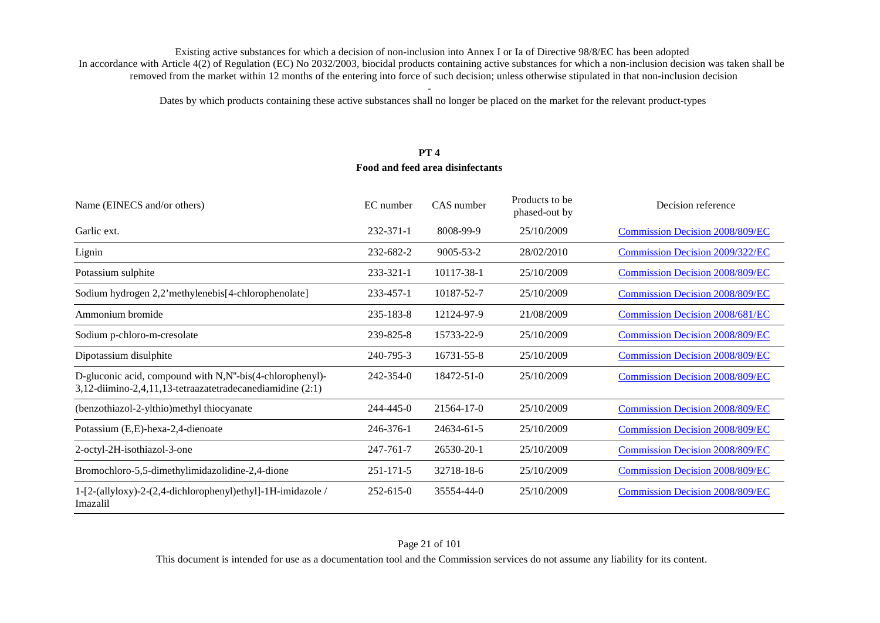Existing active substances for which a decision of non-inclusion into Annex I or Ia of Directive 98/8/EC has been adopted

In accordance with Article 4(2) of Regulation (EC) No 2032/2003, biocidal products containing active substances for which a non-inclusion decision was taken shall be removed from the market within 12 months of the entering into force of such decision; unless otherwise stipulated in that non-inclusion decision

-

Dates by which products containing these active substances shall no longer be placed on the market for the relevant product-types

## PT 4
## Food and feed area disinfectants

| Name (EINECS and/or others) | EC number | CAS number | Products to be phased-out by | Decision reference |
|---|---|---|---|---|
| Garlic ext. | 232-371-1 | 8008-99-9 | 25/10/2009 | Commission Decision 2008/809/EC |
| Lignin | 232-682-2 | 9005-53-2 | 28/02/2010 | Commission Decision 2009/322/EC |
| Potassium sulphite | 233-321-1 | 10117-38-1 | 25/10/2009 | Commission Decision 2008/809/EC |
| Sodium hydrogen 2,2'methylenebis[4-chlorophenolate] | 233-457-1 | 10187-52-7 | 25/10/2009 | Commission Decision 2008/809/EC |
| Ammonium bromide | 235-183-8 | 12124-97-9 | 21/08/2009 | Commission Decision 2008/681/EC |
| Sodium p-chloro-m-cresolate | 239-825-8 | 15733-22-9 | 25/10/2009 | Commission Decision 2008/809/EC |
| Dipotassium disulphite | 240-795-3 | 16731-55-8 | 25/10/2009 | Commission Decision 2008/809/EC |
| D-gluconic acid, compound with N,N''-bis(4-chlorophenyl)-3,12-diimino-2,4,11,13-tetraazatetradecanediamidine (2:1) | 242-354-0 | 18472-51-0 | 25/10/2009 | Commission Decision 2008/809/EC |
| (benzothiazol-2-ylthio)methyl thiocyanate | 244-445-0 | 21564-17-0 | 25/10/2009 | Commission Decision 2008/809/EC |
| Potassium (E,E)-hexa-2,4-dienoate | 246-376-1 | 24634-61-5 | 25/10/2009 | Commission Decision 2008/809/EC |
| 2-octyl-2H-isothiazol-3-one | 247-761-7 | 26530-20-1 | 25/10/2009 | Commission Decision 2008/809/EC |
| Bromochloro-5,5-dimethylimidazolidine-2,4-dione | 251-171-5 | 32718-18-6 | 25/10/2009 | Commission Decision 2008/809/EC |
| 1-[2-(allyloxy)-2-(2,4-dichlorophenyl)ethyl]-1H-imidazole / Imazalil | 252-615-0 | 35554-44-0 | 25/10/2009 | Commission Decision 2008/809/EC |

This document is intended for use as a documentation tool and the Commission services do not assume any liability for its content.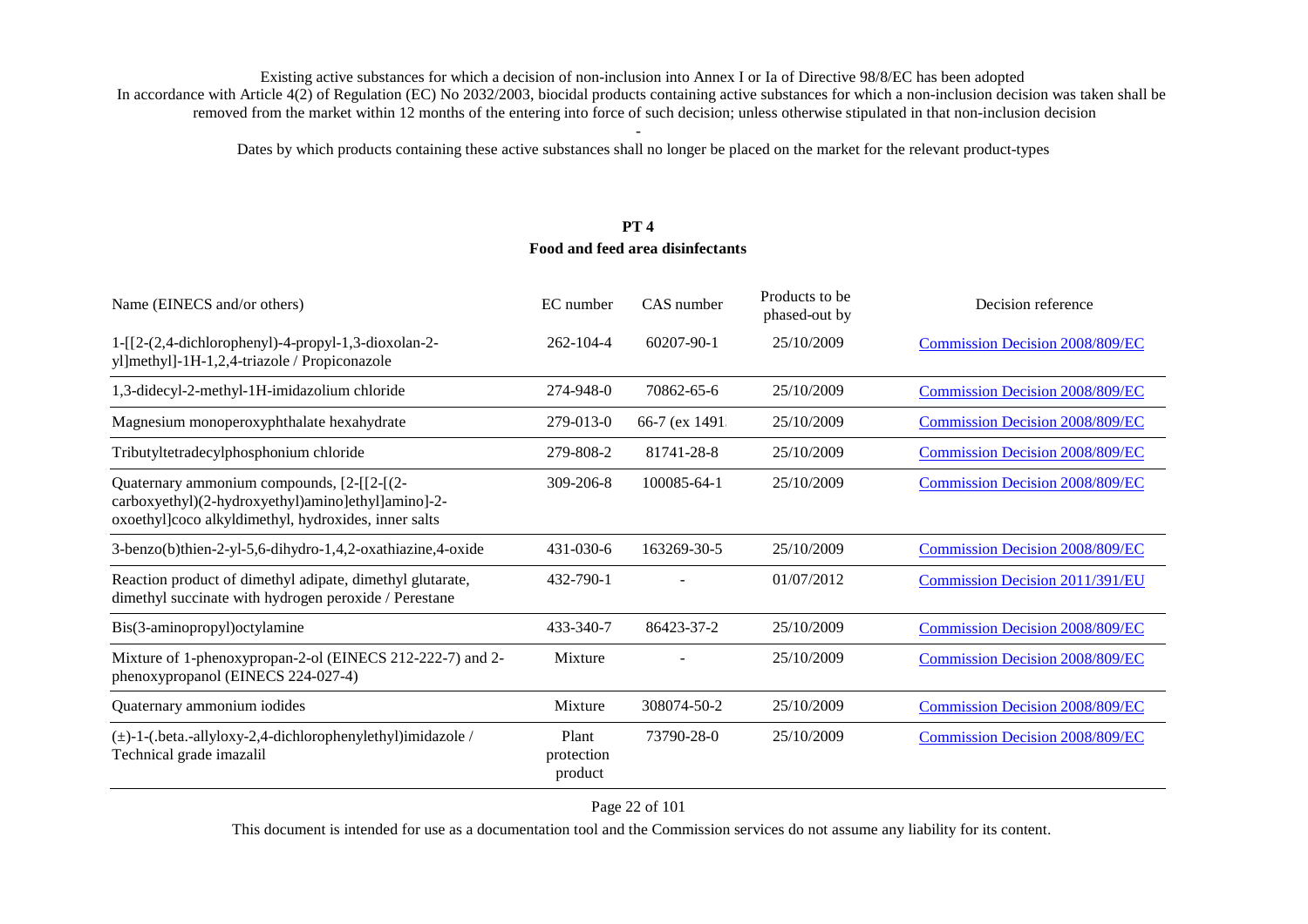Existing active substances for which a decision of non-inclusion into Annex I or Ia of Directive 98/8/EC has been adopted

In accordance with Article 4(2) of Regulation (EC) No 2032/2003, biocidal products containing active substances for which a non-inclusion decision was taken shall be removed from the market within 12 months of the entering into force of such decision; unless otherwise stipulated in that non-inclusion decision

-

Dates by which products containing these active substances shall no longer be placed on the market for the relevant product-types

## PT 4
## Food and feed area disinfectants

| Name (EINECS and/or others) | EC number | CAS number | Products to be phased-out by | Decision reference |
|---|---|---|---|---|
| 1-[[2-(2,4-dichlorophenyl)-4-propyl-1,3-dioxolan-2-yl]methyl]-1H-1,2,4-triazole / Propiconazole | 262-104-4 | 60207-90-1 | 25/10/2009 | Commission Decision 2008/809/EC |
| 1,3-didecyl-2-methyl-1H-imidazolium chloride | 274-948-0 | 70862-65-6 | 25/10/2009 | Commission Decision 2008/809/EC |
| Magnesium monoperoxyphthalate hexahydrate | 279-013-0 | 66-7 (ex 1491 | 25/10/2009 | Commission Decision 2008/809/EC |
| Tributyltetradecylphosphonium chloride | 279-808-2 | 81741-28-8 | 25/10/2009 | Commission Decision 2008/809/EC |
| Quaternary ammonium compounds, [2-[[2-[(2-carboxyethyl)(2-hydroxyethyl)amino]ethyl]amino]-2-oxoethyl]coco alkyldimethyl, hydroxides, inner salts | 309-206-8 | 100085-64-1 | 25/10/2009 | Commission Decision 2008/809/EC |
| 3-benzo(b)thien-2-yl-5,6-dihydro-1,4,2-oxathiazine,4-oxide | 431-030-6 | 163269-30-5 | 25/10/2009 | Commission Decision 2008/809/EC |
| Reaction product of dimethyl adipate, dimethyl glutarate, dimethyl succinate with hydrogen peroxide / Perestane | 432-790-1 | - | 01/07/2012 | Commission Decision 2011/391/EU |
| Bis(3-aminopropyl)octylamine | 433-340-7 | 86423-37-2 | 25/10/2009 | Commission Decision 2008/809/EC |
| Mixture of 1-phenoxypropan-2-ol (EINECS 212-222-7) and 2-phenoxypropanol (EINECS 224-027-4) | Mixture | - | 25/10/2009 | Commission Decision 2008/809/EC |
| Quaternary ammonium iodides | Mixture | 308074-50-2 | 25/10/2009 | Commission Decision 2008/809/EC |
| (±)-1-(.beta.-allyloxy-2,4-dichlorophenylethyl)imidazole / Technical grade imazalil | Plant protection product | 73790-28-0 | 25/10/2009 | Commission Decision 2008/809/EC |

This document is intended for use as a documentation tool and the Commission services do not assume any liability for its content.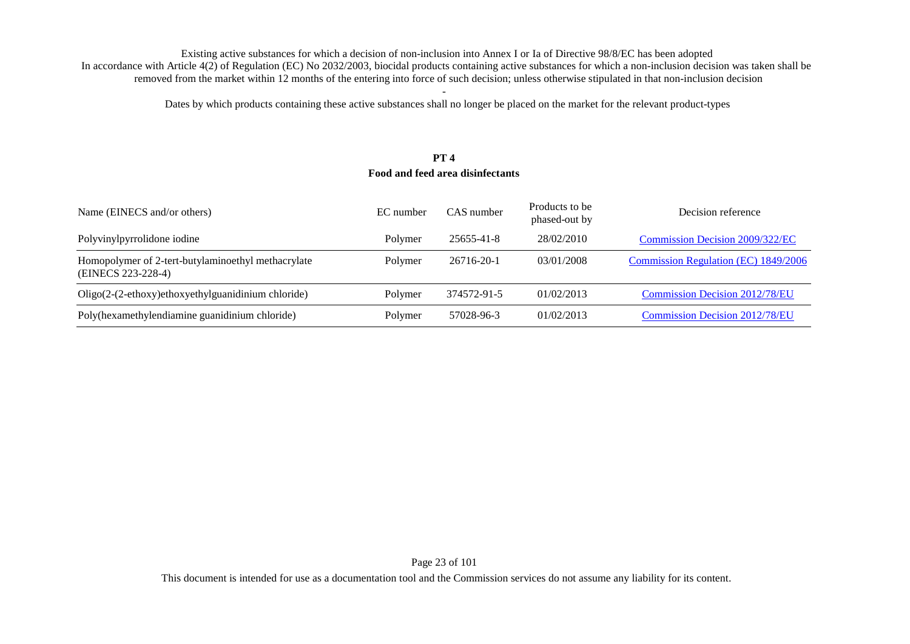Existing active substances for which a decision of non-inclusion into Annex I or Ia of Directive 98/8/EC has been adopted
In accordance with Article 4(2) of Regulation (EC) No 2032/2003, biocidal products containing active substances for which a non-inclusion decision was taken shall be removed from the market within 12 months of the entering into force of such decision; unless otherwise stipulated in that non-inclusion decision

-

Dates by which products containing these active substances shall no longer be placed on the market for the relevant product-types

## PT 4
## Food and feed area disinfectants

| Name (EINECS and/or others) | EC number | CAS number | Products to be phased-out by | Decision reference |
|---|---|---|---|---|
| Polyvinylpyrrolidone iodine | Polymer | 25655-41-8 | 28/02/2010 | Commission Decision 2009/322/EC |
| Homopolymer of 2-tert-butylaminoethyl methacrylate (EINECS 223-228-4) | Polymer | 26716-20-1 | 03/01/2008 | Commission Regulation (EC) 1849/2006 |
| Oligo(2-(2-ethoxy)ethoxyethylguanidinium chloride) | Polymer | 374572-91-5 | 01/02/2013 | Commission Decision 2012/78/EU |
| Poly(hexamethylendiamine guanidinium chloride) | Polymer | 57028-96-3 | 01/02/2013 | Commission Decision 2012/78/EU |

This document is intended for use as a documentation tool and the Commission services do not assume any liability for its content.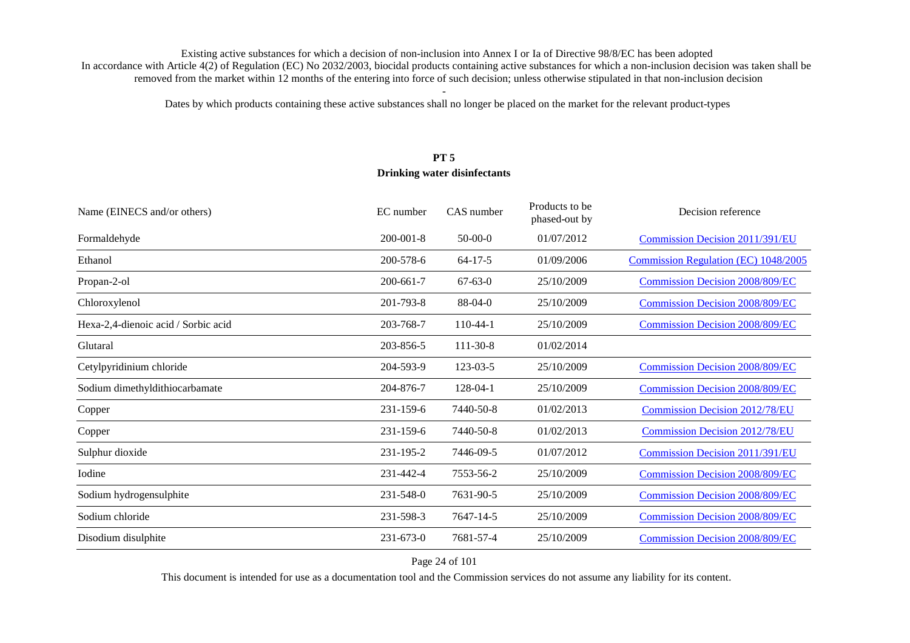Existing active substances for which a decision of non-inclusion into Annex I or Ia of Directive 98/8/EC has been adopted
In accordance with Article 4(2) of Regulation (EC) No 2032/2003, biocidal products containing active substances for which a non-inclusion decision was taken shall be removed from the market within 12 months of the entering into force of such decision; unless otherwise stipulated in that non-inclusion decision

-

Dates by which products containing these active substances shall no longer be placed on the market for the relevant product-types

## PT 5
## Drinking water disinfectants

| Name (EINECS and/or others) | EC number | CAS number | Products to be phased-out by | Decision reference |
|---|---|---|---|---|
| Formaldehyde | 200-001-8 | 50-00-0 | 01/07/2012 | Commission Decision 2011/391/EU |
| Ethanol | 200-578-6 | 64-17-5 | 01/09/2006 | Commission Regulation (EC) 1048/2005 |
| Propan-2-ol | 200-661-7 | 67-63-0 | 25/10/2009 | Commission Decision 2008/809/EC |
| Chloroxylenol | 201-793-8 | 88-04-0 | 25/10/2009 | Commission Decision 2008/809/EC |
| Hexa-2,4-dienoic acid / Sorbic acid | 203-768-7 | 110-44-1 | 25/10/2009 | Commission Decision 2008/809/EC |
| Glutaral | 203-856-5 | 111-30-8 | 01/02/2014 | |
| Cetylpyridinium chloride | 204-593-9 | 123-03-5 | 25/10/2009 | Commission Decision 2008/809/EC |
| Sodium dimethyldithiocarbamate | 204-876-7 | 128-04-1 | 25/10/2009 | Commission Decision 2008/809/EC |
| Copper | 231-159-6 | 7440-50-8 | 01/02/2013 | Commission Decision 2012/78/EU |
| Copper | 231-159-6 | 7440-50-8 | 01/02/2013 | Commission Decision 2012/78/EU |
| Sulphur dioxide | 231-195-2 | 7446-09-5 | 01/07/2012 | Commission Decision 2011/391/EU |
| Iodine | 231-442-4 | 7553-56-2 | 25/10/2009 | Commission Decision 2008/809/EC |
| Sodium hydrogensulphite | 231-548-0 | 7631-90-5 | 25/10/2009 | Commission Decision 2008/809/EC |
| Sodium chloride | 231-598-3 | 7647-14-5 | 25/10/2009 | Commission Decision 2008/809/EC |
| Disodium disulphite | 231-673-0 | 7681-57-4 | 25/10/2009 | Commission Decision 2008/809/EC |

This document is intended for use as a documentation tool and the Commission services do not assume any liability for its content.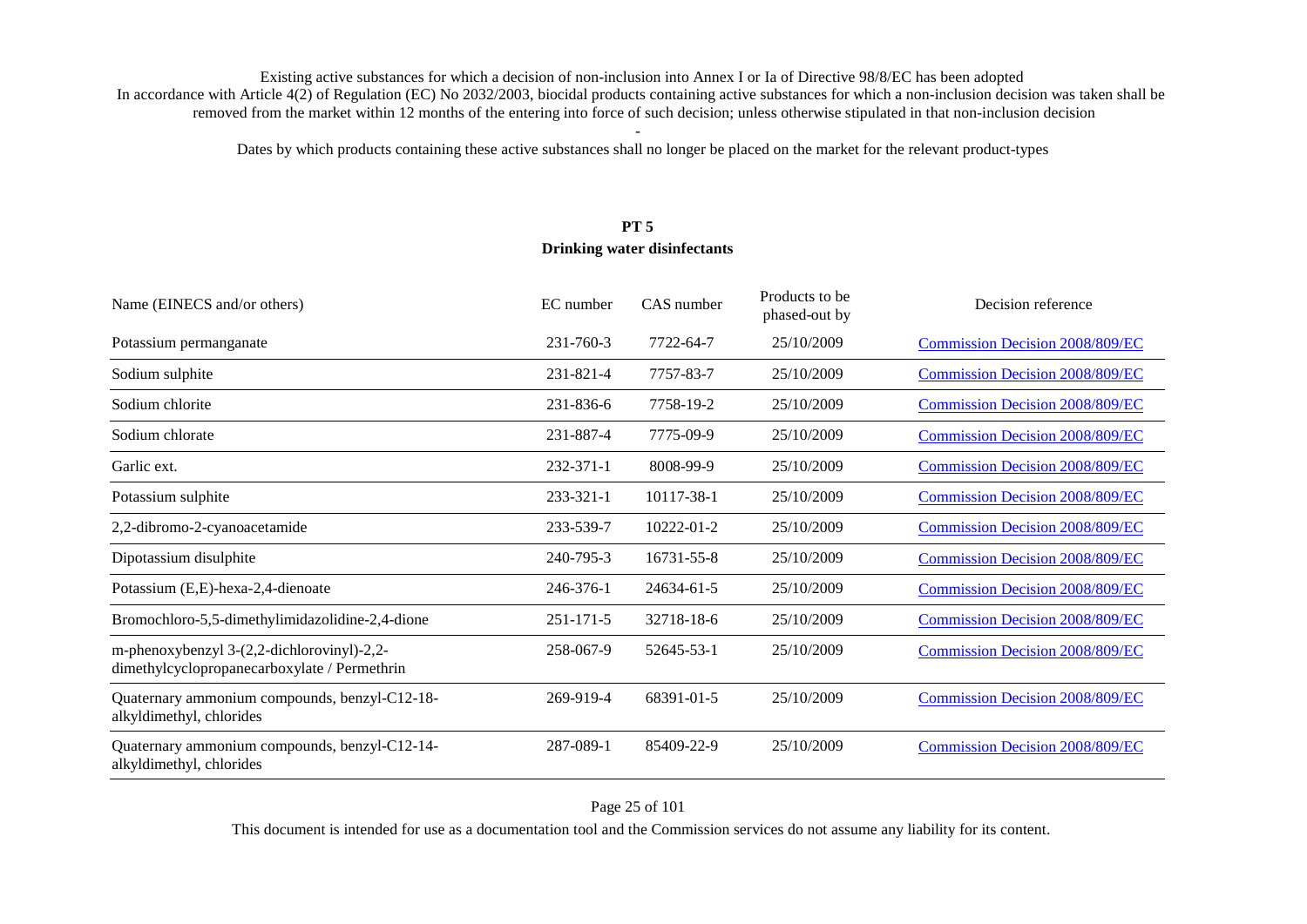Existing active substances for which a decision of non-inclusion into Annex I or Ia of Directive 98/8/EC has been adopted
In accordance with Article 4(2) of Regulation (EC) No 2032/2003, biocidal products containing active substances for which a non-inclusion decision was taken shall be removed from the market within 12 months of the entering into force of such decision; unless otherwise stipulated in that non-inclusion decision

-

Dates by which products containing these active substances shall no longer be placed on the market for the relevant product-types

## PT 5
## Drinking water disinfectants

| Name (EINECS and/or others) | EC number | CAS number | Products to be phased-out by | Decision reference |
|---|---|---|---|---|
| Potassium permanganate | 231-760-3 | 7722-64-7 | 25/10/2009 | Commission Decision 2008/809/EC |
| Sodium sulphite | 231-821-4 | 7757-83-7 | 25/10/2009 | Commission Decision 2008/809/EC |
| Sodium chlorite | 231-836-6 | 7758-19-2 | 25/10/2009 | Commission Decision 2008/809/EC |
| Sodium chlorate | 231-887-4 | 7775-09-9 | 25/10/2009 | Commission Decision 2008/809/EC |
| Garlic ext. | 232-371-1 | 8008-99-9 | 25/10/2009 | Commission Decision 2008/809/EC |
| Potassium sulphite | 233-321-1 | 10117-38-1 | 25/10/2009 | Commission Decision 2008/809/EC |
| 2,2-dibromo-2-cyanoacetamide | 233-539-7 | 10222-01-2 | 25/10/2009 | Commission Decision 2008/809/EC |
| Dipotassium disulphite | 240-795-3 | 16731-55-8 | 25/10/2009 | Commission Decision 2008/809/EC |
| Potassium (E,E)-hexa-2,4-dienoate | 246-376-1 | 24634-61-5 | 25/10/2009 | Commission Decision 2008/809/EC |
| Bromochloro-5,5-dimethylimidazolidine-2,4-dione | 251-171-5 | 32718-18-6 | 25/10/2009 | Commission Decision 2008/809/EC |
| m-phenoxybenzyl 3-(2,2-dichlorovinyl)-2,2-dimethylcyclopropanecarboxylate / Permethrin | 258-067-9 | 52645-53-1 | 25/10/2009 | Commission Decision 2008/809/EC |
| Quaternary ammonium compounds, benzyl-C12-18-alkyldimethyl, chlorides | 269-919-4 | 68391-01-5 | 25/10/2009 | Commission Decision 2008/809/EC |
| Quaternary ammonium compounds, benzyl-C12-14-alkyldimethyl, chlorides | 287-089-1 | 85409-22-9 | 25/10/2009 | Commission Decision 2008/809/EC |

This document is intended for use as a documentation tool and the Commission services do not assume any liability for its content.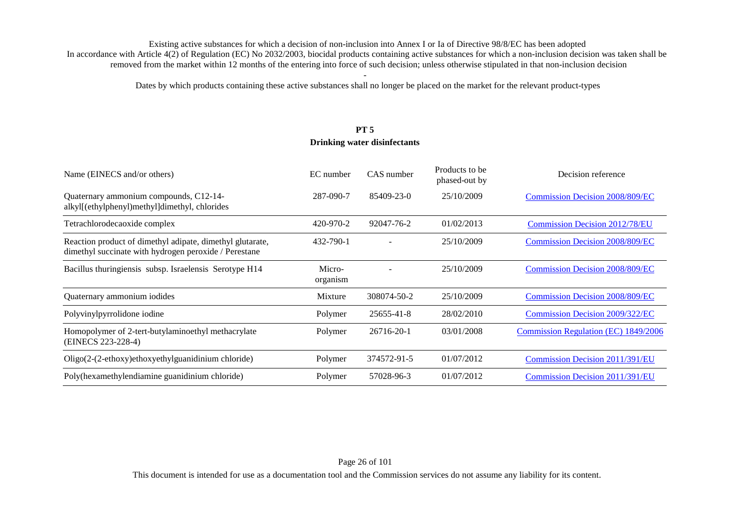Existing active substances for which a decision of non-inclusion into Annex I or Ia of Directive 98/8/EC has been adopted
In accordance with Article 4(2) of Regulation (EC) No 2032/2003, biocidal products containing active substances for which a non-inclusion decision was taken shall be removed from the market within 12 months of the entering into force of such decision; unless otherwise stipulated in that non-inclusion decision

-

Dates by which products containing these active substances shall no longer be placed on the market for the relevant product-types

## PT 5
### Drinking water disinfectants

| Name (EINECS and/or others) | EC number | CAS number | Products to be phased-out by | Decision reference |
|---|---|---|---|---|
| Quaternary ammonium compounds, C12-14-alkyl[(ethylphenyl)methyl]dimethyl, chlorides | 287-090-7 | 85409-23-0 | 25/10/2009 | Commission Decision 2008/809/EC |
| Tetrachlorodecaoxide complex | 420-970-2 | 92047-76-2 | 01/02/2013 | Commission Decision 2012/78/EU |
| Reaction product of dimethyl adipate, dimethyl glutarate, dimethyl succinate with hydrogen peroxide / Perestane | 432-790-1 | - | 25/10/2009 | Commission Decision 2008/809/EC |
| Bacillus thuringiensis subsp. Israelensis Serotype H14 | Micro-organism | - | 25/10/2009 | Commission Decision 2008/809/EC |
| Quaternary ammonium iodides | Mixture | 308074-50-2 | 25/10/2009 | Commission Decision 2008/809/EC |
| Polyvinylpyrrolidone iodine | Polymer | 25655-41-8 | 28/02/2010 | Commission Decision 2009/322/EC |
| Homopolymer of 2-tert-butylaminoethyl methacrylate (EINECS 223-228-4) | Polymer | 26716-20-1 | 03/01/2008 | Commission Regulation (EC) 1849/2006 |
| Oligo(2-(2-ethoxy)ethoxyethylguanidinium chloride) | Polymer | 374572-91-5 | 01/07/2012 | Commission Decision 2011/391/EU |
| Poly(hexamethylendiamine guanidinium chloride) | Polymer | 57028-96-3 | 01/07/2012 | Commission Decision 2011/391/EU |

This document is intended for use as a documentation tool and the Commission services do not assume any liability for its content.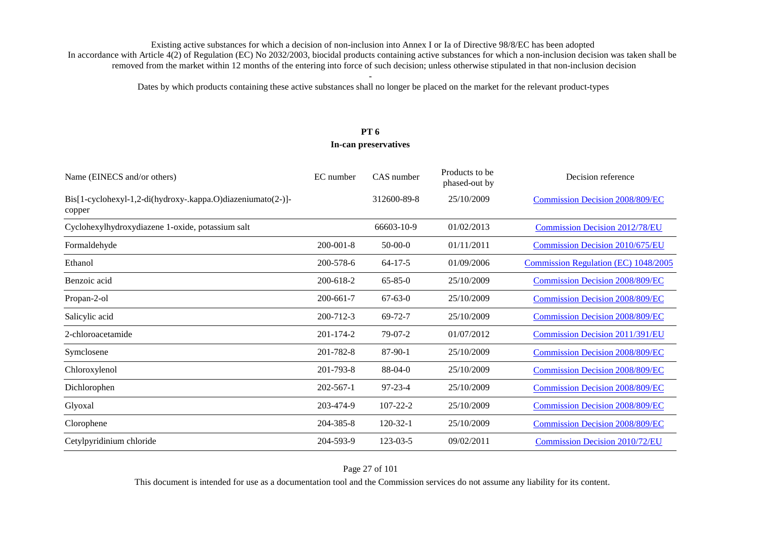Existing active substances for which a decision of non-inclusion into Annex I or Ia of Directive 98/8/EC has been adopted
In accordance with Article 4(2) of Regulation (EC) No 2032/2003, biocidal products containing active substances for which a non-inclusion decision was taken shall be removed from the market within 12 months of the entering into force of such decision; unless otherwise stipulated in that non-inclusion decision

-

Dates by which products containing these active substances shall no longer be placed on the market for the relevant product-types

## PT 6
### In-can preservatives

| Name (EINECS and/or others) | EC number | CAS number | Products to be phased-out by | Decision reference |
|---|---|---|---|---|
| Bis[1-cyclohexyl-1,2-di(hydroxy-.kappa.O)diazeniumato(2-)]-copper | | 312600-89-8 | 25/10/2009 | Commission Decision 2008/809/EC |
| Cyclohexylhydroxydiazene 1-oxide, potassium salt | | 66603-10-9 | 01/02/2013 | Commission Decision 2012/78/EU |
| Formaldehyde | 200-001-8 | 50-00-0 | 01/11/2011 | Commission Decision 2010/675/EU |
| Ethanol | 200-578-6 | 64-17-5 | 01/09/2006 | Commission Regulation (EC) 1048/2005 |
| Benzoic acid | 200-618-2 | 65-85-0 | 25/10/2009 | Commission Decision 2008/809/EC |
| Propan-2-ol | 200-661-7 | 67-63-0 | 25/10/2009 | Commission Decision 2008/809/EC |
| Salicylic acid | 200-712-3 | 69-72-7 | 25/10/2009 | Commission Decision 2008/809/EC |
| 2-chloroacetamide | 201-174-2 | 79-07-2 | 01/07/2012 | Commission Decision 2011/391/EU |
| Symclosene | 201-782-8 | 87-90-1 | 25/10/2009 | Commission Decision 2008/809/EC |
| Chloroxylenol | 201-793-8 | 88-04-0 | 25/10/2009 | Commission Decision 2008/809/EC |
| Dichlorophen | 202-567-1 | 97-23-4 | 25/10/2009 | Commission Decision 2008/809/EC |
| Glyoxal | 203-474-9 | 107-22-2 | 25/10/2009 | Commission Decision 2008/809/EC |
| Clorophene | 204-385-8 | 120-32-1 | 25/10/2009 | Commission Decision 2008/809/EC |
| Cetylpyridinium chloride | 204-593-9 | 123-03-5 | 09/02/2011 | Commission Decision 2010/72/EU |

This document is intended for use as a documentation tool and the Commission services do not assume any liability for its content.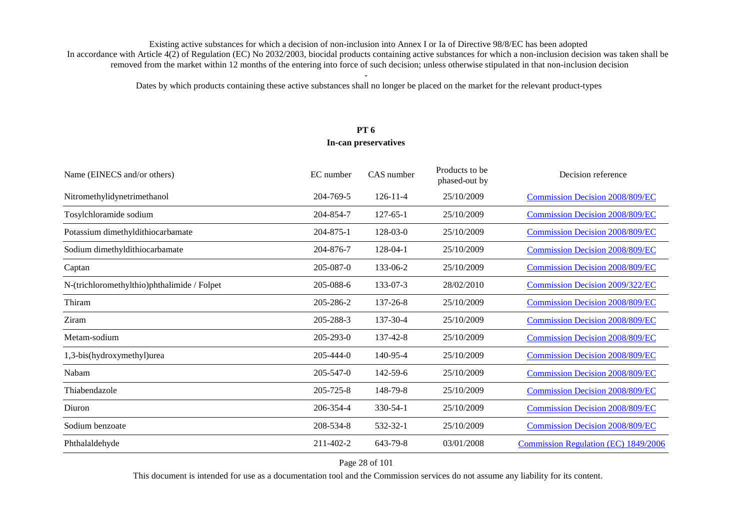Existing active substances for which a decision of non-inclusion into Annex I or Ia of Directive 98/8/EC has been adopted

In accordance with Article 4(2) of Regulation (EC) No 2032/2003, biocidal products containing active substances for which a non-inclusion decision was taken shall be removed from the market within 12 months of the entering into force of such decision; unless otherwise stipulated in that non-inclusion decision

-

Dates by which products containing these active substances shall no longer be placed on the market for the relevant product-types

## PT 6
### In-can preservatives

| Name (EINECS and/or others) | EC number | CAS number | Products to be phased-out by | Decision reference |
|---|---|---|---|---|
| Nitromethylidynetrimethanol | 204-769-5 | 126-11-4 | 25/10/2009 | Commission Decision 2008/809/EC |
| Tosylchloramide sodium | 204-854-7 | 127-65-1 | 25/10/2009 | Commission Decision 2008/809/EC |
| Potassium dimethyldithiocarbamate | 204-875-1 | 128-03-0 | 25/10/2009 | Commission Decision 2008/809/EC |
| Sodium dimethyldithiocarbamate | 204-876-7 | 128-04-1 | 25/10/2009 | Commission Decision 2008/809/EC |
| Captan | 205-087-0 | 133-06-2 | 25/10/2009 | Commission Decision 2008/809/EC |
| N-(trichloromethylthio)phthalimide / Folpet | 205-088-6 | 133-07-3 | 28/02/2010 | Commission Decision 2009/322/EC |
| Thiram | 205-286-2 | 137-26-8 | 25/10/2009 | Commission Decision 2008/809/EC |
| Ziram | 205-288-3 | 137-30-4 | 25/10/2009 | Commission Decision 2008/809/EC |
| Metam-sodium | 205-293-0 | 137-42-8 | 25/10/2009 | Commission Decision 2008/809/EC |
| 1,3-bis(hydroxymethyl)urea | 205-444-0 | 140-95-4 | 25/10/2009 | Commission Decision 2008/809/EC |
| Nabam | 205-547-0 | 142-59-6 | 25/10/2009 | Commission Decision 2008/809/EC |
| Thiabendazole | 205-725-8 | 148-79-8 | 25/10/2009 | Commission Decision 2008/809/EC |
| Diuron | 206-354-4 | 330-54-1 | 25/10/2009 | Commission Decision 2008/809/EC |
| Sodium benzoate | 208-534-8 | 532-32-1 | 25/10/2009 | Commission Decision 2008/809/EC |
| Phthalaldehyde | 211-402-2 | 643-79-8 | 03/01/2008 | Commission Regulation (EC) 1849/2006 |

This document is intended for use as a documentation tool and the Commission services do not assume any liability for its content.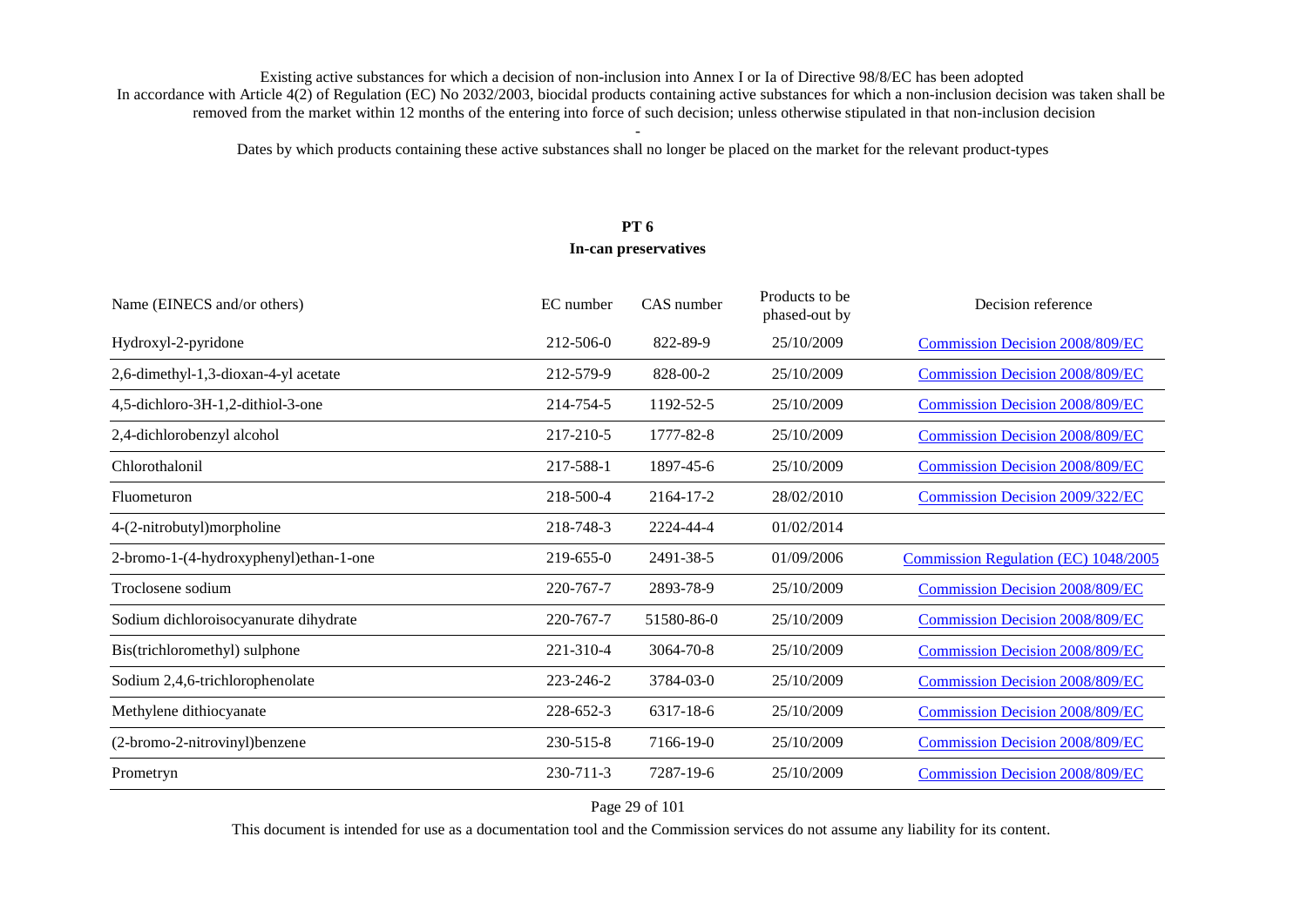Existing active substances for which a decision of non-inclusion into Annex I or Ia of Directive 98/8/EC has been adopted

In accordance with Article 4(2) of Regulation (EC) No 2032/2003, biocidal products containing active substances for which a non-inclusion decision was taken shall be removed from the market within 12 months of the entering into force of such decision; unless otherwise stipulated in that non-inclusion decision

-

Dates by which products containing these active substances shall no longer be placed on the market for the relevant product-types

## PT 6
## In-can preservatives

| Name (EINECS and/or others) | EC number | CAS number | Products to be phased-out by | Decision reference |
|---|---|---|---|---|
| Hydroxyl-2-pyridone | 212-506-0 | 822-89-9 | 25/10/2009 | Commission Decision 2008/809/EC |
| 2,6-dimethyl-1,3-dioxan-4-yl acetate | 212-579-9 | 828-00-2 | 25/10/2009 | Commission Decision 2008/809/EC |
| 4,5-dichloro-3H-1,2-dithiol-3-one | 214-754-5 | 1192-52-5 | 25/10/2009 | Commission Decision 2008/809/EC |
| 2,4-dichlorobenzyl alcohol | 217-210-5 | 1777-82-8 | 25/10/2009 | Commission Decision 2008/809/EC |
| Chlorothalonil | 217-588-1 | 1897-45-6 | 25/10/2009 | Commission Decision 2008/809/EC |
| Fluometuron | 218-500-4 | 2164-17-2 | 28/02/2010 | Commission Decision 2009/322/EC |
| 4-(2-nitrobutyl)morpholine | 218-748-3 | 2224-44-4 | 01/02/2014 | |
| 2-bromo-1-(4-hydroxyphenyl)ethan-1-one | 219-655-0 | 2491-38-5 | 01/09/2006 | Commission Regulation (EC) 1048/2005 |
| Troclosene sodium | 220-767-7 | 2893-78-9 | 25/10/2009 | Commission Decision 2008/809/EC |
| Sodium dichloroisocyanurate dihydrate | 220-767-7 | 51580-86-0 | 25/10/2009 | Commission Decision 2008/809/EC |
| Bis(trichloromethyl) sulphone | 221-310-4 | 3064-70-8 | 25/10/2009 | Commission Decision 2008/809/EC |
| Sodium 2,4,6-trichlorophenolate | 223-246-2 | 3784-03-0 | 25/10/2009 | Commission Decision 2008/809/EC |
| Methylene dithiocyanate | 228-652-3 | 6317-18-6 | 25/10/2009 | Commission Decision 2008/809/EC |
| (2-bromo-2-nitrovinyl)benzene | 230-515-8 | 7166-19-0 | 25/10/2009 | Commission Decision 2008/809/EC |
| Prometryn | 230-711-3 | 7287-19-6 | 25/10/2009 | Commission Decision 2008/809/EC |

This document is intended for use as a documentation tool and the Commission services do not assume any liability for its content.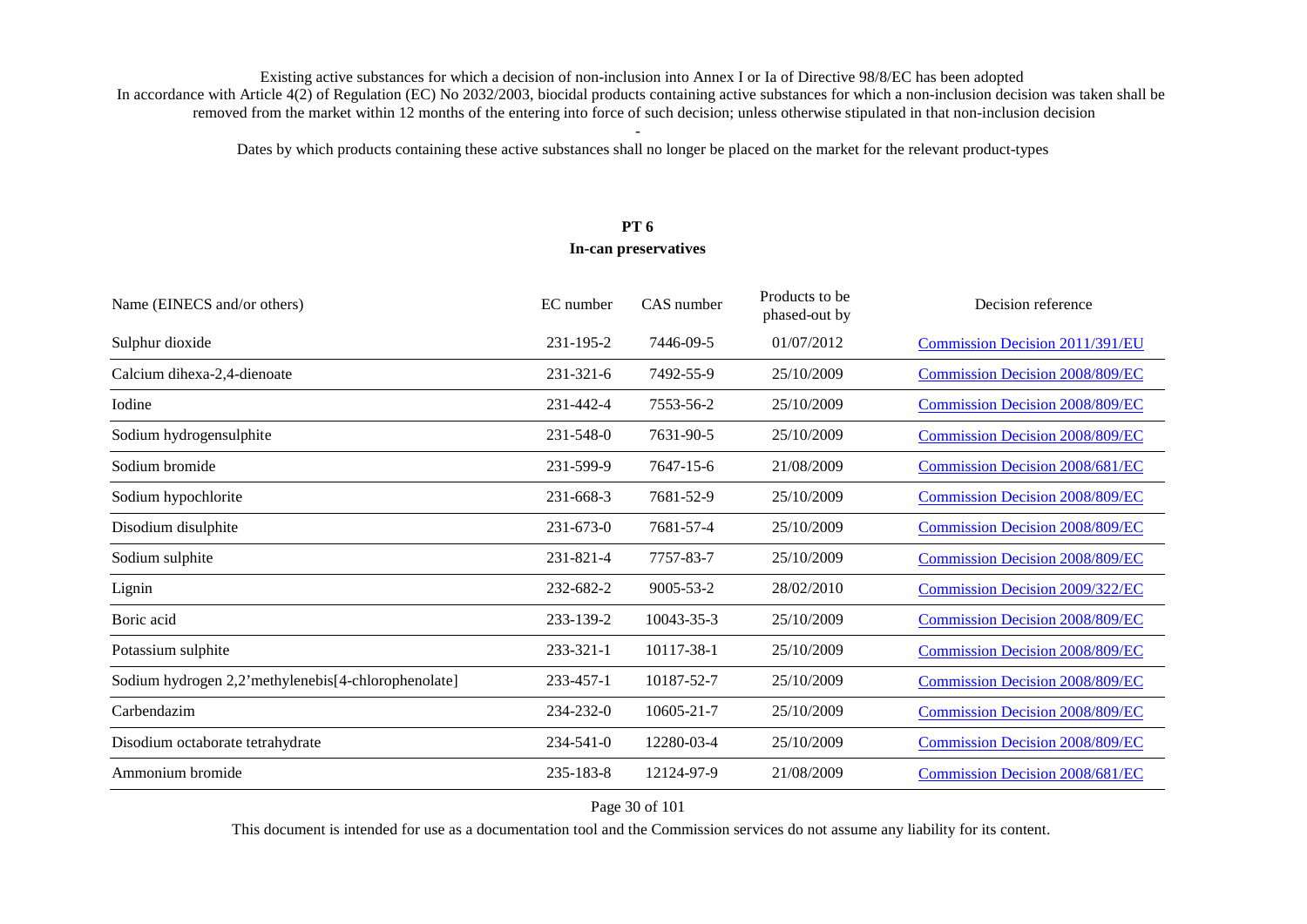Existing active substances for which a decision of non-inclusion into Annex I or Ia of Directive 98/8/EC has been adopted

In accordance with Article 4(2) of Regulation (EC) No 2032/2003, biocidal products containing active substances for which a non-inclusion decision was taken shall be removed from the market within 12 months of the entering into force of such decision; unless otherwise stipulated in that non-inclusion decision

-

Dates by which products containing these active substances shall no longer be placed on the market for the relevant product-types

## PT 6
## In-can preservatives

| Name (EINECS and/or others) | EC number | CAS number | Products to be phased-out by | Decision reference |
|---|---|---|---|---|
| Sulphur dioxide | 231-195-2 | 7446-09-5 | 01/07/2012 | Commission Decision 2011/391/EU |
| Calcium dihexa-2,4-dienoate | 231-321-6 | 7492-55-9 | 25/10/2009 | Commission Decision 2008/809/EC |
| Iodine | 231-442-4 | 7553-56-2 | 25/10/2009 | Commission Decision 2008/809/EC |
| Sodium hydrogensulphite | 231-548-0 | 7631-90-5 | 25/10/2009 | Commission Decision 2008/809/EC |
| Sodium bromide | 231-599-9 | 7647-15-6 | 21/08/2009 | Commission Decision 2008/681/EC |
| Sodium hypochlorite | 231-668-3 | 7681-52-9 | 25/10/2009 | Commission Decision 2008/809/EC |
| Disodium disulphite | 231-673-0 | 7681-57-4 | 25/10/2009 | Commission Decision 2008/809/EC |
| Sodium sulphite | 231-821-4 | 7757-83-7 | 25/10/2009 | Commission Decision 2008/809/EC |
| Lignin | 232-682-2 | 9005-53-2 | 28/02/2010 | Commission Decision 2009/322/EC |
| Boric acid | 233-139-2 | 10043-35-3 | 25/10/2009 | Commission Decision 2008/809/EC |
| Potassium sulphite | 233-321-1 | 10117-38-1 | 25/10/2009 | Commission Decision 2008/809/EC |
| Sodium hydrogen 2,2'methylenebis[4-chlorophenolate] | 233-457-1 | 10187-52-7 | 25/10/2009 | Commission Decision 2008/809/EC |
| Carbendazim | 234-232-0 | 10605-21-7 | 25/10/2009 | Commission Decision 2008/809/EC |
| Disodium octaborate tetrahydrate | 234-541-0 | 12280-03-4 | 25/10/2009 | Commission Decision 2008/809/EC |
| Ammonium bromide | 235-183-8 | 12124-97-9 | 21/08/2009 | Commission Decision 2008/681/EC |

This document is intended for use as a documentation tool and the Commission services do not assume any liability for its content.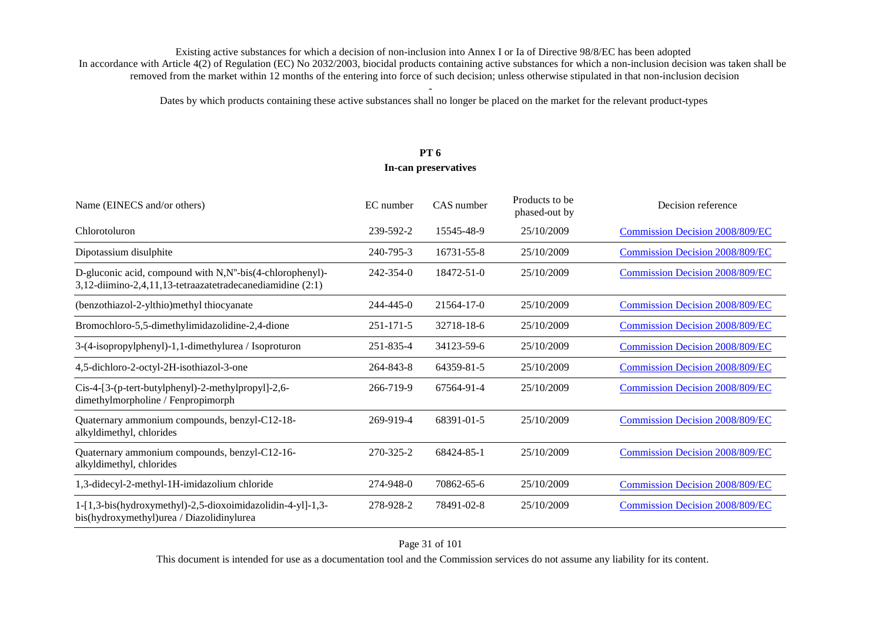Existing active substances for which a decision of non-inclusion into Annex I or Ia of Directive 98/8/EC has been adopted
In accordance with Article 4(2) of Regulation (EC) No 2032/2003, biocidal products containing active substances for which a non-inclusion decision was taken shall be removed from the market within 12 months of the entering into force of such decision; unless otherwise stipulated in that non-inclusion decision

-

Dates by which products containing these active substances shall no longer be placed on the market for the relevant product-types

## PT 6
### In-can preservatives

| Name (EINECS and/or others) | EC number | CAS number | Products to be phased-out by | Decision reference |
|---|---|---|---|---|
| Chlorotoluron | 239-592-2 | 15545-48-9 | 25/10/2009 | Commission Decision 2008/809/EC |
| Dipotassium disulphite | 240-795-3 | 16731-55-8 | 25/10/2009 | Commission Decision 2008/809/EC |
| D-gluconic acid, compound with N,N''-bis(4-chlorophenyl)-3,12-diimino-2,4,11,13-tetraazatetradecanediamidine (2:1) | 242-354-0 | 18472-51-0 | 25/10/2009 | Commission Decision 2008/809/EC |
| (benzothiazol-2-ylthio)methyl thiocyanate | 244-445-0 | 21564-17-0 | 25/10/2009 | Commission Decision 2008/809/EC |
| Bromochloro-5,5-dimethylimidazolidine-2,4-dione | 251-171-5 | 32718-18-6 | 25/10/2009 | Commission Decision 2008/809/EC |
| 3-(4-isopropylphenyl)-1,1-dimethylurea / Isoproturon | 251-835-4 | 34123-59-6 | 25/10/2009 | Commission Decision 2008/809/EC |
| 4,5-dichloro-2-octyl-2H-isothiazol-3-one | 264-843-8 | 64359-81-5 | 25/10/2009 | Commission Decision 2008/809/EC |
| Cis-4-[3-(p-tert-butylphenyl)-2-methylpropyl]-2,6-dimethylmorpholine / Fenpropimorph | 266-719-9 | 67564-91-4 | 25/10/2009 | Commission Decision 2008/809/EC |
| Quaternary ammonium compounds, benzyl-C12-18-alkyldimethyl, chlorides | 269-919-4 | 68391-01-5 | 25/10/2009 | Commission Decision 2008/809/EC |
| Quaternary ammonium compounds, benzyl-C12-16-alkyldimethyl, chlorides | 270-325-2 | 68424-85-1 | 25/10/2009 | Commission Decision 2008/809/EC |
| 1,3-didecyl-2-methyl-1H-imidazolium chloride | 274-948-0 | 70862-65-6 | 25/10/2009 | Commission Decision 2008/809/EC |
| 1-[1,3-bis(hydroxymethyl)-2,5-dioxoimidazolidin-4-yl]-1,3-bis(hydroxymethyl)urea / Diazolidinylurea | 278-928-2 | 78491-02-8 | 25/10/2009 | Commission Decision 2008/809/EC |

This document is intended for use as a documentation tool and the Commission services do not assume any liability for its content.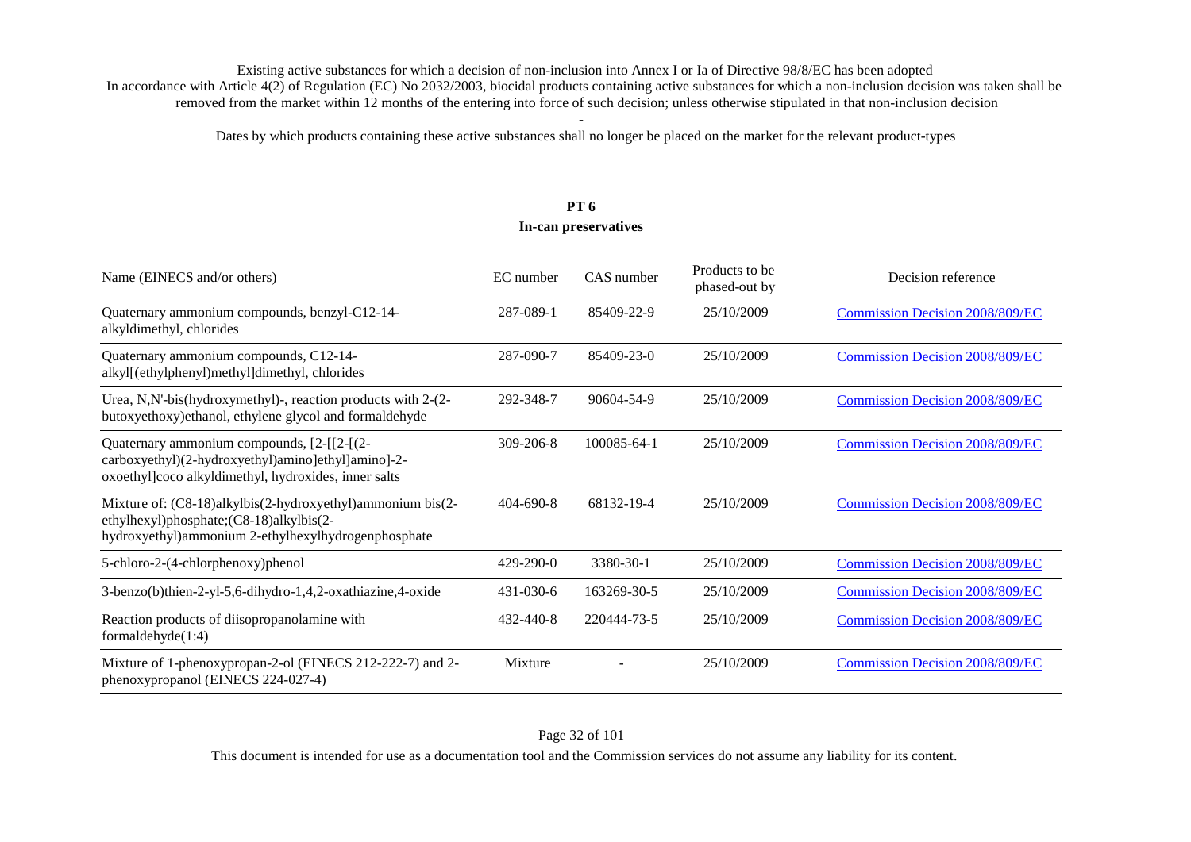Existing active substances for which a decision of non-inclusion into Annex I or Ia of Directive 98/8/EC has been adopted

In accordance with Article 4(2) of Regulation (EC) No 2032/2003, biocidal products containing active substances for which a non-inclusion decision was taken shall be removed from the market within 12 months of the entering into force of such decision; unless otherwise stipulated in that non-inclusion decision

-

Dates by which products containing these active substances shall no longer be placed on the market for the relevant product-types

## PT 6
### In-can preservatives

| Name (EINECS and/or others) | EC number | CAS number | Products to be phased-out by | Decision reference |
|---|---|---|---|---|
| Quaternary ammonium compounds, benzyl-C12-14-alkyldimethyl, chlorides | 287-089-1 | 85409-22-9 | 25/10/2009 | Commission Decision 2008/809/EC |
| Quaternary ammonium compounds, C12-14-alkyl[(ethylphenyl)methyl]dimethyl, chlorides | 287-090-7 | 85409-23-0 | 25/10/2009 | Commission Decision 2008/809/EC |
| Urea, N,N'-bis(hydroxymethyl)-, reaction products with 2-(2-butoxyethoxy)ethanol, ethylene glycol and formaldehyde | 292-348-7 | 90604-54-9 | 25/10/2009 | Commission Decision 2008/809/EC |
| Quaternary ammonium compounds, [2-[[2-[(2-carboxyethyl)(2-hydroxyethyl)amino]ethyl]amino]-2-oxoethyl]coco alkyldimethyl, hydroxides, inner salts | 309-206-8 | 100085-64-1 | 25/10/2009 | Commission Decision 2008/809/EC |
| Mixture of: (C8-18)alkylbis(2-hydroxyethyl)ammonium bis(2-ethylhexyl)phosphate;(C8-18)alkylbis(2-hydroxyethyl)ammonium 2-ethylhexylhydrogenphosphate | 404-690-8 | 68132-19-4 | 25/10/2009 | Commission Decision 2008/809/EC |
| 5-chloro-2-(4-chlorphenoxy)phenol | 429-290-0 | 3380-30-1 | 25/10/2009 | Commission Decision 2008/809/EC |
| 3-benzo(b)thien-2-yl-5,6-dihydro-1,4,2-oxathiazine,4-oxide | 431-030-6 | 163269-30-5 | 25/10/2009 | Commission Decision 2008/809/EC |
| Reaction products of diisopropanolamine with formaldehyde(1:4) | 432-440-8 | 220444-73-5 | 25/10/2009 | Commission Decision 2008/809/EC |
| Mixture of 1-phenoxypropan-2-ol (EINECS 212-222-7) and 2-phenoxypropanol (EINECS 224-027-4) | Mixture | - | 25/10/2009 | Commission Decision 2008/809/EC |

This document is intended for use as a documentation tool and the Commission services do not assume any liability for its content.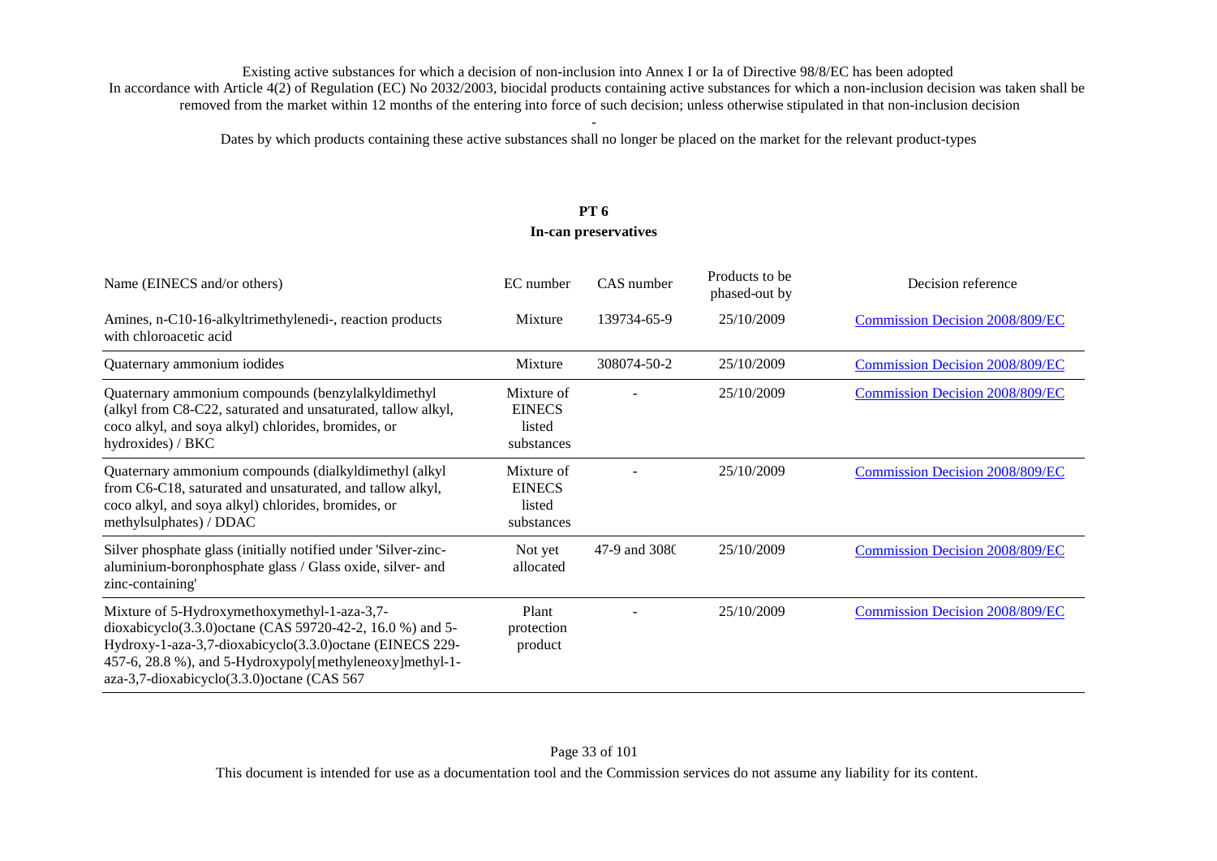Existing active substances for which a decision of non-inclusion into Annex I or Ia of Directive 98/8/EC has been adopted

In accordance with Article 4(2) of Regulation (EC) No 2032/2003, biocidal products containing active substances for which a non-inclusion decision was taken shall be removed from the market within 12 months of the entering into force of such decision; unless otherwise stipulated in that non-inclusion decision

-

Dates by which products containing these active substances shall no longer be placed on the market for the relevant product-types

## PT 6
## In-can preservatives

| Name (EINECS and/or others) | EC number | CAS number | Products to be phased-out by | Decision reference |
|---|---|---|---|---|
| Amines, n-C10-16-alkyltrimethylenedi-, reaction products with chloroacetic acid | Mixture | 139734-65-9 | 25/10/2009 | Commission Decision 2008/809/EC |
| Quaternary ammonium iodides | Mixture | 308074-50-2 | 25/10/2009 | Commission Decision 2008/809/EC |
| Quaternary ammonium compounds (benzylalkyldimethyl (alkyl from C8-C22, saturated and unsaturated, tallow alkyl, coco alkyl, and soya alkyl) chlorides, bromides, or hydroxides) / BKC | Mixture of EINECS listed substances | - | 25/10/2009 | Commission Decision 2008/809/EC |
| Quaternary ammonium compounds (dialkyldimethyl (alkyl from C6-C18, saturated and unsaturated, and tallow alkyl, coco alkyl, and soya alkyl) chlorides, bromides, or methylsulphates) / DDAC | Mixture of EINECS listed substances | - | 25/10/2009 | Commission Decision 2008/809/EC |
| Silver phosphate glass (initially notified under 'Silver-zinc-aluminium-boronphosphate glass / Glass oxide, silver- and zinc-containing' | Not yet allocated | 47-9 and 308( | 25/10/2009 | Commission Decision 2008/809/EC |
| Mixture of 5-Hydroxymethoxymethyl-1-aza-3,7-dioxabicyclo(3.3.0)octane (CAS 59720-42-2, 16.0 %) and 5-Hydroxy-1-aza-3,7-dioxabicyclo(3.3.0)octane (EINECS 229-457-6, 28.8 %), and 5-Hydroxypoly[methyleneoxy]methyl-1-aza-3,7-dioxabicyclo(3.3.0)octane (CAS 567 | Plant protection product | - | 25/10/2009 | Commission Decision 2008/809/EC |

This document is intended for use as a documentation tool and the Commission services do not assume any liability for its content.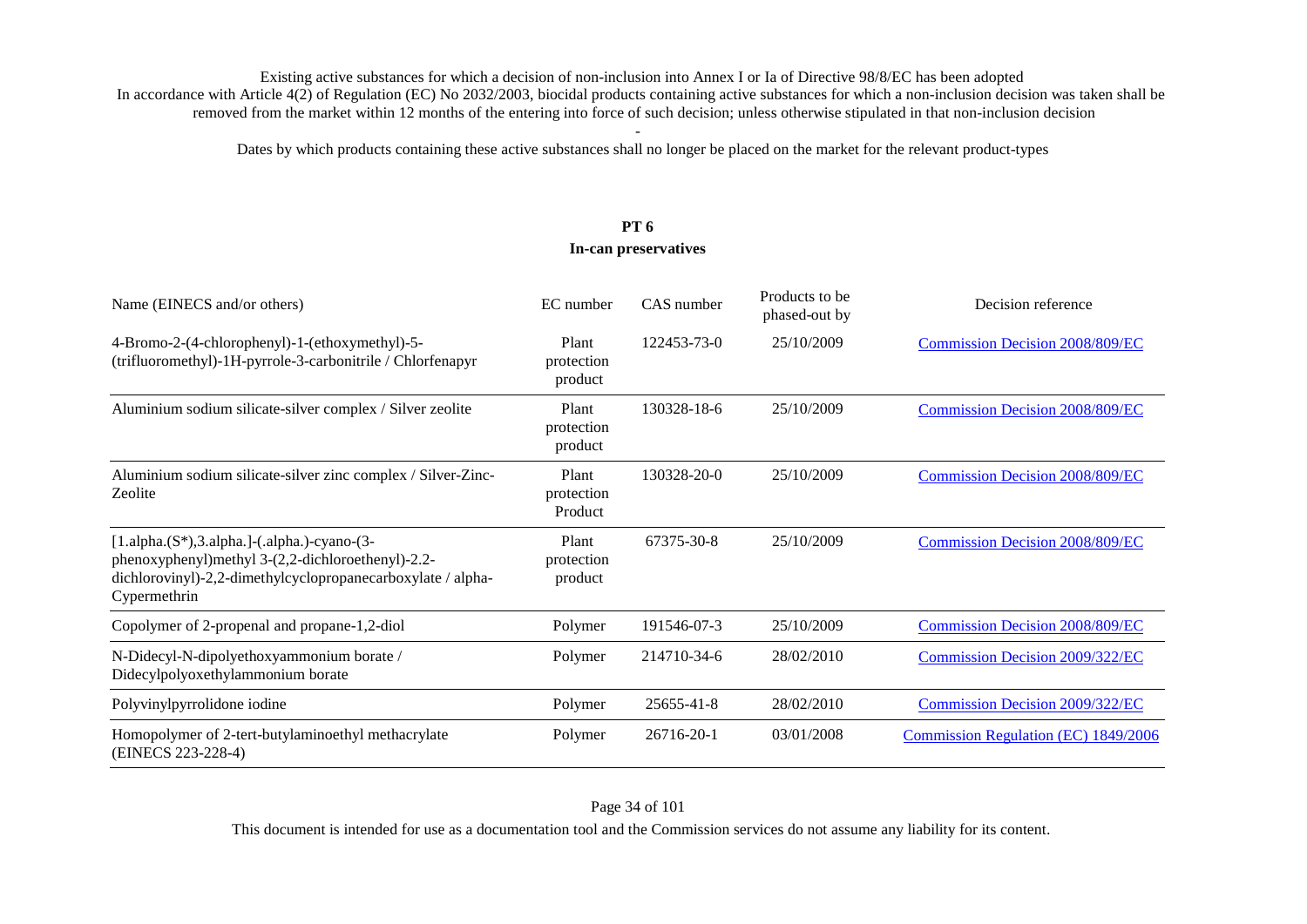Existing active substances for which a decision of non-inclusion into Annex I or Ia of Directive 98/8/EC has been adopted

In accordance with Article 4(2) of Regulation (EC) No 2032/2003, biocidal products containing active substances for which a non-inclusion decision was taken shall be removed from the market within 12 months of the entering into force of such decision; unless otherwise stipulated in that non-inclusion decision

-

Dates by which products containing these active substances shall no longer be placed on the market for the relevant product-types

## PT 6
## In-can preservatives

| Name (EINECS and/or others) | EC number | CAS number | Products to be phased-out by | Decision reference |
|---|---|---|---|---|
| 4-Bromo-2-(4-chlorophenyl)-1-(ethoxymethyl)-5-(trifluoromethyl)-1H-pyrrole-3-carbonitrile / Chlorfenapyr | Plant protection product | 122453-73-0 | 25/10/2009 | Commission Decision 2008/809/EC |
| Aluminium sodium silicate-silver complex / Silver zeolite | Plant protection product | 130328-18-6 | 25/10/2009 | Commission Decision 2008/809/EC |
| Aluminium sodium silicate-silver zinc complex / Silver-Zinc-Zeolite | Plant protection Product | 130328-20-0 | 25/10/2009 | Commission Decision 2008/809/EC |
| [1.alpha.(S*),3.alpha.]-(.alpha.)-cyano-(3-phenoxyphenyl)methyl 3-(2,2-dichloroethenyl)-2.2-dichlorovinyl)-2,2-dimethylcyclopropanecarboxylate / alpha-Cypermethrin | Plant protection product | 67375-30-8 | 25/10/2009 | Commission Decision 2008/809/EC |
| Copolymer of 2-propenal and propane-1,2-diol | Polymer | 191546-07-3 | 25/10/2009 | Commission Decision 2008/809/EC |
| N-Didecyl-N-dipolyethoxyammonium borate / Didecylpolyoxethylammonium borate | Polymer | 214710-34-6 | 28/02/2010 | Commission Decision 2009/322/EC |
| Polyvinylpyrrolidone iodine | Polymer | 25655-41-8 | 28/02/2010 | Commission Decision 2009/322/EC |
| Homopolymer of 2-tert-butylaminoethyl methacrylate (EINECS 223-228-4) | Polymer | 26716-20-1 | 03/01/2008 | Commission Regulation (EC) 1849/2006 |

This document is intended for use as a documentation tool and the Commission services do not assume any liability for its content.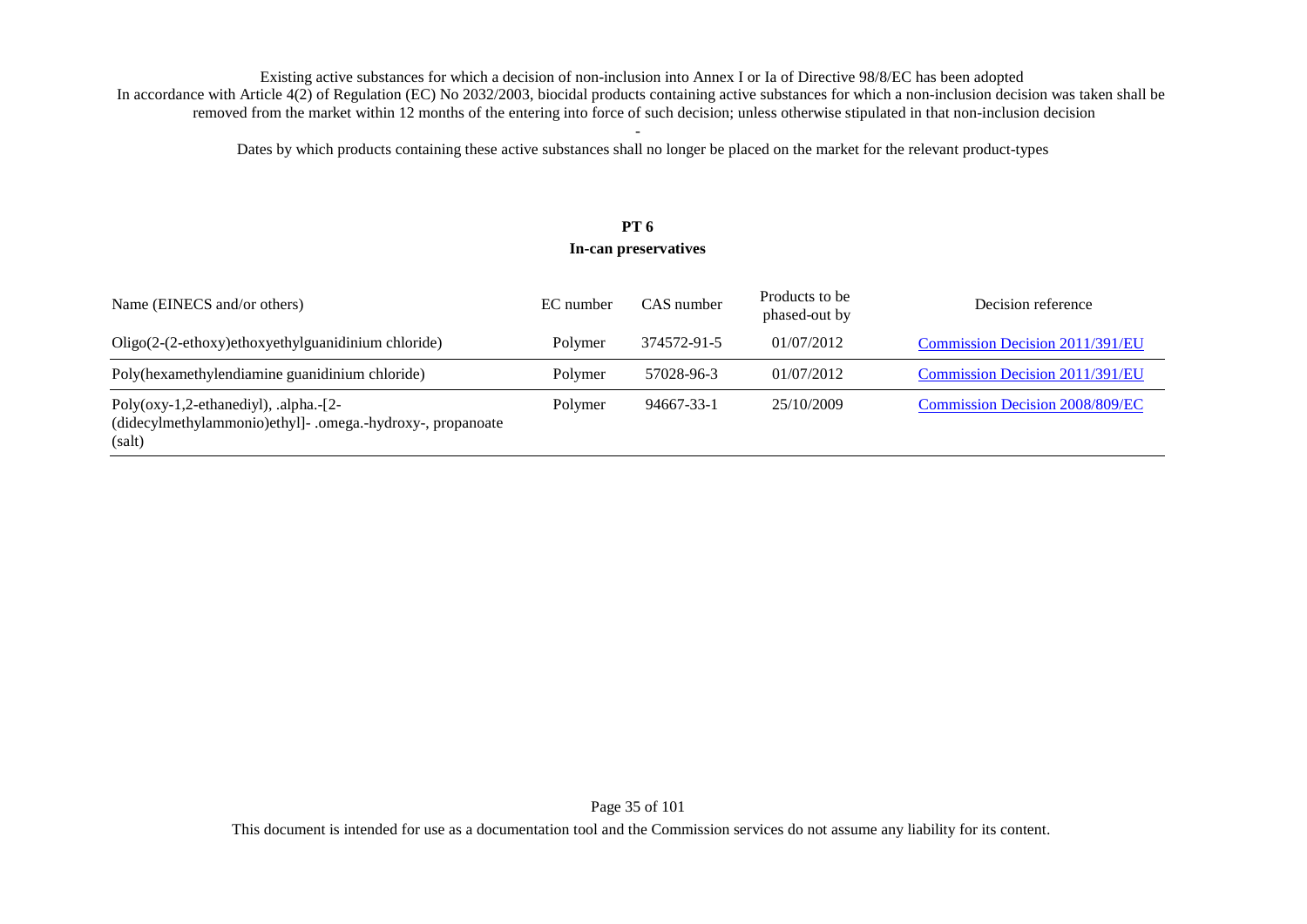Existing active substances for which a decision of non-inclusion into Annex I or Ia of Directive 98/8/EC has been adopted

In accordance with Article 4(2) of Regulation (EC) No 2032/2003, biocidal products containing active substances for which a non-inclusion decision was taken shall be removed from the market within 12 months of the entering into force of such decision; unless otherwise stipulated in that non-inclusion decision

-

Dates by which products containing these active substances shall no longer be placed on the market for the relevant product-types

## PT 6
## In-can preservatives

| Name (EINECS and/or others) | EC number | CAS number | Products to be phased-out by | Decision reference |
|---|---|---|---|---|
| Oligo(2-(2-ethoxy)ethoxyethylguanidinium chloride) | Polymer | 374572-91-5 | 01/07/2012 | Commission Decision 2011/391/EU |
| Poly(hexamethylendiamine guanidinium chloride) | Polymer | 57028-96-3 | 01/07/2012 | Commission Decision 2011/391/EU |
| Poly(oxy-1,2-ethanediyl), .alpha.-[2-(didecylmethylammonio)ethyl]- .omega.-hydroxy-, propanoate (salt) | Polymer | 94667-33-1 | 25/10/2009 | Commission Decision 2008/809/EC |

This document is intended for use as a documentation tool and the Commission services do not assume any liability for its content.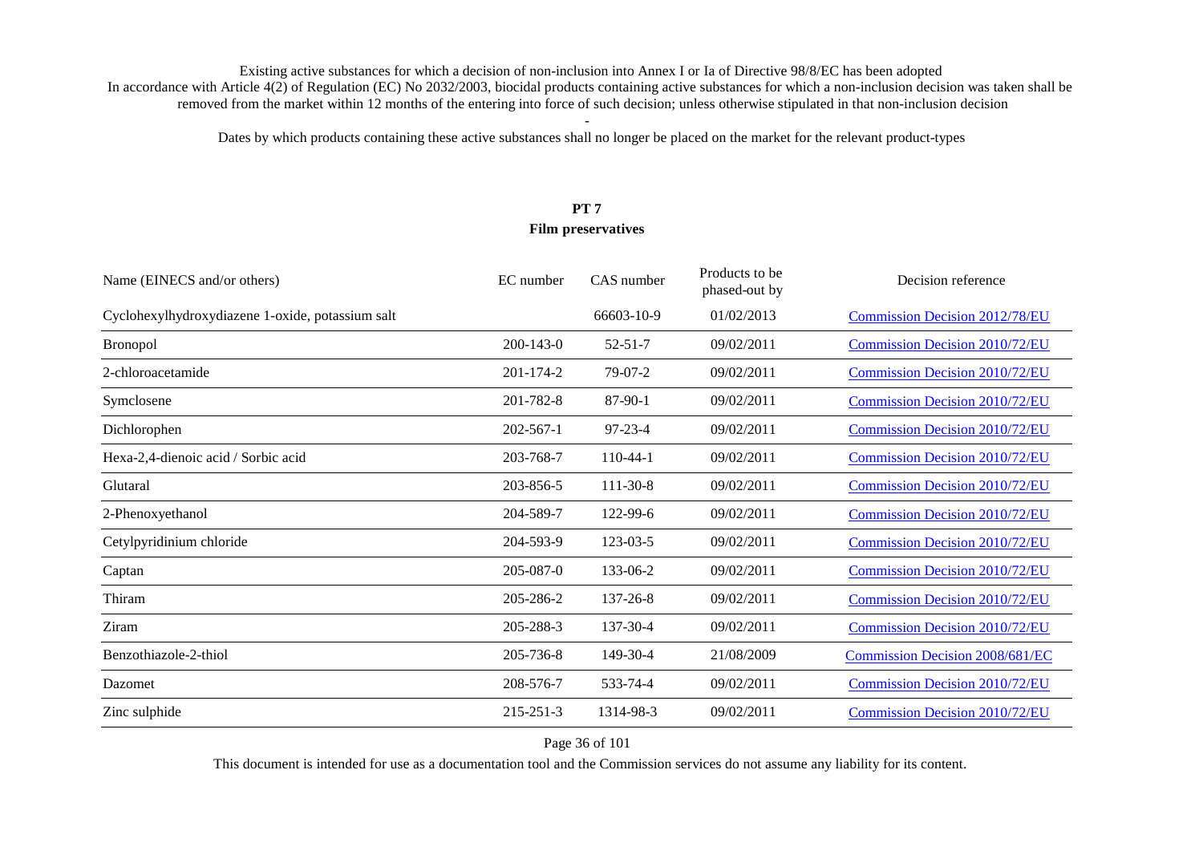Existing active substances for which a decision of non-inclusion into Annex I or Ia of Directive 98/8/EC has been adopted
In accordance with Article 4(2) of Regulation (EC) No 2032/2003, biocidal products containing active substances for which a non-inclusion decision was taken shall be removed from the market within 12 months of the entering into force of such decision; unless otherwise stipulated in that non-inclusion decision

-

Dates by which products containing these active substances shall no longer be placed on the market for the relevant product-types

## PT 7
## Film preservatives

| Name (EINECS and/or others) | EC number | CAS number | Products to be phased-out by | Decision reference |
|---|---|---|---|---|
| Cyclohexylhydroxydiazene 1-oxide, potassium salt | | 66603-10-9 | 01/02/2013 | Commission Decision 2012/78/EU |
| Bronopol | 200-143-0 | 52-51-7 | 09/02/2011 | Commission Decision 2010/72/EU |
| 2-chloroacetamide | 201-174-2 | 79-07-2 | 09/02/2011 | Commission Decision 2010/72/EU |
| Symclosene | 201-782-8 | 87-90-1 | 09/02/2011 | Commission Decision 2010/72/EU |
| Dichlorophen | 202-567-1 | 97-23-4 | 09/02/2011 | Commission Decision 2010/72/EU |
| Hexa-2,4-dienoic acid / Sorbic acid | 203-768-7 | 110-44-1 | 09/02/2011 | Commission Decision 2010/72/EU |
| Glutaral | 203-856-5 | 111-30-8 | 09/02/2011 | Commission Decision 2010/72/EU |
| 2-Phenoxyethanol | 204-589-7 | 122-99-6 | 09/02/2011 | Commission Decision 2010/72/EU |
| Cetylpyridinium chloride | 204-593-9 | 123-03-5 | 09/02/2011 | Commission Decision 2010/72/EU |
| Captan | 205-087-0 | 133-06-2 | 09/02/2011 | Commission Decision 2010/72/EU |
| Thiram | 205-286-2 | 137-26-8 | 09/02/2011 | Commission Decision 2010/72/EU |
| Ziram | 205-288-3 | 137-30-4 | 09/02/2011 | Commission Decision 2010/72/EU |
| Benzothiazole-2-thiol | 205-736-8 | 149-30-4 | 21/08/2009 | Commission Decision 2008/681/EC |
| Dazomet | 208-576-7 | 533-74-4 | 09/02/2011 | Commission Decision 2010/72/EU |
| Zinc sulphide | 215-251-3 | 1314-98-3 | 09/02/2011 | Commission Decision 2010/72/EU |

This document is intended for use as a documentation tool and the Commission services do not assume any liability for its content.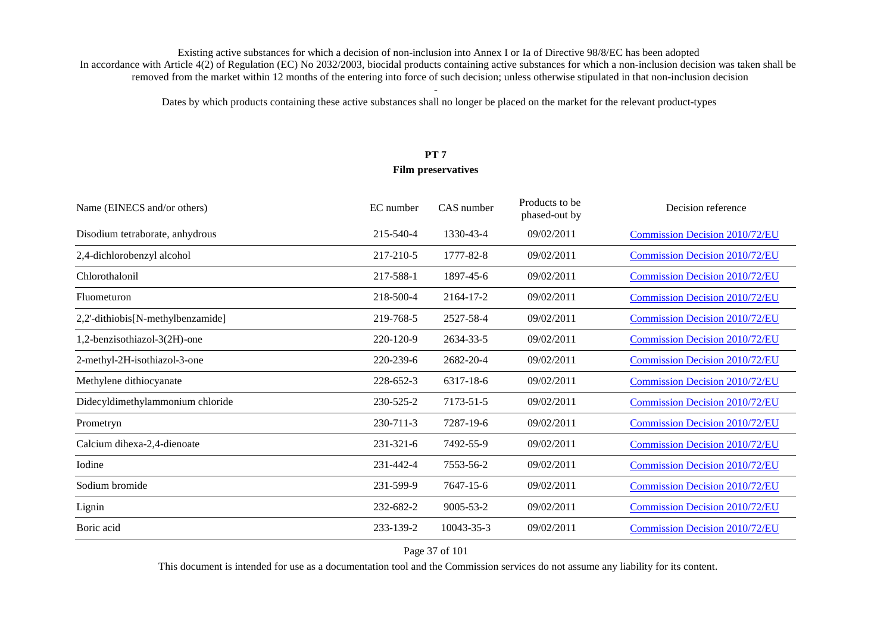Existing active substances for which a decision of non-inclusion into Annex I or Ia of Directive 98/8/EC has been adopted
In accordance with Article 4(2) of Regulation (EC) No 2032/2003, biocidal products containing active substances for which a non-inclusion decision was taken shall be removed from the market within 12 months of the entering into force of such decision; unless otherwise stipulated in that non-inclusion decision

-

Dates by which products containing these active substances shall no longer be placed on the market for the relevant product-types

## PT 7
## Film preservatives

| Name (EINECS and/or others) | EC number | CAS number | Products to be phased-out by | Decision reference |
|---|---|---|---|---|
| Disodium tetraborate, anhydrous | 215-540-4 | 1330-43-4 | 09/02/2011 | Commission Decision 2010/72/EU |
| 2,4-dichlorobenzyl alcohol | 217-210-5 | 1777-82-8 | 09/02/2011 | Commission Decision 2010/72/EU |
| Chlorothalonil | 217-588-1 | 1897-45-6 | 09/02/2011 | Commission Decision 2010/72/EU |
| Fluometuron | 218-500-4 | 2164-17-2 | 09/02/2011 | Commission Decision 2010/72/EU |
| 2,2'-dithiobis[N-methylbenzamide] | 219-768-5 | 2527-58-4 | 09/02/2011 | Commission Decision 2010/72/EU |
| 1,2-benzisothiazol-3(2H)-one | 220-120-9 | 2634-33-5 | 09/02/2011 | Commission Decision 2010/72/EU |
| 2-methyl-2H-isothiazol-3-one | 220-239-6 | 2682-20-4 | 09/02/2011 | Commission Decision 2010/72/EU |
| Methylene dithiocyanate | 228-652-3 | 6317-18-6 | 09/02/2011 | Commission Decision 2010/72/EU |
| Didecyldimethylammonium chloride | 230-525-2 | 7173-51-5 | 09/02/2011 | Commission Decision 2010/72/EU |
| Prometryn | 230-711-3 | 7287-19-6 | 09/02/2011 | Commission Decision 2010/72/EU |
| Calcium dihexa-2,4-dienoate | 231-321-6 | 7492-55-9 | 09/02/2011 | Commission Decision 2010/72/EU |
| Iodine | 231-442-4 | 7553-56-2 | 09/02/2011 | Commission Decision 2010/72/EU |
| Sodium bromide | 231-599-9 | 7647-15-6 | 09/02/2011 | Commission Decision 2010/72/EU |
| Lignin | 232-682-2 | 9005-53-2 | 09/02/2011 | Commission Decision 2010/72/EU |
| Boric acid | 233-139-2 | 10043-35-3 | 09/02/2011 | Commission Decision 2010/72/EU |

This document is intended for use as a documentation tool and the Commission services do not assume any liability for its content.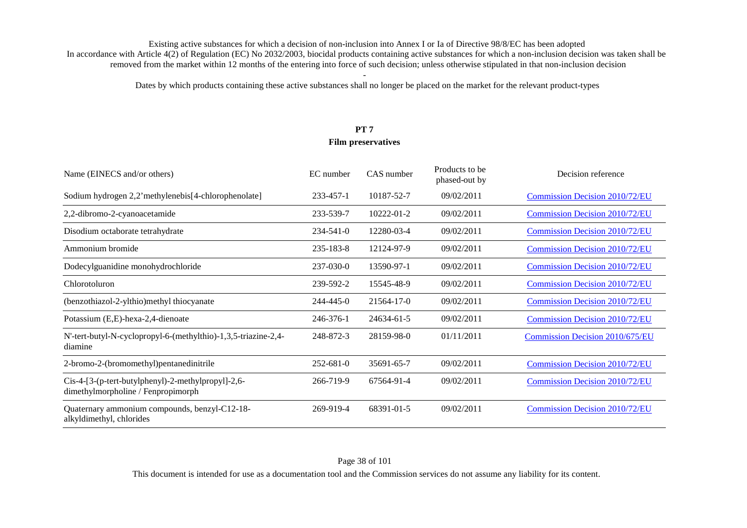Existing active substances for which a decision of non-inclusion into Annex I or Ia of Directive 98/8/EC has been adopted

In accordance with Article 4(2) of Regulation (EC) No 2032/2003, biocidal products containing active substances for which a non-inclusion decision was taken shall be removed from the market within 12 months of the entering into force of such decision; unless otherwise stipulated in that non-inclusion decision

-

Dates by which products containing these active substances shall no longer be placed on the market for the relevant product-types

## PT 7
## Film preservatives

| Name (EINECS and/or others) | EC number | CAS number | Products to be phased-out by | Decision reference |
|---|---|---|---|---|
| Sodium hydrogen 2,2'methylenebis[4-chlorophenolate] | 233-457-1 | 10187-52-7 | 09/02/2011 | Commission Decision 2010/72/EU |
| 2,2-dibromo-2-cyanoacetamide | 233-539-7 | 10222-01-2 | 09/02/2011 | Commission Decision 2010/72/EU |
| Disodium octaborate tetrahydrate | 234-541-0 | 12280-03-4 | 09/02/2011 | Commission Decision 2010/72/EU |
| Ammonium bromide | 235-183-8 | 12124-97-9 | 09/02/2011 | Commission Decision 2010/72/EU |
| Dodecylguanidine monohydrochloride | 237-030-0 | 13590-97-1 | 09/02/2011 | Commission Decision 2010/72/EU |
| Chlorotoluron | 239-592-2 | 15545-48-9 | 09/02/2011 | Commission Decision 2010/72/EU |
| (benzothiazol-2-ylthio)methyl thiocyanate | 244-445-0 | 21564-17-0 | 09/02/2011 | Commission Decision 2010/72/EU |
| Potassium (E,E)-hexa-2,4-dienoate | 246-376-1 | 24634-61-5 | 09/02/2011 | Commission Decision 2010/72/EU |
| N'-tert-butyl-N-cyclopropyl-6-(methylthio)-1,3,5-triazine-2,4-diamine | 248-872-3 | 28159-98-0 | 01/11/2011 | Commission Decision 2010/675/EU |
| 2-bromo-2-(bromomethyl)pentanedinitrile | 252-681-0 | 35691-65-7 | 09/02/2011 | Commission Decision 2010/72/EU |
| Cis-4-[3-(p-tert-butylphenyl)-2-methylpropyl]-2,6-dimethylmorpholine / Fenpropimorph | 266-719-9 | 67564-91-4 | 09/02/2011 | Commission Decision 2010/72/EU |
| Quaternary ammonium compounds, benzyl-C12-18-alkyldimethyl, chlorides | 269-919-4 | 68391-01-5 | 09/02/2011 | Commission Decision 2010/72/EU |

This document is intended for use as a documentation tool and the Commission services do not assume any liability for its content.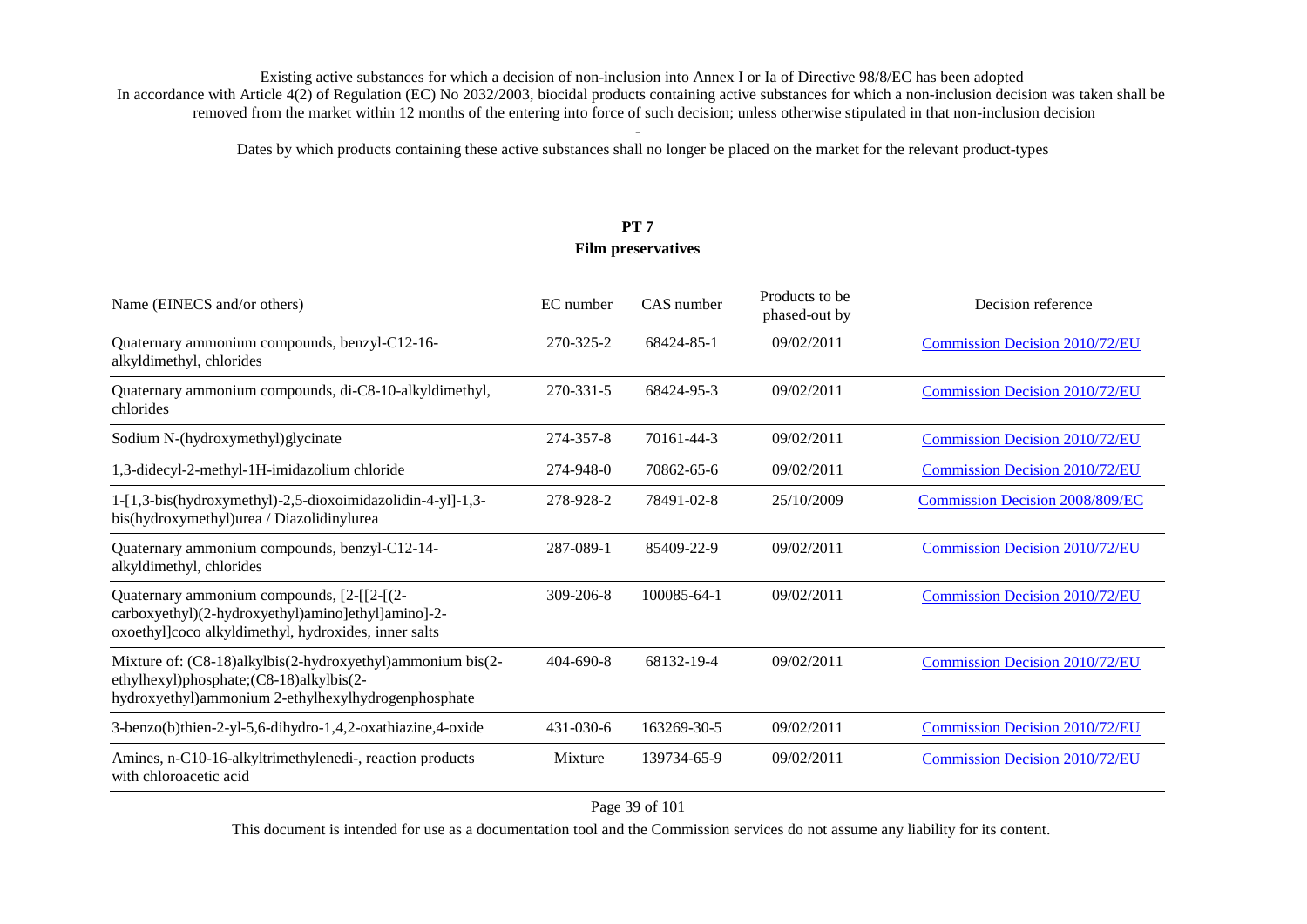Existing active substances for which a decision of non-inclusion into Annex I or Ia of Directive 98/8/EC has been adopted

In accordance with Article 4(2) of Regulation (EC) No 2032/2003, biocidal products containing active substances for which a non-inclusion decision was taken shall be removed from the market within 12 months of the entering into force of such decision; unless otherwise stipulated in that non-inclusion decision

-

Dates by which products containing these active substances shall no longer be placed on the market for the relevant product-types

## PT 7
## Film preservatives

| Name (EINECS and/or others) | EC number | CAS number | Products to be phased-out by | Decision reference |
|---|---|---|---|---|
| Quaternary ammonium compounds, benzyl-C12-16-alkyldimethyl, chlorides | 270-325-2 | 68424-85-1 | 09/02/2011 | Commission Decision 2010/72/EU |
| Quaternary ammonium compounds, di-C8-10-alkyldimethyl, chlorides | 270-331-5 | 68424-95-3 | 09/02/2011 | Commission Decision 2010/72/EU |
| Sodium N-(hydroxymethyl)glycinate | 274-357-8 | 70161-44-3 | 09/02/2011 | Commission Decision 2010/72/EU |
| 1,3-didecyl-2-methyl-1H-imidazolium chloride | 274-948-0 | 70862-65-6 | 09/02/2011 | Commission Decision 2010/72/EU |
| 1-[1,3-bis(hydroxymethyl)-2,5-dioxoimidazolidin-4-yl]-1,3-bis(hydroxymethyl)urea / Diazolidinylurea | 278-928-2 | 78491-02-8 | 25/10/2009 | Commission Decision 2008/809/EC |
| Quaternary ammonium compounds, benzyl-C12-14-alkyldimethyl, chlorides | 287-089-1 | 85409-22-9 | 09/02/2011 | Commission Decision 2010/72/EU |
| Quaternary ammonium compounds, [2-[[2-[(2-carboxyethyl)(2-hydroxyethyl)amino]ethyl]amino]-2-oxoethyl]coco alkyldimethyl, hydroxides, inner salts | 309-206-8 | 100085-64-1 | 09/02/2011 | Commission Decision 2010/72/EU |
| Mixture of: (C8-18)alkylbis(2-hydroxyethyl)ammonium bis(2-ethylhexyl)phosphate;(C8-18)alkylbis(2-hydroxyethyl)ammonium 2-ethylhexylhydrogenphosphate | 404-690-8 | 68132-19-4 | 09/02/2011 | Commission Decision 2010/72/EU |
| 3-benzo(b)thien-2-yl-5,6-dihydro-1,4,2-oxathiazine,4-oxide | 431-030-6 | 163269-30-5 | 09/02/2011 | Commission Decision 2010/72/EU |
| Amines, n-C10-16-alkyltrimethylenedi-, reaction products with chloroacetic acid | Mixture | 139734-65-9 | 09/02/2011 | Commission Decision 2010/72/EU |

This document is intended for use as a documentation tool and the Commission services do not assume any liability for its content.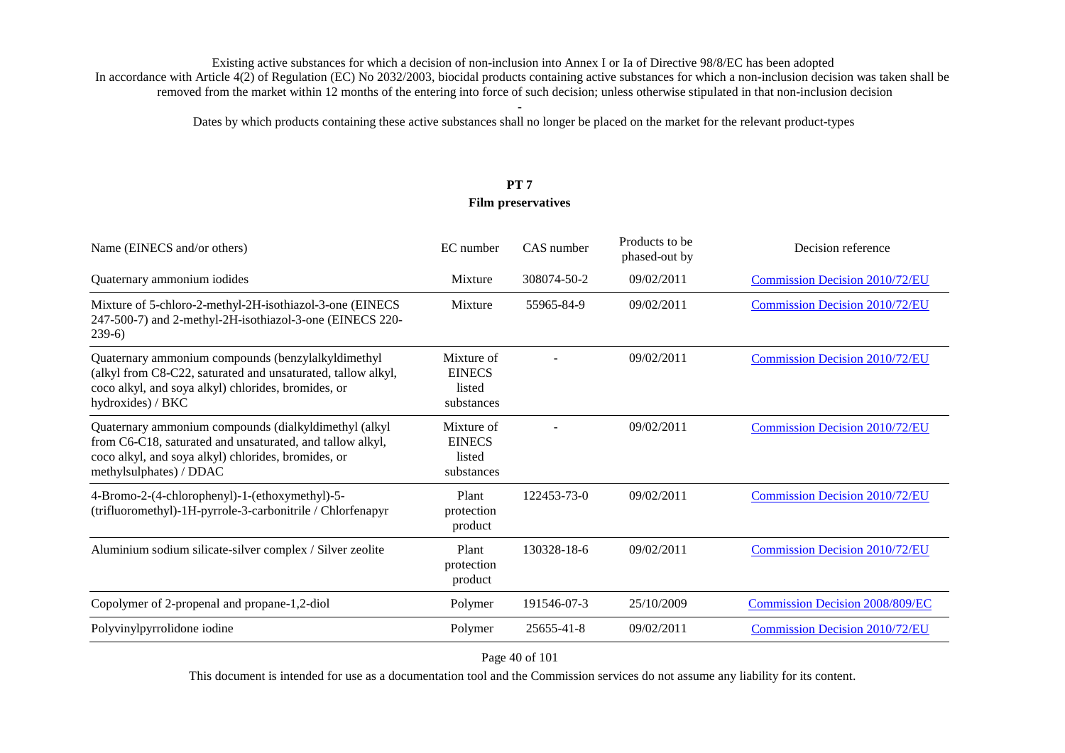Existing active substances for which a decision of non-inclusion into Annex I or Ia of Directive 98/8/EC has been adopted

In accordance with Article 4(2) of Regulation (EC) No 2032/2003, biocidal products containing active substances for which a non-inclusion decision was taken shall be removed from the market within 12 months of the entering into force of such decision; unless otherwise stipulated in that non-inclusion decision

-

Dates by which products containing these active substances shall no longer be placed on the market for the relevant product-types

## PT 7
## Film preservatives

| Name (EINECS and/or others) | EC number | CAS number | Products to be phased-out by | Decision reference |
|---|---|---|---|---|
| Quaternary ammonium iodides | Mixture | 308074-50-2 | 09/02/2011 | Commission Decision 2010/72/EU |
| Mixture of 5-chloro-2-methyl-2H-isothiazol-3-one (EINECS 247-500-7) and 2-methyl-2H-isothiazol-3-one (EINECS 220-239-6) | Mixture | 55965-84-9 | 09/02/2011 | Commission Decision 2010/72/EU |
| Quaternary ammonium compounds (benzylalkyldimethyl (alkyl from C8-C22, saturated and unsaturated, tallow alkyl, coco alkyl, and soya alkyl) chlorides, bromides, or hydroxides) / BKC | Mixture of EINECS listed substances | - | 09/02/2011 | Commission Decision 2010/72/EU |
| Quaternary ammonium compounds (dialkyldimethyl (alkyl from C6-C18, saturated and unsaturated, and tallow alkyl, coco alkyl, and soya alkyl) chlorides, bromides, or methylsulphates) / DDAC | Mixture of EINECS listed substances | - | 09/02/2011 | Commission Decision 2010/72/EU |
| 4-Bromo-2-(4-chlorophenyl)-1-(ethoxymethyl)-5-(trifluoromethyl)-1H-pyrrole-3-carbonitrile / Chlorfenapyr | Plant protection product | 122453-73-0 | 09/02/2011 | Commission Decision 2010/72/EU |
| Aluminium sodium silicate-silver complex / Silver zeolite | Plant protection product | 130328-18-6 | 09/02/2011 | Commission Decision 2010/72/EU |
| Copolymer of 2-propenal and propane-1,2-diol | Polymer | 191546-07-3 | 25/10/2009 | Commission Decision 2008/809/EC |
| Polyvinylpyrrolidone iodine | Polymer | 25655-41-8 | 09/02/2011 | Commission Decision 2010/72/EU |

This document is intended for use as a documentation tool and the Commission services do not assume any liability for its content.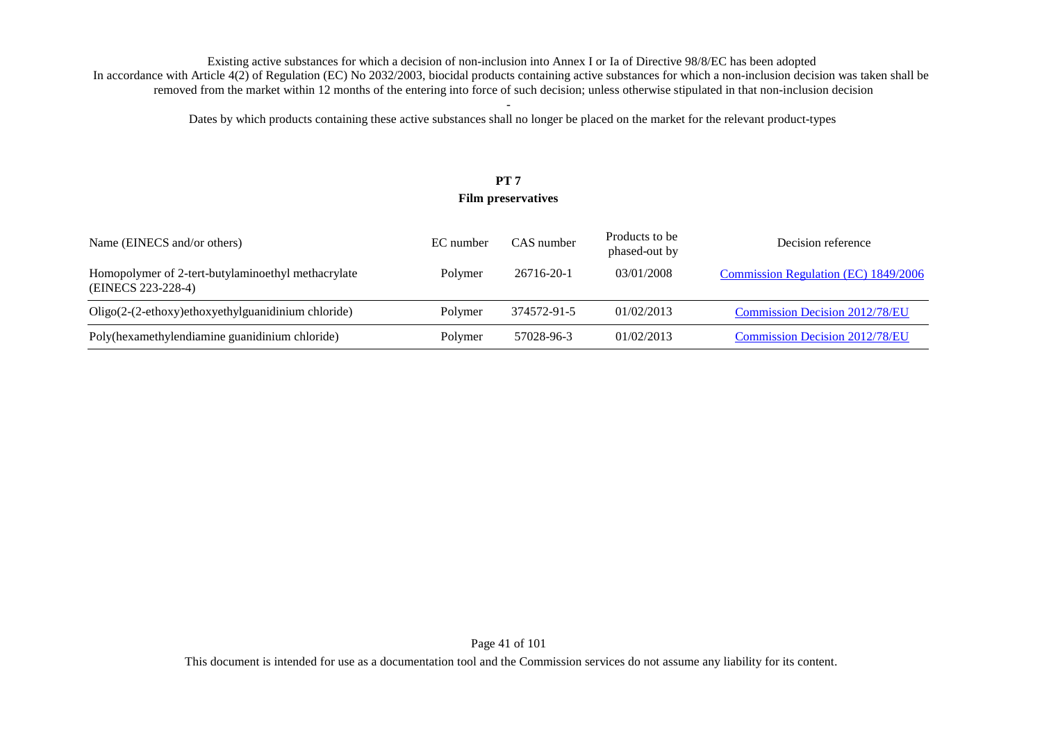Existing active substances for which a decision of non-inclusion into Annex I or Ia of Directive 98/8/EC has been adopted

In accordance with Article 4(2) of Regulation (EC) No 2032/2003, biocidal products containing active substances for which a non-inclusion decision was taken shall be removed from the market within 12 months of the entering into force of such decision; unless otherwise stipulated in that non-inclusion decision

-

Dates by which products containing these active substances shall no longer be placed on the market for the relevant product-types

## PT 7
## Film preservatives

| Name (EINECS and/or others) | EC number | CAS number | Products to be phased-out by | Decision reference |
|---|---|---|---|---|
| Homopolymer of 2-tert-butylaminoethyl methacrylate (EINECS 223-228-4) | Polymer | 26716-20-1 | 03/01/2008 | Commission Regulation (EC) 1849/2006 |
| Oligo(2-(2-ethoxy)ethoxyethylguanidinium chloride) | Polymer | 374572-91-5 | 01/02/2013 | Commission Decision 2012/78/EU |
| Poly(hexamethylendiamine guanidinium chloride) | Polymer | 57028-96-3 | 01/02/2013 | Commission Decision 2012/78/EU |

This document is intended for use as a documentation tool and the Commission services do not assume any liability for its content.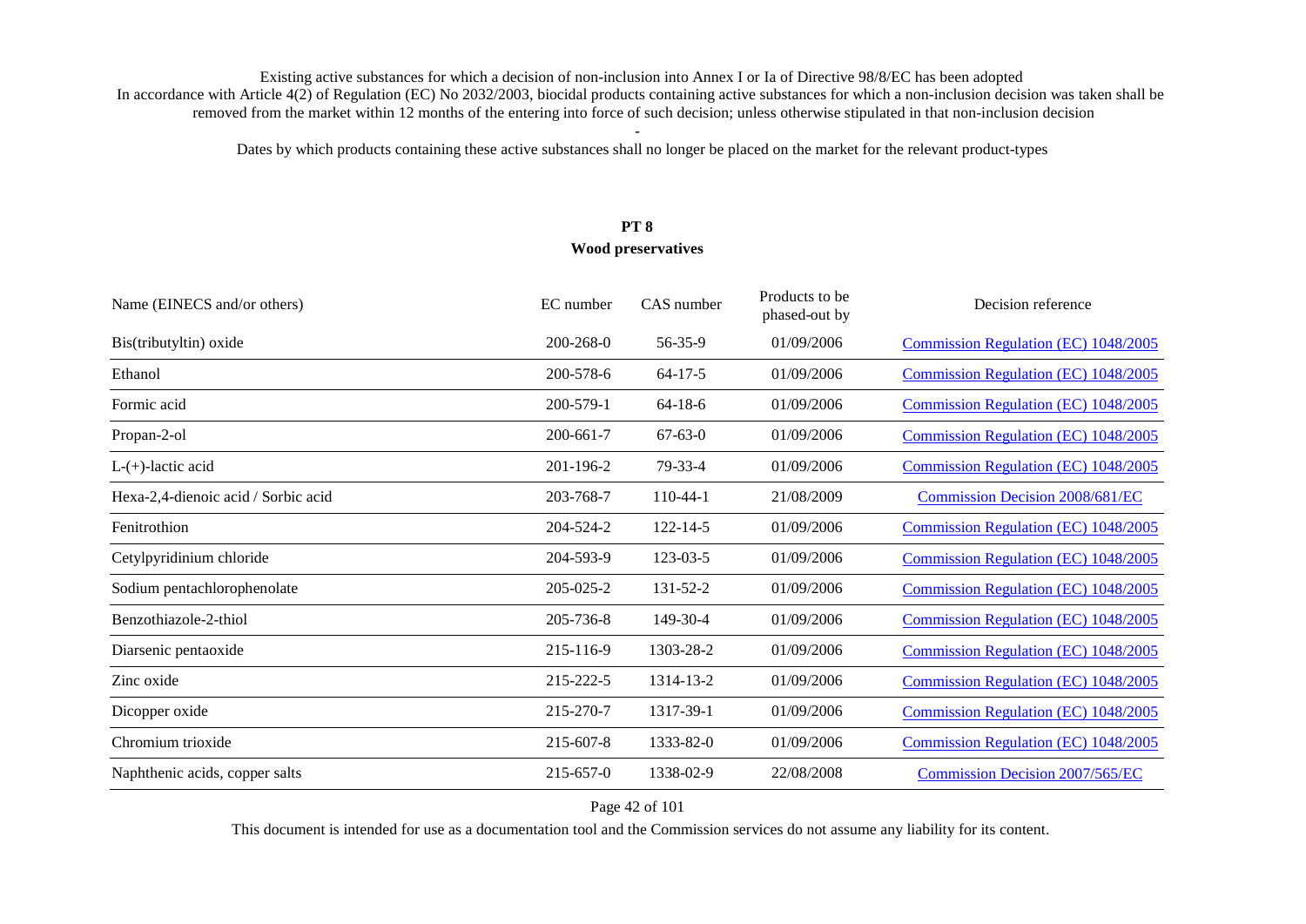Existing active substances for which a decision of non-inclusion into Annex I or Ia of Directive 98/8/EC has been adopted
In accordance with Article 4(2) of Regulation (EC) No 2032/2003, biocidal products containing active substances for which a non-inclusion decision was taken shall be removed from the market within 12 months of the entering into force of such decision; unless otherwise stipulated in that non-inclusion decision

-

Dates by which products containing these active substances shall no longer be placed on the market for the relevant product-types

## PT 8
## Wood preservatives

| Name (EINECS and/or others) | EC number | CAS number | Products to be phased-out by | Decision reference |
|---|---|---|---|---|
| Bis(tributyltin) oxide | 200-268-0 | 56-35-9 | 01/09/2006 | Commission Regulation (EC) 1048/2005 |
| Ethanol | 200-578-6 | 64-17-5 | 01/09/2006 | Commission Regulation (EC) 1048/2005 |
| Formic acid | 200-579-1 | 64-18-6 | 01/09/2006 | Commission Regulation (EC) 1048/2005 |
| Propan-2-ol | 200-661-7 | 67-63-0 | 01/09/2006 | Commission Regulation (EC) 1048/2005 |
| L-(+)-lactic acid | 201-196-2 | 79-33-4 | 01/09/2006 | Commission Regulation (EC) 1048/2005 |
| Hexa-2,4-dienoic acid / Sorbic acid | 203-768-7 | 110-44-1 | 21/08/2009 | Commission Decision 2008/681/EC |
| Fenitrothion | 204-524-2 | 122-14-5 | 01/09/2006 | Commission Regulation (EC) 1048/2005 |
| Cetylpyridinium chloride | 204-593-9 | 123-03-5 | 01/09/2006 | Commission Regulation (EC) 1048/2005 |
| Sodium pentachlorophenolate | 205-025-2 | 131-52-2 | 01/09/2006 | Commission Regulation (EC) 1048/2005 |
| Benzothiazole-2-thiol | 205-736-8 | 149-30-4 | 01/09/2006 | Commission Regulation (EC) 1048/2005 |
| Diarsenic pentaoxide | 215-116-9 | 1303-28-2 | 01/09/2006 | Commission Regulation (EC) 1048/2005 |
| Zinc oxide | 215-222-5 | 1314-13-2 | 01/09/2006 | Commission Regulation (EC) 1048/2005 |
| Dicopper oxide | 215-270-7 | 1317-39-1 | 01/09/2006 | Commission Regulation (EC) 1048/2005 |
| Chromium trioxide | 215-607-8 | 1333-82-0 | 01/09/2006 | Commission Regulation (EC) 1048/2005 |
| Naphthenic acids, copper salts | 215-657-0 | 1338-02-9 | 22/08/2008 | Commission Decision 2007/565/EC |

This document is intended for use as a documentation tool and the Commission services do not assume any liability for its content.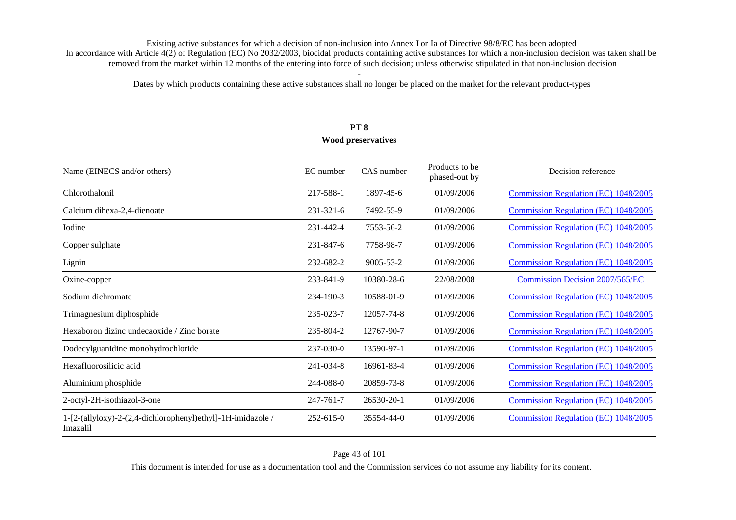Existing active substances for which a decision of non-inclusion into Annex I or Ia of Directive 98/8/EC has been adopted
In accordance with Article 4(2) of Regulation (EC) No 2032/2003, biocidal products containing active substances for which a non-inclusion decision was taken shall be removed from the market within 12 months of the entering into force of such decision; unless otherwise stipulated in that non-inclusion decision

-

Dates by which products containing these active substances shall no longer be placed on the market for the relevant product-types

## PT 8
### Wood preservatives

| Name (EINECS and/or others) | EC number | CAS number | Products to be phased-out by | Decision reference |
|---|---|---|---|---|
| Chlorothalonil | 217-588-1 | 1897-45-6 | 01/09/2006 | Commission Regulation (EC) 1048/2005 |
| Calcium dihexa-2,4-dienoate | 231-321-6 | 7492-55-9 | 01/09/2006 | Commission Regulation (EC) 1048/2005 |
| Iodine | 231-442-4 | 7553-56-2 | 01/09/2006 | Commission Regulation (EC) 1048/2005 |
| Copper sulphate | 231-847-6 | 7758-98-7 | 01/09/2006 | Commission Regulation (EC) 1048/2005 |
| Lignin | 232-682-2 | 9005-53-2 | 01/09/2006 | Commission Regulation (EC) 1048/2005 |
| Oxine-copper | 233-841-9 | 10380-28-6 | 22/08/2008 | Commission Decision 2007/565/EC |
| Sodium dichromate | 234-190-3 | 10588-01-9 | 01/09/2006 | Commission Regulation (EC) 1048/2005 |
| Trimagnesium diphosphide | 235-023-7 | 12057-74-8 | 01/09/2006 | Commission Regulation (EC) 1048/2005 |
| Hexaboron dizinc undecaoxide / Zinc borate | 235-804-2 | 12767-90-7 | 01/09/2006 | Commission Regulation (EC) 1048/2005 |
| Dodecylguanidine monohydrochloride | 237-030-0 | 13590-97-1 | 01/09/2006 | Commission Regulation (EC) 1048/2005 |
| Hexafluorosilicic acid | 241-034-8 | 16961-83-4 | 01/09/2006 | Commission Regulation (EC) 1048/2005 |
| Aluminium phosphide | 244-088-0 | 20859-73-8 | 01/09/2006 | Commission Regulation (EC) 1048/2005 |
| 2-octyl-2H-isothiazol-3-one | 247-761-7 | 26530-20-1 | 01/09/2006 | Commission Regulation (EC) 1048/2005 |
| 1-[2-(allyloxy)-2-(2,4-dichlorophenyl)ethyl]-1H-imidazole / Imazalil | 252-615-0 | 35554-44-0 | 01/09/2006 | Commission Regulation (EC) 1048/2005 |

This document is intended for use as a documentation tool and the Commission services do not assume any liability for its content.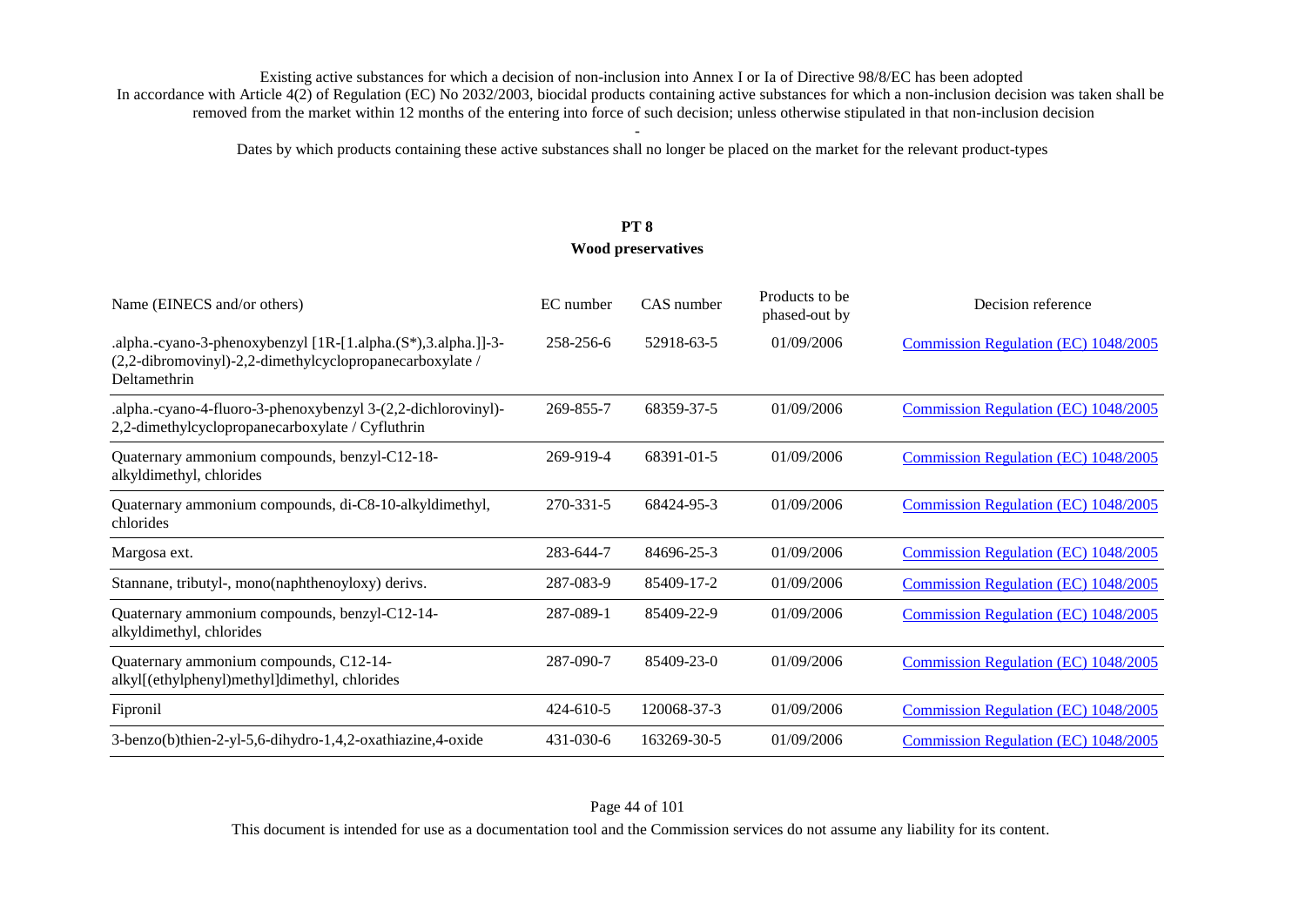Existing active substances for which a decision of non-inclusion into Annex I or Ia of Directive 98/8/EC has been adopted
In accordance with Article 4(2) of Regulation (EC) No 2032/2003, biocidal products containing active substances for which a non-inclusion decision was taken shall be removed from the market within 12 months of the entering into force of such decision; unless otherwise stipulated in that non-inclusion decision

-

Dates by which products containing these active substances shall no longer be placed on the market for the relevant product-types

## PT 8
## Wood preservatives

| Name (EINECS and/or others) | EC number | CAS number | Products to be phased-out by | Decision reference |
|---|---|---|---|---|
| .alpha.-cyano-3-phenoxybenzyl [1R-[1.alpha.(S*),3.alpha.]]-3-(2,2-dibromovinyl)-2,2-dimethylcyclopropanecarboxylate / Deltamethrin | 258-256-6 | 52918-63-5 | 01/09/2006 | Commission Regulation (EC) 1048/2005 |
| .alpha.-cyano-4-fluoro-3-phenoxybenzyl 3-(2,2-dichlorovinyl)-2,2-dimethylcyclopropanecarboxylate / Cyfluthrin | 269-855-7 | 68359-37-5 | 01/09/2006 | Commission Regulation (EC) 1048/2005 |
| Quaternary ammonium compounds, benzyl-C12-18-alkyldimethyl, chlorides | 269-919-4 | 68391-01-5 | 01/09/2006 | Commission Regulation (EC) 1048/2005 |
| Quaternary ammonium compounds, di-C8-10-alkyldimethyl, chlorides | 270-331-5 | 68424-95-3 | 01/09/2006 | Commission Regulation (EC) 1048/2005 |
| Margosa ext. | 283-644-7 | 84696-25-3 | 01/09/2006 | Commission Regulation (EC) 1048/2005 |
| Stannane, tributyl-, mono(naphthenoyloxy) derivs. | 287-083-9 | 85409-17-2 | 01/09/2006 | Commission Regulation (EC) 1048/2005 |
| Quaternary ammonium compounds, benzyl-C12-14-alkyldimethyl, chlorides | 287-089-1 | 85409-22-9 | 01/09/2006 | Commission Regulation (EC) 1048/2005 |
| Quaternary ammonium compounds, C12-14-alkyl[(ethylphenyl)methyl]dimethyl, chlorides | 287-090-7 | 85409-23-0 | 01/09/2006 | Commission Regulation (EC) 1048/2005 |
| Fipronil | 424-610-5 | 120068-37-3 | 01/09/2006 | Commission Regulation (EC) 1048/2005 |
| 3-benzo(b)thien-2-yl-5,6-dihydro-1,4,2-oxathiazine,4-oxide | 431-030-6 | 163269-30-5 | 01/09/2006 | Commission Regulation (EC) 1048/2005 |

This document is intended for use as a documentation tool and the Commission services do not assume any liability for its content.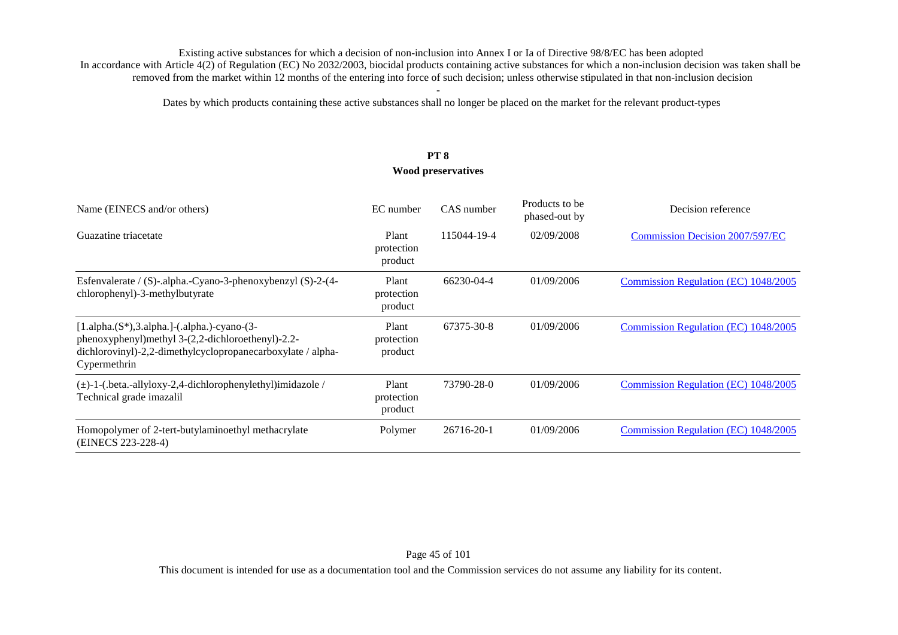Existing active substances for which a decision of non-inclusion into Annex I or Ia of Directive 98/8/EC has been adopted

In accordance with Article 4(2) of Regulation (EC) No 2032/2003, biocidal products containing active substances for which a non-inclusion decision was taken shall be removed from the market within 12 months of the entering into force of such decision; unless otherwise stipulated in that non-inclusion decision

-

Dates by which products containing these active substances shall no longer be placed on the market for the relevant product-types

## PT 8
## Wood preservatives

| Name (EINECS and/or others) | EC number | CAS number | Products to be phased-out by | Decision reference |
|---|---|---|---|---|
| Guazatine triacetate | Plant protection product | 115044-19-4 | 02/09/2008 | Commission Decision 2007/597/EC |
| Esfenvalerate / (S)-.alpha.-Cyano-3-phenoxybenzyl (S)-2-(4-chlorophenyl)-3-methylbutyrate | Plant protection product | 66230-04-4 | 01/09/2006 | Commission Regulation (EC) 1048/2005 |
| [1.alpha.(S*),3.alpha.]-(.alpha.)-cyano-(3-phenoxyphenyl)methyl 3-(2,2-dichloroethenyl)-2.2-dichlorovinyl)-2,2-dimethylcyclopropanecarboxylate / alpha-Cypermethrin | Plant protection product | 67375-30-8 | 01/09/2006 | Commission Regulation (EC) 1048/2005 |
| (±)-1-(.beta.-allyloxy-2,4-dichlorophenylethyl)imidazole / Technical grade imazalil | Plant protection product | 73790-28-0 | 01/09/2006 | Commission Regulation (EC) 1048/2005 |
| Homopolymer of 2-tert-butylaminoethyl methacrylate (EINECS 223-228-4) | Polymer | 26716-20-1 | 01/09/2006 | Commission Regulation (EC) 1048/2005 |

This document is intended for use as a documentation tool and the Commission services do not assume any liability for its content.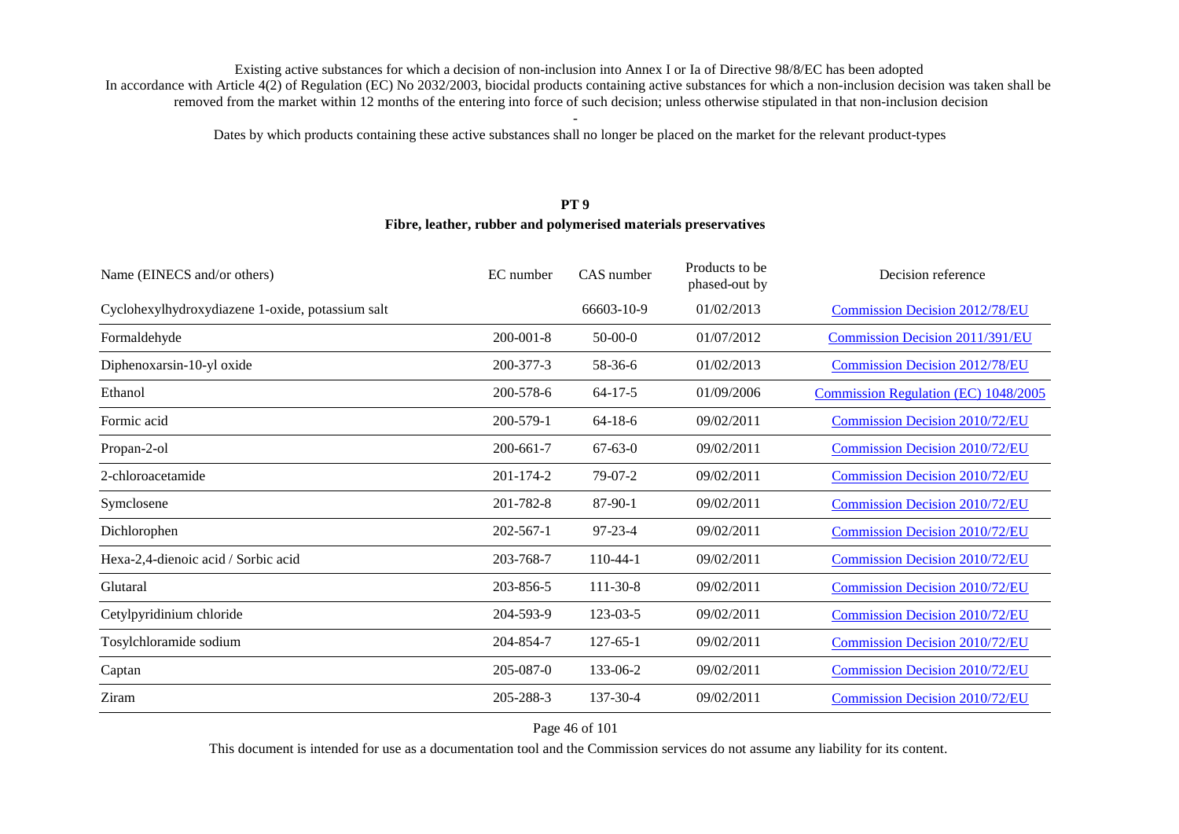Existing active substances for which a decision of non-inclusion into Annex I or Ia of Directive 98/8/EC has been adopted

In accordance with Article 4(2) of Regulation (EC) No 2032/2003, biocidal products containing active substances for which a non-inclusion decision was taken shall be removed from the market within 12 months of the entering into force of such decision; unless otherwise stipulated in that non-inclusion decision

-

Dates by which products containing these active substances shall no longer be placed on the market for the relevant product-types

## PT 9
### Fibre, leather, rubber and polymerised materials preservatives

| Name (EINECS and/or others) | EC number | CAS number | Products to be phased-out by | Decision reference |
|---|---|---|---|---|
| Cyclohexylhydroxydiazene 1-oxide, potassium salt | | 66603-10-9 | 01/02/2013 | Commission Decision 2012/78/EU |
| Formaldehyde | 200-001-8 | 50-00-0 | 01/07/2012 | Commission Decision 2011/391/EU |
| Diphenoxarsin-10-yl oxide | 200-377-3 | 58-36-6 | 01/02/2013 | Commission Decision 2012/78/EU |
| Ethanol | 200-578-6 | 64-17-5 | 01/09/2006 | Commission Regulation (EC) 1048/2005 |
| Formic acid | 200-579-1 | 64-18-6 | 09/02/2011 | Commission Decision 2010/72/EU |
| Propan-2-ol | 200-661-7 | 67-63-0 | 09/02/2011 | Commission Decision 2010/72/EU |
| 2-chloroacetamide | 201-174-2 | 79-07-2 | 09/02/2011 | Commission Decision 2010/72/EU |
| Symclosene | 201-782-8 | 87-90-1 | 09/02/2011 | Commission Decision 2010/72/EU |
| Dichlorophen | 202-567-1 | 97-23-4 | 09/02/2011 | Commission Decision 2010/72/EU |
| Hexa-2,4-dienoic acid / Sorbic acid | 203-768-7 | 110-44-1 | 09/02/2011 | Commission Decision 2010/72/EU |
| Glutaral | 203-856-5 | 111-30-8 | 09/02/2011 | Commission Decision 2010/72/EU |
| Cetylpyridinium chloride | 204-593-9 | 123-03-5 | 09/02/2011 | Commission Decision 2010/72/EU |
| Tosylchloramide sodium | 204-854-7 | 127-65-1 | 09/02/2011 | Commission Decision 2010/72/EU |
| Captan | 205-087-0 | 133-06-2 | 09/02/2011 | Commission Decision 2010/72/EU |
| Ziram | 205-288-3 | 137-30-4 | 09/02/2011 | Commission Decision 2010/72/EU |

This document is intended for use as a documentation tool and the Commission services do not assume any liability for its content.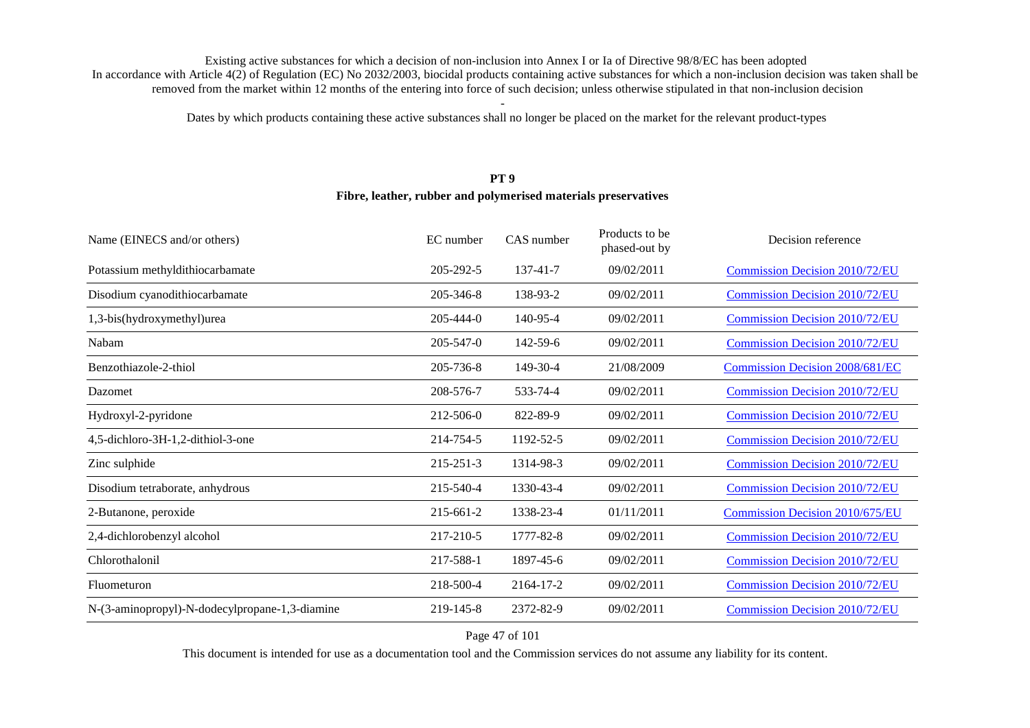Existing active substances for which a decision of non-inclusion into Annex I or Ia of Directive 98/8/EC has been adopted

In accordance with Article 4(2) of Regulation (EC) No 2032/2003, biocidal products containing active substances for which a non-inclusion decision was taken shall be removed from the market within 12 months of the entering into force of such decision; unless otherwise stipulated in that non-inclusion decision

-

Dates by which products containing these active substances shall no longer be placed on the market for the relevant product-types

## PT 9

## Fibre, leather, rubber and polymerised materials preservatives

| Name (EINECS and/or others) | EC number | CAS number | Products to be phased-out by | Decision reference |
|---|---|---|---|---|
| Potassium methyldithiocarbamate | 205-292-5 | 137-41-7 | 09/02/2011 | Commission Decision 2010/72/EU |
| Disodium cyanodithiocarbamate | 205-346-8 | 138-93-2 | 09/02/2011 | Commission Decision 2010/72/EU |
| 1,3-bis(hydroxymethyl)urea | 205-444-0 | 140-95-4 | 09/02/2011 | Commission Decision 2010/72/EU |
| Nabam | 205-547-0 | 142-59-6 | 09/02/2011 | Commission Decision 2010/72/EU |
| Benzothiazole-2-thiol | 205-736-8 | 149-30-4 | 21/08/2009 | Commission Decision 2008/681/EC |
| Dazomet | 208-576-7 | 533-74-4 | 09/02/2011 | Commission Decision 2010/72/EU |
| Hydroxyl-2-pyridone | 212-506-0 | 822-89-9 | 09/02/2011 | Commission Decision 2010/72/EU |
| 4,5-dichloro-3H-1,2-dithiol-3-one | 214-754-5 | 1192-52-5 | 09/02/2011 | Commission Decision 2010/72/EU |
| Zinc sulphide | 215-251-3 | 1314-98-3 | 09/02/2011 | Commission Decision 2010/72/EU |
| Disodium tetraborate, anhydrous | 215-540-4 | 1330-43-4 | 09/02/2011 | Commission Decision 2010/72/EU |
| 2-Butanone, peroxide | 215-661-2 | 1338-23-4 | 01/11/2011 | Commission Decision 2010/675/EU |
| 2,4-dichlorobenzyl alcohol | 217-210-5 | 1777-82-8 | 09/02/2011 | Commission Decision 2010/72/EU |
| Chlorothalonil | 217-588-1 | 1897-45-6 | 09/02/2011 | Commission Decision 2010/72/EU |
| Fluometuron | 218-500-4 | 2164-17-2 | 09/02/2011 | Commission Decision 2010/72/EU |
| N-(3-aminopropyl)-N-dodecylpropane-1,3-diamine | 219-145-8 | 2372-82-9 | 09/02/2011 | Commission Decision 2010/72/EU |

This document is intended for use as a documentation tool and the Commission services do not assume any liability for its content.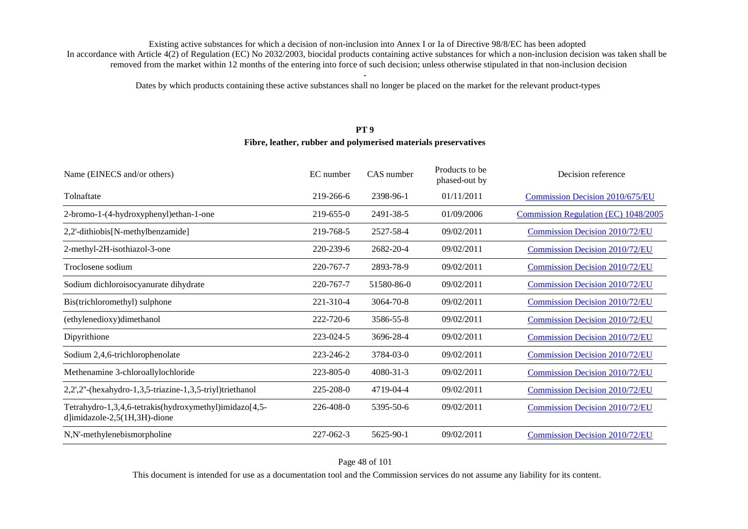Existing active substances for which a decision of non-inclusion into Annex I or Ia of Directive 98/8/EC has been adopted
In accordance with Article 4(2) of Regulation (EC) No 2032/2003, biocidal products containing active substances for which a non-inclusion decision was taken shall be removed from the market within 12 months of the entering into force of such decision; unless otherwise stipulated in that non-inclusion decision

-

Dates by which products containing these active substances shall no longer be placed on the market for the relevant product-types

## PT 9
### Fibre, leather, rubber and polymerised materials preservatives

| Name (EINECS and/or others) | EC number | CAS number | Products to be phased-out by | Decision reference |
|---|---|---|---|---|
| Tolnaftate | 219-266-6 | 2398-96-1 | 01/11/2011 | Commission Decision 2010/675/EU |
| 2-bromo-1-(4-hydroxyphenyl)ethan-1-one | 219-655-0 | 2491-38-5 | 01/09/2006 | Commission Regulation (EC) 1048/2005 |
| 2,2'-dithiobis[N-methylbenzamide] | 219-768-5 | 2527-58-4 | 09/02/2011 | Commission Decision 2010/72/EU |
| 2-methyl-2H-isothiazol-3-one | 220-239-6 | 2682-20-4 | 09/02/2011 | Commission Decision 2010/72/EU |
| Troclosene sodium | 220-767-7 | 2893-78-9 | 09/02/2011 | Commission Decision 2010/72/EU |
| Sodium dichloroisocyanurate dihydrate | 220-767-7 | 51580-86-0 | 09/02/2011 | Commission Decision 2010/72/EU |
| Bis(trichloromethyl) sulphone | 221-310-4 | 3064-70-8 | 09/02/2011 | Commission Decision 2010/72/EU |
| (ethylenedioxy)dimethanol | 222-720-6 | 3586-55-8 | 09/02/2011 | Commission Decision 2010/72/EU |
| Dipyrithione | 223-024-5 | 3696-28-4 | 09/02/2011 | Commission Decision 2010/72/EU |
| Sodium 2,4,6-trichlorophenolate | 223-246-2 | 3784-03-0 | 09/02/2011 | Commission Decision 2010/72/EU |
| Methenamine 3-chloroallylochloride | 223-805-0 | 4080-31-3 | 09/02/2011 | Commission Decision 2010/72/EU |
| 2,2',2''-(hexahydro-1,3,5-triazine-1,3,5-triyl)triethanol | 225-208-0 | 4719-04-4 | 09/02/2011 | Commission Decision 2010/72/EU |
| Tetrahydro-1,3,4,6-tetrakis(hydroxymethyl)imidazo[4,5-d]imidazole-2,5(1H,3H)-dione | 226-408-0 | 5395-50-6 | 09/02/2011 | Commission Decision 2010/72/EU |
| N,N'-methylenebismorpholine | 227-062-3 | 5625-90-1 | 09/02/2011 | Commission Decision 2010/72/EU |

This document is intended for use as a documentation tool and the Commission services do not assume any liability for its content.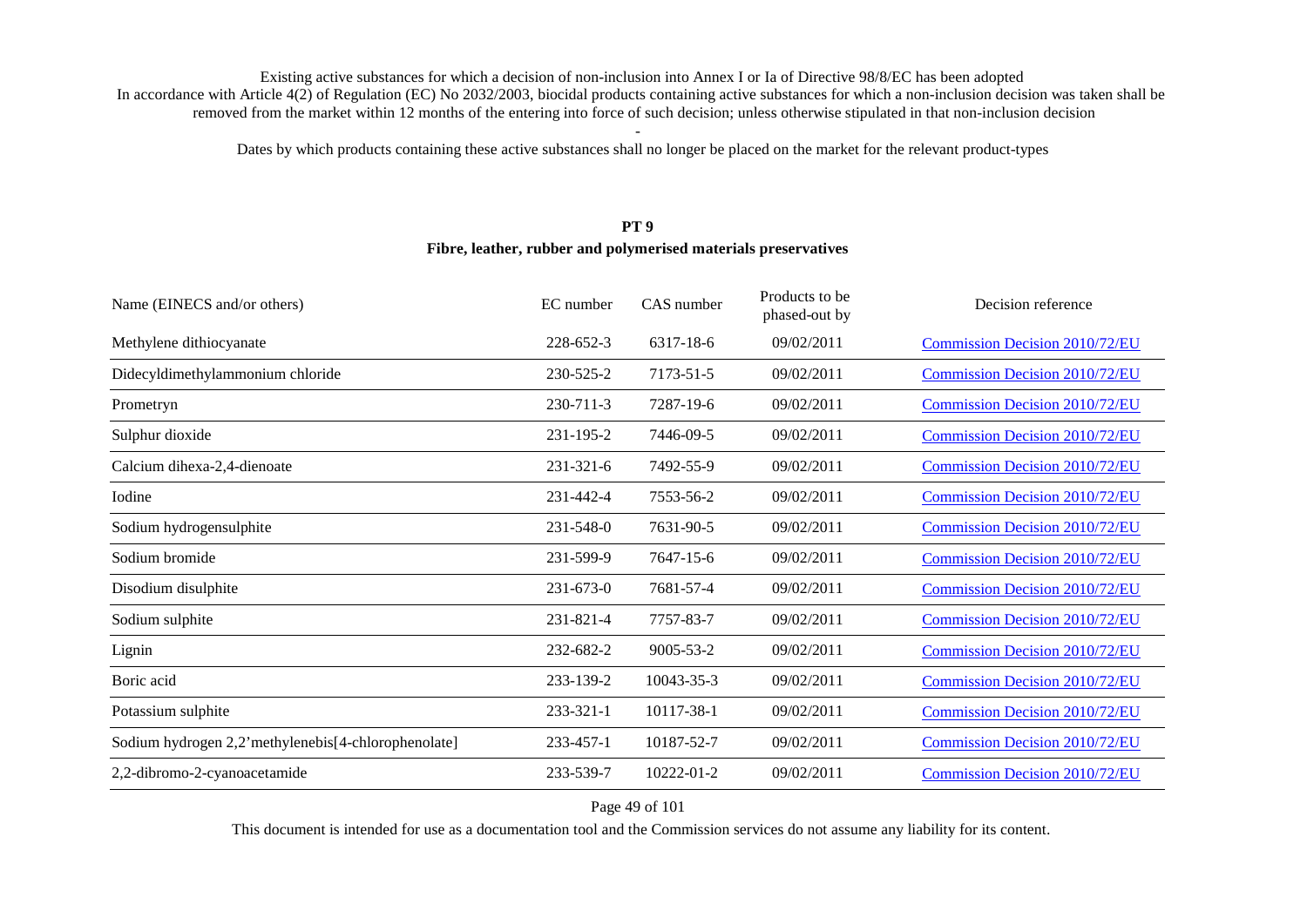Existing active substances for which a decision of non-inclusion into Annex I or Ia of Directive 98/8/EC has been adopted
In accordance with Article 4(2) of Regulation (EC) No 2032/2003, biocidal products containing active substances for which a non-inclusion decision was taken shall be removed from the market within 12 months of the entering into force of such decision; unless otherwise stipulated in that non-inclusion decision

-

Dates by which products containing these active substances shall no longer be placed on the market for the relevant product-types

## PT 9
### Fibre, leather, rubber and polymerised materials preservatives

| Name (EINECS and/or others) | EC number | CAS number | Products to be phased-out by | Decision reference |
|---|---|---|---|---|
| Methylene dithiocyanate | 228-652-3 | 6317-18-6 | 09/02/2011 | Commission Decision 2010/72/EU |
| Didecyldimethylammonium chloride | 230-525-2 | 7173-51-5 | 09/02/2011 | Commission Decision 2010/72/EU |
| Prometryn | 230-711-3 | 7287-19-6 | 09/02/2011 | Commission Decision 2010/72/EU |
| Sulphur dioxide | 231-195-2 | 7446-09-5 | 09/02/2011 | Commission Decision 2010/72/EU |
| Calcium dihexa-2,4-dienoate | 231-321-6 | 7492-55-9 | 09/02/2011 | Commission Decision 2010/72/EU |
| Iodine | 231-442-4 | 7553-56-2 | 09/02/2011 | Commission Decision 2010/72/EU |
| Sodium hydrogensulphite | 231-548-0 | 7631-90-5 | 09/02/2011 | Commission Decision 2010/72/EU |
| Sodium bromide | 231-599-9 | 7647-15-6 | 09/02/2011 | Commission Decision 2010/72/EU |
| Disodium disulphite | 231-673-0 | 7681-57-4 | 09/02/2011 | Commission Decision 2010/72/EU |
| Sodium sulphite | 231-821-4 | 7757-83-7 | 09/02/2011 | Commission Decision 2010/72/EU |
| Lignin | 232-682-2 | 9005-53-2 | 09/02/2011 | Commission Decision 2010/72/EU |
| Boric acid | 233-139-2 | 10043-35-3 | 09/02/2011 | Commission Decision 2010/72/EU |
| Potassium sulphite | 233-321-1 | 10117-38-1 | 09/02/2011 | Commission Decision 2010/72/EU |
| Sodium hydrogen 2,2'methylenebis[4-chlorophenolate] | 233-457-1 | 10187-52-7 | 09/02/2011 | Commission Decision 2010/72/EU |
| 2,2-dibromo-2-cyanoacetamide | 233-539-7 | 10222-01-2 | 09/02/2011 | Commission Decision 2010/72/EU |

This document is intended for use as a documentation tool and the Commission services do not assume any liability for its content.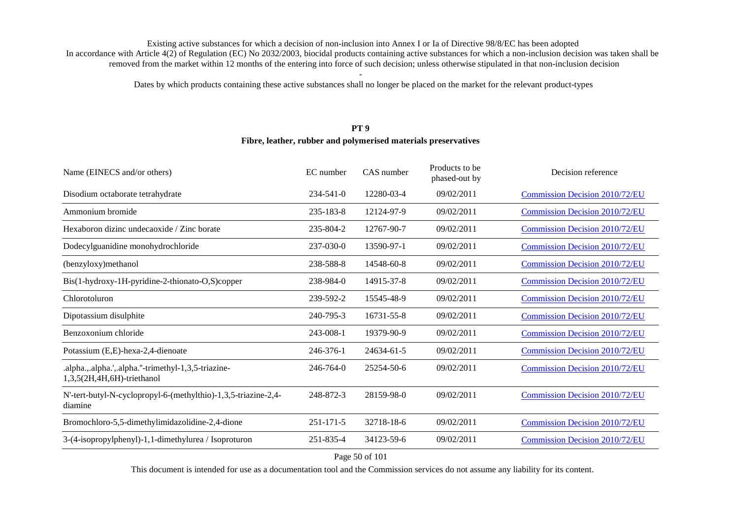Existing active substances for which a decision of non-inclusion into Annex I or Ia of Directive 98/8/EC has been adopted
In accordance with Article 4(2) of Regulation (EC) No 2032/2003, biocidal products containing active substances for which a non-inclusion decision was taken shall be removed from the market within 12 months of the entering into force of such decision; unless otherwise stipulated in that non-inclusion decision

-

Dates by which products containing these active substances shall no longer be placed on the market for the relevant product-types

## PT 9
### Fibre, leather, rubber and polymerised materials preservatives

| Name (EINECS and/or others) | EC number | CAS number | Products to be phased-out by | Decision reference |
|---|---|---|---|---|
| Disodium octaborate tetrahydrate | 234-541-0 | 12280-03-4 | 09/02/2011 | Commission Decision 2010/72/EU |
| Ammonium bromide | 235-183-8 | 12124-97-9 | 09/02/2011 | Commission Decision 2010/72/EU |
| Hexaboron dizinc undecaoxide / Zinc borate | 235-804-2 | 12767-90-7 | 09/02/2011 | Commission Decision 2010/72/EU |
| Dodecylguanidine monohydrochloride | 237-030-0 | 13590-97-1 | 09/02/2011 | Commission Decision 2010/72/EU |
| (benzyloxy)methanol | 238-588-8 | 14548-60-8 | 09/02/2011 | Commission Decision 2010/72/EU |
| Bis(1-hydroxy-1H-pyridine-2-thionato-O,S)copper | 238-984-0 | 14915-37-8 | 09/02/2011 | Commission Decision 2010/72/EU |
| Chlorotoluron | 239-592-2 | 15545-48-9 | 09/02/2011 | Commission Decision 2010/72/EU |
| Dipotassium disulphite | 240-795-3 | 16731-55-8 | 09/02/2011 | Commission Decision 2010/72/EU |
| Benzoxonium chloride | 243-008-1 | 19379-90-9 | 09/02/2011 | Commission Decision 2010/72/EU |
| Potassium (E,E)-hexa-2,4-dienoate | 246-376-1 | 24634-61-5 | 09/02/2011 | Commission Decision 2010/72/EU |
| .alpha.,.alpha.',.alpha."-trimethyl-1,3,5-triazine-1,3,5(2H,4H,6H)-triethanol | 246-764-0 | 25254-50-6 | 09/02/2011 | Commission Decision 2010/72/EU |
| N'-tert-butyl-N-cyclopropyl-6-(methylthio)-1,3,5-triazine-2,4-diamine | 248-872-3 | 28159-98-0 | 09/02/2011 | Commission Decision 2010/72/EU |
| Bromochloro-5,5-dimethylimidazolidine-2,4-dione | 251-171-5 | 32718-18-6 | 09/02/2011 | Commission Decision 2010/72/EU |
| 3-(4-isopropylphenyl)-1,1-dimethylurea / Isoproturon | 251-835-4 | 34123-59-6 | 09/02/2011 | Commission Decision 2010/72/EU |

This document is intended for use as a documentation tool and the Commission services do not assume any liability for its content.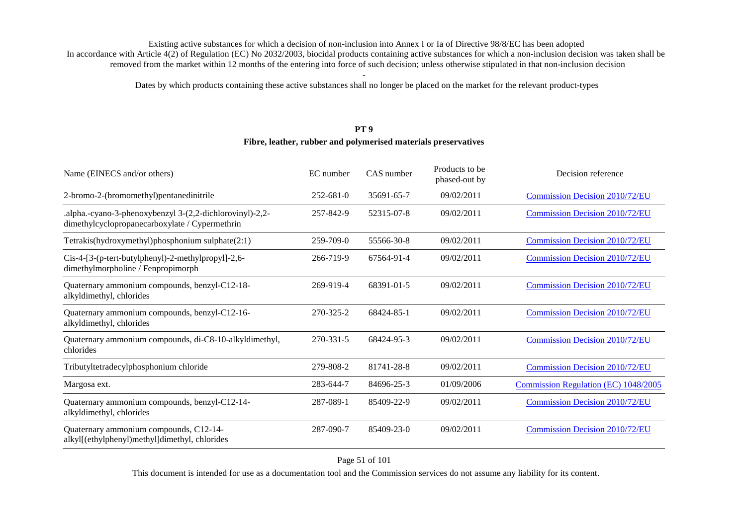Existing active substances for which a decision of non-inclusion into Annex I or Ia of Directive 98/8/EC has been adopted
In accordance with Article 4(2) of Regulation (EC) No 2032/2003, biocidal products containing active substances for which a non-inclusion decision was taken shall be removed from the market within 12 months of the entering into force of such decision; unless otherwise stipulated in that non-inclusion decision

-

Dates by which products containing these active substances shall no longer be placed on the market for the relevant product-types

## PT 9
### Fibre, leather, rubber and polymerised materials preservatives

| Name (EINECS and/or others) | EC number | CAS number | Products to be phased-out by | Decision reference |
|---|---|---|---|---|
| 2-bromo-2-(bromomethyl)pentanedinitrile | 252-681-0 | 35691-65-7 | 09/02/2011 | Commission Decision 2010/72/EU |
| .alpha.-cyano-3-phenoxybenzyl 3-(2,2-dichlorovinyl)-2,2-dimethylcyclopropanecarboxylate / Cypermethrin | 257-842-9 | 52315-07-8 | 09/02/2011 | Commission Decision 2010/72/EU |
| Tetrakis(hydroxymethyl)phosphonium sulphate(2:1) | 259-709-0 | 55566-30-8 | 09/02/2011 | Commission Decision 2010/72/EU |
| Cis-4-[3-(p-tert-butylphenyl)-2-methylpropyl]-2,6-dimethylmorpholine / Fenpropimorph | 266-719-9 | 67564-91-4 | 09/02/2011 | Commission Decision 2010/72/EU |
| Quaternary ammonium compounds, benzyl-C12-18-alkyldimethyl, chlorides | 269-919-4 | 68391-01-5 | 09/02/2011 | Commission Decision 2010/72/EU |
| Quaternary ammonium compounds, benzyl-C12-16-alkyldimethyl, chlorides | 270-325-2 | 68424-85-1 | 09/02/2011 | Commission Decision 2010/72/EU |
| Quaternary ammonium compounds, di-C8-10-alkyldimethyl, chlorides | 270-331-5 | 68424-95-3 | 09/02/2011 | Commission Decision 2010/72/EU |
| Tributyltetradecylphosphonium chloride | 279-808-2 | 81741-28-8 | 09/02/2011 | Commission Decision 2010/72/EU |
| Margosa ext. | 283-644-7 | 84696-25-3 | 01/09/2006 | Commission Regulation (EC) 1048/2005 |
| Quaternary ammonium compounds, benzyl-C12-14-alkyldimethyl, chlorides | 287-089-1 | 85409-22-9 | 09/02/2011 | Commission Decision 2010/72/EU |
| Quaternary ammonium compounds, C12-14-alkyl[(ethylphenyl)methyl]dimethyl, chlorides | 287-090-7 | 85409-23-0 | 09/02/2011 | Commission Decision 2010/72/EU |

This document is intended for use as a documentation tool and the Commission services do not assume any liability for its content.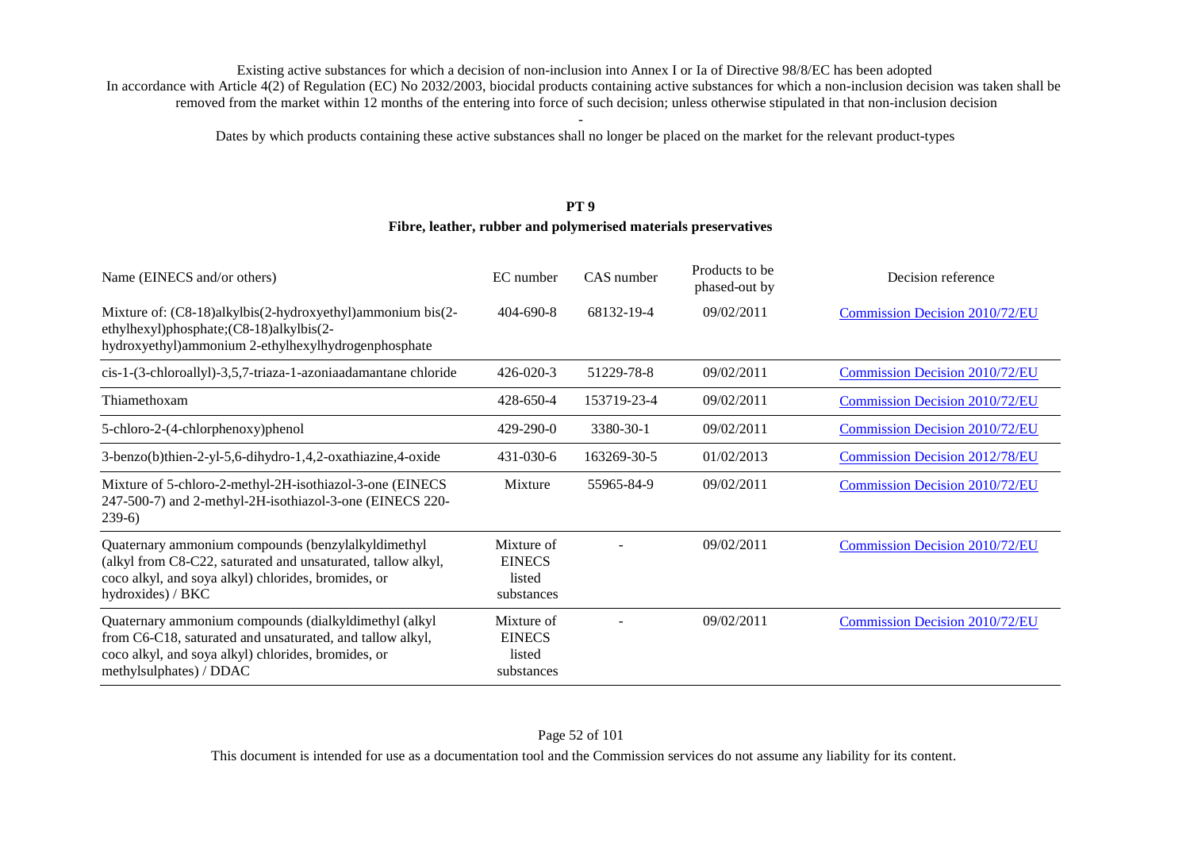Existing active substances for which a decision of non-inclusion into Annex I or Ia of Directive 98/8/EC has been adopted
In accordance with Article 4(2) of Regulation (EC) No 2032/2003, biocidal products containing active substances for which a non-inclusion decision was taken shall be removed from the market within 12 months of the entering into force of such decision; unless otherwise stipulated in that non-inclusion decision

-

Dates by which products containing these active substances shall no longer be placed on the market for the relevant product-types

## PT 9
### Fibre, leather, rubber and polymerised materials preservatives

| Name (EINECS and/or others) | EC number | CAS number | Products to be phased-out by | Decision reference |
|---|---|---|---|---|
| Mixture of: (C8-18)alkylbis(2-hydroxyethyl)ammonium bis(2-ethylhexyl)phosphate;(C8-18)alkylbis(2-hydroxyethyl)ammonium 2-ethylhexylhydrogenphosphate | 404-690-8 | 68132-19-4 | 09/02/2011 | Commission Decision 2010/72/EU |
| cis-1-(3-chloroallyl)-3,5,7-triaza-1-azoniaadamantane chloride | 426-020-3 | 51229-78-8 | 09/02/2011 | Commission Decision 2010/72/EU |
| Thiamethoxam | 428-650-4 | 153719-23-4 | 09/02/2011 | Commission Decision 2010/72/EU |
| 5-chloro-2-(4-chlorphenoxy)phenol | 429-290-0 | 3380-30-1 | 09/02/2011 | Commission Decision 2010/72/EU |
| 3-benzo(b)thien-2-yl-5,6-dihydro-1,4,2-oxathiazine,4-oxide | 431-030-6 | 163269-30-5 | 01/02/2013 | Commission Decision 2012/78/EU |
| Mixture of 5-chloro-2-methyl-2H-isothiazol-3-one (EINECS 247-500-7) and 2-methyl-2H-isothiazol-3-one (EINECS 220-239-6) | Mixture | 55965-84-9 | 09/02/2011 | Commission Decision 2010/72/EU |
| Quaternary ammonium compounds (benzylalkyldimethyl (alkyl from C8-C22, saturated and unsaturated, tallow alkyl, coco alkyl, and soya alkyl) chlorides, bromides, or hydroxides) / BKC | Mixture of EINECS listed substances | - | 09/02/2011 | Commission Decision 2010/72/EU |
| Quaternary ammonium compounds (dialkyldimethyl (alkyl from C6-C18, saturated and unsaturated, and tallow alkyl, coco alkyl, and soya alkyl) chlorides, bromides, or methylsulphates) / DDAC | Mixture of EINECS listed substances | - | 09/02/2011 | Commission Decision 2010/72/EU |

This document is intended for use as a documentation tool and the Commission services do not assume any liability for its content.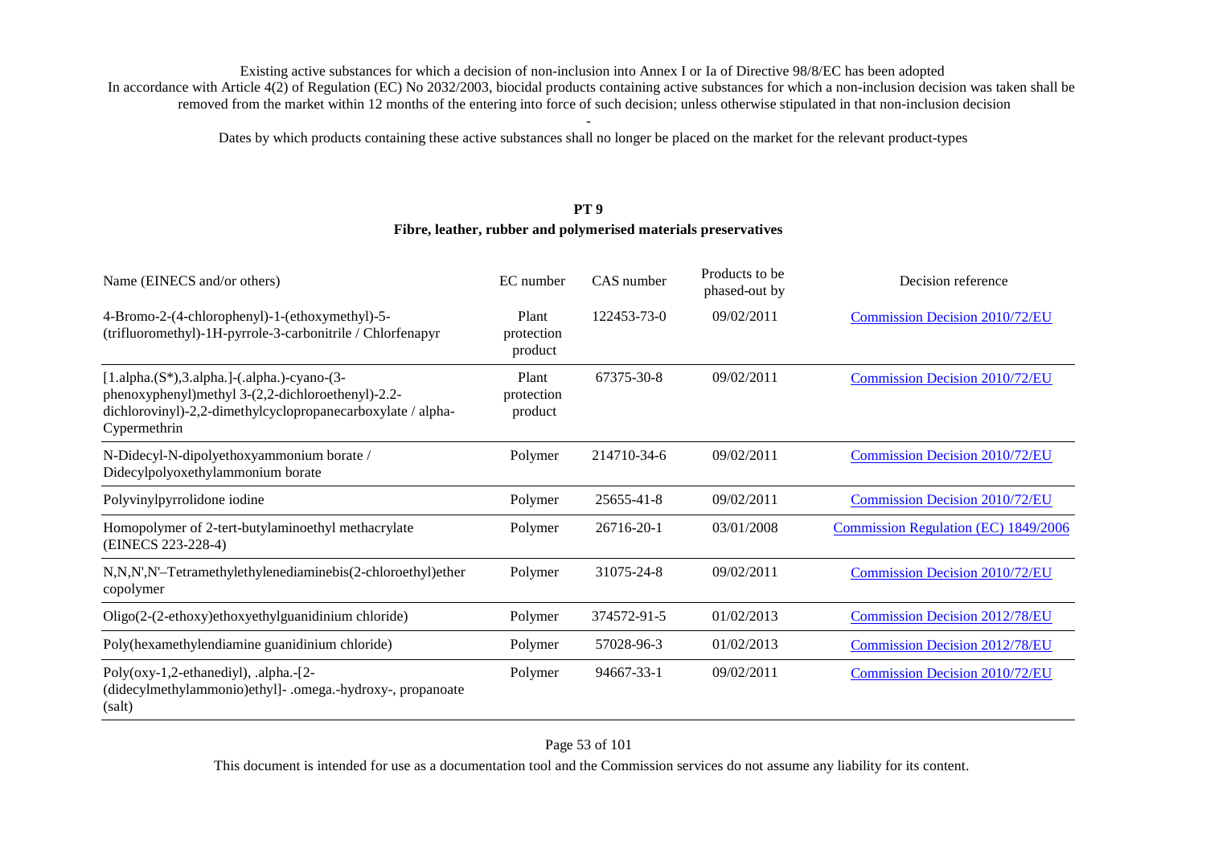Existing active substances for which a decision of non-inclusion into Annex I or Ia of Directive 98/8/EC has been adopted

In accordance with Article 4(2) of Regulation (EC) No 2032/2003, biocidal products containing active substances for which a non-inclusion decision was taken shall be removed from the market within 12 months of the entering into force of such decision; unless otherwise stipulated in that non-inclusion decision

-

Dates by which products containing these active substances shall no longer be placed on the market for the relevant product-types

## PT 9

### Fibre, leather, rubber and polymerised materials preservatives

| Name (EINECS and/or others) | EC number | CAS number | Products to be phased-out by | Decision reference |
|---|---|---|---|---|
| 4-Bromo-2-(4-chlorophenyl)-1-(ethoxymethyl)-5-(trifluoromethyl)-1H-pyrrole-3-carbonitrile / Chlorfenapyr | Plant protection product | 122453-73-0 | 09/02/2011 | Commission Decision 2010/72/EU |
| [1.alpha.(S*),3.alpha.]-(.alpha.)-cyano-(3-phenoxyphenyl)methyl 3-(2,2-dichloroethenyl)-2.2-dichlorovinyl)-2,2-dimethylcyclopropanecarboxylate / alpha-Cypermethrin | Plant protection product | 67375-30-8 | 09/02/2011 | Commission Decision 2010/72/EU |
| N-Didecyl-N-dipolyethoxyammonium borate / Didecylpolyoxethylammonium borate | Polymer | 214710-34-6 | 09/02/2011 | Commission Decision 2010/72/EU |
| Polyvinylpyrrolidone iodine | Polymer | 25655-41-8 | 09/02/2011 | Commission Decision 2010/72/EU |
| Homopolymer of 2-tert-butylaminoethyl methacrylate (EINECS 223-228-4) | Polymer | 26716-20-1 | 03/01/2008 | Commission Regulation (EC) 1849/2006 |
| N,N,N',N'–Tetramethylethylenediaminebis(2-chloroethyl)ether copolymer | Polymer | 31075-24-8 | 09/02/2011 | Commission Decision 2010/72/EU |
| Oligo(2-(2-ethoxy)ethoxyethylguanidinium chloride) | Polymer | 374572-91-5 | 01/02/2013 | Commission Decision 2012/78/EU |
| Poly(hexamethylendiamine guanidinium chloride) | Polymer | 57028-96-3 | 01/02/2013 | Commission Decision 2012/78/EU |
| Poly(oxy-1,2-ethanediyl), .alpha.-[2-(didecylmethylammonio)ethyl]- .omega.-hydroxy-, propanoate (salt) | Polymer | 94667-33-1 | 09/02/2011 | Commission Decision 2010/72/EU |

This document is intended for use as a documentation tool and the Commission services do not assume any liability for its content.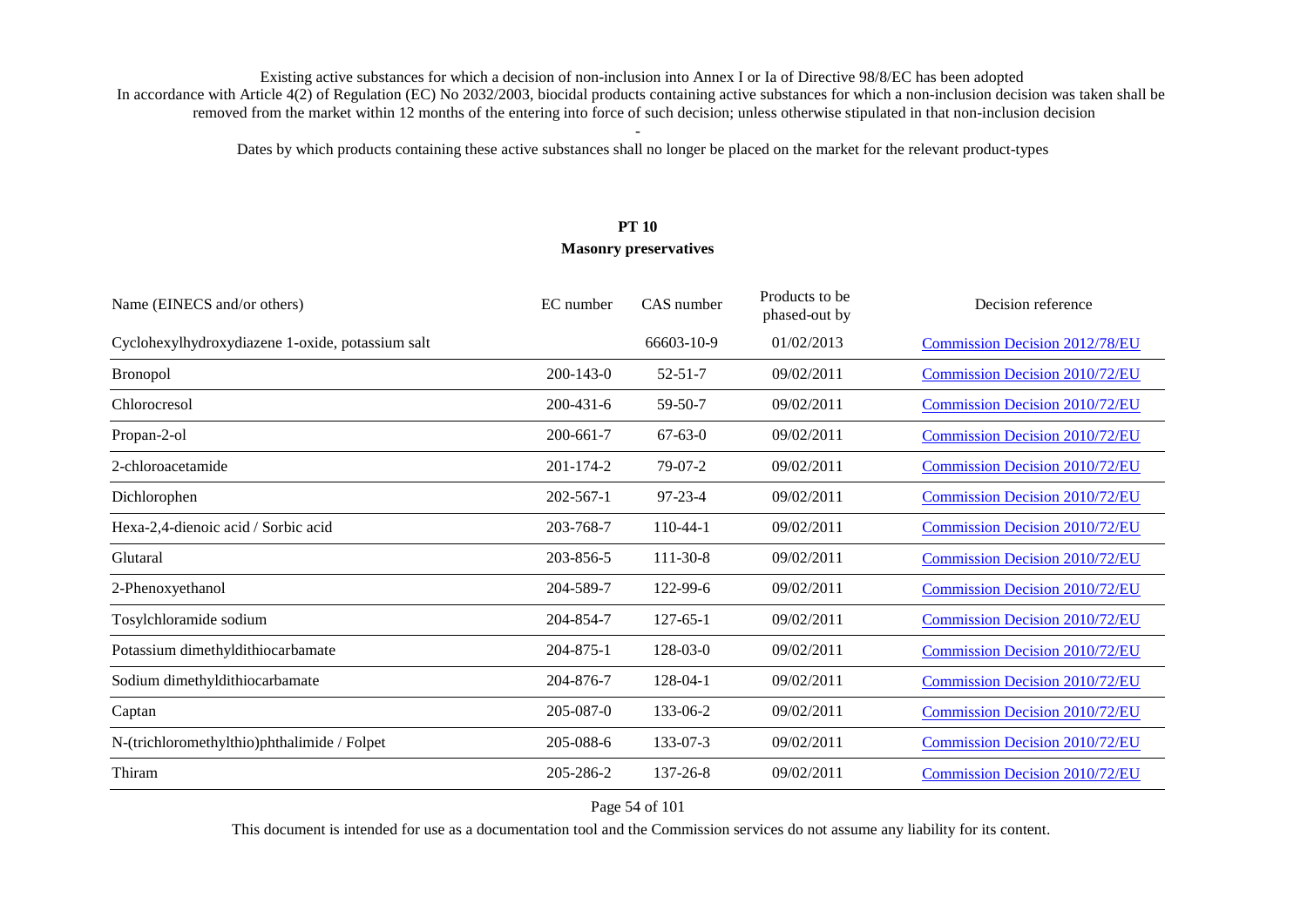Existing active substances for which a decision of non-inclusion into Annex I or Ia of Directive 98/8/EC has been adopted
In accordance with Article 4(2) of Regulation (EC) No 2032/2003, biocidal products containing active substances for which a non-inclusion decision was taken shall be removed from the market within 12 months of the entering into force of such decision; unless otherwise stipulated in that non-inclusion decision

-

Dates by which products containing these active substances shall no longer be placed on the market for the relevant product-types

## PT 10
## Masonry preservatives

| Name (EINECS and/or others) | EC number | CAS number | Products to be phased-out by | Decision reference |
|---|---|---|---|---|
| Cyclohexylhydroxydiazene 1-oxide, potassium salt | | 66603-10-9 | 01/02/2013 | Commission Decision 2012/78/EU |
| Bronopol | 200-143-0 | 52-51-7 | 09/02/2011 | Commission Decision 2010/72/EU |
| Chlorocresol | 200-431-6 | 59-50-7 | 09/02/2011 | Commission Decision 2010/72/EU |
| Propan-2-ol | 200-661-7 | 67-63-0 | 09/02/2011 | Commission Decision 2010/72/EU |
| 2-chloroacetamide | 201-174-2 | 79-07-2 | 09/02/2011 | Commission Decision 2010/72/EU |
| Dichlorophen | 202-567-1 | 97-23-4 | 09/02/2011 | Commission Decision 2010/72/EU |
| Hexa-2,4-dienoic acid / Sorbic acid | 203-768-7 | 110-44-1 | 09/02/2011 | Commission Decision 2010/72/EU |
| Glutaral | 203-856-5 | 111-30-8 | 09/02/2011 | Commission Decision 2010/72/EU |
| 2-Phenoxyethanol | 204-589-7 | 122-99-6 | 09/02/2011 | Commission Decision 2010/72/EU |
| Tosylchloramide sodium | 204-854-7 | 127-65-1 | 09/02/2011 | Commission Decision 2010/72/EU |
| Potassium dimethyldithiocarbamate | 204-875-1 | 128-03-0 | 09/02/2011 | Commission Decision 2010/72/EU |
| Sodium dimethyldithiocarbamate | 204-876-7 | 128-04-1 | 09/02/2011 | Commission Decision 2010/72/EU |
| Captan | 205-087-0 | 133-06-2 | 09/02/2011 | Commission Decision 2010/72/EU |
| N-(trichloromethylthio)phthalimide / Folpet | 205-088-6 | 133-07-3 | 09/02/2011 | Commission Decision 2010/72/EU |
| Thiram | 205-286-2 | 137-26-8 | 09/02/2011 | Commission Decision 2010/72/EU |

This document is intended for use as a documentation tool and the Commission services do not assume any liability for its content.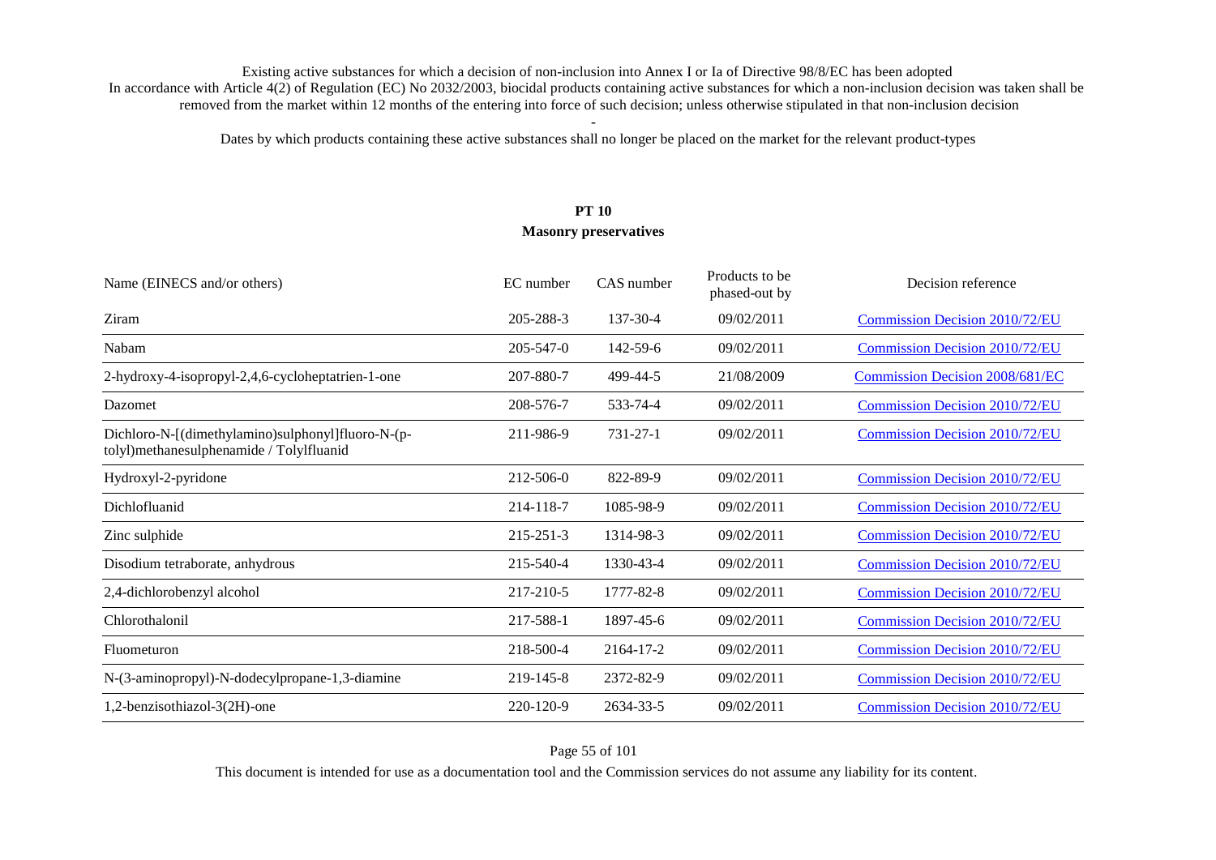Existing active substances for which a decision of non-inclusion into Annex I or Ia of Directive 98/8/EC has been adopted
In accordance with Article 4(2) of Regulation (EC) No 2032/2003, biocidal products containing active substances for which a non-inclusion decision was taken shall be removed from the market within 12 months of the entering into force of such decision; unless otherwise stipulated in that non-inclusion decision

-

Dates by which products containing these active substances shall no longer be placed on the market for the relevant product-types

## PT 10
## Masonry preservatives

| Name (EINECS and/or others) | EC number | CAS number | Products to be phased-out by | Decision reference |
|---|---|---|---|---|
| Ziram | 205-288-3 | 137-30-4 | 09/02/2011 | Commission Decision 2010/72/EU |
| Nabam | 205-547-0 | 142-59-6 | 09/02/2011 | Commission Decision 2010/72/EU |
| 2-hydroxy-4-isopropyl-2,4,6-cycloheptatrien-1-one | 207-880-7 | 499-44-5 | 21/08/2009 | Commission Decision 2008/681/EC |
| Dazomet | 208-576-7 | 533-74-4 | 09/02/2011 | Commission Decision 2010/72/EU |
| Dichloro-N-[(dimethylamino)sulphonyl]fluoro-N-(p-tolyl)methanesulphenamide / Tolylfluanid | 211-986-9 | 731-27-1 | 09/02/2011 | Commission Decision 2010/72/EU |
| Hydroxyl-2-pyridone | 212-506-0 | 822-89-9 | 09/02/2011 | Commission Decision 2010/72/EU |
| Dichlofluanid | 214-118-7 | 1085-98-9 | 09/02/2011 | Commission Decision 2010/72/EU |
| Zinc sulphide | 215-251-3 | 1314-98-3 | 09/02/2011 | Commission Decision 2010/72/EU |
| Disodium tetraborate, anhydrous | 215-540-4 | 1330-43-4 | 09/02/2011 | Commission Decision 2010/72/EU |
| 2,4-dichlorobenzyl alcohol | 217-210-5 | 1777-82-8 | 09/02/2011 | Commission Decision 2010/72/EU |
| Chlorothalonil | 217-588-1 | 1897-45-6 | 09/02/2011 | Commission Decision 2010/72/EU |
| Fluometuron | 218-500-4 | 2164-17-2 | 09/02/2011 | Commission Decision 2010/72/EU |
| N-(3-aminopropyl)-N-dodecylpropane-1,3-diamine | 219-145-8 | 2372-82-9 | 09/02/2011 | Commission Decision 2010/72/EU |
| 1,2-benzisothiazol-3(2H)-one | 220-120-9 | 2634-33-5 | 09/02/2011 | Commission Decision 2010/72/EU |

This document is intended for use as a documentation tool and the Commission services do not assume any liability for its content.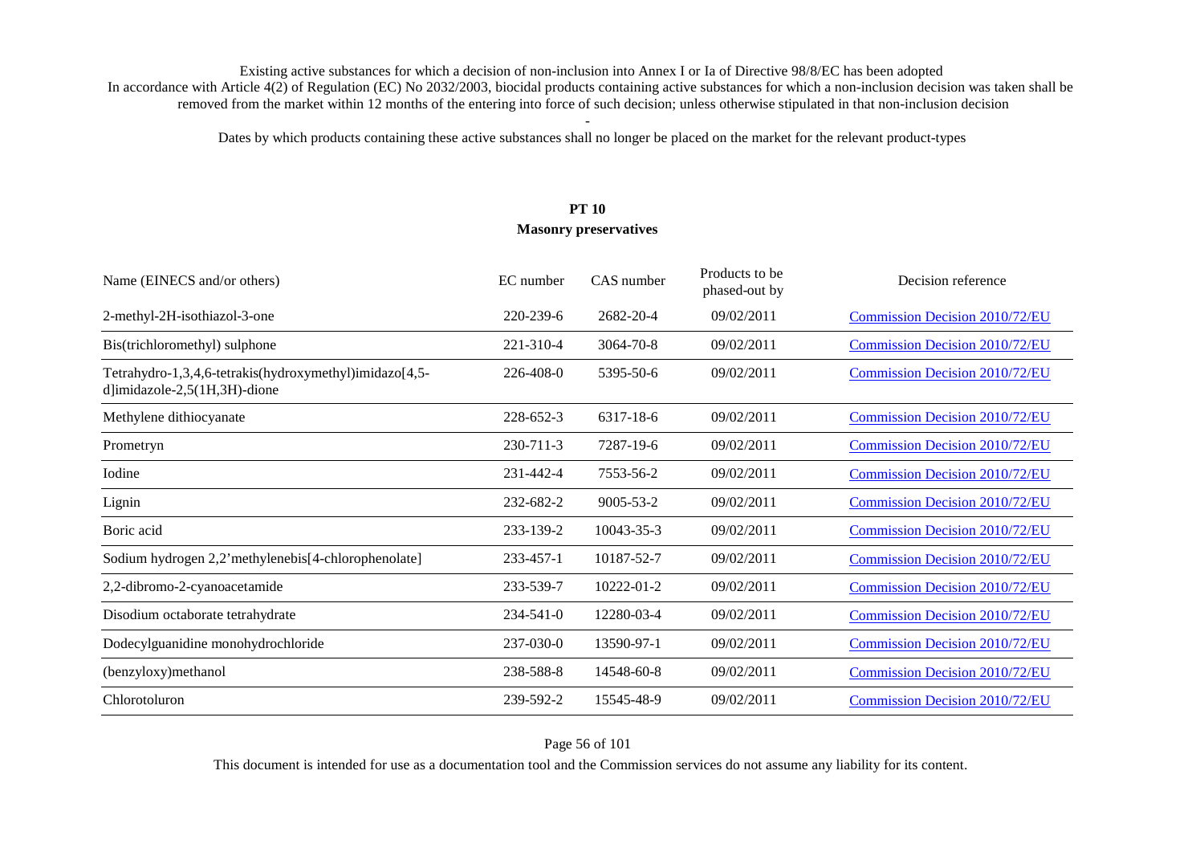Existing active substances for which a decision of non-inclusion into Annex I or Ia of Directive 98/8/EC has been adopted
In accordance with Article 4(2) of Regulation (EC) No 2032/2003, biocidal products containing active substances for which a non-inclusion decision was taken shall be removed from the market within 12 months of the entering into force of such decision; unless otherwise stipulated in that non-inclusion decision

-

Dates by which products containing these active substances shall no longer be placed on the market for the relevant product-types

## PT 10
## Masonry preservatives

| Name (EINECS and/or others) | EC number | CAS number | Products to be phased-out by | Decision reference |
|---|---|---|---|---|
| 2-methyl-2H-isothiazol-3-one | 220-239-6 | 2682-20-4 | 09/02/2011 | Commission Decision 2010/72/EU |
| Bis(trichloromethyl) sulphone | 221-310-4 | 3064-70-8 | 09/02/2011 | Commission Decision 2010/72/EU |
| Tetrahydro-1,3,4,6-tetrakis(hydroxymethyl)imidazo[4,5-d]imidazole-2,5(1H,3H)-dione | 226-408-0 | 5395-50-6 | 09/02/2011 | Commission Decision 2010/72/EU |
| Methylene dithiocyanate | 228-652-3 | 6317-18-6 | 09/02/2011 | Commission Decision 2010/72/EU |
| Prometryn | 230-711-3 | 7287-19-6 | 09/02/2011 | Commission Decision 2010/72/EU |
| Iodine | 231-442-4 | 7553-56-2 | 09/02/2011 | Commission Decision 2010/72/EU |
| Lignin | 232-682-2 | 9005-53-2 | 09/02/2011 | Commission Decision 2010/72/EU |
| Boric acid | 233-139-2 | 10043-35-3 | 09/02/2011 | Commission Decision 2010/72/EU |
| Sodium hydrogen 2,2'methylenebis[4-chlorophenolate] | 233-457-1 | 10187-52-7 | 09/02/2011 | Commission Decision 2010/72/EU |
| 2,2-dibromo-2-cyanoacetamide | 233-539-7 | 10222-01-2 | 09/02/2011 | Commission Decision 2010/72/EU |
| Disodium octaborate tetrahydrate | 234-541-0 | 12280-03-4 | 09/02/2011 | Commission Decision 2010/72/EU |
| Dodecylguanidine monohydrochloride | 237-030-0 | 13590-97-1 | 09/02/2011 | Commission Decision 2010/72/EU |
| (benzyloxy)methanol | 238-588-8 | 14548-60-8 | 09/02/2011 | Commission Decision 2010/72/EU |
| Chlorotoluron | 239-592-2 | 15545-48-9 | 09/02/2011 | Commission Decision 2010/72/EU |

This document is intended for use as a documentation tool and the Commission services do not assume any liability for its content.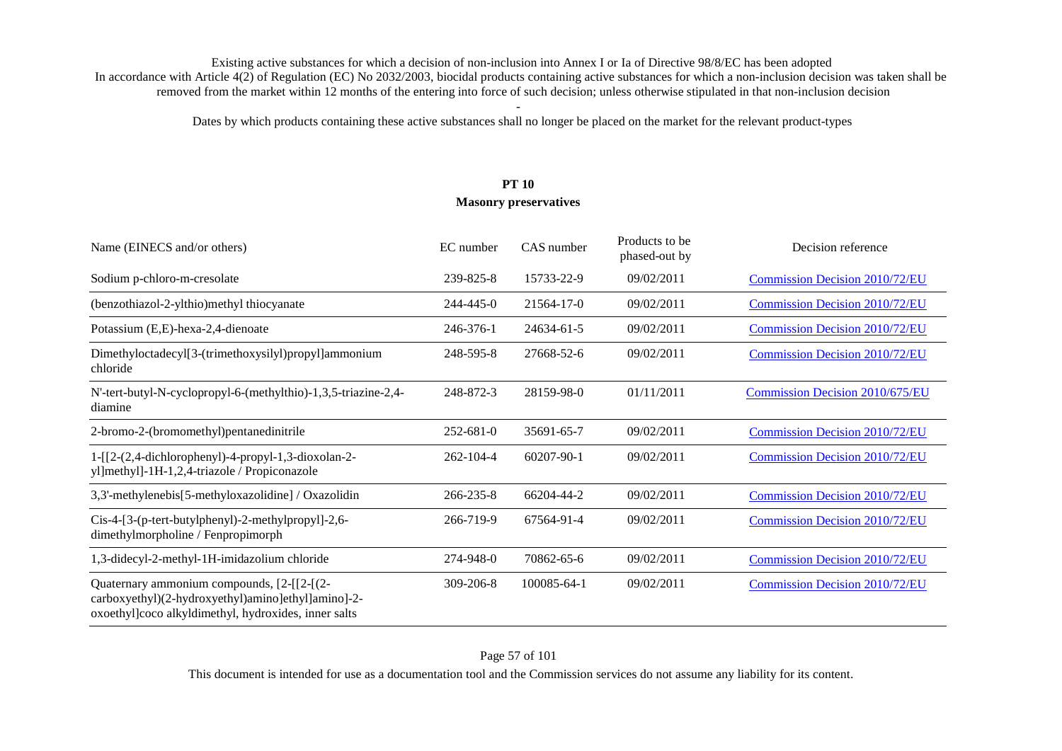Existing active substances for which a decision of non-inclusion into Annex I or Ia of Directive 98/8/EC has been adopted
In accordance with Article 4(2) of Regulation (EC) No 2032/2003, biocidal products containing active substances for which a non-inclusion decision was taken shall be removed from the market within 12 months of the entering into force of such decision; unless otherwise stipulated in that non-inclusion decision

-

Dates by which products containing these active substances shall no longer be placed on the market for the relevant product-types

## PT 10
### Masonry preservatives

| Name (EINECS and/or others) | EC number | CAS number | Products to be phased-out by | Decision reference |
|---|---|---|---|---|
| Sodium p-chloro-m-cresolate | 239-825-8 | 15733-22-9 | 09/02/2011 | Commission Decision 2010/72/EU |
| (benzothiazol-2-ylthio)methyl thiocyanate | 244-445-0 | 21564-17-0 | 09/02/2011 | Commission Decision 2010/72/EU |
| Potassium (E,E)-hexa-2,4-dienoate | 246-376-1 | 24634-61-5 | 09/02/2011 | Commission Decision 2010/72/EU |
| Dimethyloctadecyl[3-(trimethoxysilyl)propyl]ammonium chloride | 248-595-8 | 27668-52-6 | 09/02/2011 | Commission Decision 2010/72/EU |
| N'-tert-butyl-N-cyclopropyl-6-(methylthio)-1,3,5-triazine-2,4-diamine | 248-872-3 | 28159-98-0 | 01/11/2011 | Commission Decision 2010/675/EU |
| 2-bromo-2-(bromomethyl)pentanedinitrile | 252-681-0 | 35691-65-7 | 09/02/2011 | Commission Decision 2010/72/EU |
| 1-[[2-(2,4-dichlorophenyl)-4-propyl-1,3-dioxolan-2-yl]methyl]-1H-1,2,4-triazole / Propiconazole | 262-104-4 | 60207-90-1 | 09/02/2011 | Commission Decision 2010/72/EU |
| 3,3'-methylenebis[5-methyloxazolidine] / Oxazolidin | 266-235-8 | 66204-44-2 | 09/02/2011 | Commission Decision 2010/72/EU |
| Cis-4-[3-(p-tert-butylphenyl)-2-methylpropyl]-2,6-dimethylmorpholine / Fenpropimorph | 266-719-9 | 67564-91-4 | 09/02/2011 | Commission Decision 2010/72/EU |
| 1,3-didecyl-2-methyl-1H-imidazolium chloride | 274-948-0 | 70862-65-6 | 09/02/2011 | Commission Decision 2010/72/EU |
| Quaternary ammonium compounds, [2-[[2-[(2-carboxyethyl)(2-hydroxyethyl)amino]ethyl]amino]-2-oxoethyl]coco alkyldimethyl, hydroxides, inner salts | 309-206-8 | 100085-64-1 | 09/02/2011 | Commission Decision 2010/72/EU |

This document is intended for use as a documentation tool and the Commission services do not assume any liability for its content.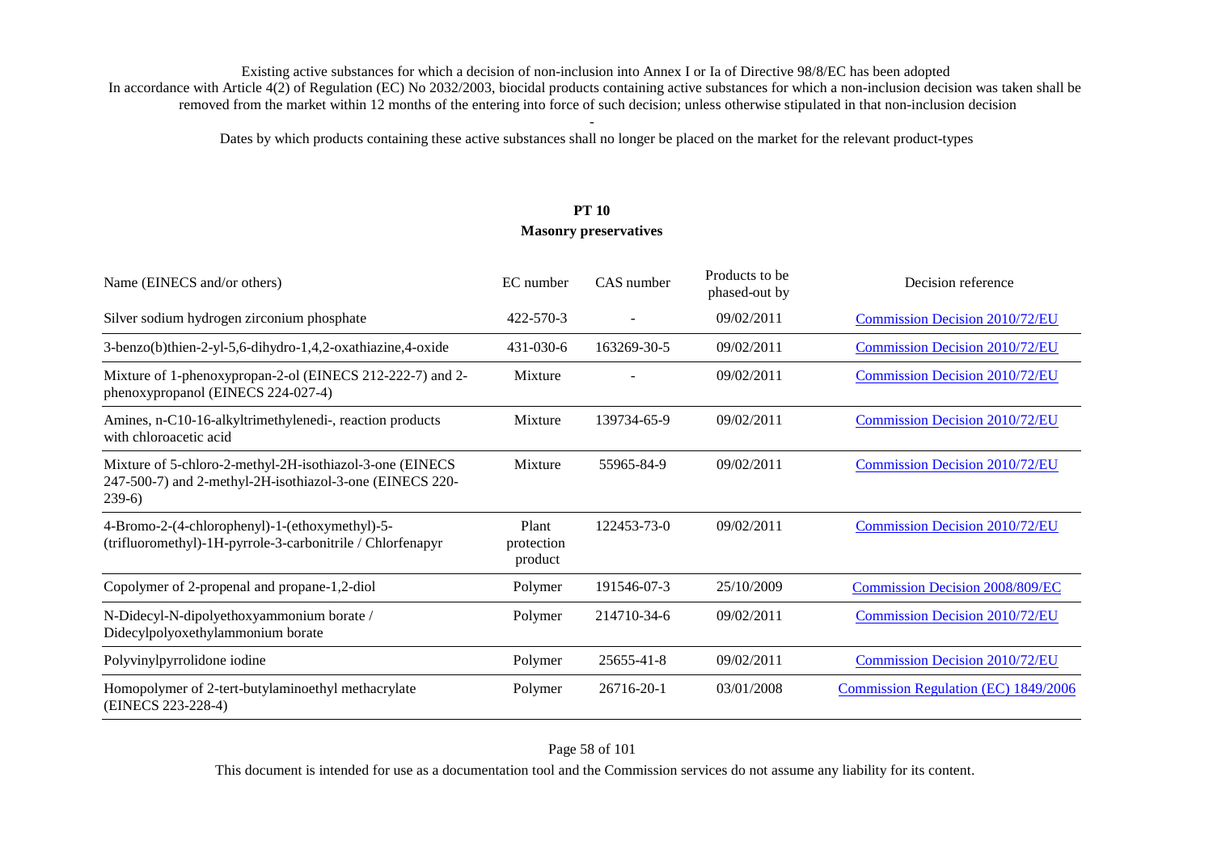Existing active substances for which a decision of non-inclusion into Annex I or Ia of Directive 98/8/EC has been adopted

In accordance with Article 4(2) of Regulation (EC) No 2032/2003, biocidal products containing active substances for which a non-inclusion decision was taken shall be removed from the market within 12 months of the entering into force of such decision; unless otherwise stipulated in that non-inclusion decision

-

Dates by which products containing these active substances shall no longer be placed on the market for the relevant product-types

## PT 10
### Masonry preservatives

| Name (EINECS and/or others) | EC number | CAS number | Products to be phased-out by | Decision reference |
|---|---|---|---|---|
| Silver sodium hydrogen zirconium phosphate | 422-570-3 | - | 09/02/2011 | Commission Decision 2010/72/EU |
| 3-benzo(b)thien-2-yl-5,6-dihydro-1,4,2-oxathiazine,4-oxide | 431-030-6 | 163269-30-5 | 09/02/2011 | Commission Decision 2010/72/EU |
| Mixture of 1-phenoxypropan-2-ol (EINECS 212-222-7) and 2-phenoxypropanol (EINECS 224-027-4) | Mixture | - | 09/02/2011 | Commission Decision 2010/72/EU |
| Amines, n-C10-16-alkyltrimethylenedi-, reaction products with chloroacetic acid | Mixture | 139734-65-9 | 09/02/2011 | Commission Decision 2010/72/EU |
| Mixture of 5-chloro-2-methyl-2H-isothiazol-3-one (EINECS 247-500-7) and 2-methyl-2H-isothiazol-3-one (EINECS 220-239-6) | Mixture | 55965-84-9 | 09/02/2011 | Commission Decision 2010/72/EU |
| 4-Bromo-2-(4-chlorophenyl)-1-(ethoxymethyl)-5-(trifluoromethyl)-1H-pyrrole-3-carbonitrile / Chlorfenapyr | Plant protection product | 122453-73-0 | 09/02/2011 | Commission Decision 2010/72/EU |
| Copolymer of 2-propenal and propane-1,2-diol | Polymer | 191546-07-3 | 25/10/2009 | Commission Decision 2008/809/EC |
| N-Didecyl-N-dipolyethoxyammonium borate / Didecylpolyoxethylammonium borate | Polymer | 214710-34-6 | 09/02/2011 | Commission Decision 2010/72/EU |
| Polyvinylpyrrolidone iodine | Polymer | 25655-41-8 | 09/02/2011 | Commission Decision 2010/72/EU |
| Homopolymer of 2-tert-butylaminoethyl methacrylate (EINECS 223-228-4) | Polymer | 26716-20-1 | 03/01/2008 | Commission Regulation (EC) 1849/2006 |

This document is intended for use as a documentation tool and the Commission services do not assume any liability for its content.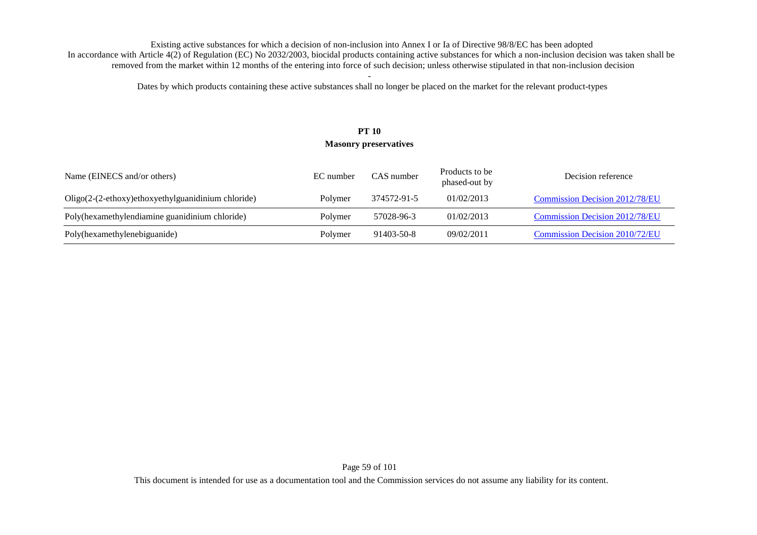Existing active substances for which a decision of non-inclusion into Annex I or Ia of Directive 98/8/EC has been adopted

In accordance with Article 4(2) of Regulation (EC) No 2032/2003, biocidal products containing active substances for which a non-inclusion decision was taken shall be removed from the market within 12 months of the entering into force of such decision; unless otherwise stipulated in that non-inclusion decision

-

Dates by which products containing these active substances shall no longer be placed on the market for the relevant product-types

## PT 10
## Masonry preservatives

| Name (EINECS and/or others) | EC number | CAS number | Products to be phased-out by | Decision reference |
|---|---|---|---|---|
| Oligo(2-(2-ethoxy)ethoxyethylguanidinium chloride) | Polymer | 374572-91-5 | 01/02/2013 | Commission Decision 2012/78/EU |
| Poly(hexamethylendiamine guanidinium chloride) | Polymer | 57028-96-3 | 01/02/2013 | Commission Decision 2012/78/EU |
| Poly(hexamethylenebiguanide) | Polymer | 91403-50-8 | 09/02/2011 | Commission Decision 2010/72/EU |

This document is intended for use as a documentation tool and the Commission services do not assume any liability for its content.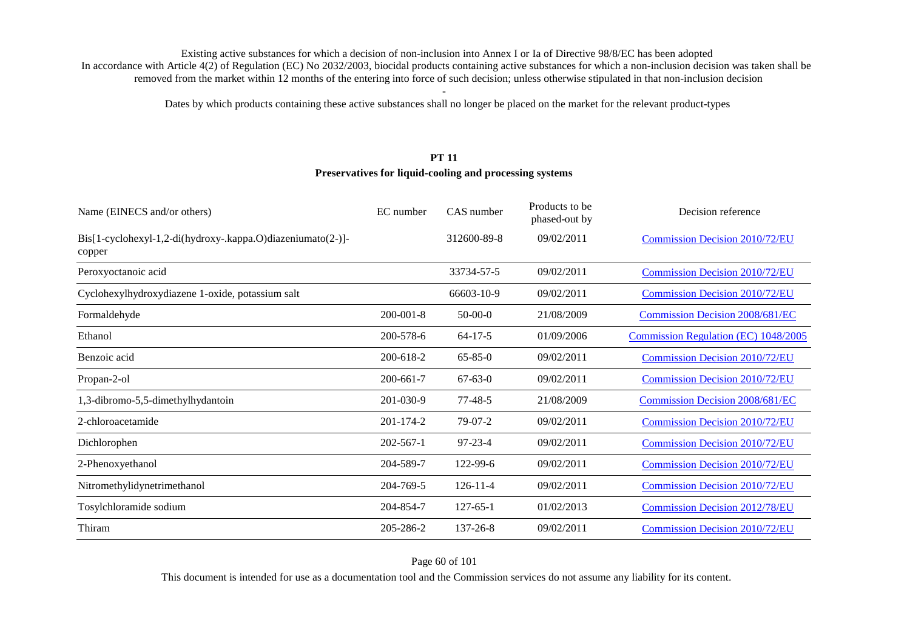Existing active substances for which a decision of non-inclusion into Annex I or Ia of Directive 98/8/EC has been adopted

In accordance with Article 4(2) of Regulation (EC) No 2032/2003, biocidal products containing active substances for which a non-inclusion decision was taken shall be removed from the market within 12 months of the entering into force of such decision; unless otherwise stipulated in that non-inclusion decision

-

Dates by which products containing these active substances shall no longer be placed on the market for the relevant product-types

## PT 11

### Preservatives for liquid-cooling and processing systems

| Name (EINECS and/or others) | EC number | CAS number | Products to be phased-out by | Decision reference |
|---|---|---|---|---|
| Bis[1-cyclohexyl-1,2-di(hydroxy-.kappa.O)diazeniumato(2-)]-copper | | 312600-89-8 | 09/02/2011 | Commission Decision 2010/72/EU |
| Peroxyoctanoic acid | | 33734-57-5 | 09/02/2011 | Commission Decision 2010/72/EU |
| Cyclohexylhydroxydiazene 1-oxide, potassium salt | | 66603-10-9 | 09/02/2011 | Commission Decision 2010/72/EU |
| Formaldehyde | 200-001-8 | 50-00-0 | 21/08/2009 | Commission Decision 2008/681/EC |
| Ethanol | 200-578-6 | 64-17-5 | 01/09/2006 | Commission Regulation (EC) 1048/2005 |
| Benzoic acid | 200-618-2 | 65-85-0 | 09/02/2011 | Commission Decision 2010/72/EU |
| Propan-2-ol | 200-661-7 | 67-63-0 | 09/02/2011 | Commission Decision 2010/72/EU |
| 1,3-dibromo-5,5-dimethylhydantoin | 201-030-9 | 77-48-5 | 21/08/2009 | Commission Decision 2008/681/EC |
| 2-chloroacetamide | 201-174-2 | 79-07-2 | 09/02/2011 | Commission Decision 2010/72/EU |
| Dichlorophen | 202-567-1 | 97-23-4 | 09/02/2011 | Commission Decision 2010/72/EU |
| 2-Phenoxyethanol | 204-589-7 | 122-99-6 | 09/02/2011 | Commission Decision 2010/72/EU |
| Nitromethylidynetrimethanol | 204-769-5 | 126-11-4 | 09/02/2011 | Commission Decision 2010/72/EU |
| Tosylchloramide sodium | 204-854-7 | 127-65-1 | 01/02/2013 | Commission Decision 2012/78/EU |
| Thiram | 205-286-2 | 137-26-8 | 09/02/2011 | Commission Decision 2010/72/EU |

This document is intended for use as a documentation tool and the Commission services do not assume any liability for its content.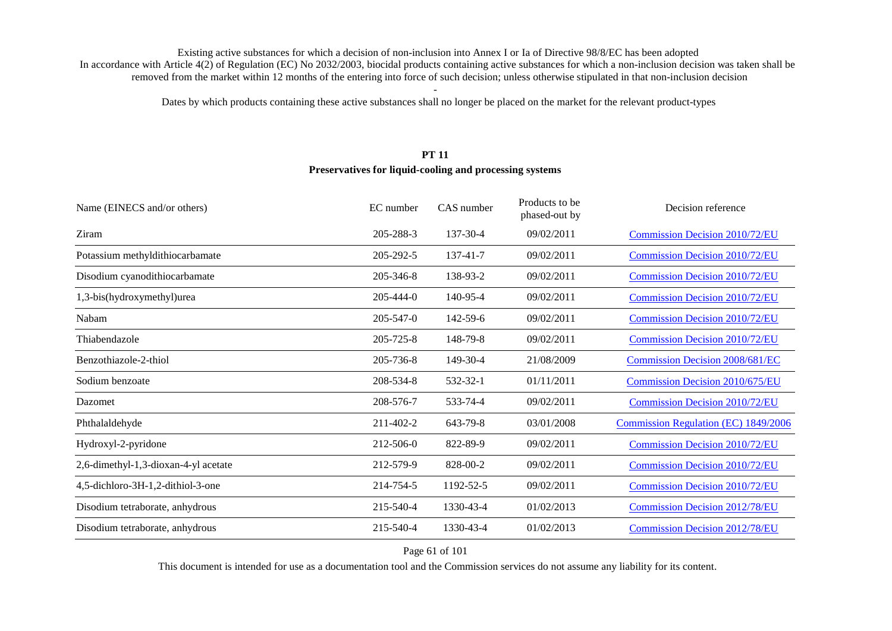Existing active substances for which a decision of non-inclusion into Annex I or Ia of Directive 98/8/EC has been adopted
In accordance with Article 4(2) of Regulation (EC) No 2032/2003, biocidal products containing active substances for which a non-inclusion decision was taken shall be removed from the market within 12 months of the entering into force of such decision; unless otherwise stipulated in that non-inclusion decision

-

Dates by which products containing these active substances shall no longer be placed on the market for the relevant product-types

## PT 11
## Preservatives for liquid-cooling and processing systems

| Name (EINECS and/or others) | EC number | CAS number | Products to be phased-out by | Decision reference |
|---|---|---|---|---|
| Ziram | 205-288-3 | 137-30-4 | 09/02/2011 | Commission Decision 2010/72/EU |
| Potassium methyldithiocarbamate | 205-292-5 | 137-41-7 | 09/02/2011 | Commission Decision 2010/72/EU |
| Disodium cyanodithiocarbamate | 205-346-8 | 138-93-2 | 09/02/2011 | Commission Decision 2010/72/EU |
| 1,3-bis(hydroxymethyl)urea | 205-444-0 | 140-95-4 | 09/02/2011 | Commission Decision 2010/72/EU |
| Nabam | 205-547-0 | 142-59-6 | 09/02/2011 | Commission Decision 2010/72/EU |
| Thiabendazole | 205-725-8 | 148-79-8 | 09/02/2011 | Commission Decision 2010/72/EU |
| Benzothiazole-2-thiol | 205-736-8 | 149-30-4 | 21/08/2009 | Commission Decision 2008/681/EC |
| Sodium benzoate | 208-534-8 | 532-32-1 | 01/11/2011 | Commission Decision 2010/675/EU |
| Dazomet | 208-576-7 | 533-74-4 | 09/02/2011 | Commission Decision 2010/72/EU |
| Phthalaldehyde | 211-402-2 | 643-79-8 | 03/01/2008 | Commission Regulation (EC) 1849/2006 |
| Hydroxyl-2-pyridone | 212-506-0 | 822-89-9 | 09/02/2011 | Commission Decision 2010/72/EU |
| 2,6-dimethyl-1,3-dioxan-4-yl acetate | 212-579-9 | 828-00-2 | 09/02/2011 | Commission Decision 2010/72/EU |
| 4,5-dichloro-3H-1,2-dithiol-3-one | 214-754-5 | 1192-52-5 | 09/02/2011 | Commission Decision 2010/72/EU |
| Disodium tetraborate, anhydrous | 215-540-4 | 1330-43-4 | 01/02/2013 | Commission Decision 2012/78/EU |
| Disodium tetraborate, anhydrous | 215-540-4 | 1330-43-4 | 01/02/2013 | Commission Decision 2012/78/EU |

This document is intended for use as a documentation tool and the Commission services do not assume any liability for its content.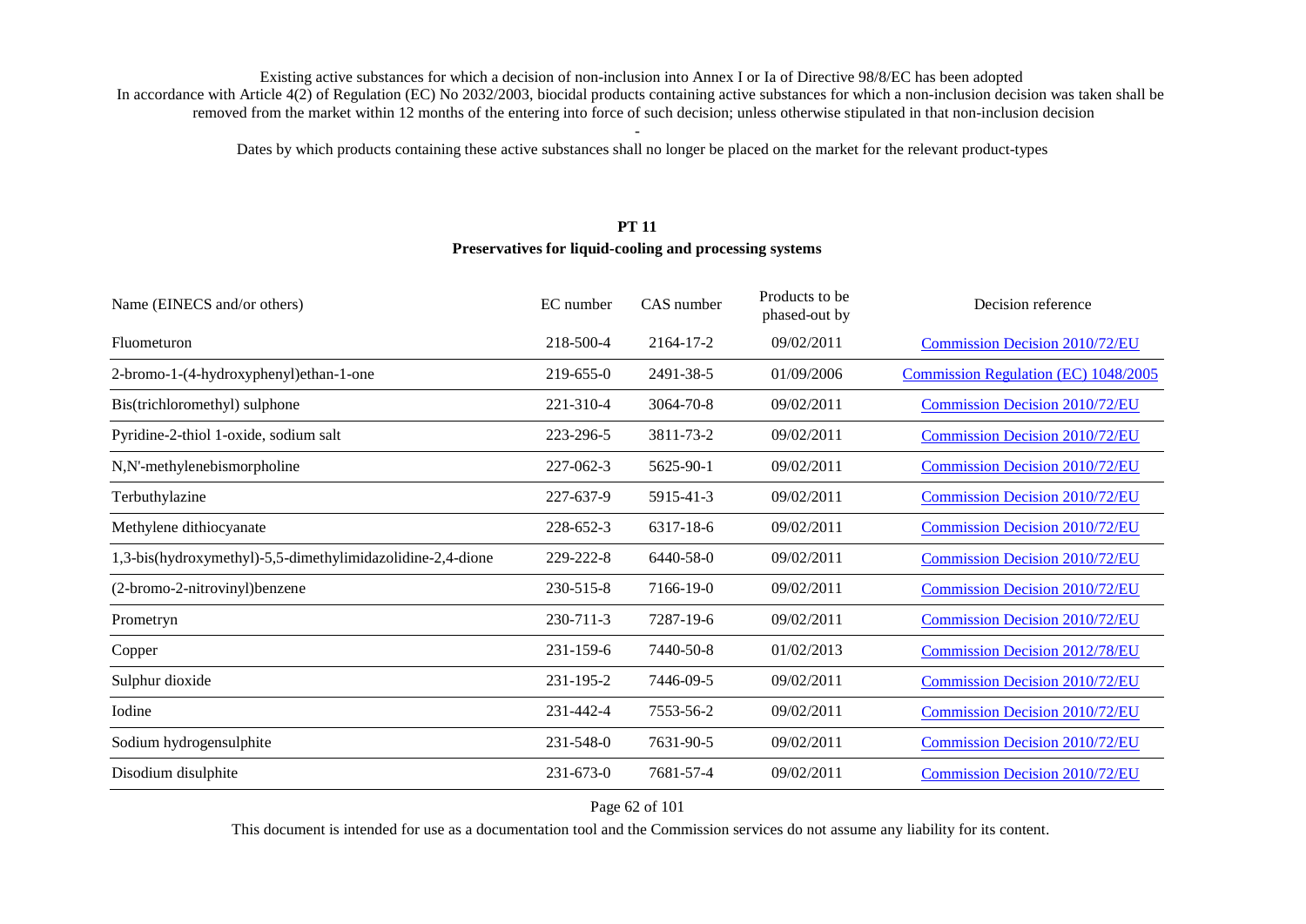Existing active substances for which a decision of non-inclusion into Annex I or Ia of Directive 98/8/EC has been adopted

In accordance with Article 4(2) of Regulation (EC) No 2032/2003, biocidal products containing active substances for which a non-inclusion decision was taken shall be removed from the market within 12 months of the entering into force of such decision; unless otherwise stipulated in that non-inclusion decision

-

Dates by which products containing these active substances shall no longer be placed on the market for the relevant product-types

## PT 11
## Preservatives for liquid-cooling and processing systems

| Name (EINECS and/or others) | EC number | CAS number | Products to be phased-out by | Decision reference |
|---|---|---|---|---|
| Fluometuron | 218-500-4 | 2164-17-2 | 09/02/2011 | Commission Decision 2010/72/EU |
| 2-bromo-1-(4-hydroxyphenyl)ethan-1-one | 219-655-0 | 2491-38-5 | 01/09/2006 | Commission Regulation (EC) 1048/2005 |
| Bis(trichloromethyl) sulphone | 221-310-4 | 3064-70-8 | 09/02/2011 | Commission Decision 2010/72/EU |
| Pyridine-2-thiol 1-oxide, sodium salt | 223-296-5 | 3811-73-2 | 09/02/2011 | Commission Decision 2010/72/EU |
| N,N'-methylenebismorpholine | 227-062-3 | 5625-90-1 | 09/02/2011 | Commission Decision 2010/72/EU |
| Terbuthylazine | 227-637-9 | 5915-41-3 | 09/02/2011 | Commission Decision 2010/72/EU |
| Methylene dithiocyanate | 228-652-3 | 6317-18-6 | 09/02/2011 | Commission Decision 2010/72/EU |
| 1,3-bis(hydroxymethyl)-5,5-dimethylimidazolidine-2,4-dione | 229-222-8 | 6440-58-0 | 09/02/2011 | Commission Decision 2010/72/EU |
| (2-bromo-2-nitrovinyl)benzene | 230-515-8 | 7166-19-0 | 09/02/2011 | Commission Decision 2010/72/EU |
| Prometryn | 230-711-3 | 7287-19-6 | 09/02/2011 | Commission Decision 2010/72/EU |
| Copper | 231-159-6 | 7440-50-8 | 01/02/2013 | Commission Decision 2012/78/EU |
| Sulphur dioxide | 231-195-2 | 7446-09-5 | 09/02/2011 | Commission Decision 2010/72/EU |
| Iodine | 231-442-4 | 7553-56-2 | 09/02/2011 | Commission Decision 2010/72/EU |
| Sodium hydrogensulphite | 231-548-0 | 7631-90-5 | 09/02/2011 | Commission Decision 2010/72/EU |
| Disodium disulphite | 231-673-0 | 7681-57-4 | 09/02/2011 | Commission Decision 2010/72/EU |

This document is intended for use as a documentation tool and the Commission services do not assume any liability for its content.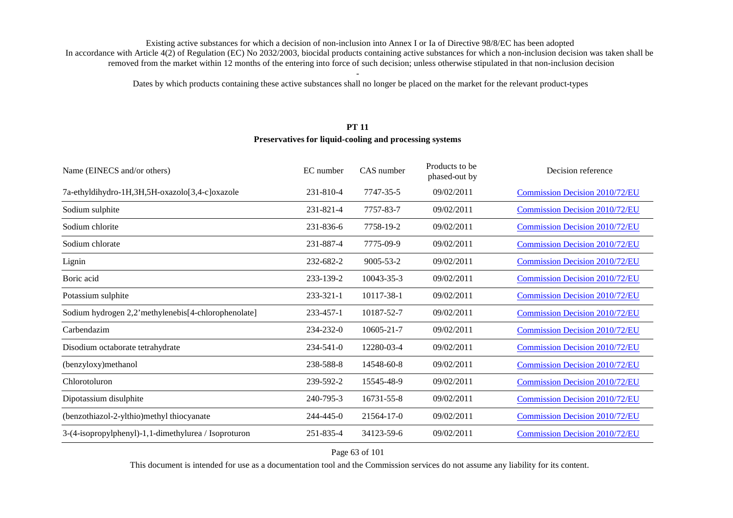Existing active substances for which a decision of non-inclusion into Annex I or Ia of Directive 98/8/EC has been adopted
In accordance with Article 4(2) of Regulation (EC) No 2032/2003, biocidal products containing active substances for which a non-inclusion decision was taken shall be removed from the market within 12 months of the entering into force of such decision; unless otherwise stipulated in that non-inclusion decision

-

Dates by which products containing these active substances shall no longer be placed on the market for the relevant product-types

## PT 11
### Preservatives for liquid-cooling and processing systems

| Name (EINECS and/or others) | EC number | CAS number | Products to be phased-out by | Decision reference |
|---|---|---|---|---|
| 7a-ethyldihydro-1H,3H,5H-oxazolo[3,4-c]oxazole | 231-810-4 | 7747-35-5 | 09/02/2011 | Commission Decision 2010/72/EU |
| Sodium sulphite | 231-821-4 | 7757-83-7 | 09/02/2011 | Commission Decision 2010/72/EU |
| Sodium chlorite | 231-836-6 | 7758-19-2 | 09/02/2011 | Commission Decision 2010/72/EU |
| Sodium chlorate | 231-887-4 | 7775-09-9 | 09/02/2011 | Commission Decision 2010/72/EU |
| Lignin | 232-682-2 | 9005-53-2 | 09/02/2011 | Commission Decision 2010/72/EU |
| Boric acid | 233-139-2 | 10043-35-3 | 09/02/2011 | Commission Decision 2010/72/EU |
| Potassium sulphite | 233-321-1 | 10117-38-1 | 09/02/2011 | Commission Decision 2010/72/EU |
| Sodium hydrogen 2,2'methylenebis[4-chlorophenolate] | 233-457-1 | 10187-52-7 | 09/02/2011 | Commission Decision 2010/72/EU |
| Carbendazim | 234-232-0 | 10605-21-7 | 09/02/2011 | Commission Decision 2010/72/EU |
| Disodium octaborate tetrahydrate | 234-541-0 | 12280-03-4 | 09/02/2011 | Commission Decision 2010/72/EU |
| (benzyloxy)methanol | 238-588-8 | 14548-60-8 | 09/02/2011 | Commission Decision 2010/72/EU |
| Chlorotoluron | 239-592-2 | 15545-48-9 | 09/02/2011 | Commission Decision 2010/72/EU |
| Dipotassium disulphite | 240-795-3 | 16731-55-8 | 09/02/2011 | Commission Decision 2010/72/EU |
| (benzothiazol-2-ylthio)methyl thiocyanate | 244-445-0 | 21564-17-0 | 09/02/2011 | Commission Decision 2010/72/EU |
| 3-(4-isopropylphenyl)-1,1-dimethylurea / Isoproturon | 251-835-4 | 34123-59-6 | 09/02/2011 | Commission Decision 2010/72/EU |

This document is intended for use as a documentation tool and the Commission services do not assume any liability for its content.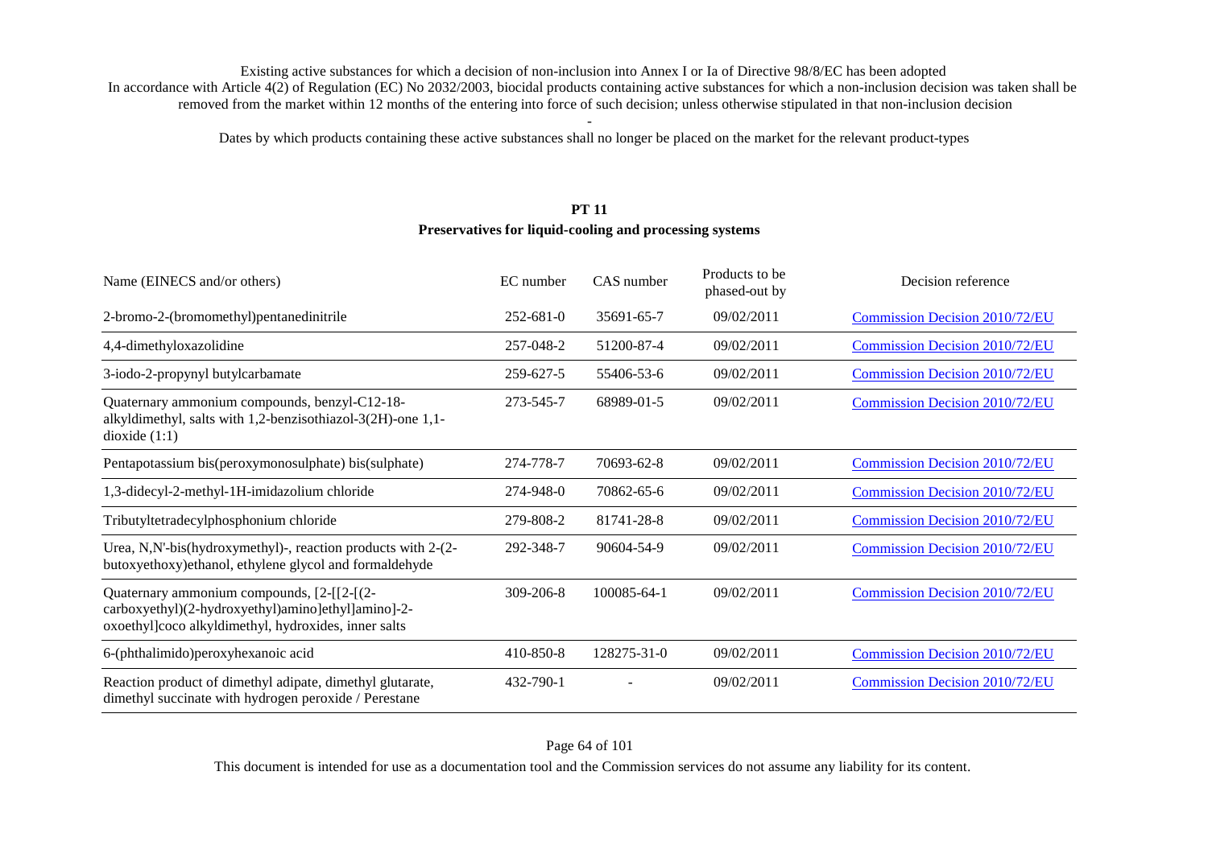Existing active substances for which a decision of non-inclusion into Annex I or Ia of Directive 98/8/EC has been adopted

In accordance with Article 4(2) of Regulation (EC) No 2032/2003, biocidal products containing active substances for which a non-inclusion decision was taken shall be removed from the market within 12 months of the entering into force of such decision; unless otherwise stipulated in that non-inclusion decision

-

Dates by which products containing these active substances shall no longer be placed on the market for the relevant product-types

## PT 11
## Preservatives for liquid-cooling and processing systems

| Name (EINECS and/or others) | EC number | CAS number | Products to be phased-out by | Decision reference |
|---|---|---|---|---|
| 2-bromo-2-(bromomethyl)pentanedinitrile | 252-681-0 | 35691-65-7 | 09/02/2011 | Commission Decision 2010/72/EU |
| 4,4-dimethyloxazolidine | 257-048-2 | 51200-87-4 | 09/02/2011 | Commission Decision 2010/72/EU |
| 3-iodo-2-propynyl butylcarbamate | 259-627-5 | 55406-53-6 | 09/02/2011 | Commission Decision 2010/72/EU |
| Quaternary ammonium compounds, benzyl-C12-18-alkyldimethyl, salts with 1,2-benzisothiazol-3(2H)-one 1,1-dioxide (1:1) | 273-545-7 | 68989-01-5 | 09/02/2011 | Commission Decision 2010/72/EU |
| Pentapotassium bis(peroxymonosulphate) bis(sulphate) | 274-778-7 | 70693-62-8 | 09/02/2011 | Commission Decision 2010/72/EU |
| 1,3-didecyl-2-methyl-1H-imidazolium chloride | 274-948-0 | 70862-65-6 | 09/02/2011 | Commission Decision 2010/72/EU |
| Tributyltetradecylphosphonium chloride | 279-808-2 | 81741-28-8 | 09/02/2011 | Commission Decision 2010/72/EU |
| Urea, N,N'-bis(hydroxymethyl)-, reaction products with 2-(2-butoxyethoxy)ethanol, ethylene glycol and formaldehyde | 292-348-7 | 90604-54-9 | 09/02/2011 | Commission Decision 2010/72/EU |
| Quaternary ammonium compounds, [2-[[2-[(2-carboxyethyl)(2-hydroxyethyl)amino]ethyl]amino]-2-oxoethyl]coco alkyldimethyl, hydroxides, inner salts | 309-206-8 | 100085-64-1 | 09/02/2011 | Commission Decision 2010/72/EU |
| 6-(phthalimido)peroxyhexanoic acid | 410-850-8 | 128275-31-0 | 09/02/2011 | Commission Decision 2010/72/EU |
| Reaction product of dimethyl adipate, dimethyl glutarate, dimethyl succinate with hydrogen peroxide / Perestane | 432-790-1 | - | 09/02/2011 | Commission Decision 2010/72/EU |

This document is intended for use as a documentation tool and the Commission services do not assume any liability for its content.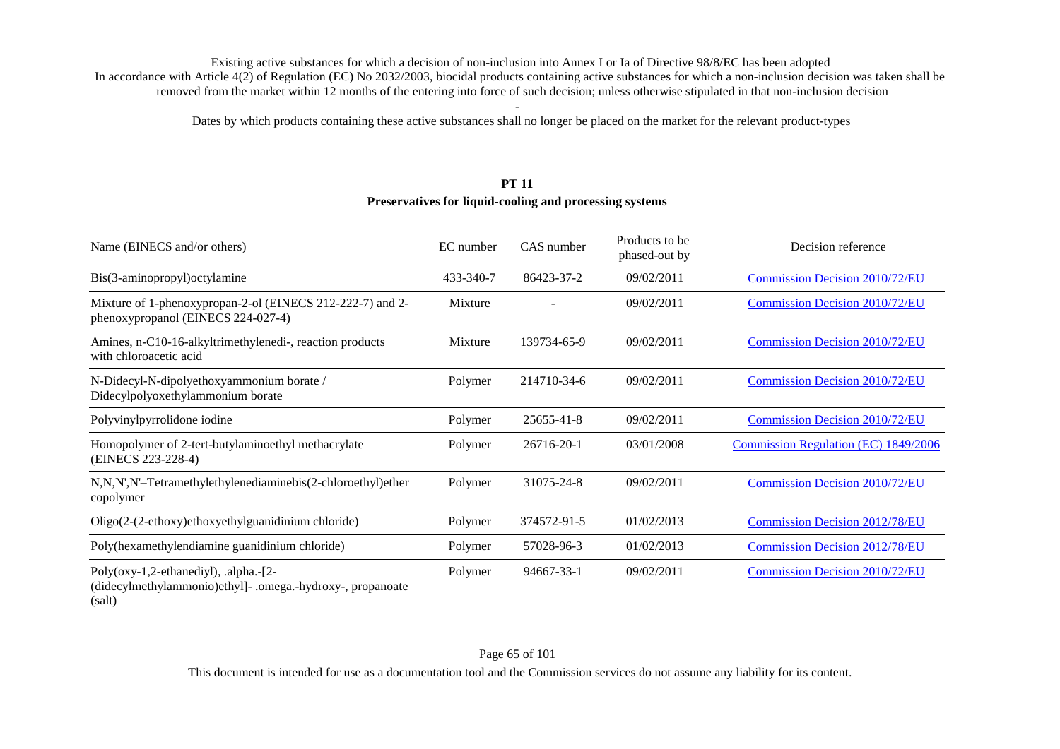Existing active substances for which a decision of non-inclusion into Annex I or Ia of Directive 98/8/EC has been adopted

In accordance with Article 4(2) of Regulation (EC) No 2032/2003, biocidal products containing active substances for which a non-inclusion decision was taken shall be removed from the market within 12 months of the entering into force of such decision; unless otherwise stipulated in that non-inclusion decision

-

Dates by which products containing these active substances shall no longer be placed on the market for the relevant product-types

## PT 11

### Preservatives for liquid-cooling and processing systems

| Name (EINECS and/or others) | EC number | CAS number | Products to be phased-out by | Decision reference |
|---|---|---|---|---|
| Bis(3-aminopropyl)octylamine | 433-340-7 | 86423-37-2 | 09/02/2011 | Commission Decision 2010/72/EU |
| Mixture of 1-phenoxypropan-2-ol (EINECS 212-222-7) and 2-phenoxypropanol (EINECS 224-027-4) | Mixture | - | 09/02/2011 | Commission Decision 2010/72/EU |
| Amines, n-C10-16-alkyltrimethylenedi-, reaction products with chloroacetic acid | Mixture | 139734-65-9 | 09/02/2011 | Commission Decision 2010/72/EU |
| N-Didecyl-N-dipolyethoxyammonium borate / Didecylpolyoxethylammonium borate | Polymer | 214710-34-6 | 09/02/2011 | Commission Decision 2010/72/EU |
| Polyvinylpyrrolidone iodine | Polymer | 25655-41-8 | 09/02/2011 | Commission Decision 2010/72/EU |
| Homopolymer of 2-tert-butylaminoethyl methacrylate (EINECS 223-228-4) | Polymer | 26716-20-1 | 03/01/2008 | Commission Regulation (EC) 1849/2006 |
| N,N,N',N'–Tetramethylethylenediaminebis(2-chloroethyl)ether copolymer | Polymer | 31075-24-8 | 09/02/2011 | Commission Decision 2010/72/EU |
| Oligo(2-(2-ethoxy)ethoxyethylguanidinium chloride) | Polymer | 374572-91-5 | 01/02/2013 | Commission Decision 2012/78/EU |
| Poly(hexamethylendiamine guanidinium chloride) | Polymer | 57028-96-3 | 01/02/2013 | Commission Decision 2012/78/EU |
| Poly(oxy-1,2-ethanediyl), .alpha.-[2-(didecylmethylammonio)ethyl]- .omega.-hydroxy-, propanoate (salt) | Polymer | 94667-33-1 | 09/02/2011 | Commission Decision 2010/72/EU |

This document is intended for use as a documentation tool and the Commission services do not assume any liability for its content.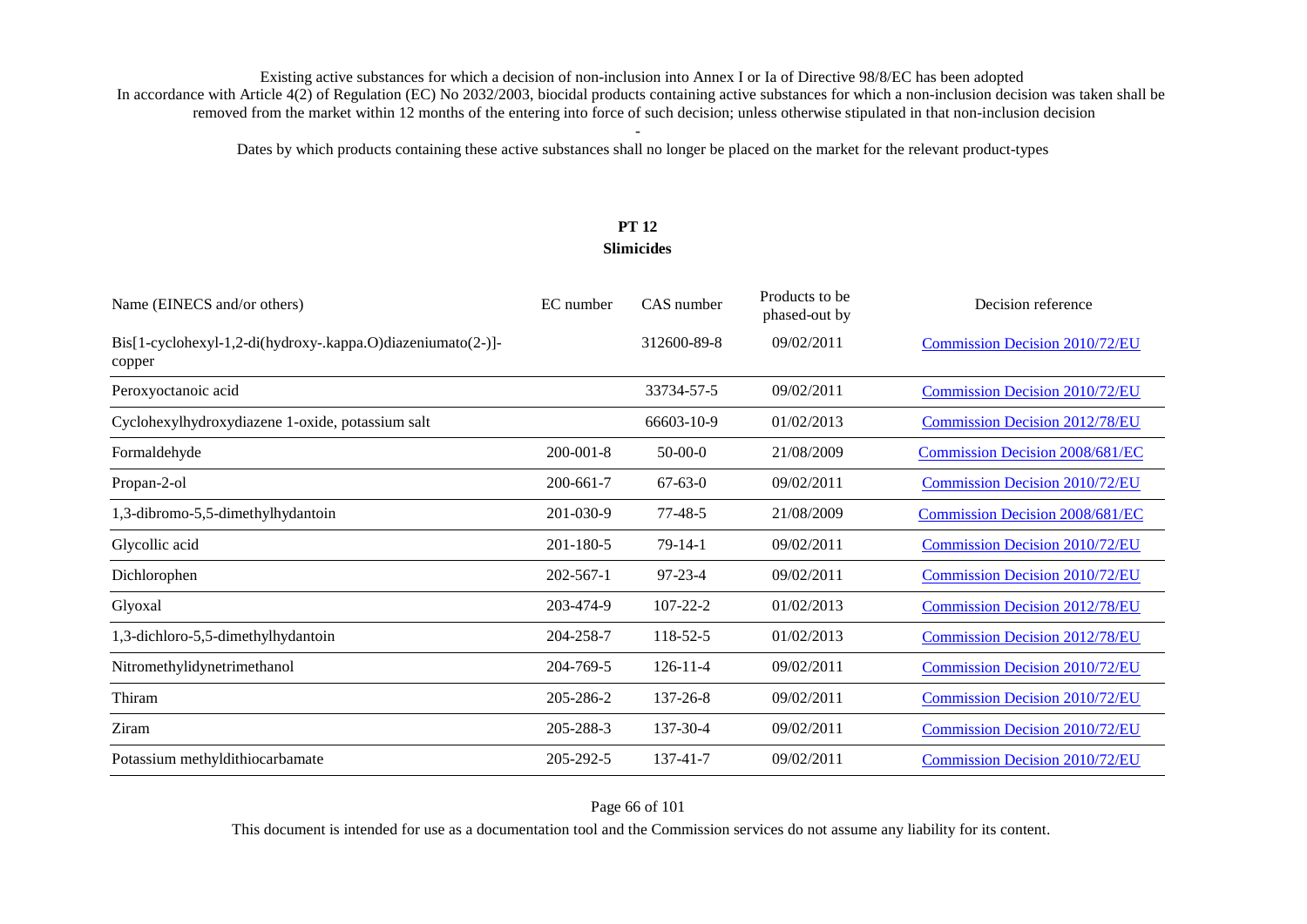Existing active substances for which a decision of non-inclusion into Annex I or Ia of Directive 98/8/EC has been adopted
In accordance with Article 4(2) of Regulation (EC) No 2032/2003, biocidal products containing active substances for which a non-inclusion decision was taken shall be removed from the market within 12 months of the entering into force of such decision; unless otherwise stipulated in that non-inclusion decision

-

Dates by which products containing these active substances shall no longer be placed on the market for the relevant product-types

## PT 12
## Slimicides

| Name (EINECS and/or others) | EC number | CAS number | Products to be phased-out by | Decision reference |
|---|---|---|---|---|
| Bis[1-cyclohexyl-1,2-di(hydroxy-.kappa.O)diazeniumato(2-)]-copper | | 312600-89-8 | 09/02/2011 | Commission Decision 2010/72/EU |
| Peroxyoctanoic acid | | 33734-57-5 | 09/02/2011 | Commission Decision 2010/72/EU |
| Cyclohexylhydroxydiazene 1-oxide, potassium salt | | 66603-10-9 | 01/02/2013 | Commission Decision 2012/78/EU |
| Formaldehyde | 200-001-8 | 50-00-0 | 21/08/2009 | Commission Decision 2008/681/EC |
| Propan-2-ol | 200-661-7 | 67-63-0 | 09/02/2011 | Commission Decision 2010/72/EU |
| 1,3-dibromo-5,5-dimethylhydantoin | 201-030-9 | 77-48-5 | 21/08/2009 | Commission Decision 2008/681/EC |
| Glycollic acid | 201-180-5 | 79-14-1 | 09/02/2011 | Commission Decision 2010/72/EU |
| Dichlorophen | 202-567-1 | 97-23-4 | 09/02/2011 | Commission Decision 2010/72/EU |
| Glyoxal | 203-474-9 | 107-22-2 | 01/02/2013 | Commission Decision 2012/78/EU |
| 1,3-dichloro-5,5-dimethylhydantoin | 204-258-7 | 118-52-5 | 01/02/2013 | Commission Decision 2012/78/EU |
| Nitromethylidynetrimethanol | 204-769-5 | 126-11-4 | 09/02/2011 | Commission Decision 2010/72/EU |
| Thiram | 205-286-2 | 137-26-8 | 09/02/2011 | Commission Decision 2010/72/EU |
| Ziram | 205-288-3 | 137-30-4 | 09/02/2011 | Commission Decision 2010/72/EU |
| Potassium methyldithiocarbamate | 205-292-5 | 137-41-7 | 09/02/2011 | Commission Decision 2010/72/EU |

This document is intended for use as a documentation tool and the Commission services do not assume any liability for its content.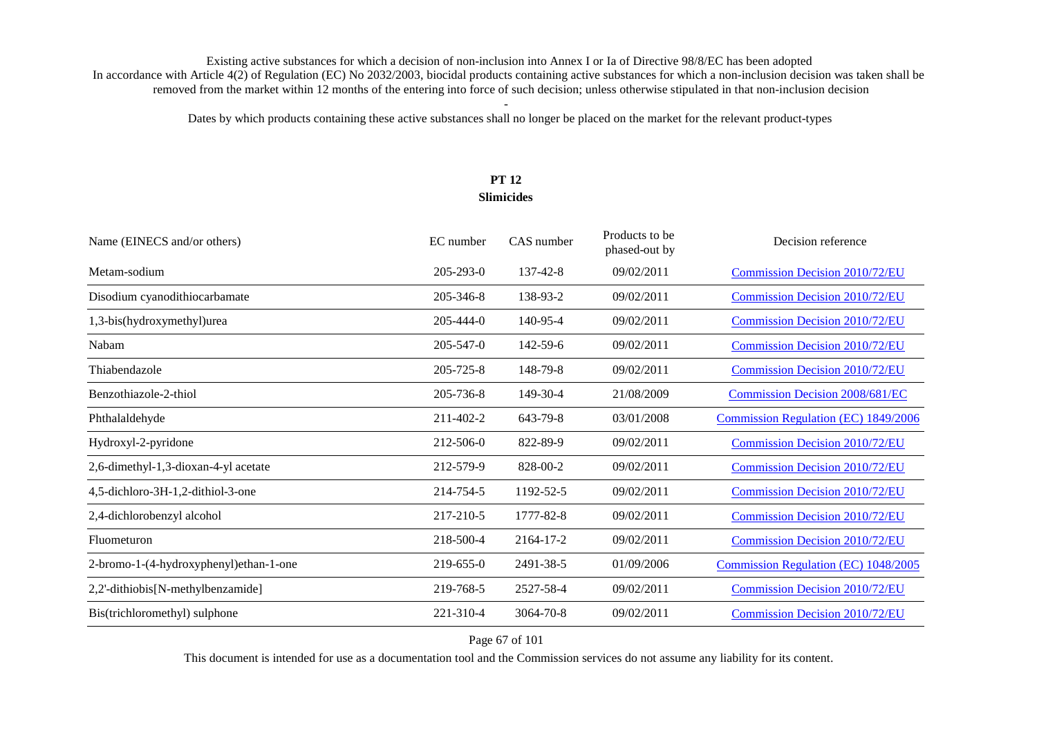Existing active substances for which a decision of non-inclusion into Annex I or Ia of Directive 98/8/EC has been adopted

In accordance with Article 4(2) of Regulation (EC) No 2032/2003, biocidal products containing active substances for which a non-inclusion decision was taken shall be removed from the market within 12 months of the entering into force of such decision; unless otherwise stipulated in that non-inclusion decision

-

Dates by which products containing these active substances shall no longer be placed on the market for the relevant product-types

**PT 12**
**Slimicides**

| Name (EINECS and/or others) | EC number | CAS number | Products to be phased-out by | Decision reference |
|---|---|---|---|---|
| Metam-sodium | 205-293-0 | 137-42-8 | 09/02/2011 | Commission Decision 2010/72/EU |
| Disodium cyanodithiocarbamate | 205-346-8 | 138-93-2 | 09/02/2011 | Commission Decision 2010/72/EU |
| 1,3-bis(hydroxymethyl)urea | 205-444-0 | 140-95-4 | 09/02/2011 | Commission Decision 2010/72/EU |
| Nabam | 205-547-0 | 142-59-6 | 09/02/2011 | Commission Decision 2010/72/EU |
| Thiabendazole | 205-725-8 | 148-79-8 | 09/02/2011 | Commission Decision 2010/72/EU |
| Benzothiazole-2-thiol | 205-736-8 | 149-30-4 | 21/08/2009 | Commission Decision 2008/681/EC |
| Phthalaldehyde | 211-402-2 | 643-79-8 | 03/01/2008 | Commission Regulation (EC) 1849/2006 |
| Hydroxyl-2-pyridone | 212-506-0 | 822-89-9 | 09/02/2011 | Commission Decision 2010/72/EU |
| 2,6-dimethyl-1,3-dioxan-4-yl acetate | 212-579-9 | 828-00-2 | 09/02/2011 | Commission Decision 2010/72/EU |
| 4,5-dichloro-3H-1,2-dithiol-3-one | 214-754-5 | 1192-52-5 | 09/02/2011 | Commission Decision 2010/72/EU |
| 2,4-dichlorobenzyl alcohol | 217-210-5 | 1777-82-8 | 09/02/2011 | Commission Decision 2010/72/EU |
| Fluometuron | 218-500-4 | 2164-17-2 | 09/02/2011 | Commission Decision 2010/72/EU |
| 2-bromo-1-(4-hydroxyphenyl)ethan-1-one | 219-655-0 | 2491-38-5 | 01/09/2006 | Commission Regulation (EC) 1048/2005 |
| 2,2'-dithiobis[N-methylbenzamide] | 219-768-5 | 2527-58-4 | 09/02/2011 | Commission Decision 2010/72/EU |
| Bis(trichloromethyl) sulphone | 221-310-4 | 3064-70-8 | 09/02/2011 | Commission Decision 2010/72/EU |

This document is intended for use as a documentation tool and the Commission services do not assume any liability for its content.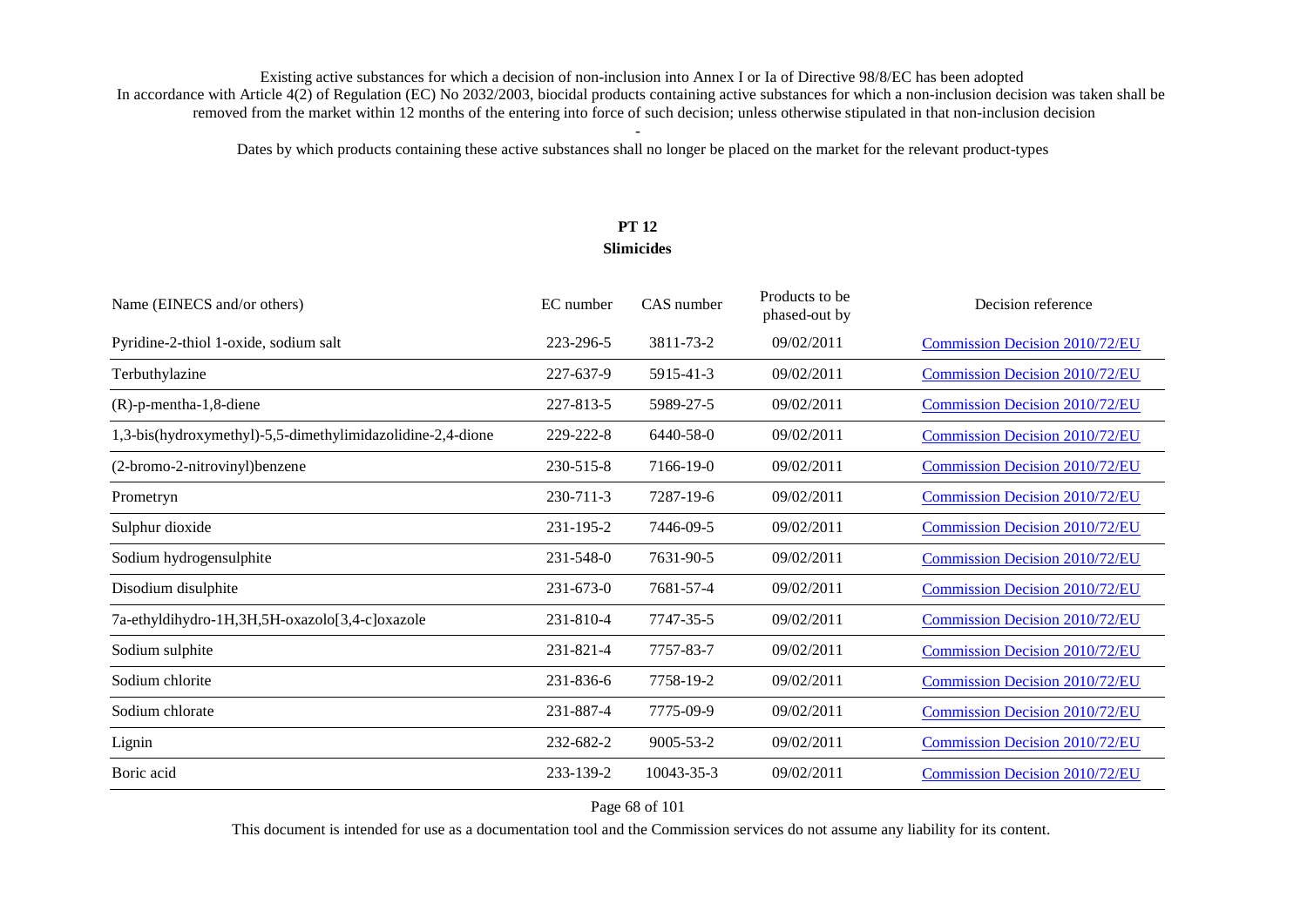Existing active substances for which a decision of non-inclusion into Annex I or Ia of Directive 98/8/EC has been adopted

In accordance with Article 4(2) of Regulation (EC) No 2032/2003, biocidal products containing active substances for which a non-inclusion decision was taken shall be removed from the market within 12 months of the entering into force of such decision; unless otherwise stipulated in that non-inclusion decision

-

Dates by which products containing these active substances shall no longer be placed on the market for the relevant product-types

**PT 12**
**Slimicides**

| Name (EINECS and/or others) | EC number | CAS number | Products to be phased-out by | Decision reference |
|---|---|---|---|---|
| Pyridine-2-thiol 1-oxide, sodium salt | 223-296-5 | 3811-73-2 | 09/02/2011 | Commission Decision 2010/72/EU |
| Terbuthylazine | 227-637-9 | 5915-41-3 | 09/02/2011 | Commission Decision 2010/72/EU |
| (R)-p-mentha-1,8-diene | 227-813-5 | 5989-27-5 | 09/02/2011 | Commission Decision 2010/72/EU |
| 1,3-bis(hydroxymethyl)-5,5-dimethylimidazolidine-2,4-dione | 229-222-8 | 6440-58-0 | 09/02/2011 | Commission Decision 2010/72/EU |
| (2-bromo-2-nitrovinyl)benzene | 230-515-8 | 7166-19-0 | 09/02/2011 | Commission Decision 2010/72/EU |
| Prometryn | 230-711-3 | 7287-19-6 | 09/02/2011 | Commission Decision 2010/72/EU |
| Sulphur dioxide | 231-195-2 | 7446-09-5 | 09/02/2011 | Commission Decision 2010/72/EU |
| Sodium hydrogensulphite | 231-548-0 | 7631-90-5 | 09/02/2011 | Commission Decision 2010/72/EU |
| Disodium disulphite | 231-673-0 | 7681-57-4 | 09/02/2011 | Commission Decision 2010/72/EU |
| 7a-ethyldihydro-1H,3H,5H-oxazolo[3,4-c]oxazole | 231-810-4 | 7747-35-5 | 09/02/2011 | Commission Decision 2010/72/EU |
| Sodium sulphite | 231-821-4 | 7757-83-7 | 09/02/2011 | Commission Decision 2010/72/EU |
| Sodium chlorite | 231-836-6 | 7758-19-2 | 09/02/2011 | Commission Decision 2010/72/EU |
| Sodium chlorate | 231-887-4 | 7775-09-9 | 09/02/2011 | Commission Decision 2010/72/EU |
| Lignin | 232-682-2 | 9005-53-2 | 09/02/2011 | Commission Decision 2010/72/EU |
| Boric acid | 233-139-2 | 10043-35-3 | 09/02/2011 | Commission Decision 2010/72/EU |

This document is intended for use as a documentation tool and the Commission services do not assume any liability for its content.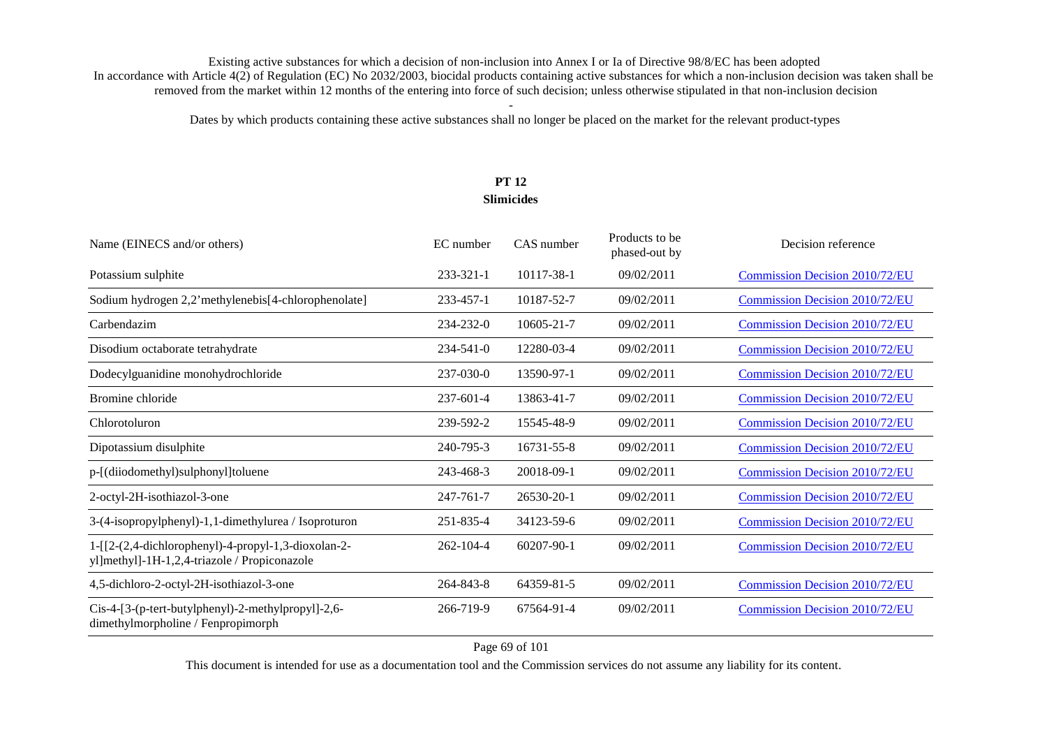Existing active substances for which a decision of non-inclusion into Annex I or Ia of Directive 98/8/EC has been adopted

In accordance with Article 4(2) of Regulation (EC) No 2032/2003, biocidal products containing active substances for which a non-inclusion decision was taken shall be removed from the market within 12 months of the entering into force of such decision; unless otherwise stipulated in that non-inclusion decision

-

Dates by which products containing these active substances shall no longer be placed on the market for the relevant product-types

## PT 12
## Slimicides

| Name (EINECS and/or others) | EC number | CAS number | Products to be phased-out by | Decision reference |
|---|---|---|---|---|
| Potassium sulphite | 233-321-1 | 10117-38-1 | 09/02/2011 | Commission Decision 2010/72/EU |
| Sodium hydrogen 2,2'methylenebis[4-chlorophenolate] | 233-457-1 | 10187-52-7 | 09/02/2011 | Commission Decision 2010/72/EU |
| Carbendazim | 234-232-0 | 10605-21-7 | 09/02/2011 | Commission Decision 2010/72/EU |
| Disodium octaborate tetrahydrate | 234-541-0 | 12280-03-4 | 09/02/2011 | Commission Decision 2010/72/EU |
| Dodecylguanidine monohydrochloride | 237-030-0 | 13590-97-1 | 09/02/2011 | Commission Decision 2010/72/EU |
| Bromine chloride | 237-601-4 | 13863-41-7 | 09/02/2011 | Commission Decision 2010/72/EU |
| Chlorotoluron | 239-592-2 | 15545-48-9 | 09/02/2011 | Commission Decision 2010/72/EU |
| Dipotassium disulphite | 240-795-3 | 16731-55-8 | 09/02/2011 | Commission Decision 2010/72/EU |
| p-[(diiodomethyl)sulphonyl]toluene | 243-468-3 | 20018-09-1 | 09/02/2011 | Commission Decision 2010/72/EU |
| 2-octyl-2H-isothiazol-3-one | 247-761-7 | 26530-20-1 | 09/02/2011 | Commission Decision 2010/72/EU |
| 3-(4-isopropylphenyl)-1,1-dimethylurea / Isoproturon | 251-835-4 | 34123-59-6 | 09/02/2011 | Commission Decision 2010/72/EU |
| 1-[[2-(2,4-dichlorophenyl)-4-propyl-1,3-dioxolan-2-yl]methyl]-1H-1,2,4-triazole / Propiconazole | 262-104-4 | 60207-90-1 | 09/02/2011 | Commission Decision 2010/72/EU |
| 4,5-dichloro-2-octyl-2H-isothiazol-3-one | 264-843-8 | 64359-81-5 | 09/02/2011 | Commission Decision 2010/72/EU |
| Cis-4-[3-(p-tert-butylphenyl)-2-methylpropyl]-2,6-dimethylmorpholine / Fenpropimorph | 266-719-9 | 67564-91-4 | 09/02/2011 | Commission Decision 2010/72/EU |

This document is intended for use as a documentation tool and the Commission services do not assume any liability for its content.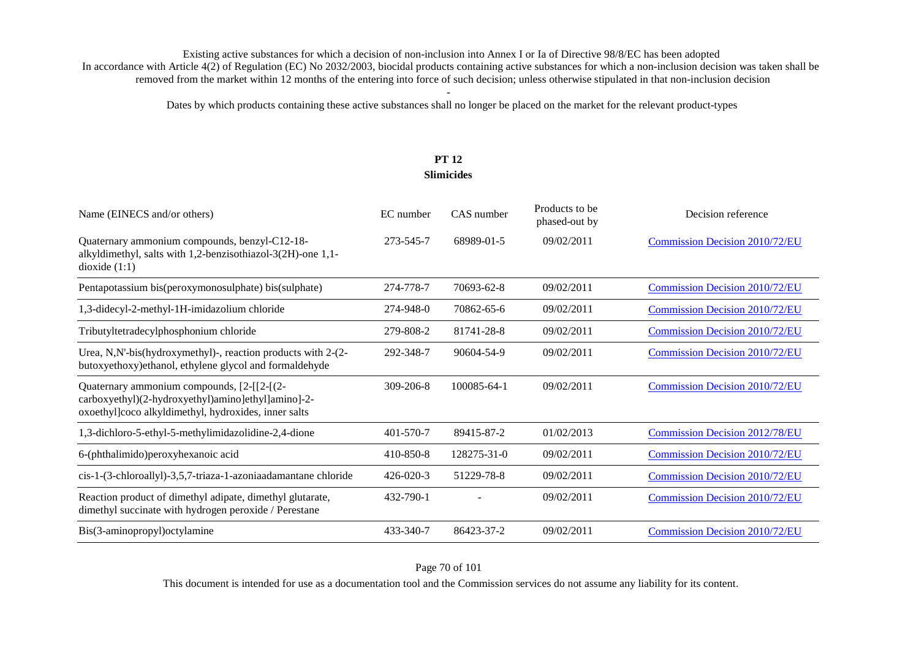Existing active substances for which a decision of non-inclusion into Annex I or Ia of Directive 98/8/EC has been adopted

In accordance with Article 4(2) of Regulation (EC) No 2032/2003, biocidal products containing active substances for which a non-inclusion decision was taken shall be removed from the market within 12 months of the entering into force of such decision; unless otherwise stipulated in that non-inclusion decision

-

Dates by which products containing these active substances shall no longer be placed on the market for the relevant product-types

## PT 12
## Slimicides

| Name (EINECS and/or others) | EC number | CAS number | Products to be phased-out by | Decision reference |
|---|---|---|---|---|
| Quaternary ammonium compounds, benzyl-C12-18-alkyldimethyl, salts with 1,2-benzisothiazol-3(2H)-one 1,1-dioxide (1:1) | 273-545-7 | 68989-01-5 | 09/02/2011 | Commission Decision 2010/72/EU |
| Pentapotassium bis(peroxymonosulphate) bis(sulphate) | 274-778-7 | 70693-62-8 | 09/02/2011 | Commission Decision 2010/72/EU |
| 1,3-didecyl-2-methyl-1H-imidazolium chloride | 274-948-0 | 70862-65-6 | 09/02/2011 | Commission Decision 2010/72/EU |
| Tributyltetradecylphosphonium chloride | 279-808-2 | 81741-28-8 | 09/02/2011 | Commission Decision 2010/72/EU |
| Urea, N,N'-bis(hydroxymethyl)-, reaction products with 2-(2-butoxyethoxy)ethanol, ethylene glycol and formaldehyde | 292-348-7 | 90604-54-9 | 09/02/2011 | Commission Decision 2010/72/EU |
| Quaternary ammonium compounds, [2-[[2-[(2-carboxyethyl)(2-hydroxyethyl)amino]ethyl]amino]-2-oxoethyl]coco alkyldimethyl, hydroxides, inner salts | 309-206-8 | 100085-64-1 | 09/02/2011 | Commission Decision 2010/72/EU |
| 1,3-dichloro-5-ethyl-5-methylimidazolidine-2,4-dione | 401-570-7 | 89415-87-2 | 01/02/2013 | Commission Decision 2012/78/EU |
| 6-(phthalimido)peroxyhexanoic acid | 410-850-8 | 128275-31-0 | 09/02/2011 | Commission Decision 2010/72/EU |
| cis-1-(3-chloroallyl)-3,5,7-triaza-1-azoniaadamantane chloride | 426-020-3 | 51229-78-8 | 09/02/2011 | Commission Decision 2010/72/EU |
| Reaction product of dimethyl adipate, dimethyl glutarate, dimethyl succinate with hydrogen peroxide / Perestane | 432-790-1 | - | 09/02/2011 | Commission Decision 2010/72/EU |
| Bis(3-aminopropyl)octylamine | 433-340-7 | 86423-37-2 | 09/02/2011 | Commission Decision 2010/72/EU |

This document is intended for use as a documentation tool and the Commission services do not assume any liability for its content.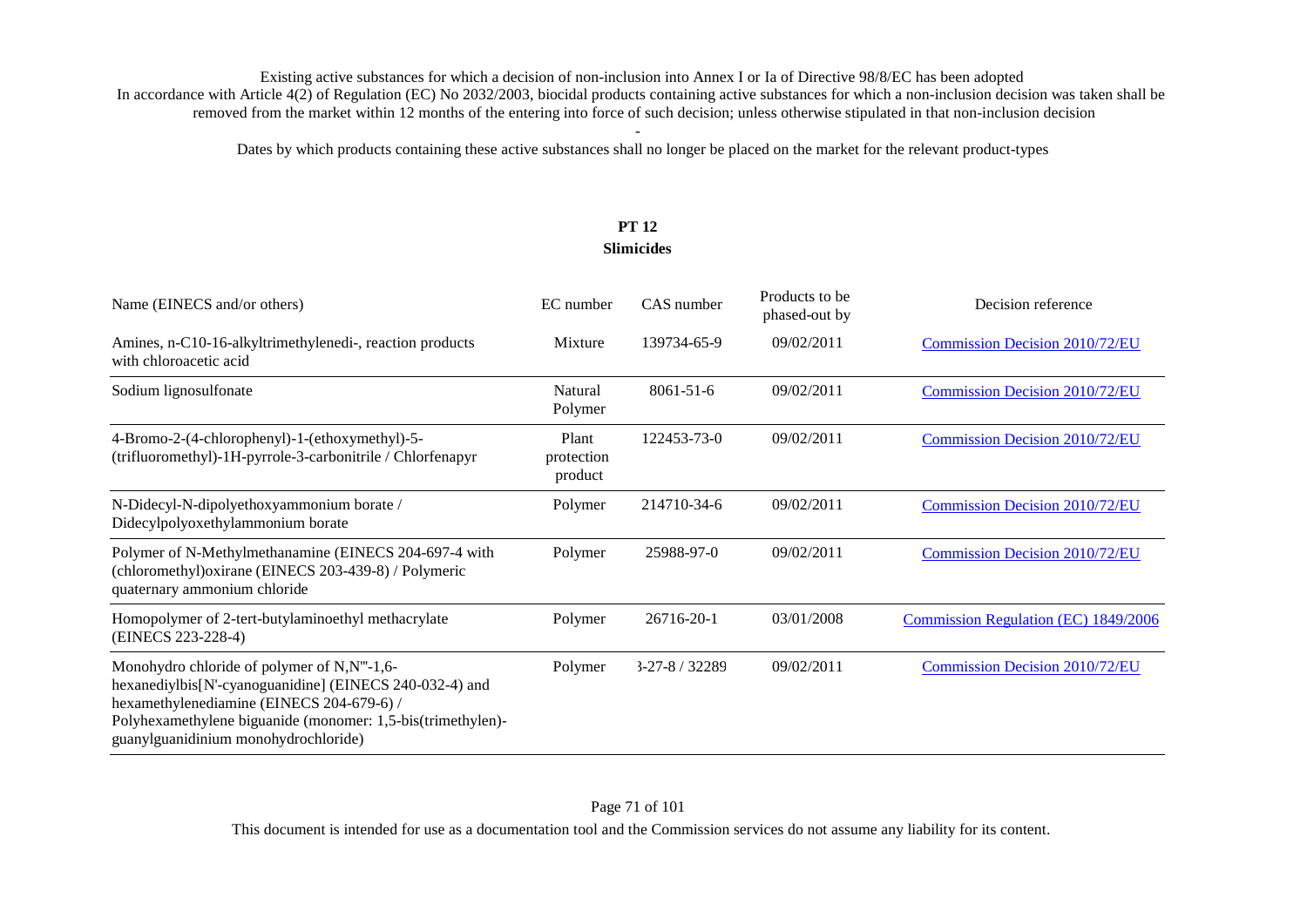Existing active substances for which a decision of non-inclusion into Annex I or Ia of Directive 98/8/EC has been adopted

In accordance with Article 4(2) of Regulation (EC) No 2032/2003, biocidal products containing active substances for which a non-inclusion decision was taken shall be removed from the market within 12 months of the entering into force of such decision; unless otherwise stipulated in that non-inclusion decision

-

Dates by which products containing these active substances shall no longer be placed on the market for the relevant product-types

## PT 12
## Slimicides

| Name (EINECS and/or others) | EC number | CAS number | Products to be phased-out by | Decision reference |
|---|---|---|---|---|
| Amines, n-C10-16-alkyltrimethylenedi-, reaction products with chloroacetic acid | Mixture | 139734-65-9 | 09/02/2011 | Commission Decision 2010/72/EU |
| Sodium lignosulfonate | Natural Polymer | 8061-51-6 | 09/02/2011 | Commission Decision 2010/72/EU |
| 4-Bromo-2-(4-chlorophenyl)-1-(ethoxymethyl)-5-(trifluoromethyl)-1H-pyrrole-3-carbonitrile / Chlorfenapyr | Plant protection product | 122453-73-0 | 09/02/2011 | Commission Decision 2010/72/EU |
| N-Didecyl-N-dipolyethoxyammonium borate / Didecylpolyoxethylammonium borate | Polymer | 214710-34-6 | 09/02/2011 | Commission Decision 2010/72/EU |
| Polymer of N-Methylmethanamine (EINECS 204-697-4 with (chloromethyl)oxirane (EINECS 203-439-8) / Polymeric quaternary ammonium chloride | Polymer | 25988-97-0 | 09/02/2011 | Commission Decision 2010/72/EU |
| Homopolymer of 2-tert-butylaminoethyl methacrylate (EINECS 223-228-4) | Polymer | 26716-20-1 | 03/01/2008 | Commission Regulation (EC) 1849/2006 |
| Monohydro chloride of polymer of N,N'''-1,6-hexanediylbis[N'-cyanoguanidine] (EINECS 240-032-4) and hexamethylenediamine (EINECS 204-679-6) / Polyhexamethylene biguanide (monomer: 1,5-bis(trimethylen)-guanylguanidinium monohydrochloride) | Polymer | 3-27-8 / 32289 | 09/02/2011 | Commission Decision 2010/72/EU |

This document is intended for use as a documentation tool and the Commission services do not assume any liability for its content.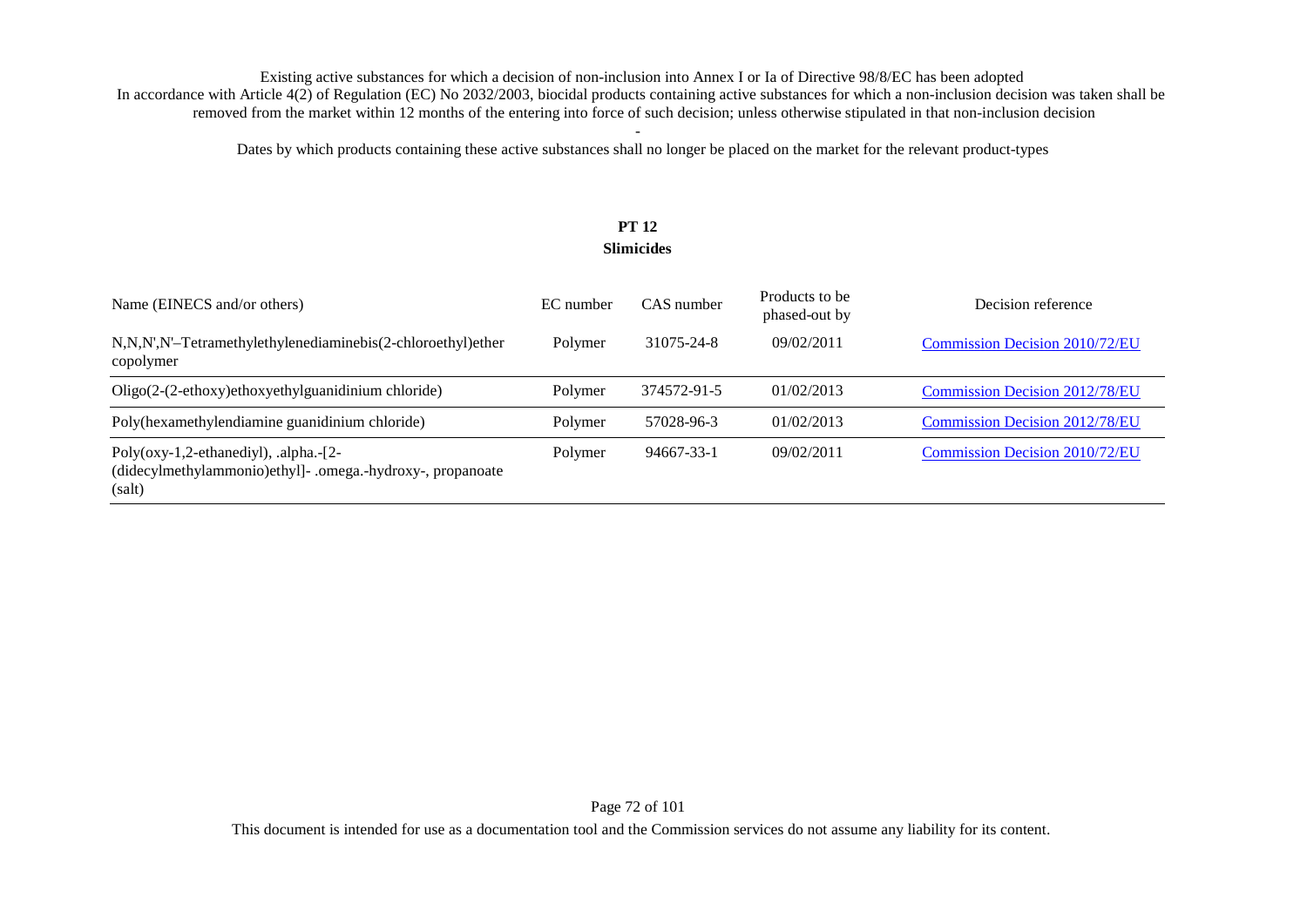Existing active substances for which a decision of non-inclusion into Annex I or Ia of Directive 98/8/EC has been adopted

In accordance with Article 4(2) of Regulation (EC) No 2032/2003, biocidal products containing active substances for which a non-inclusion decision was taken shall be removed from the market within 12 months of the entering into force of such decision; unless otherwise stipulated in that non-inclusion decision

-

Dates by which products containing these active substances shall no longer be placed on the market for the relevant product-types

## PT 12
## Slimicides

| Name (EINECS and/or others) | EC number | CAS number | Products to be phased-out by | Decision reference |
|---|---|---|---|---|
| N,N,N',N'–Tetramethylethylenediaminebis(2-chloroethyl)ether copolymer | Polymer | 31075-24-8 | 09/02/2011 | Commission Decision 2010/72/EU |
| Oligo(2-(2-ethoxy)ethoxyethylguanidinium chloride) | Polymer | 374572-91-5 | 01/02/2013 | Commission Decision 2012/78/EU |
| Poly(hexamethylendiamine guanidinium chloride) | Polymer | 57028-96-3 | 01/02/2013 | Commission Decision 2012/78/EU |
| Poly(oxy-1,2-ethanediyl), .alpha.-[2-(didecylmethylammonio)ethyl]- .omega.-hydroxy-, propanoate (salt) | Polymer | 94667-33-1 | 09/02/2011 | Commission Decision 2010/72/EU |

This document is intended for use as a documentation tool and the Commission services do not assume any liability for its content.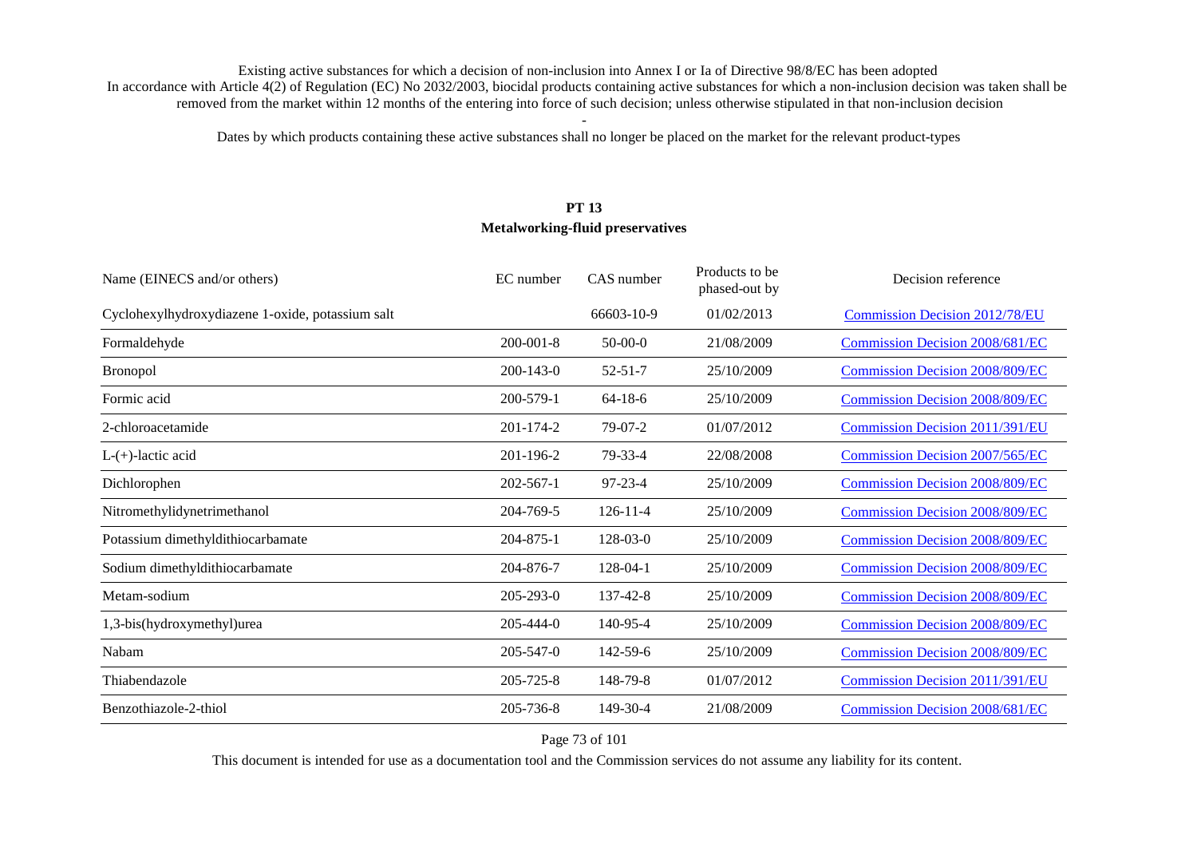Existing active substances for which a decision of non-inclusion into Annex I or Ia of Directive 98/8/EC has been adopted
In accordance with Article 4(2) of Regulation (EC) No 2032/2003, biocidal products containing active substances for which a non-inclusion decision was taken shall be removed from the market within 12 months of the entering into force of such decision; unless otherwise stipulated in that non-inclusion decision

-

Dates by which products containing these active substances shall no longer be placed on the market for the relevant product-types

**PT 13**
**Metalworking-fluid preservatives**

| Name (EINECS and/or others) | EC number | CAS number | Products to be phased-out by | Decision reference |
|---|---|---|---|---|
| Cyclohexylhydroxydiazene 1-oxide, potassium salt | | 66603-10-9 | 01/02/2013 | Commission Decision 2012/78/EU |
| Formaldehyde | 200-001-8 | 50-00-0 | 21/08/2009 | Commission Decision 2008/681/EC |
| Bronopol | 200-143-0 | 52-51-7 | 25/10/2009 | Commission Decision 2008/809/EC |
| Formic acid | 200-579-1 | 64-18-6 | 25/10/2009 | Commission Decision 2008/809/EC |
| 2-chloroacetamide | 201-174-2 | 79-07-2 | 01/07/2012 | Commission Decision 2011/391/EU |
| L-(+)-lactic acid | 201-196-2 | 79-33-4 | 22/08/2008 | Commission Decision 2007/565/EC |
| Dichlorophen | 202-567-1 | 97-23-4 | 25/10/2009 | Commission Decision 2008/809/EC |
| Nitromethylidynetrimethanol | 204-769-5 | 126-11-4 | 25/10/2009 | Commission Decision 2008/809/EC |
| Potassium dimethyldithiocarbamate | 204-875-1 | 128-03-0 | 25/10/2009 | Commission Decision 2008/809/EC |
| Sodium dimethyldithiocarbamate | 204-876-7 | 128-04-1 | 25/10/2009 | Commission Decision 2008/809/EC |
| Metam-sodium | 205-293-0 | 137-42-8 | 25/10/2009 | Commission Decision 2008/809/EC |
| 1,3-bis(hydroxymethyl)urea | 205-444-0 | 140-95-4 | 25/10/2009 | Commission Decision 2008/809/EC |
| Nabam | 205-547-0 | 142-59-6 | 25/10/2009 | Commission Decision 2008/809/EC |
| Thiabendazole | 205-725-8 | 148-79-8 | 01/07/2012 | Commission Decision 2011/391/EU |
| Benzothiazole-2-thiol | 205-736-8 | 149-30-4 | 21/08/2009 | Commission Decision 2008/681/EC |

This document is intended for use as a documentation tool and the Commission services do not assume any liability for its content.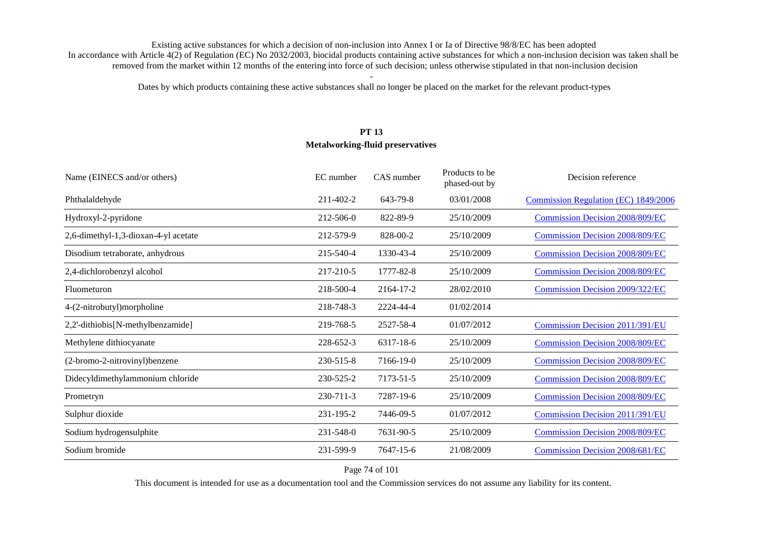Existing active substances for which a decision of non-inclusion into Annex I or Ia of Directive 98/8/EC has been adopted
In accordance with Article 4(2) of Regulation (EC) No 2032/2003, biocidal products containing active substances for which a non-inclusion decision was taken shall be removed from the market within 12 months of the entering into force of such decision; unless otherwise stipulated in that non-inclusion decision

-

Dates by which products containing these active substances shall no longer be placed on the market for the relevant product-types

## PT 13
## Metalworking-fluid preservatives

| Name (EINECS and/or others) | EC number | CAS number | Products to be phased-out by | Decision reference |
|---|---|---|---|---|
| Phthalaldehyde | 211-402-2 | 643-79-8 | 03/01/2008 | Commission Regulation (EC) 1849/2006 |
| Hydroxyl-2-pyridone | 212-506-0 | 822-89-9 | 25/10/2009 | Commission Decision 2008/809/EC |
| 2,6-dimethyl-1,3-dioxan-4-yl acetate | 212-579-9 | 828-00-2 | 25/10/2009 | Commission Decision 2008/809/EC |
| Disodium tetraborate, anhydrous | 215-540-4 | 1330-43-4 | 25/10/2009 | Commission Decision 2008/809/EC |
| 2,4-dichlorobenzyl alcohol | 217-210-5 | 1777-82-8 | 25/10/2009 | Commission Decision 2008/809/EC |
| Fluometuron | 218-500-4 | 2164-17-2 | 28/02/2010 | Commission Decision 2009/322/EC |
| 4-(2-nitrobutyl)morpholine | 218-748-3 | 2224-44-4 | 01/02/2014 | |
| 2,2'-dithiobis[N-methylbenzamide] | 219-768-5 | 2527-58-4 | 01/07/2012 | Commission Decision 2011/391/EU |
| Methylene dithiocyanate | 228-652-3 | 6317-18-6 | 25/10/2009 | Commission Decision 2008/809/EC |
| (2-bromo-2-nitrovinyl)benzene | 230-515-8 | 7166-19-0 | 25/10/2009 | Commission Decision 2008/809/EC |
| Didecyldimethylammonium chloride | 230-525-2 | 7173-51-5 | 25/10/2009 | Commission Decision 2008/809/EC |
| Prometryn | 230-711-3 | 7287-19-6 | 25/10/2009 | Commission Decision 2008/809/EC |
| Sulphur dioxide | 231-195-2 | 7446-09-5 | 01/07/2012 | Commission Decision 2011/391/EU |
| Sodium hydrogensulphite | 231-548-0 | 7631-90-5 | 25/10/2009 | Commission Decision 2008/809/EC |
| Sodium bromide | 231-599-9 | 7647-15-6 | 21/08/2009 | Commission Decision 2008/681/EC |

This document is intended for use as a documentation tool and the Commission services do not assume any liability for its content.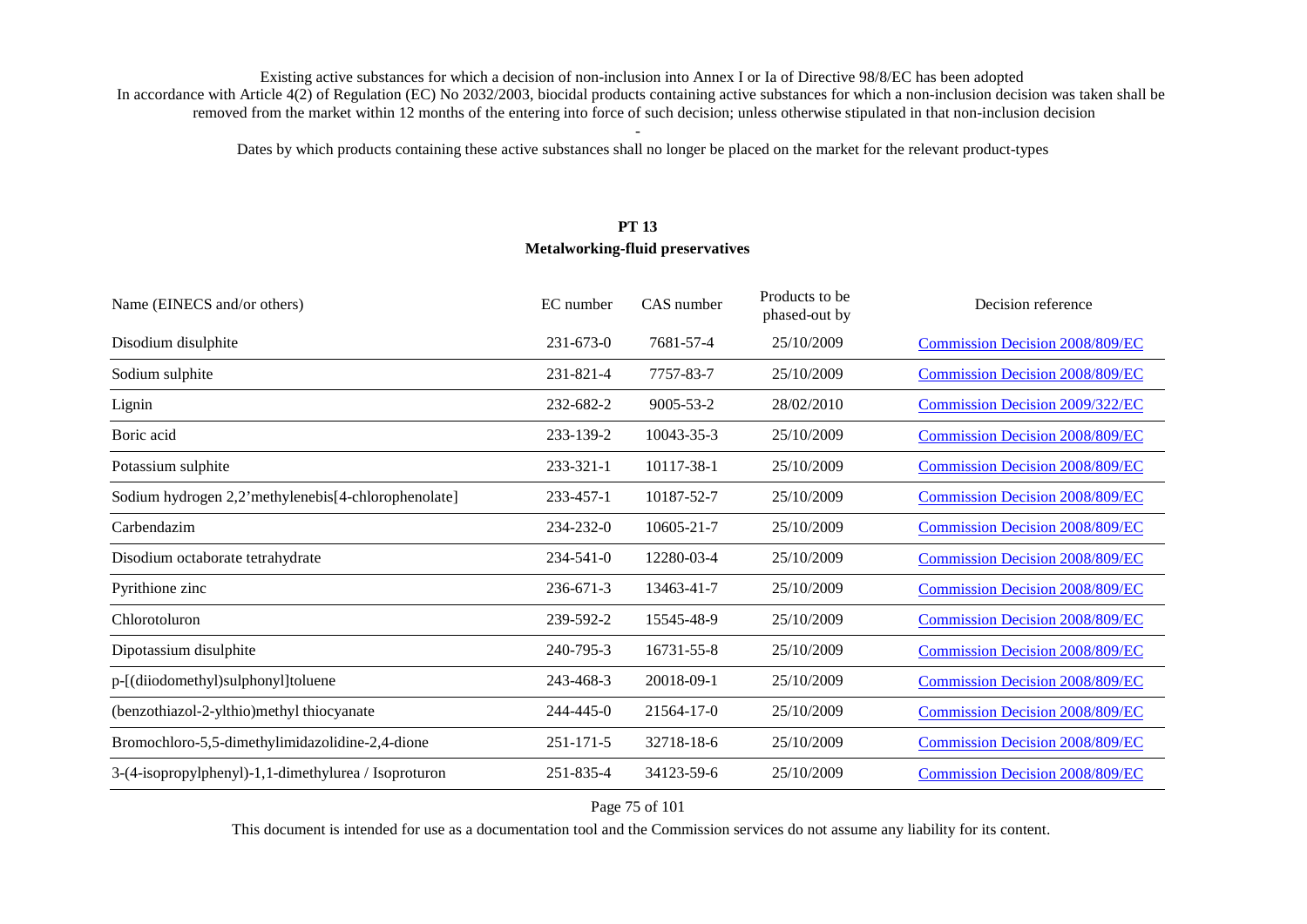Existing active substances for which a decision of non-inclusion into Annex I or Ia of Directive 98/8/EC has been adopted
In accordance with Article 4(2) of Regulation (EC) No 2032/2003, biocidal products containing active substances for which a non-inclusion decision was taken shall be removed from the market within 12 months of the entering into force of such decision; unless otherwise stipulated in that non-inclusion decision

-

Dates by which products containing these active substances shall no longer be placed on the market for the relevant product-types

## PT 13
## Metalworking-fluid preservatives

| Name (EINECS and/or others) | EC number | CAS number | Products to be phased-out by | Decision reference |
|---|---|---|---|---|
| Disodium disulphite | 231-673-0 | 7681-57-4 | 25/10/2009 | Commission Decision 2008/809/EC |
| Sodium sulphite | 231-821-4 | 7757-83-7 | 25/10/2009 | Commission Decision 2008/809/EC |
| Lignin | 232-682-2 | 9005-53-2 | 28/02/2010 | Commission Decision 2009/322/EC |
| Boric acid | 233-139-2 | 10043-35-3 | 25/10/2009 | Commission Decision 2008/809/EC |
| Potassium sulphite | 233-321-1 | 10117-38-1 | 25/10/2009 | Commission Decision 2008/809/EC |
| Sodium hydrogen 2,2'methylenebis[4-chlorophenolate] | 233-457-1 | 10187-52-7 | 25/10/2009 | Commission Decision 2008/809/EC |
| Carbendazim | 234-232-0 | 10605-21-7 | 25/10/2009 | Commission Decision 2008/809/EC |
| Disodium octaborate tetrahydrate | 234-541-0 | 12280-03-4 | 25/10/2009 | Commission Decision 2008/809/EC |
| Pyrithione zinc | 236-671-3 | 13463-41-7 | 25/10/2009 | Commission Decision 2008/809/EC |
| Chlorotoluron | 239-592-2 | 15545-48-9 | 25/10/2009 | Commission Decision 2008/809/EC |
| Dipotassium disulphite | 240-795-3 | 16731-55-8 | 25/10/2009 | Commission Decision 2008/809/EC |
| p-[(diiodomethyl)sulphonyl]toluene | 243-468-3 | 20018-09-1 | 25/10/2009 | Commission Decision 2008/809/EC |
| (benzothiazol-2-ylthio)methyl thiocyanate | 244-445-0 | 21564-17-0 | 25/10/2009 | Commission Decision 2008/809/EC |
| Bromochloro-5,5-dimethylimidazolidine-2,4-dione | 251-171-5 | 32718-18-6 | 25/10/2009 | Commission Decision 2008/809/EC |
| 3-(4-isopropylphenyl)-1,1-dimethylurea / Isoproturon | 251-835-4 | 34123-59-6 | 25/10/2009 | Commission Decision 2008/809/EC |

This document is intended for use as a documentation tool and the Commission services do not assume any liability for its content.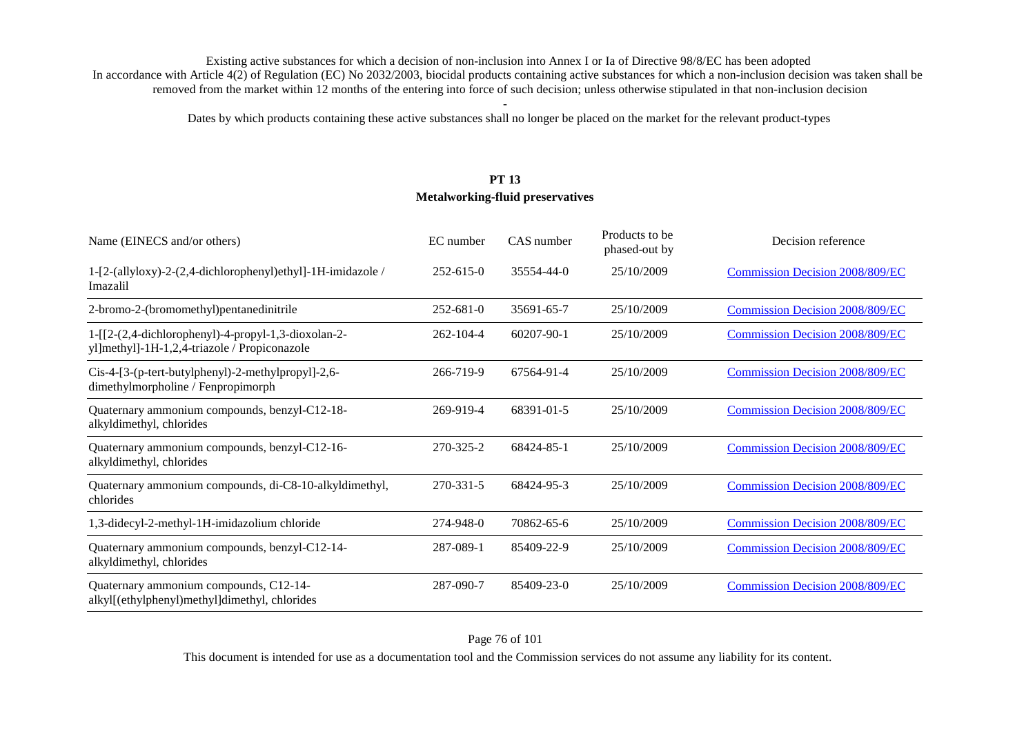Existing active substances for which a decision of non-inclusion into Annex I or Ia of Directive 98/8/EC has been adopted
In accordance with Article 4(2) of Regulation (EC) No 2032/2003, biocidal products containing active substances for which a non-inclusion decision was taken shall be removed from the market within 12 months of the entering into force of such decision; unless otherwise stipulated in that non-inclusion decision

-

Dates by which products containing these active substances shall no longer be placed on the market for the relevant product-types

## PT 13
## Metalworking-fluid preservatives

| Name (EINECS and/or others) | EC number | CAS number | Products to be phased-out by | Decision reference |
|---|---|---|---|---|
| 1-[2-(allyloxy)-2-(2,4-dichlorophenyl)ethyl]-1H-imidazole / Imazalil | 252-615-0 | 35554-44-0 | 25/10/2009 | Commission Decision 2008/809/EC |
| 2-bromo-2-(bromomethyl)pentanedinitrile | 252-681-0 | 35691-65-7 | 25/10/2009 | Commission Decision 2008/809/EC |
| 1-[[2-(2,4-dichlorophenyl)-4-propyl-1,3-dioxolan-2-yl]methyl]-1H-1,2,4-triazole / Propiconazole | 262-104-4 | 60207-90-1 | 25/10/2009 | Commission Decision 2008/809/EC |
| Cis-4-[3-(p-tert-butylphenyl)-2-methylpropyl]-2,6-dimethylmorpholine / Fenpropimorph | 266-719-9 | 67564-91-4 | 25/10/2009 | Commission Decision 2008/809/EC |
| Quaternary ammonium compounds, benzyl-C12-18-alkyldimethyl, chlorides | 269-919-4 | 68391-01-5 | 25/10/2009 | Commission Decision 2008/809/EC |
| Quaternary ammonium compounds, benzyl-C12-16-alkyldimethyl, chlorides | 270-325-2 | 68424-85-1 | 25/10/2009 | Commission Decision 2008/809/EC |
| Quaternary ammonium compounds, di-C8-10-alkyldimethyl, chlorides | 270-331-5 | 68424-95-3 | 25/10/2009 | Commission Decision 2008/809/EC |
| 1,3-didecyl-2-methyl-1H-imidazolium chloride | 274-948-0 | 70862-65-6 | 25/10/2009 | Commission Decision 2008/809/EC |
| Quaternary ammonium compounds, benzyl-C12-14-alkyldimethyl, chlorides | 287-089-1 | 85409-22-9 | 25/10/2009 | Commission Decision 2008/809/EC |
| Quaternary ammonium compounds, C12-14-alkyl[(ethylphenyl)methyl]dimethyl, chlorides | 287-090-7 | 85409-23-0 | 25/10/2009 | Commission Decision 2008/809/EC |

This document is intended for use as a documentation tool and the Commission services do not assume any liability for its content.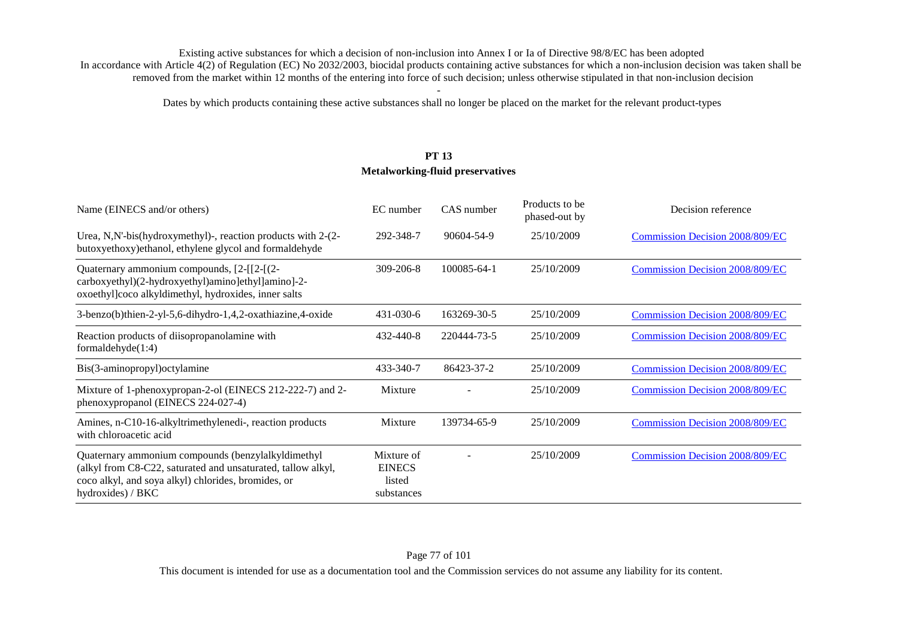Existing active substances for which a decision of non-inclusion into Annex I or Ia of Directive 98/8/EC has been adopted
In accordance with Article 4(2) of Regulation (EC) No 2032/2003, biocidal products containing active substances for which a non-inclusion decision was taken shall be removed from the market within 12 months of the entering into force of such decision; unless otherwise stipulated in that non-inclusion decision

-

Dates by which products containing these active substances shall no longer be placed on the market for the relevant product-types

**PT 13**
**Metalworking-fluid preservatives**

| Name (EINECS and/or others) | EC number | CAS number | Products to be phased-out by | Decision reference |
|---|---|---|---|---|
| Urea, N,N'-bis(hydroxymethyl)-, reaction products with 2-(2-butoxyethoxy)ethanol, ethylene glycol and formaldehyde | 292-348-7 | 90604-54-9 | 25/10/2009 | Commission Decision 2008/809/EC |
| Quaternary ammonium compounds, [2-[[2-[(2-carboxyethyl)(2-hydroxyethyl)amino]ethyl]amino]-2-oxoethyl]coco alkyldimethyl, hydroxides, inner salts | 309-206-8 | 100085-64-1 | 25/10/2009 | Commission Decision 2008/809/EC |
| 3-benzo(b)thien-2-yl-5,6-dihydro-1,4,2-oxathiazine,4-oxide | 431-030-6 | 163269-30-5 | 25/10/2009 | Commission Decision 2008/809/EC |
| Reaction products of diisopropanolamine with formaldehyde(1:4) | 432-440-8 | 220444-73-5 | 25/10/2009 | Commission Decision 2008/809/EC |
| Bis(3-aminopropyl)octylamine | 433-340-7 | 86423-37-2 | 25/10/2009 | Commission Decision 2008/809/EC |
| Mixture of 1-phenoxypropan-2-ol (EINECS 212-222-7) and 2-phenoxypropanol (EINECS 224-027-4) | Mixture | - | 25/10/2009 | Commission Decision 2008/809/EC |
| Amines, n-C10-16-alkyltrimethylenedi-, reaction products with chloroacetic acid | Mixture | 139734-65-9 | 25/10/2009 | Commission Decision 2008/809/EC |
| Quaternary ammonium compounds (benzylalkyldimethyl (alkyl from C8-C22, saturated and unsaturated, tallow alkyl, coco alkyl, and soya alkyl) chlorides, bromides, or hydroxides) / BKC | Mixture of EINECS listed substances | - | 25/10/2009 | Commission Decision 2008/809/EC |

This document is intended for use as a documentation tool and the Commission services do not assume any liability for its content.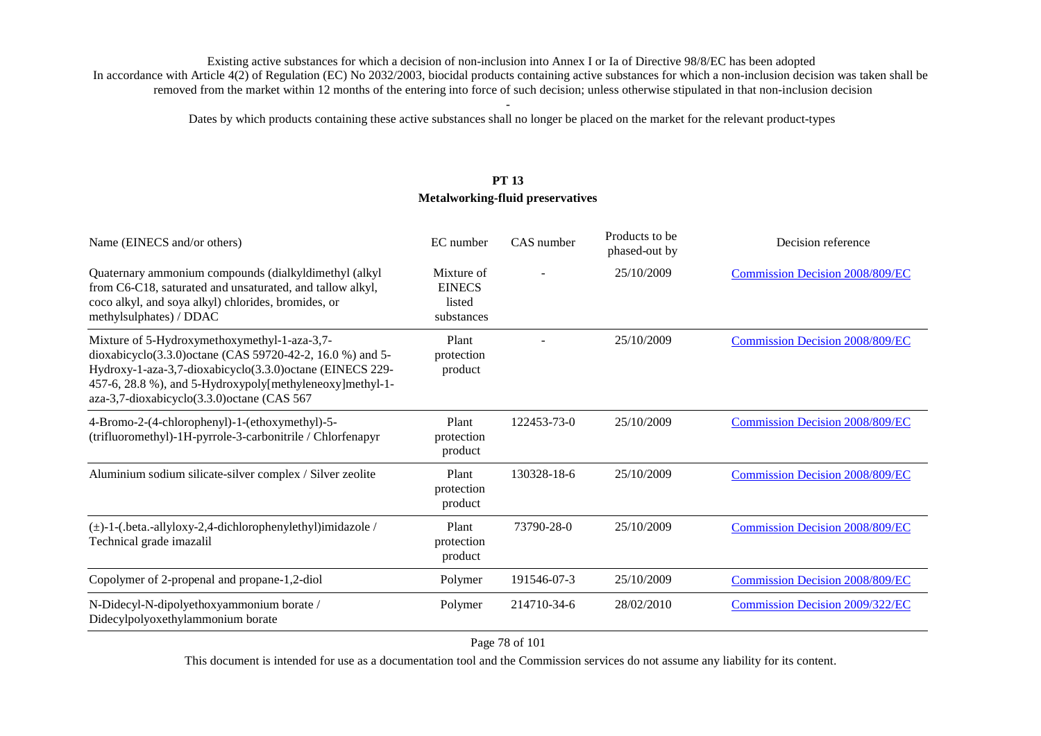Existing active substances for which a decision of non-inclusion into Annex I or Ia of Directive 98/8/EC has been adopted

In accordance with Article 4(2) of Regulation (EC) No 2032/2003, biocidal products containing active substances for which a non-inclusion decision was taken shall be removed from the market within 12 months of the entering into force of such decision; unless otherwise stipulated in that non-inclusion decision

-

Dates by which products containing these active substances shall no longer be placed on the market for the relevant product-types

## PT 13
## Metalworking-fluid preservatives

| Name (EINECS and/or others) | EC number | CAS number | Products to be phased-out by | Decision reference |
|---|---|---|---|---|
| Quaternary ammonium compounds (dialkyldimethyl (alkyl from C6-C18, saturated and unsaturated, and tallow alkyl, coco alkyl, and soya alkyl) chlorides, bromides, or methylsulphates) / DDAC | Mixture of EINECS listed substances | - | 25/10/2009 | Commission Decision 2008/809/EC |
| Mixture of 5-Hydroxymethoxymethyl-1-aza-3,7-dioxabicyclo(3.3.0)octane (CAS 59720-42-2, 16.0 %) and 5-Hydroxy-1-aza-3,7-dioxabicyclo(3.3.0)octane (EINECS 229-457-6, 28.8 %), and 5-Hydroxypoly[methyleneoxy]methyl-1-aza-3,7-dioxabicyclo(3.3.0)octane (CAS 567 | Plant protection product | - | 25/10/2009 | Commission Decision 2008/809/EC |
| 4-Bromo-2-(4-chlorophenyl)-1-(ethoxymethyl)-5-(trifluoromethyl)-1H-pyrrole-3-carbonitrile / Chlorfenapyr | Plant protection product | 122453-73-0 | 25/10/2009 | Commission Decision 2008/809/EC |
| Aluminium sodium silicate-silver complex / Silver zeolite | Plant protection product | 130328-18-6 | 25/10/2009 | Commission Decision 2008/809/EC |
| (±)-1-(.beta.-allyloxy-2,4-dichlorophenylethyl)imidazole / Technical grade imazalil | Plant protection product | 73790-28-0 | 25/10/2009 | Commission Decision 2008/809/EC |
| Copolymer of 2-propenal and propane-1,2-diol | Polymer | 191546-07-3 | 25/10/2009 | Commission Decision 2008/809/EC |
| N-Didecyl-N-dipolyethoxyammonium borate / Didecylpolyoxethylammonium borate | Polymer | 214710-34-6 | 28/02/2010 | Commission Decision 2009/322/EC |

This document is intended for use as a documentation tool and the Commission services do not assume any liability for its content.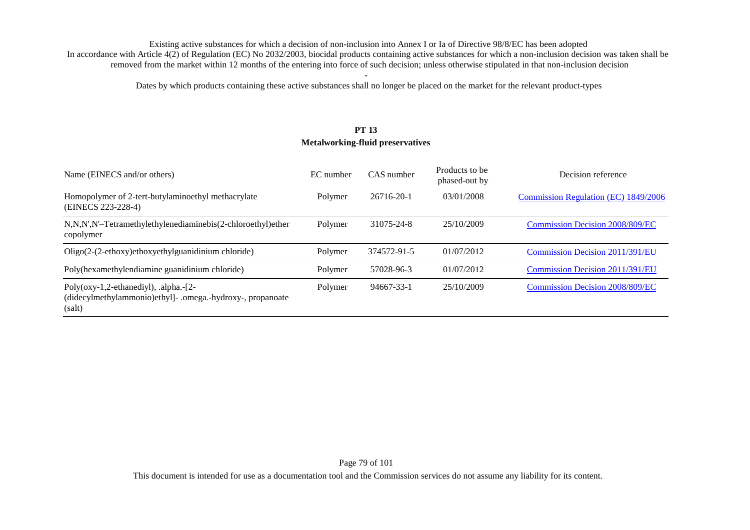Existing active substances for which a decision of non-inclusion into Annex I or Ia of Directive 98/8/EC has been adopted
In accordance with Article 4(2) of Regulation (EC) No 2032/2003, biocidal products containing active substances for which a non-inclusion decision was taken shall be removed from the market within 12 months of the entering into force of such decision; unless otherwise stipulated in that non-inclusion decision

-

Dates by which products containing these active substances shall no longer be placed on the market for the relevant product-types

## PT 13
## Metalworking-fluid preservatives

| Name (EINECS and/or others) | EC number | CAS number | Products to be phased-out by | Decision reference |
|---|---|---|---|---|
| Homopolymer of 2-tert-butylaminoethyl methacrylate (EINECS 223-228-4) | Polymer | 26716-20-1 | 03/01/2008 | Commission Regulation (EC) 1849/2006 |
| N,N,N',N'–Tetramethylethylenediaminebis(2-chloroethyl)ether copolymer | Polymer | 31075-24-8 | 25/10/2009 | Commission Decision 2008/809/EC |
| Oligo(2-(2-ethoxy)ethoxyethylguanidinium chloride) | Polymer | 374572-91-5 | 01/07/2012 | Commission Decision 2011/391/EU |
| Poly(hexamethylendiamine guanidinium chloride) | Polymer | 57028-96-3 | 01/07/2012 | Commission Decision 2011/391/EU |
| Poly(oxy-1,2-ethanediyl), .alpha.-[2-(didecylmethylammonio)ethyl]- .omega.-hydroxy-, propanoate (salt) | Polymer | 94667-33-1 | 25/10/2009 | Commission Decision 2008/809/EC |

This document is intended for use as a documentation tool and the Commission services do not assume any liability for its content.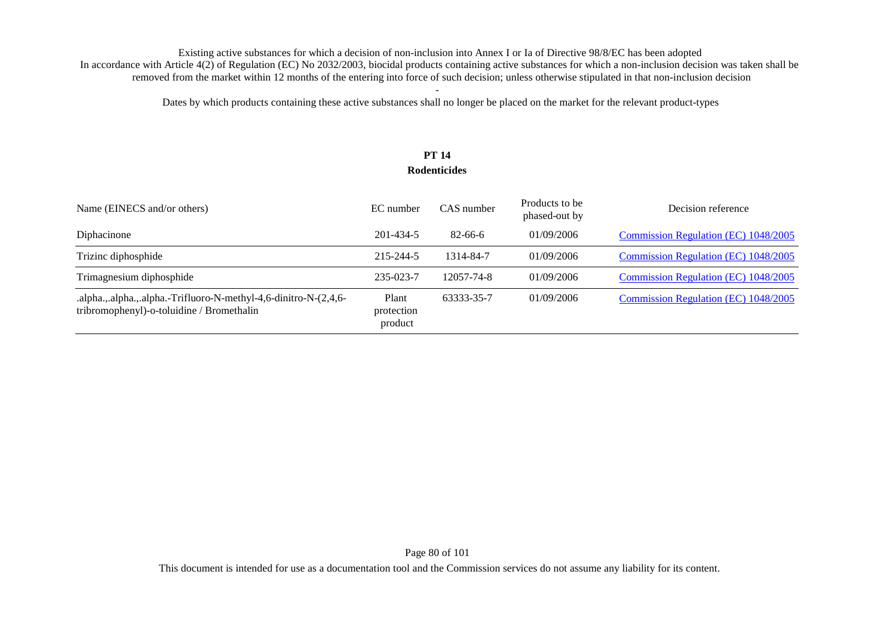Existing active substances for which a decision of non-inclusion into Annex I or Ia of Directive 98/8/EC has been adopted

In accordance with Article 4(2) of Regulation (EC) No 2032/2003, biocidal products containing active substances for which a non-inclusion decision was taken shall be removed from the market within 12 months of the entering into force of such decision; unless otherwise stipulated in that non-inclusion decision

-

Dates by which products containing these active substances shall no longer be placed on the market for the relevant product-types

## PT 14
## Rodenticides

| Name (EINECS and/or others) | EC number | CAS number | Products to be phased-out by | Decision reference |
|---|---|---|---|---|
| Diphacinone | 201-434-5 | 82-66-6 | 01/09/2006 | Commission Regulation (EC) 1048/2005 |
| Trizinc diphosphide | 215-244-5 | 1314-84-7 | 01/09/2006 | Commission Regulation (EC) 1048/2005 |
| Trimagnesium diphosphide | 235-023-7 | 12057-74-8 | 01/09/2006 | Commission Regulation (EC) 1048/2005 |
| .alpha.,.alpha.,.alpha.-Trifluoro-N-methyl-4,6-dinitro-N-(2,4,6-tribromophenyl)-o-toluidine / Bromethalin | Plant protection product | 63333-35-7 | 01/09/2006 | Commission Regulation (EC) 1048/2005 |

This document is intended for use as a documentation tool and the Commission services do not assume any liability for its content.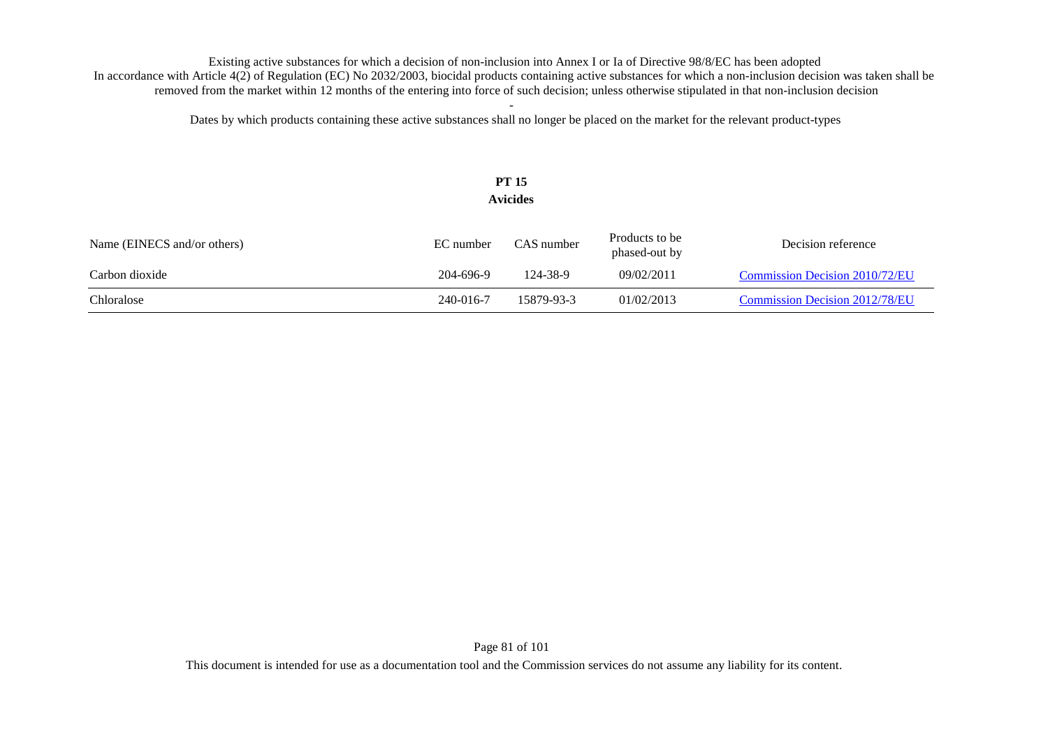Existing active substances for which a decision of non-inclusion into Annex I or Ia of Directive 98/8/EC has been adopted

In accordance with Article 4(2) of Regulation (EC) No 2032/2003, biocidal products containing active substances for which a non-inclusion decision was taken shall be removed from the market within 12 months of the entering into force of such decision; unless otherwise stipulated in that non-inclusion decision

-

Dates by which products containing these active substances shall no longer be placed on the market for the relevant product-types

## PT 15
## Avicides

| Name (EINECS and/or others) | EC number | CAS number | Products to be phased-out by | Decision reference |
|---|---|---|---|---|
| Carbon dioxide | 204-696-9 | 124-38-9 | 09/02/2011 | Commission Decision 2010/72/EU |
| Chloralose | 240-016-7 | 15879-93-3 | 01/02/2013 | Commission Decision 2012/78/EU |

This document is intended for use as a documentation tool and the Commission services do not assume any liability for its content.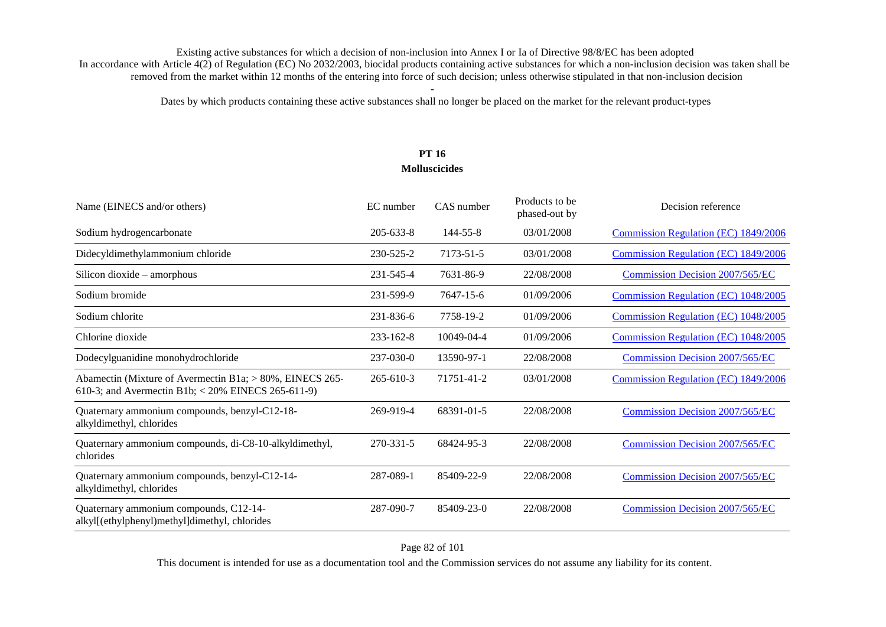Existing active substances for which a decision of non-inclusion into Annex I or Ia of Directive 98/8/EC has been adopted
In accordance with Article 4(2) of Regulation (EC) No 2032/2003, biocidal products containing active substances for which a non-inclusion decision was taken shall be removed from the market within 12 months of the entering into force of such decision; unless otherwise stipulated in that non-inclusion decision

-

Dates by which products containing these active substances shall no longer be placed on the market for the relevant product-types

## PT 16
## Molluscicides

| Name (EINECS and/or others) | EC number | CAS number | Products to be phased-out by | Decision reference |
|---|---|---|---|---|
| Sodium hydrogencarbonate | 205-633-8 | 144-55-8 | 03/01/2008 | Commission Regulation (EC) 1849/2006 |
| Didecyldimethylammonium chloride | 230-525-2 | 7173-51-5 | 03/01/2008 | Commission Regulation (EC) 1849/2006 |
| Silicon dioxide – amorphous | 231-545-4 | 7631-86-9 | 22/08/2008 | Commission Decision 2007/565/EC |
| Sodium bromide | 231-599-9 | 7647-15-6 | 01/09/2006 | Commission Regulation (EC) 1048/2005 |
| Sodium chlorite | 231-836-6 | 7758-19-2 | 01/09/2006 | Commission Regulation (EC) 1048/2005 |
| Chlorine dioxide | 233-162-8 | 10049-04-4 | 01/09/2006 | Commission Regulation (EC) 1048/2005 |
| Dodecylguanidine monohydrochloride | 237-030-0 | 13590-97-1 | 22/08/2008 | Commission Decision 2007/565/EC |
| Abamectin (Mixture of Avermectin B1a; > 80%, EINECS 265-610-3; and Avermectin B1b; < 20% EINECS 265-611-9) | 265-610-3 | 71751-41-2 | 03/01/2008 | Commission Regulation (EC) 1849/2006 |
| Quaternary ammonium compounds, benzyl-C12-18-alkyldimethyl, chlorides | 269-919-4 | 68391-01-5 | 22/08/2008 | Commission Decision 2007/565/EC |
| Quaternary ammonium compounds, di-C8-10-alkyldimethyl, chlorides | 270-331-5 | 68424-95-3 | 22/08/2008 | Commission Decision 2007/565/EC |
| Quaternary ammonium compounds, benzyl-C12-14-alkyldimethyl, chlorides | 287-089-1 | 85409-22-9 | 22/08/2008 | Commission Decision 2007/565/EC |
| Quaternary ammonium compounds, C12-14-alkyl[(ethylphenyl)methyl]dimethyl, chlorides | 287-090-7 | 85409-23-0 | 22/08/2008 | Commission Decision 2007/565/EC |

This document is intended for use as a documentation tool and the Commission services do not assume any liability for its content.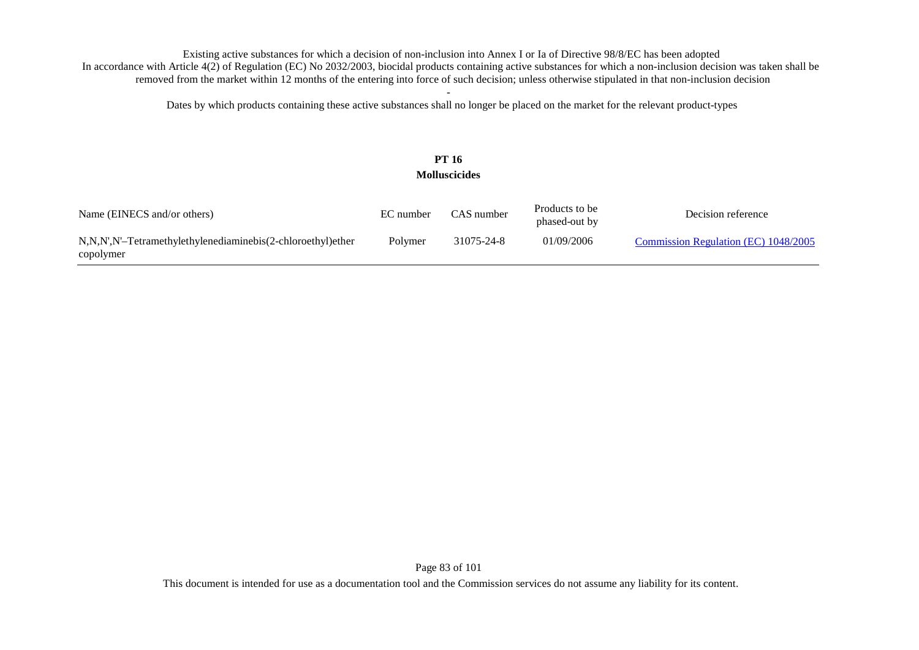Existing active substances for which a decision of non-inclusion into Annex I or Ia of Directive 98/8/EC has been adopted
In accordance with Article 4(2) of Regulation (EC) No 2032/2003, biocidal products containing active substances for which a non-inclusion decision was taken shall be removed from the market within 12 months of the entering into force of such decision; unless otherwise stipulated in that non-inclusion decision

-

Dates by which products containing these active substances shall no longer be placed on the market for the relevant product-types

**PT 16**
**Molluscicides**

| Name (EINECS and/or others) | EC number | CAS number | Products to be phased-out by | Decision reference |
|---|---|---|---|---|
| N,N,N',N'–Tetramethylethylenediaminebis(2-chloroethyl)ether copolymer | Polymer | 31075-24-8 | 01/09/2006 | Commission Regulation (EC) 1048/2005 |

This document is intended for use as a documentation tool and the Commission services do not assume any liability for its content.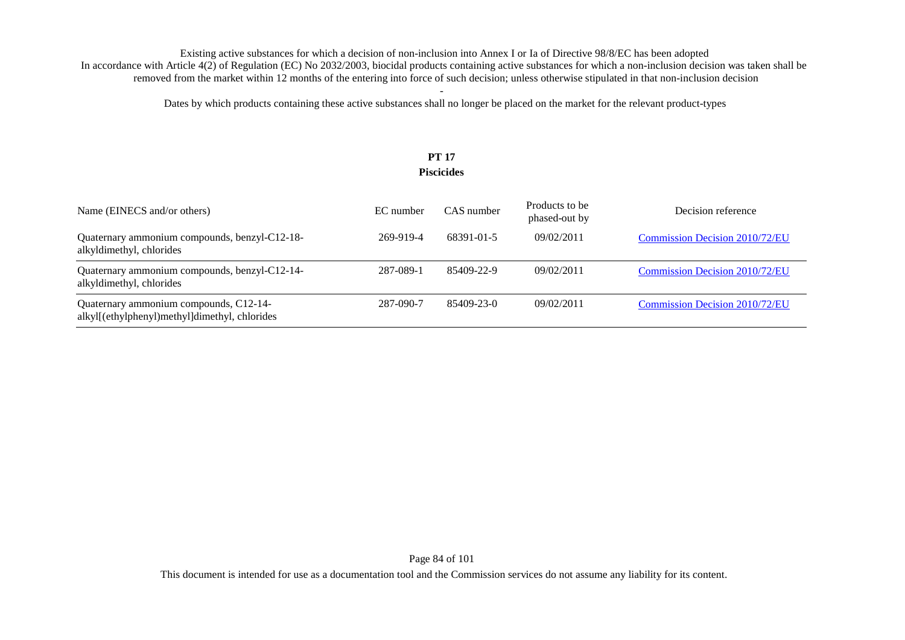Existing active substances for which a decision of non-inclusion into Annex I or Ia of Directive 98/8/EC has been adopted

In accordance with Article 4(2) of Regulation (EC) No 2032/2003, biocidal products containing active substances for which a non-inclusion decision was taken shall be removed from the market within 12 months of the entering into force of such decision; unless otherwise stipulated in that non-inclusion decision

-

Dates by which products containing these active substances shall no longer be placed on the market for the relevant product-types

## PT 17
## Piscicides

| Name (EINECS and/or others) | EC number | CAS number | Products to be phased-out by | Decision reference |
|---|---|---|---|---|
| Quaternary ammonium compounds, benzyl-C12-18-alkyldimethyl, chlorides | 269-919-4 | 68391-01-5 | 09/02/2011 | Commission Decision 2010/72/EU |
| Quaternary ammonium compounds, benzyl-C12-14-alkyldimethyl, chlorides | 287-089-1 | 85409-22-9 | 09/02/2011 | Commission Decision 2010/72/EU |
| Quaternary ammonium compounds, C12-14-alkyl[(ethylphenyl)methyl]dimethyl, chlorides | 287-090-7 | 85409-23-0 | 09/02/2011 | Commission Decision 2010/72/EU |

This document is intended for use as a documentation tool and the Commission services do not assume any liability for its content.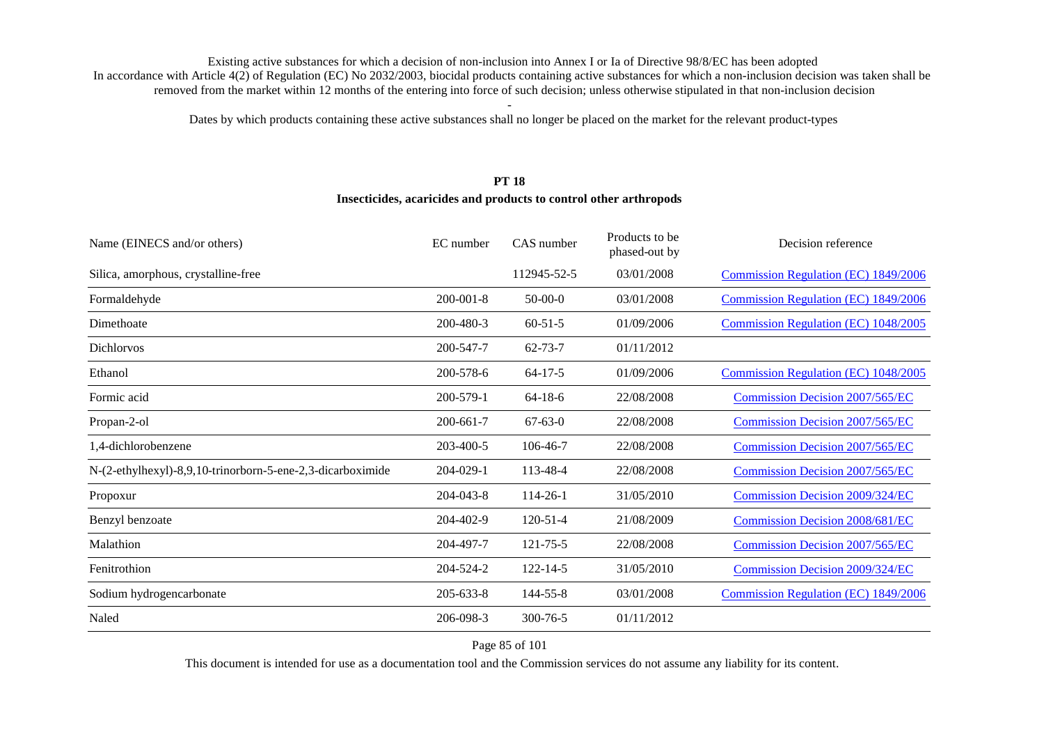Existing active substances for which a decision of non-inclusion into Annex I or Ia of Directive 98/8/EC has been adopted
In accordance with Article 4(2) of Regulation (EC) No 2032/2003, biocidal products containing active substances for which a non-inclusion decision was taken shall be removed from the market within 12 months of the entering into force of such decision; unless otherwise stipulated in that non-inclusion decision

-

Dates by which products containing these active substances shall no longer be placed on the market for the relevant product-types

## PT 18
### Insecticides, acaricides and products to control other arthropods

| Name (EINECS and/or others) | EC number | CAS number | Products to be phased-out by | Decision reference |
|---|---|---|---|---|
| Silica, amorphous, crystalline-free | | 112945-52-5 | 03/01/2008 | Commission Regulation (EC) 1849/2006 |
| Formaldehyde | 200-001-8 | 50-00-0 | 03/01/2008 | Commission Regulation (EC) 1849/2006 |
| Dimethoate | 200-480-3 | 60-51-5 | 01/09/2006 | Commission Regulation (EC) 1048/2005 |
| Dichlorvos | 200-547-7 | 62-73-7 | 01/11/2012 | |
| Ethanol | 200-578-6 | 64-17-5 | 01/09/2006 | Commission Regulation (EC) 1048/2005 |
| Formic acid | 200-579-1 | 64-18-6 | 22/08/2008 | Commission Decision 2007/565/EC |
| Propan-2-ol | 200-661-7 | 67-63-0 | 22/08/2008 | Commission Decision 2007/565/EC |
| 1,4-dichlorobenzene | 203-400-5 | 106-46-7 | 22/08/2008 | Commission Decision 2007/565/EC |
| N-(2-ethylhexyl)-8,9,10-trinorborn-5-ene-2,3-dicarboximide | 204-029-1 | 113-48-4 | 22/08/2008 | Commission Decision 2007/565/EC |
| Propoxur | 204-043-8 | 114-26-1 | 31/05/2010 | Commission Decision 2009/324/EC |
| Benzyl benzoate | 204-402-9 | 120-51-4 | 21/08/2009 | Commission Decision 2008/681/EC |
| Malathion | 204-497-7 | 121-75-5 | 22/08/2008 | Commission Decision 2007/565/EC |
| Fenitrothion | 204-524-2 | 122-14-5 | 31/05/2010 | Commission Decision 2009/324/EC |
| Sodium hydrogencarbonate | 205-633-8 | 144-55-8 | 03/01/2008 | Commission Regulation (EC) 1849/2006 |
| Naled | 206-098-3 | 300-76-5 | 01/11/2012 | |

This document is intended for use as a documentation tool and the Commission services do not assume any liability for its content.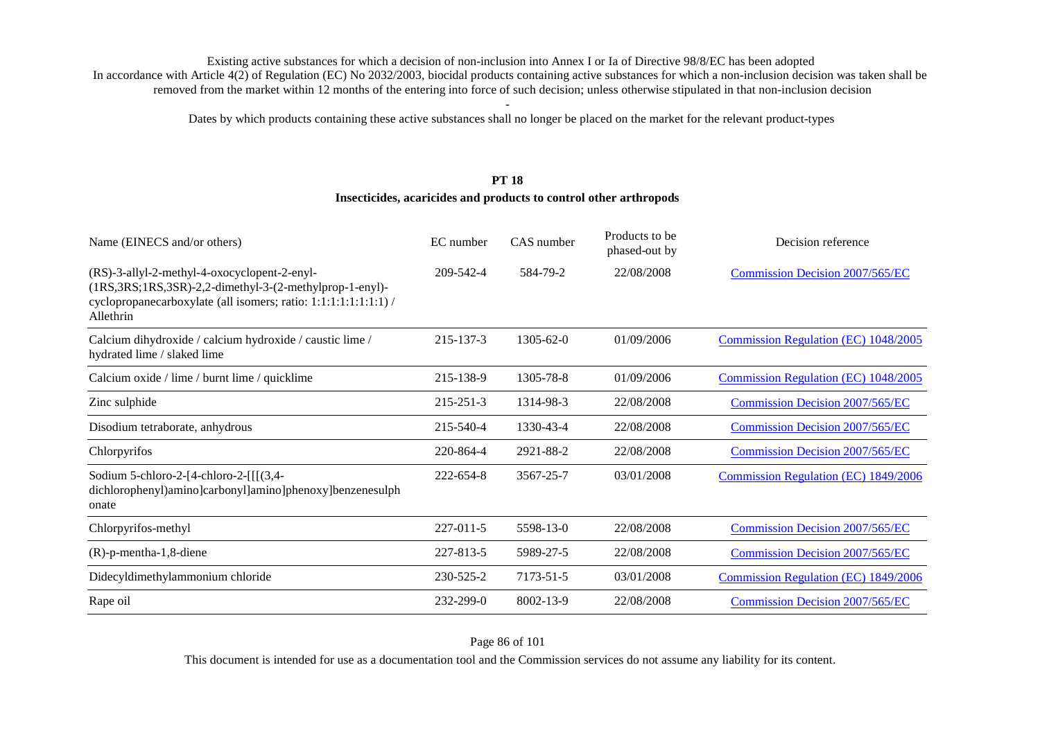Existing active substances for which a decision of non-inclusion into Annex I or Ia of Directive 98/8/EC has been adopted
In accordance with Article 4(2) of Regulation (EC) No 2032/2003, biocidal products containing active substances for which a non-inclusion decision was taken shall be removed from the market within 12 months of the entering into force of such decision; unless otherwise stipulated in that non-inclusion decision

-

Dates by which products containing these active substances shall no longer be placed on the market for the relevant product-types

## PT 18
## Insecticides, acaricides and products to control other arthropods

| Name (EINECS and/or others) | EC number | CAS number | Products to be phased-out by | Decision reference |
|---|---|---|---|---|
| (RS)-3-allyl-2-methyl-4-oxocyclopent-2-enyl-(1RS,3RS;1RS,3SR)-2,2-dimethyl-3-(2-methylprop-1-enyl)-cyclopropanecarboxylate (all isomers; ratio: 1:1:1:1:1:1:1:1) / Allethrin | 209-542-4 | 584-79-2 | 22/08/2008 | Commission Decision 2007/565/EC |
| Calcium dihydroxide / calcium hydroxide / caustic lime / hydrated lime / slaked lime | 215-137-3 | 1305-62-0 | 01/09/2006 | Commission Regulation (EC) 1048/2005 |
| Calcium oxide / lime / burnt lime / quicklime | 215-138-9 | 1305-78-8 | 01/09/2006 | Commission Regulation (EC) 1048/2005 |
| Zinc sulphide | 215-251-3 | 1314-98-3 | 22/08/2008 | Commission Decision 2007/565/EC |
| Disodium tetraborate, anhydrous | 215-540-4 | 1330-43-4 | 22/08/2008 | Commission Decision 2007/565/EC |
| Chlorpyrifos | 220-864-4 | 2921-88-2 | 22/08/2008 | Commission Decision 2007/565/EC |
| Sodium 5-chloro-2-[4-chloro-2-[[[(3,4-dichlorophenyl)amino]carbonyl]amino]phenoxy]benzenesulphonate | 222-654-8 | 3567-25-7 | 03/01/2008 | Commission Regulation (EC) 1849/2006 |
| Chlorpyrifos-methyl | 227-011-5 | 5598-13-0 | 22/08/2008 | Commission Decision 2007/565/EC |
| (R)-p-mentha-1,8-diene | 227-813-5 | 5989-27-5 | 22/08/2008 | Commission Decision 2007/565/EC |
| Didecyldimethylammonium chloride | 230-525-2 | 7173-51-5 | 03/01/2008 | Commission Regulation (EC) 1849/2006 |
| Rape oil | 232-299-0 | 8002-13-9 | 22/08/2008 | Commission Decision 2007/565/EC |

This document is intended for use as a documentation tool and the Commission services do not assume any liability for its content.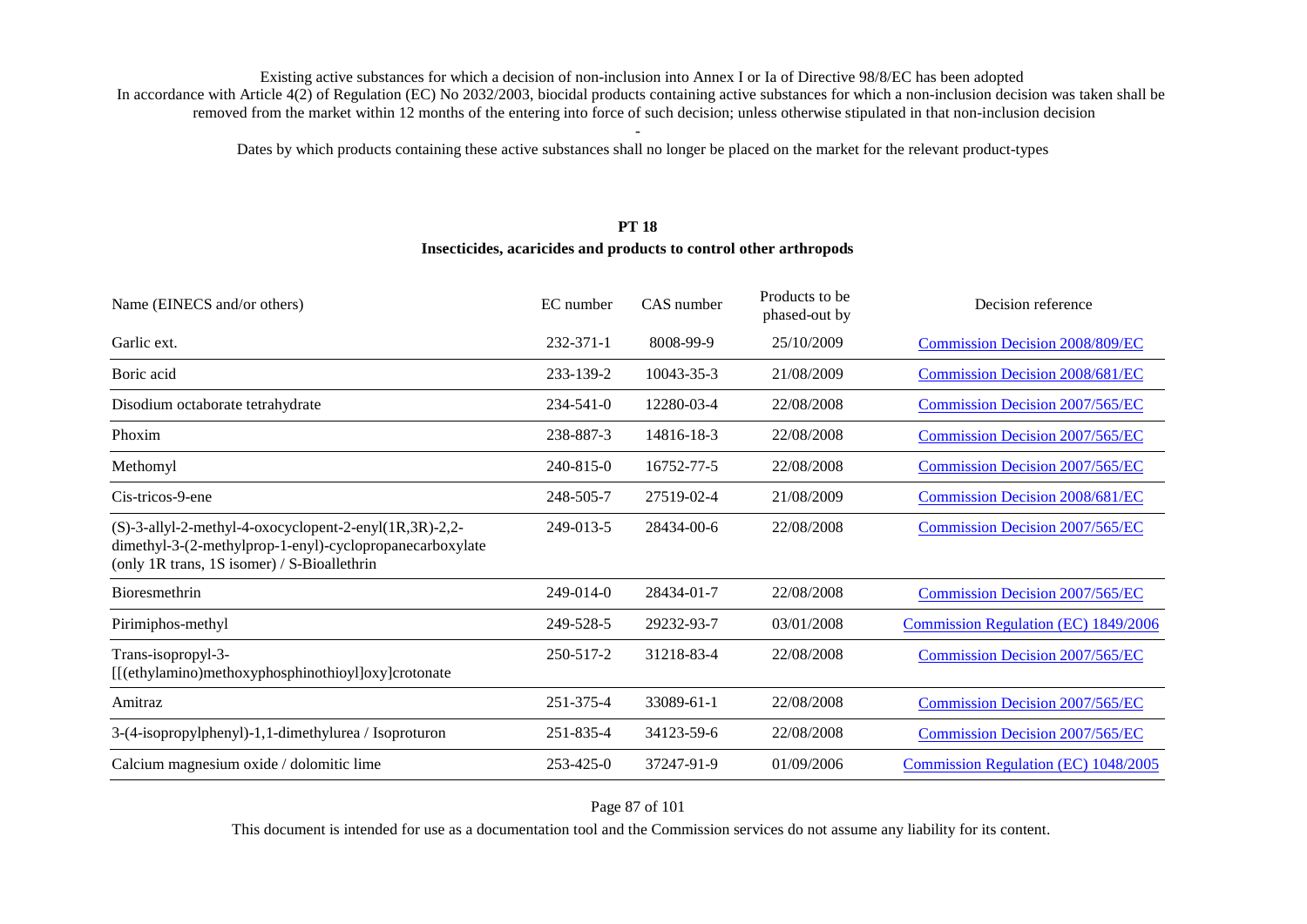Existing active substances for which a decision of non-inclusion into Annex I or Ia of Directive 98/8/EC has been adopted

In accordance with Article 4(2) of Regulation (EC) No 2032/2003, biocidal products containing active substances for which a non-inclusion decision was taken shall be removed from the market within 12 months of the entering into force of such decision; unless otherwise stipulated in that non-inclusion decision

-

Dates by which products containing these active substances shall no longer be placed on the market for the relevant product-types

## PT 18
## Insecticides, acaricides and products to control other arthropods

| Name (EINECS and/or others) | EC number | CAS number | Products to be phased-out by | Decision reference |
|---|---|---|---|---|
| Garlic ext. | 232-371-1 | 8008-99-9 | 25/10/2009 | Commission Decision 2008/809/EC |
| Boric acid | 233-139-2 | 10043-35-3 | 21/08/2009 | Commission Decision 2008/681/EC |
| Disodium octaborate tetrahydrate | 234-541-0 | 12280-03-4 | 22/08/2008 | Commission Decision 2007/565/EC |
| Phoxim | 238-887-3 | 14816-18-3 | 22/08/2008 | Commission Decision 2007/565/EC |
| Methomyl | 240-815-0 | 16752-77-5 | 22/08/2008 | Commission Decision 2007/565/EC |
| Cis-tricos-9-ene | 248-505-7 | 27519-02-4 | 21/08/2009 | Commission Decision 2008/681/EC |
| (S)-3-allyl-2-methyl-4-oxocyclopent-2-enyl(1R,3R)-2,2-dimethyl-3-(2-methylprop-1-enyl)-cyclopropanecarboxylate (only 1R trans, 1S isomer) / S-Bioallethrin | 249-013-5 | 28434-00-6 | 22/08/2008 | Commission Decision 2007/565/EC |
| Bioresmethrin | 249-014-0 | 28434-01-7 | 22/08/2008 | Commission Decision 2007/565/EC |
| Pirimiphos-methyl | 249-528-5 | 29232-93-7 | 03/01/2008 | Commission Regulation (EC) 1849/2006 |
| Trans-isopropyl-3-[[(ethylamino)methoxyphosphinothioyl]oxy]crotonate | 250-517-2 | 31218-83-4 | 22/08/2008 | Commission Decision 2007/565/EC |
| Amitraz | 251-375-4 | 33089-61-1 | 22/08/2008 | Commission Decision 2007/565/EC |
| 3-(4-isopropylphenyl)-1,1-dimethylurea / Isoproturon | 251-835-4 | 34123-59-6 | 22/08/2008 | Commission Decision 2007/565/EC |
| Calcium magnesium oxide / dolomitic lime | 253-425-0 | 37247-91-9 | 01/09/2006 | Commission Regulation (EC) 1048/2005 |

This document is intended for use as a documentation tool and the Commission services do not assume any liability for its content.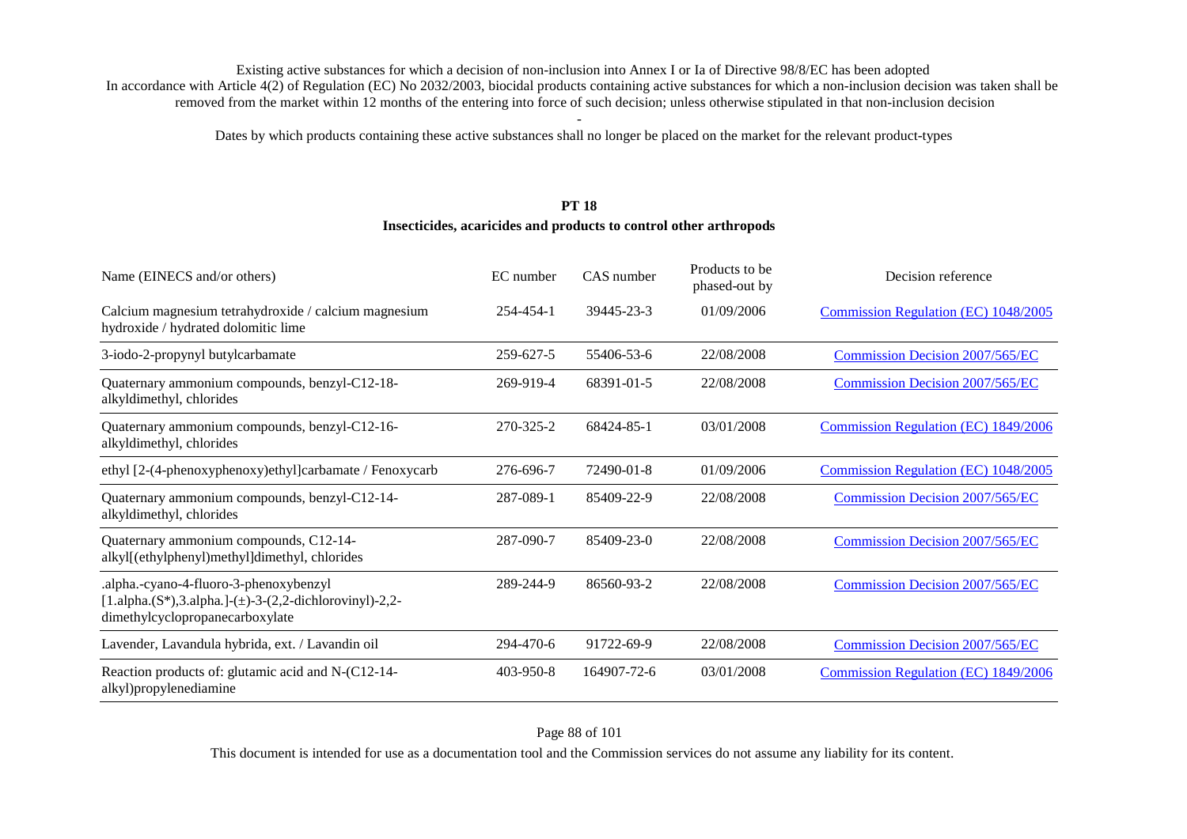Existing active substances for which a decision of non-inclusion into Annex I or Ia of Directive 98/8/EC has been adopted
In accordance with Article 4(2) of Regulation (EC) No 2032/2003, biocidal products containing active substances for which a non-inclusion decision was taken shall be removed from the market within 12 months of the entering into force of such decision; unless otherwise stipulated in that non-inclusion decision

-

Dates by which products containing these active substances shall no longer be placed on the market for the relevant product-types

## PT 18
### Insecticides, acaricides and products to control other arthropods

| Name (EINECS and/or others) | EC number | CAS number | Products to be phased-out by | Decision reference |
|---|---|---|---|---|
| Calcium magnesium tetrahydroxide / calcium magnesium hydroxide / hydrated dolomitic lime | 254-454-1 | 39445-23-3 | 01/09/2006 | Commission Regulation (EC) 1048/2005 |
| 3-iodo-2-propynyl butylcarbamate | 259-627-5 | 55406-53-6 | 22/08/2008 | Commission Decision 2007/565/EC |
| Quaternary ammonium compounds, benzyl-C12-18-alkyldimethyl, chlorides | 269-919-4 | 68391-01-5 | 22/08/2008 | Commission Decision 2007/565/EC |
| Quaternary ammonium compounds, benzyl-C12-16-alkyldimethyl, chlorides | 270-325-2 | 68424-85-1 | 03/01/2008 | Commission Regulation (EC) 1849/2006 |
| ethyl [2-(4-phenoxyphenoxy)ethyl]carbamate / Fenoxycarb | 276-696-7 | 72490-01-8 | 01/09/2006 | Commission Regulation (EC) 1048/2005 |
| Quaternary ammonium compounds, benzyl-C12-14-alkyldimethyl, chlorides | 287-089-1 | 85409-22-9 | 22/08/2008 | Commission Decision 2007/565/EC |
| Quaternary ammonium compounds, C12-14-alkyl[(ethylphenyl)methyl]dimethyl, chlorides | 287-090-7 | 85409-23-0 | 22/08/2008 | Commission Decision 2007/565/EC |
| .alpha.-cyano-4-fluoro-3-phenoxybenzyl [1.alpha.(S*),3.alpha.]-(±)-3-(2,2-dichlorovinyl)-2,2-dimethylcyclopropanecarboxylate | 289-244-9 | 86560-93-2 | 22/08/2008 | Commission Decision 2007/565/EC |
| Lavender, Lavandula hybrida, ext. / Lavandin oil | 294-470-6 | 91722-69-9 | 22/08/2008 | Commission Decision 2007/565/EC |
| Reaction products of: glutamic acid and N-(C12-14-alkyl)propylenediamine | 403-950-8 | 164907-72-6 | 03/01/2008 | Commission Regulation (EC) 1849/2006 |

This document is intended for use as a documentation tool and the Commission services do not assume any liability for its content.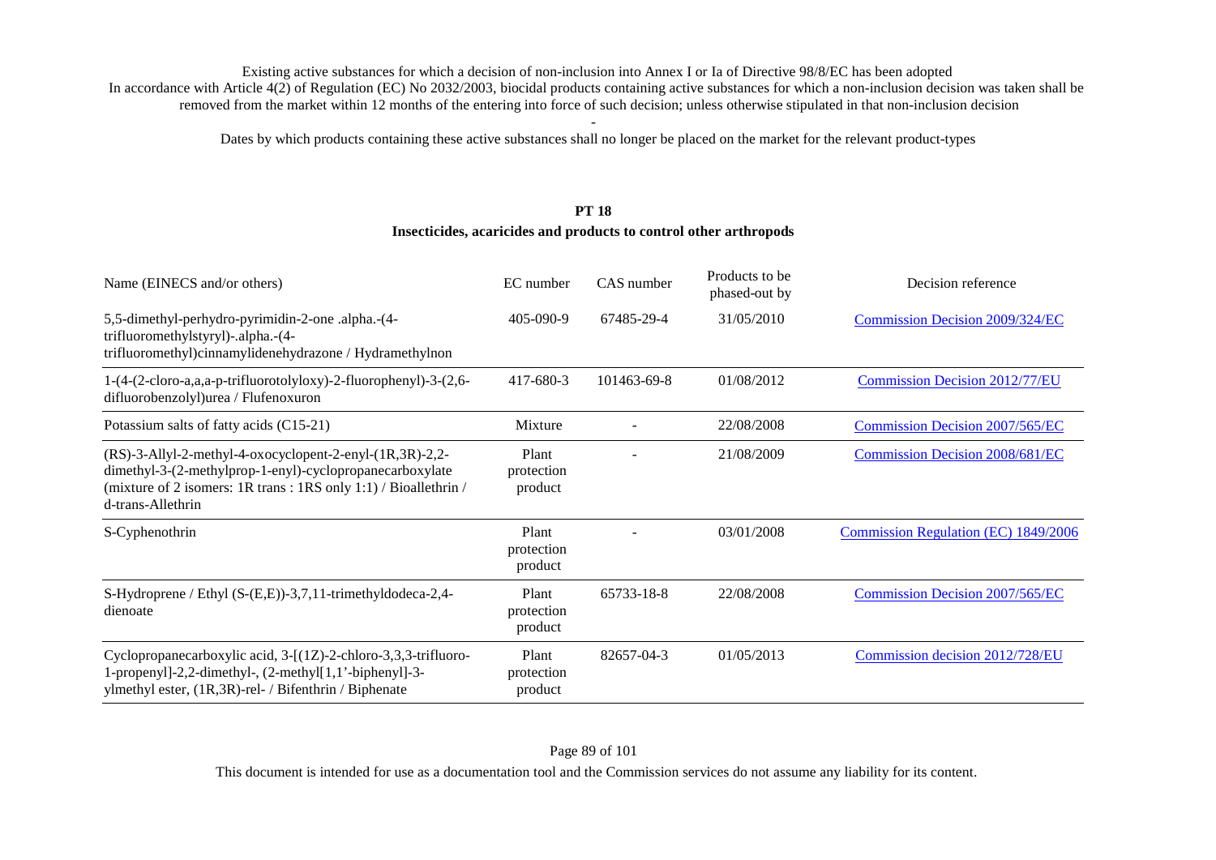Existing active substances for which a decision of non-inclusion into Annex I or Ia of Directive 98/8/EC has been adopted
In accordance with Article 4(2) of Regulation (EC) No 2032/2003, biocidal products containing active substances for which a non-inclusion decision was taken shall be removed from the market within 12 months of the entering into force of such decision; unless otherwise stipulated in that non-inclusion decision

-

Dates by which products containing these active substances shall no longer be placed on the market for the relevant product-types

## PT 18
### Insecticides, acaricides and products to control other arthropods

| Name (EINECS and/or others) | EC number | CAS number | Products to be phased-out by | Decision reference |
|---|---|---|---|---|
| 5,5-dimethyl-perhydro-pyrimidin-2-one .alpha.-(4-trifluoromethylstyryl)-.alpha.-(4-trifluoromethyl)cinnamylidenehydrazone / Hydramethylnon | 405-090-9 | 67485-29-4 | 31/05/2010 | Commission Decision 2009/324/EC |
| 1-(4-(2-cloro-a,a,a-p-trifluorotolyloxy)-2-fluorophenyl)-3-(2,6-difluorobenzolyl)urea / Flufenoxuron | 417-680-3 | 101463-69-8 | 01/08/2012 | Commission Decision 2012/77/EU |
| Potassium salts of fatty acids (C15-21) | Mixture | - | 22/08/2008 | Commission Decision 2007/565/EC |
| (RS)-3-Allyl-2-methyl-4-oxocyclopent-2-enyl-(1R,3R)-2,2-dimethyl-3-(2-methylprop-1-enyl)-cyclopropanecarboxylate (mixture of 2 isomers: 1R trans : 1RS only 1:1) / Bioallethrin / d-trans-Allethrin | Plant protection product | - | 21/08/2009 | Commission Decision 2008/681/EC |
| S-Cyphenothrin | Plant protection product | - | 03/01/2008 | Commission Regulation (EC) 1849/2006 |
| S-Hydroprene / Ethyl (S-(E,E))-3,7,11-trimethyldodeca-2,4-dienoate | Plant protection product | 65733-18-8 | 22/08/2008 | Commission Decision 2007/565/EC |
| Cyclopropanecarboxylic acid, 3-[(1Z)-2-chloro-3,3,3-trifluoro-1-propenyl]-2,2-dimethyl-, (2-methyl[1,1'-biphenyl]-3-ylmethyl ester, (1R,3R)-rel- / Bifenthrin / Biphenate | Plant protection product | 82657-04-3 | 01/05/2013 | Commission decision 2012/728/EU |

This document is intended for use as a documentation tool and the Commission services do not assume any liability for its content.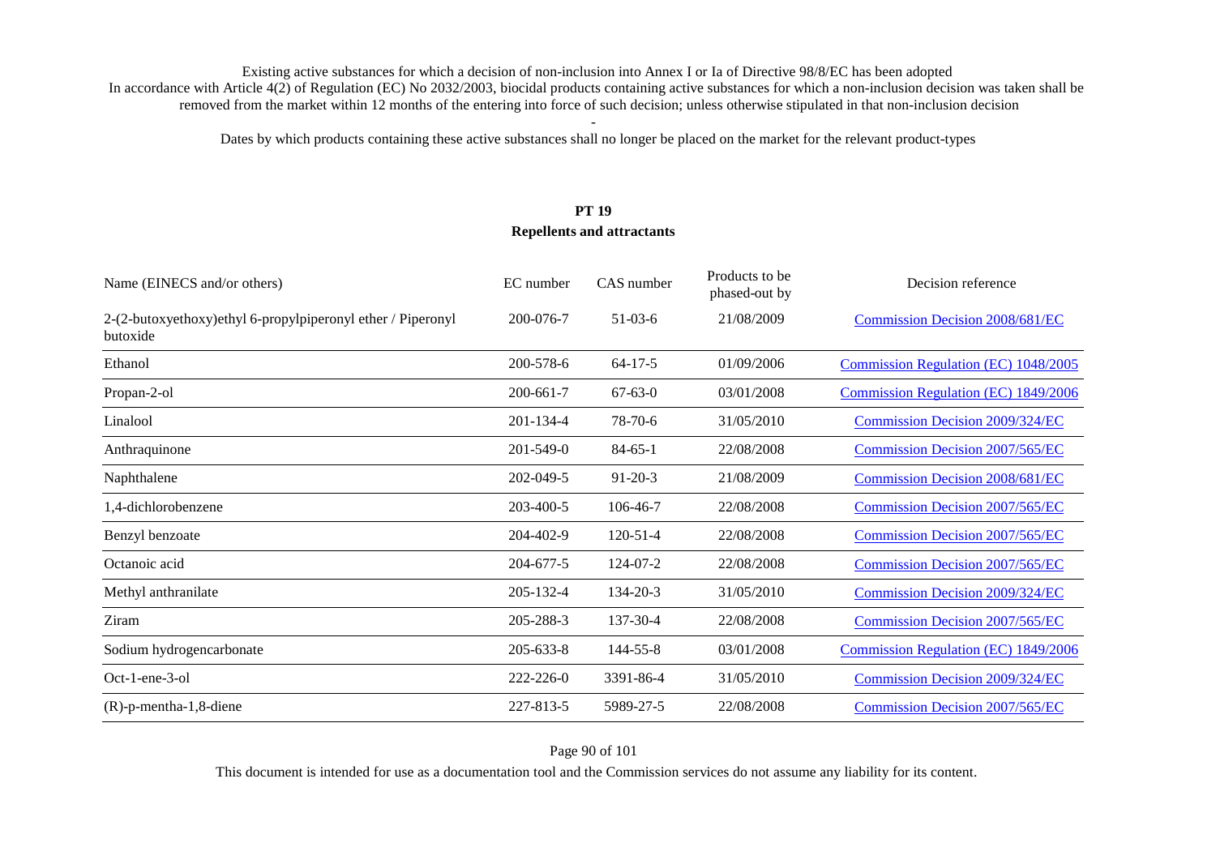Existing active substances for which a decision of non-inclusion into Annex I or Ia of Directive 98/8/EC has been adopted

In accordance with Article 4(2) of Regulation (EC) No 2032/2003, biocidal products containing active substances for which a non-inclusion decision was taken shall be removed from the market within 12 months of the entering into force of such decision; unless otherwise stipulated in that non-inclusion decision

-

Dates by which products containing these active substances shall no longer be placed on the market for the relevant product-types

**PT 19**

**Repellents and attractants**

| Name (EINECS and/or others) | EC number | CAS number | Products to be phased-out by | Decision reference |
|---|---|---|---|---|
| 2-(2-butoxyethoxy)ethyl 6-propylpiperonyl ether / Piperonyl butoxide | 200-076-7 | 51-03-6 | 21/08/2009 | Commission Decision 2008/681/EC |
| Ethanol | 200-578-6 | 64-17-5 | 01/09/2006 | Commission Regulation (EC) 1048/2005 |
| Propan-2-ol | 200-661-7 | 67-63-0 | 03/01/2008 | Commission Regulation (EC) 1849/2006 |
| Linalool | 201-134-4 | 78-70-6 | 31/05/2010 | Commission Decision 2009/324/EC |
| Anthraquinone | 201-549-0 | 84-65-1 | 22/08/2008 | Commission Decision 2007/565/EC |
| Naphthalene | 202-049-5 | 91-20-3 | 21/08/2009 | Commission Decision 2008/681/EC |
| 1,4-dichlorobenzene | 203-400-5 | 106-46-7 | 22/08/2008 | Commission Decision 2007/565/EC |
| Benzyl benzoate | 204-402-9 | 120-51-4 | 22/08/2008 | Commission Decision 2007/565/EC |
| Octanoic acid | 204-677-5 | 124-07-2 | 22/08/2008 | Commission Decision 2007/565/EC |
| Methyl anthranilate | 205-132-4 | 134-20-3 | 31/05/2010 | Commission Decision 2009/324/EC |
| Ziram | 205-288-3 | 137-30-4 | 22/08/2008 | Commission Decision 2007/565/EC |
| Sodium hydrogencarbonate | 205-633-8 | 144-55-8 | 03/01/2008 | Commission Regulation (EC) 1849/2006 |
| Oct-1-ene-3-ol | 222-226-0 | 3391-86-4 | 31/05/2010 | Commission Decision 2009/324/EC |
| (R)-p-mentha-1,8-diene | 227-813-5 | 5989-27-5 | 22/08/2008 | Commission Decision 2007/565/EC |

This document is intended for use as a documentation tool and the Commission services do not assume any liability for its content.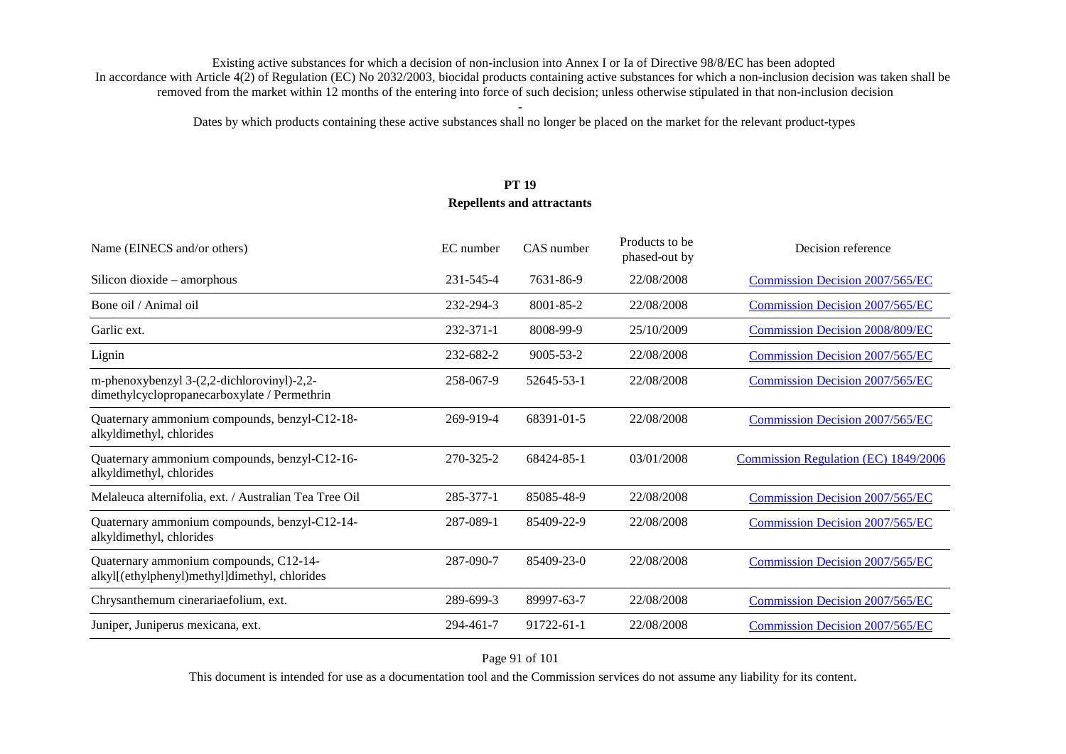Existing active substances for which a decision of non-inclusion into Annex I or Ia of Directive 98/8/EC has been adopted

In accordance with Article 4(2) of Regulation (EC) No 2032/2003, biocidal products containing active substances for which a non-inclusion decision was taken shall be removed from the market within 12 months of the entering into force of such decision; unless otherwise stipulated in that non-inclusion decision

-

Dates by which products containing these active substances shall no longer be placed on the market for the relevant product-types

**PT 19**
**Repellents and attractants**

| Name (EINECS and/or others) | EC number | CAS number | Products to be phased-out by | Decision reference |
|---|---|---|---|---|
| Silicon dioxide – amorphous | 231-545-4 | 7631-86-9 | 22/08/2008 | Commission Decision 2007/565/EC |
| Bone oil / Animal oil | 232-294-3 | 8001-85-2 | 22/08/2008 | Commission Decision 2007/565/EC |
| Garlic ext. | 232-371-1 | 8008-99-9 | 25/10/2009 | Commission Decision 2008/809/EC |
| Lignin | 232-682-2 | 9005-53-2 | 22/08/2008 | Commission Decision 2007/565/EC |
| m-phenoxybenzyl 3-(2,2-dichlorovinyl)-2,2-dimethylcyclopropanecarboxylate / Permethrin | 258-067-9 | 52645-53-1 | 22/08/2008 | Commission Decision 2007/565/EC |
| Quaternary ammonium compounds, benzyl-C12-18-alkyldimethyl, chlorides | 269-919-4 | 68391-01-5 | 22/08/2008 | Commission Decision 2007/565/EC |
| Quaternary ammonium compounds, benzyl-C12-16-alkyldimethyl, chlorides | 270-325-2 | 68424-85-1 | 03/01/2008 | Commission Regulation (EC) 1849/2006 |
| Melaleuca alternifolia, ext. / Australian Tea Tree Oil | 285-377-1 | 85085-48-9 | 22/08/2008 | Commission Decision 2007/565/EC |
| Quaternary ammonium compounds, benzyl-C12-14-alkyldimethyl, chlorides | 287-089-1 | 85409-22-9 | 22/08/2008 | Commission Decision 2007/565/EC |
| Quaternary ammonium compounds, C12-14-alkyl[(ethylphenyl)methyl]dimethyl, chlorides | 287-090-7 | 85409-23-0 | 22/08/2008 | Commission Decision 2007/565/EC |
| Chrysanthemum cinerariaefolium, ext. | 289-699-3 | 89997-63-7 | 22/08/2008 | Commission Decision 2007/565/EC |
| Juniper, Juniperus mexicana, ext. | 294-461-7 | 91722-61-1 | 22/08/2008 | Commission Decision 2007/565/EC |

This document is intended for use as a documentation tool and the Commission services do not assume any liability for its content.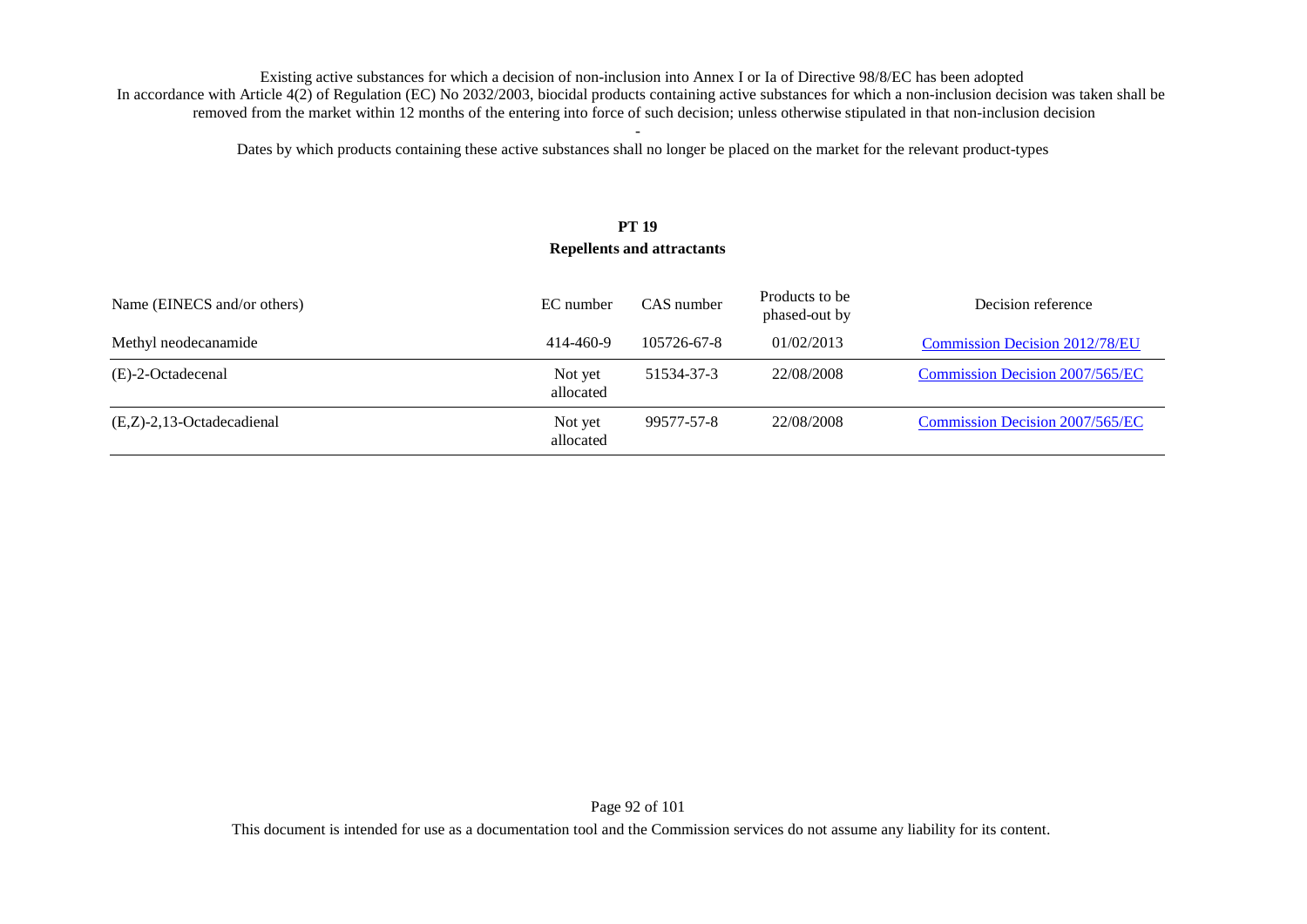Existing active substances for which a decision of non-inclusion into Annex I or Ia of Directive 98/8/EC has been adopted

In accordance with Article 4(2) of Regulation (EC) No 2032/2003, biocidal products containing active substances for which a non-inclusion decision was taken shall be removed from the market within 12 months of the entering into force of such decision; unless otherwise stipulated in that non-inclusion decision

-

Dates by which products containing these active substances shall no longer be placed on the market for the relevant product-types

**PT 19**
**Repellents and attractants**

| Name (EINECS and/or others) | EC number | CAS number | Products to be phased-out by | Decision reference |
|---|---|---|---|---|
| Methyl neodecanamide | 414-460-9 | 105726-67-8 | 01/02/2013 | Commission Decision 2012/78/EU |
| (E)-2-Octadecenal | Not yet allocated | 51534-37-3 | 22/08/2008 | Commission Decision 2007/565/EC |
| (E,Z)-2,13-Octadecadienal | Not yet allocated | 99577-57-8 | 22/08/2008 | Commission Decision 2007/565/EC |

This document is intended for use as a documentation tool and the Commission services do not assume any liability for its content.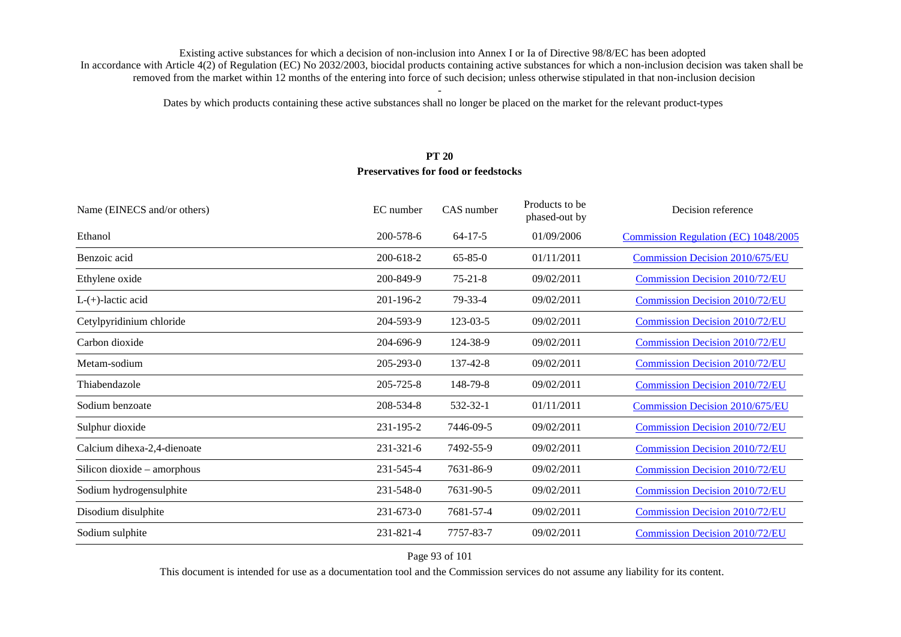Existing active substances for which a decision of non-inclusion into Annex I or Ia of Directive 98/8/EC has been adopted
In accordance with Article 4(2) of Regulation (EC) No 2032/2003, biocidal products containing active substances for which a non-inclusion decision was taken shall be removed from the market within 12 months of the entering into force of such decision; unless otherwise stipulated in that non-inclusion decision

-

Dates by which products containing these active substances shall no longer be placed on the market for the relevant product-types

## PT 20
## Preservatives for food or feedstocks

| Name (EINECS and/or others) | EC number | CAS number | Products to be phased-out by | Decision reference |
|---|---|---|---|---|
| Ethanol | 200-578-6 | 64-17-5 | 01/09/2006 | Commission Regulation (EC) 1048/2005 |
| Benzoic acid | 200-618-2 | 65-85-0 | 01/11/2011 | Commission Decision 2010/675/EU |
| Ethylene oxide | 200-849-9 | 75-21-8 | 09/02/2011 | Commission Decision 2010/72/EU |
| L-(+)-lactic acid | 201-196-2 | 79-33-4 | 09/02/2011 | Commission Decision 2010/72/EU |
| Cetylpyridinium chloride | 204-593-9 | 123-03-5 | 09/02/2011 | Commission Decision 2010/72/EU |
| Carbon dioxide | 204-696-9 | 124-38-9 | 09/02/2011 | Commission Decision 2010/72/EU |
| Metam-sodium | 205-293-0 | 137-42-8 | 09/02/2011 | Commission Decision 2010/72/EU |
| Thiabendazole | 205-725-8 | 148-79-8 | 09/02/2011 | Commission Decision 2010/72/EU |
| Sodium benzoate | 208-534-8 | 532-32-1 | 01/11/2011 | Commission Decision 2010/675/EU |
| Sulphur dioxide | 231-195-2 | 7446-09-5 | 09/02/2011 | Commission Decision 2010/72/EU |
| Calcium dihexa-2,4-dienoate | 231-321-6 | 7492-55-9 | 09/02/2011 | Commission Decision 2010/72/EU |
| Silicon dioxide – amorphous | 231-545-4 | 7631-86-9 | 09/02/2011 | Commission Decision 2010/72/EU |
| Sodium hydrogensulphite | 231-548-0 | 7631-90-5 | 09/02/2011 | Commission Decision 2010/72/EU |
| Disodium disulphite | 231-673-0 | 7681-57-4 | 09/02/2011 | Commission Decision 2010/72/EU |
| Sodium sulphite | 231-821-4 | 7757-83-7 | 09/02/2011 | Commission Decision 2010/72/EU |

This document is intended for use as a documentation tool and the Commission services do not assume any liability for its content.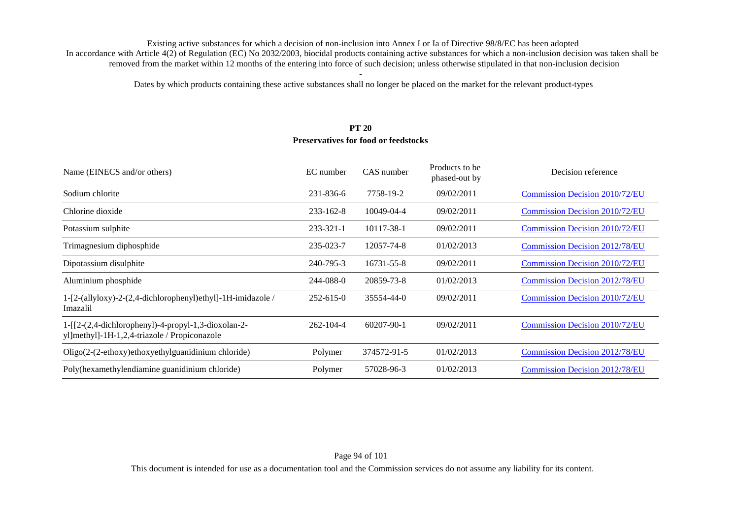Existing active substances for which a decision of non-inclusion into Annex I or Ia of Directive 98/8/EC has been adopted

In accordance with Article 4(2) of Regulation (EC) No 2032/2003, biocidal products containing active substances for which a non-inclusion decision was taken shall be removed from the market within 12 months of the entering into force of such decision; unless otherwise stipulated in that non-inclusion decision

-

Dates by which products containing these active substances shall no longer be placed on the market for the relevant product-types

## PT 20
## Preservatives for food or feedstocks

| Name (EINECS and/or others) | EC number | CAS number | Products to be phased-out by | Decision reference |
|---|---|---|---|---|
| Sodium chlorite | 231-836-6 | 7758-19-2 | 09/02/2011 | Commission Decision 2010/72/EU |
| Chlorine dioxide | 233-162-8 | 10049-04-4 | 09/02/2011 | Commission Decision 2010/72/EU |
| Potassium sulphite | 233-321-1 | 10117-38-1 | 09/02/2011 | Commission Decision 2010/72/EU |
| Trimagnesium diphosphide | 235-023-7 | 12057-74-8 | 01/02/2013 | Commission Decision 2012/78/EU |
| Dipotassium disulphite | 240-795-3 | 16731-55-8 | 09/02/2011 | Commission Decision 2010/72/EU |
| Aluminium phosphide | 244-088-0 | 20859-73-8 | 01/02/2013 | Commission Decision 2012/78/EU |
| 1-[2-(allyloxy)-2-(2,4-dichlorophenyl)ethyl]-1H-imidazole / Imazalil | 252-615-0 | 35554-44-0 | 09/02/2011 | Commission Decision 2010/72/EU |
| 1-[[2-(2,4-dichlorophenyl)-4-propyl-1,3-dioxolan-2-yl]methyl]-1H-1,2,4-triazole / Propiconazole | 262-104-4 | 60207-90-1 | 09/02/2011 | Commission Decision 2010/72/EU |
| Oligo(2-(2-ethoxy)ethoxyethylguanidinium chloride) | Polymer | 374572-91-5 | 01/02/2013 | Commission Decision 2012/78/EU |
| Poly(hexamethylendiamine guanidinium chloride) | Polymer | 57028-96-3 | 01/02/2013 | Commission Decision 2012/78/EU |

This document is intended for use as a documentation tool and the Commission services do not assume any liability for its content.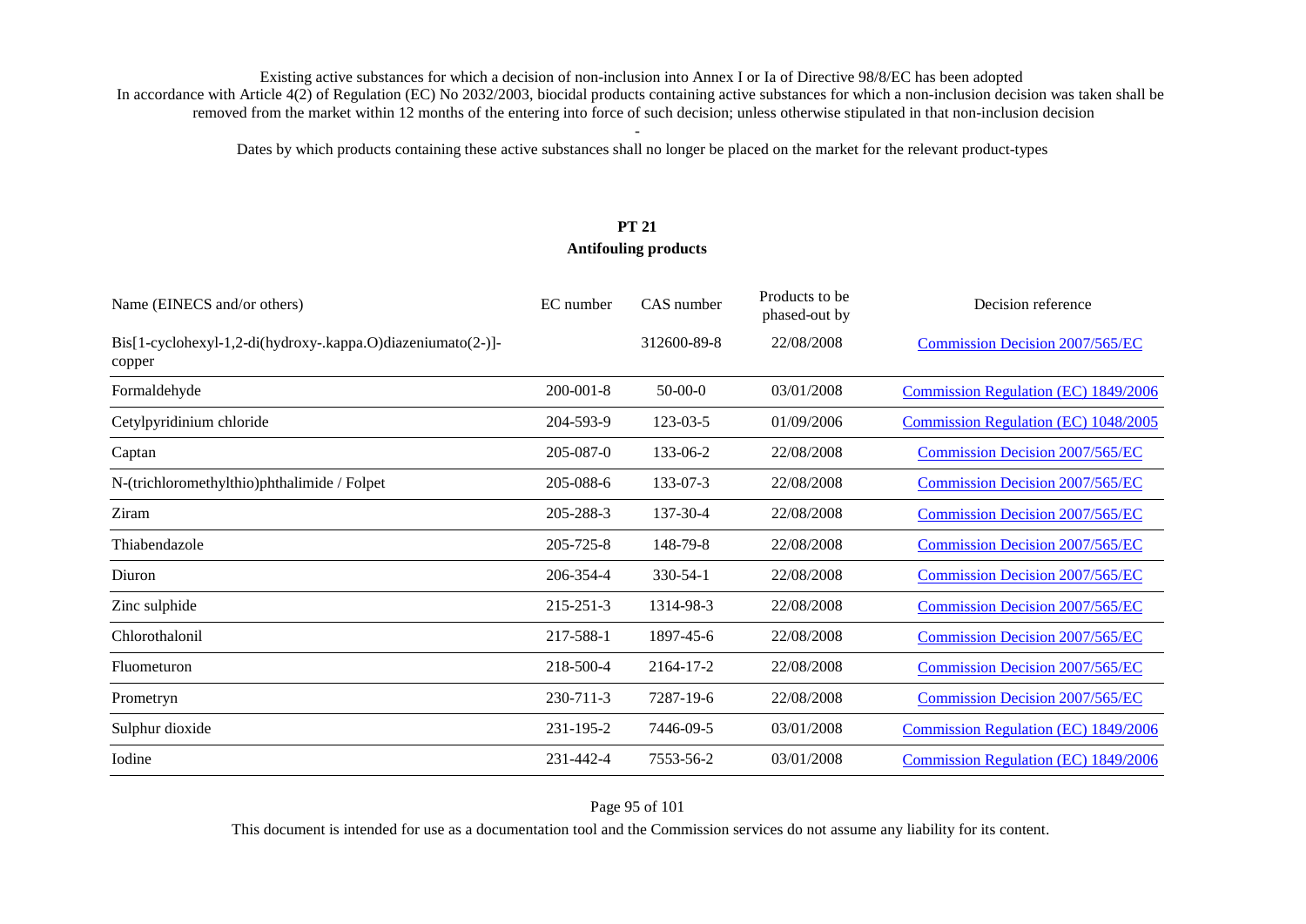Existing active substances for which a decision of non-inclusion into Annex I or Ia of Directive 98/8/EC has been adopted
In accordance with Article 4(2) of Regulation (EC) No 2032/2003, biocidal products containing active substances for which a non-inclusion decision was taken shall be removed from the market within 12 months of the entering into force of such decision; unless otherwise stipulated in that non-inclusion decision

-

Dates by which products containing these active substances shall no longer be placed on the market for the relevant product-types

## PT 21
## Antifouling products

| Name (EINECS and/or others) | EC number | CAS number | Products to be phased-out by | Decision reference |
|---|---|---|---|---|
| Bis[1-cyclohexyl-1,2-di(hydroxy-.kappa.O)diazeniumato(2-)]-copper | | 312600-89-8 | 22/08/2008 | Commission Decision 2007/565/EC |
| Formaldehyde | 200-001-8 | 50-00-0 | 03/01/2008 | Commission Regulation (EC) 1849/2006 |
| Cetylpyridinium chloride | 204-593-9 | 123-03-5 | 01/09/2006 | Commission Regulation (EC) 1048/2005 |
| Captan | 205-087-0 | 133-06-2 | 22/08/2008 | Commission Decision 2007/565/EC |
| N-(trichloromethylthio)phthalimide / Folpet | 205-088-6 | 133-07-3 | 22/08/2008 | Commission Decision 2007/565/EC |
| Ziram | 205-288-3 | 137-30-4 | 22/08/2008 | Commission Decision 2007/565/EC |
| Thiabendazole | 205-725-8 | 148-79-8 | 22/08/2008 | Commission Decision 2007/565/EC |
| Diuron | 206-354-4 | 330-54-1 | 22/08/2008 | Commission Decision 2007/565/EC |
| Zinc sulphide | 215-251-3 | 1314-98-3 | 22/08/2008 | Commission Decision 2007/565/EC |
| Chlorothalonil | 217-588-1 | 1897-45-6 | 22/08/2008 | Commission Decision 2007/565/EC |
| Fluometuron | 218-500-4 | 2164-17-2 | 22/08/2008 | Commission Decision 2007/565/EC |
| Prometryn | 230-711-3 | 7287-19-6 | 22/08/2008 | Commission Decision 2007/565/EC |
| Sulphur dioxide | 231-195-2 | 7446-09-5 | 03/01/2008 | Commission Regulation (EC) 1849/2006 |
| Iodine | 231-442-4 | 7553-56-2 | 03/01/2008 | Commission Regulation (EC) 1849/2006 |

This document is intended for use as a documentation tool and the Commission services do not assume any liability for its content.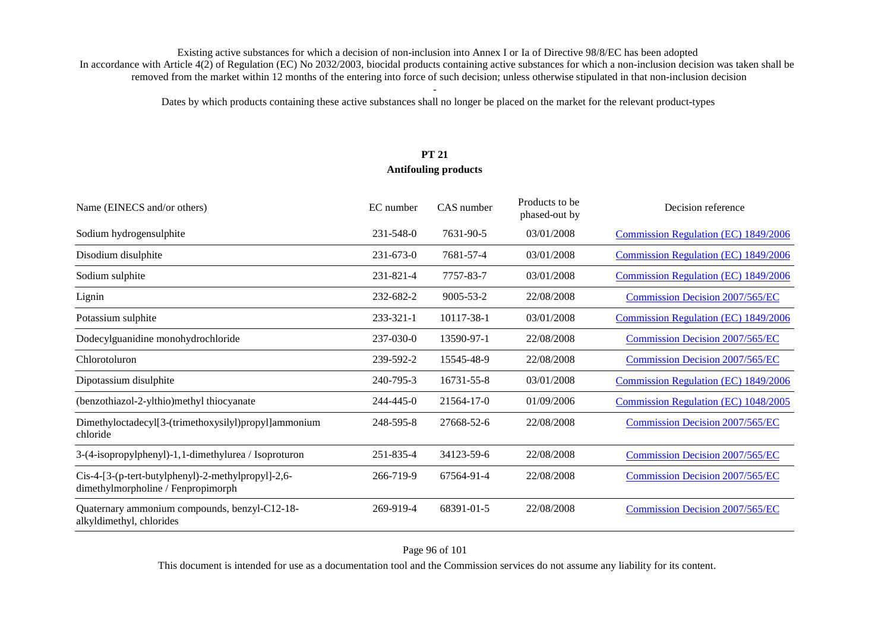Existing active substances for which a decision of non-inclusion into Annex I or Ia of Directive 98/8/EC has been adopted

In accordance with Article 4(2) of Regulation (EC) No 2032/2003, biocidal products containing active substances for which a non-inclusion decision was taken shall be removed from the market within 12 months of the entering into force of such decision; unless otherwise stipulated in that non-inclusion decision

-

Dates by which products containing these active substances shall no longer be placed on the market for the relevant product-types

## PT 21
## Antifouling products

| Name (EINECS and/or others) | EC number | CAS number | Products to be phased-out by | Decision reference |
|---|---|---|---|---|
| Sodium hydrogensulphite | 231-548-0 | 7631-90-5 | 03/01/2008 | Commission Regulation (EC) 1849/2006 |
| Disodium disulphite | 231-673-0 | 7681-57-4 | 03/01/2008 | Commission Regulation (EC) 1849/2006 |
| Sodium sulphite | 231-821-4 | 7757-83-7 | 03/01/2008 | Commission Regulation (EC) 1849/2006 |
| Lignin | 232-682-2 | 9005-53-2 | 22/08/2008 | Commission Decision 2007/565/EC |
| Potassium sulphite | 233-321-1 | 10117-38-1 | 03/01/2008 | Commission Regulation (EC) 1849/2006 |
| Dodecylguanidine monohydrochloride | 237-030-0 | 13590-97-1 | 22/08/2008 | Commission Decision 2007/565/EC |
| Chlorotoluron | 239-592-2 | 15545-48-9 | 22/08/2008 | Commission Decision 2007/565/EC |
| Dipotassium disulphite | 240-795-3 | 16731-55-8 | 03/01/2008 | Commission Regulation (EC) 1849/2006 |
| (benzothiazol-2-ylthio)methyl thiocyanate | 244-445-0 | 21564-17-0 | 01/09/2006 | Commission Regulation (EC) 1048/2005 |
| Dimethyloctadecyl[3-(trimethoxysilyl)propyl]ammonium chloride | 248-595-8 | 27668-52-6 | 22/08/2008 | Commission Decision 2007/565/EC |
| 3-(4-isopropylphenyl)-1,1-dimethylurea / Isoproturon | 251-835-4 | 34123-59-6 | 22/08/2008 | Commission Decision 2007/565/EC |
| Cis-4-[3-(p-tert-butylphenyl)-2-methylpropyl]-2,6-dimethylmorpholine / Fenpropimorph | 266-719-9 | 67564-91-4 | 22/08/2008 | Commission Decision 2007/565/EC |
| Quaternary ammonium compounds, benzyl-C12-18-alkyldimethyl, chlorides | 269-919-4 | 68391-01-5 | 22/08/2008 | Commission Decision 2007/565/EC |

This document is intended for use as a documentation tool and the Commission services do not assume any liability for its content.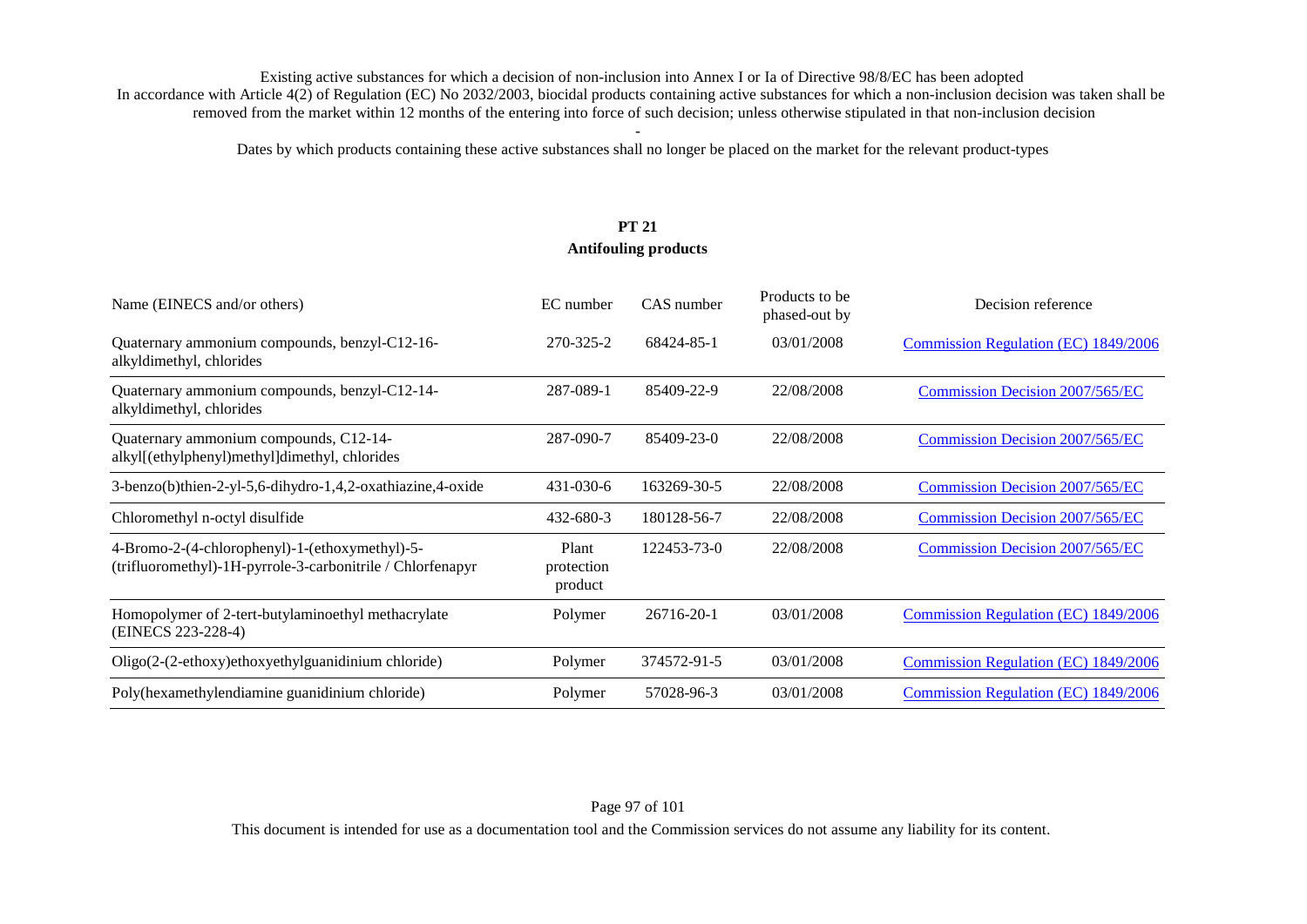Existing active substances for which a decision of non-inclusion into Annex I or Ia of Directive 98/8/EC has been adopted
In accordance with Article 4(2) of Regulation (EC) No 2032/2003, biocidal products containing active substances for which a non-inclusion decision was taken shall be removed from the market within 12 months of the entering into force of such decision; unless otherwise stipulated in that non-inclusion decision

-

Dates by which products containing these active substances shall no longer be placed on the market for the relevant product-types

## PT 21
## Antifouling products

| Name (EINECS and/or others) | EC number | CAS number | Products to be phased-out by | Decision reference |
|---|---|---|---|---|
| Quaternary ammonium compounds, benzyl-C12-16-alkyldimethyl, chlorides | 270-325-2 | 68424-85-1 | 03/01/2008 | Commission Regulation (EC) 1849/2006 |
| Quaternary ammonium compounds, benzyl-C12-14-alkyldimethyl, chlorides | 287-089-1 | 85409-22-9 | 22/08/2008 | Commission Decision 2007/565/EC |
| Quaternary ammonium compounds, C12-14-alkyl[(ethylphenyl)methyl]dimethyl, chlorides | 287-090-7 | 85409-23-0 | 22/08/2008 | Commission Decision 2007/565/EC |
| 3-benzo(b)thien-2-yl-5,6-dihydro-1,4,2-oxathiazine,4-oxide | 431-030-6 | 163269-30-5 | 22/08/2008 | Commission Decision 2007/565/EC |
| Chloromethyl n-octyl disulfide | 432-680-3 | 180128-56-7 | 22/08/2008 | Commission Decision 2007/565/EC |
| 4-Bromo-2-(4-chlorophenyl)-1-(ethoxymethyl)-5-(trifluoromethyl)-1H-pyrrole-3-carbonitrile / Chlorfenapyr | Plant protection product | 122453-73-0 | 22/08/2008 | Commission Decision 2007/565/EC |
| Homopolymer of 2-tert-butylaminoethyl methacrylate (EINECS 223-228-4) | Polymer | 26716-20-1 | 03/01/2008 | Commission Regulation (EC) 1849/2006 |
| Oligo(2-(2-ethoxy)ethoxyethylguanidinium chloride) | Polymer | 374572-91-5 | 03/01/2008 | Commission Regulation (EC) 1849/2006 |
| Poly(hexamethylendiamine guanidinium chloride) | Polymer | 57028-96-3 | 03/01/2008 | Commission Regulation (EC) 1849/2006 |

This document is intended for use as a documentation tool and the Commission services do not assume any liability for its content.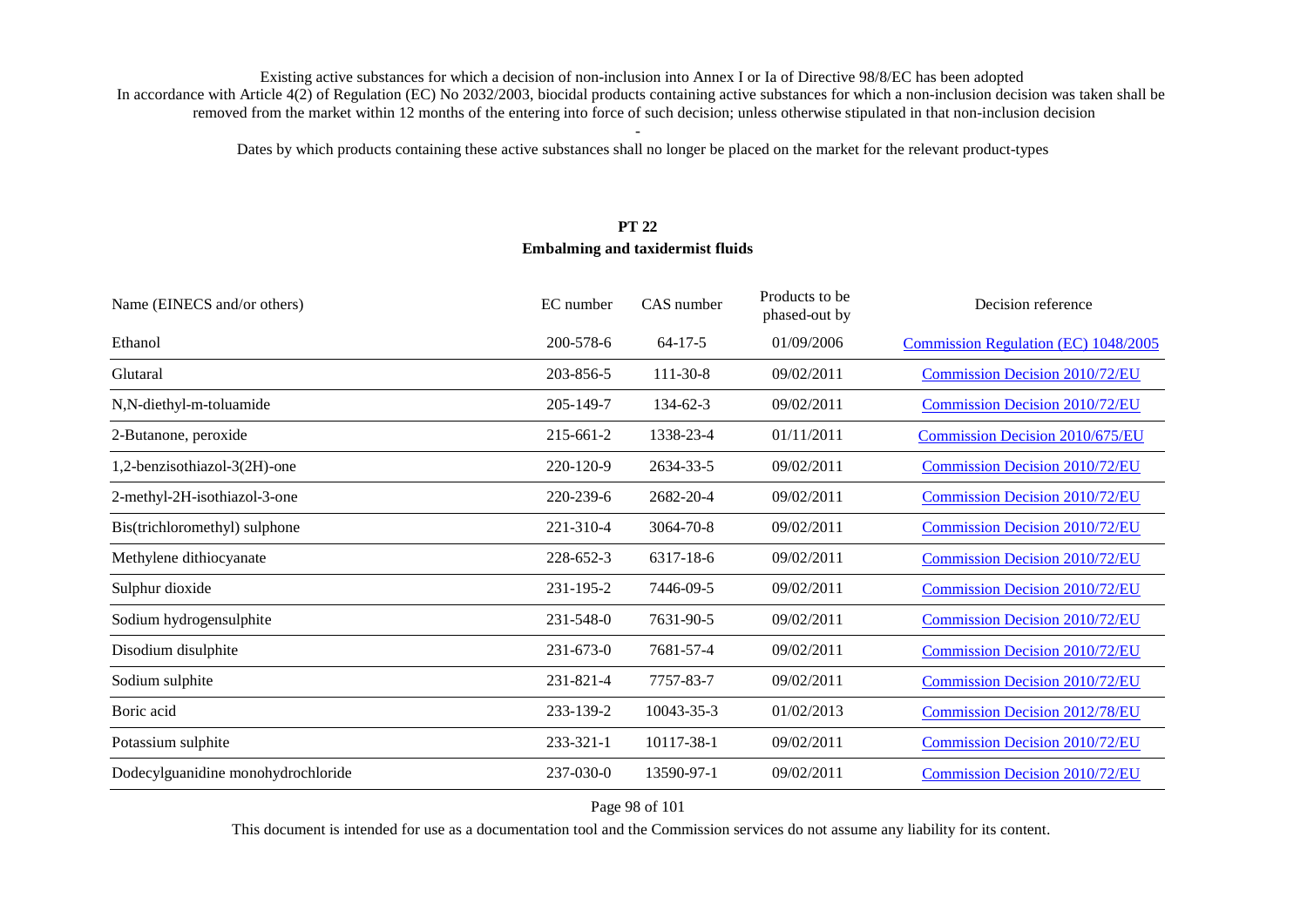Existing active substances for which a decision of non-inclusion into Annex I or Ia of Directive 98/8/EC has been adopted
In accordance with Article 4(2) of Regulation (EC) No 2032/2003, biocidal products containing active substances for which a non-inclusion decision was taken shall be removed from the market within 12 months of the entering into force of such decision; unless otherwise stipulated in that non-inclusion decision

-

Dates by which products containing these active substances shall no longer be placed on the market for the relevant product-types

## PT 22
## Embalming and taxidermist fluids

| Name (EINECS and/or others) | EC number | CAS number | Products to be phased-out by | Decision reference |
|---|---|---|---|---|
| Ethanol | 200-578-6 | 64-17-5 | 01/09/2006 | Commission Regulation (EC) 1048/2005 |
| Glutaral | 203-856-5 | 111-30-8 | 09/02/2011 | Commission Decision 2010/72/EU |
| N,N-diethyl-m-toluamide | 205-149-7 | 134-62-3 | 09/02/2011 | Commission Decision 2010/72/EU |
| 2-Butanone, peroxide | 215-661-2 | 1338-23-4 | 01/11/2011 | Commission Decision 2010/675/EU |
| 1,2-benzisothiazol-3(2H)-one | 220-120-9 | 2634-33-5 | 09/02/2011 | Commission Decision 2010/72/EU |
| 2-methyl-2H-isothiazol-3-one | 220-239-6 | 2682-20-4 | 09/02/2011 | Commission Decision 2010/72/EU |
| Bis(trichloromethyl) sulphone | 221-310-4 | 3064-70-8 | 09/02/2011 | Commission Decision 2010/72/EU |
| Methylene dithiocyanate | 228-652-3 | 6317-18-6 | 09/02/2011 | Commission Decision 2010/72/EU |
| Sulphur dioxide | 231-195-2 | 7446-09-5 | 09/02/2011 | Commission Decision 2010/72/EU |
| Sodium hydrogensulphite | 231-548-0 | 7631-90-5 | 09/02/2011 | Commission Decision 2010/72/EU |
| Disodium disulphite | 231-673-0 | 7681-57-4 | 09/02/2011 | Commission Decision 2010/72/EU |
| Sodium sulphite | 231-821-4 | 7757-83-7 | 09/02/2011 | Commission Decision 2010/72/EU |
| Boric acid | 233-139-2 | 10043-35-3 | 01/02/2013 | Commission Decision 2012/78/EU |
| Potassium sulphite | 233-321-1 | 10117-38-1 | 09/02/2011 | Commission Decision 2010/72/EU |
| Dodecylguanidine monohydrochloride | 237-030-0 | 13590-97-1 | 09/02/2011 | Commission Decision 2010/72/EU |

This document is intended for use as a documentation tool and the Commission services do not assume any liability for its content.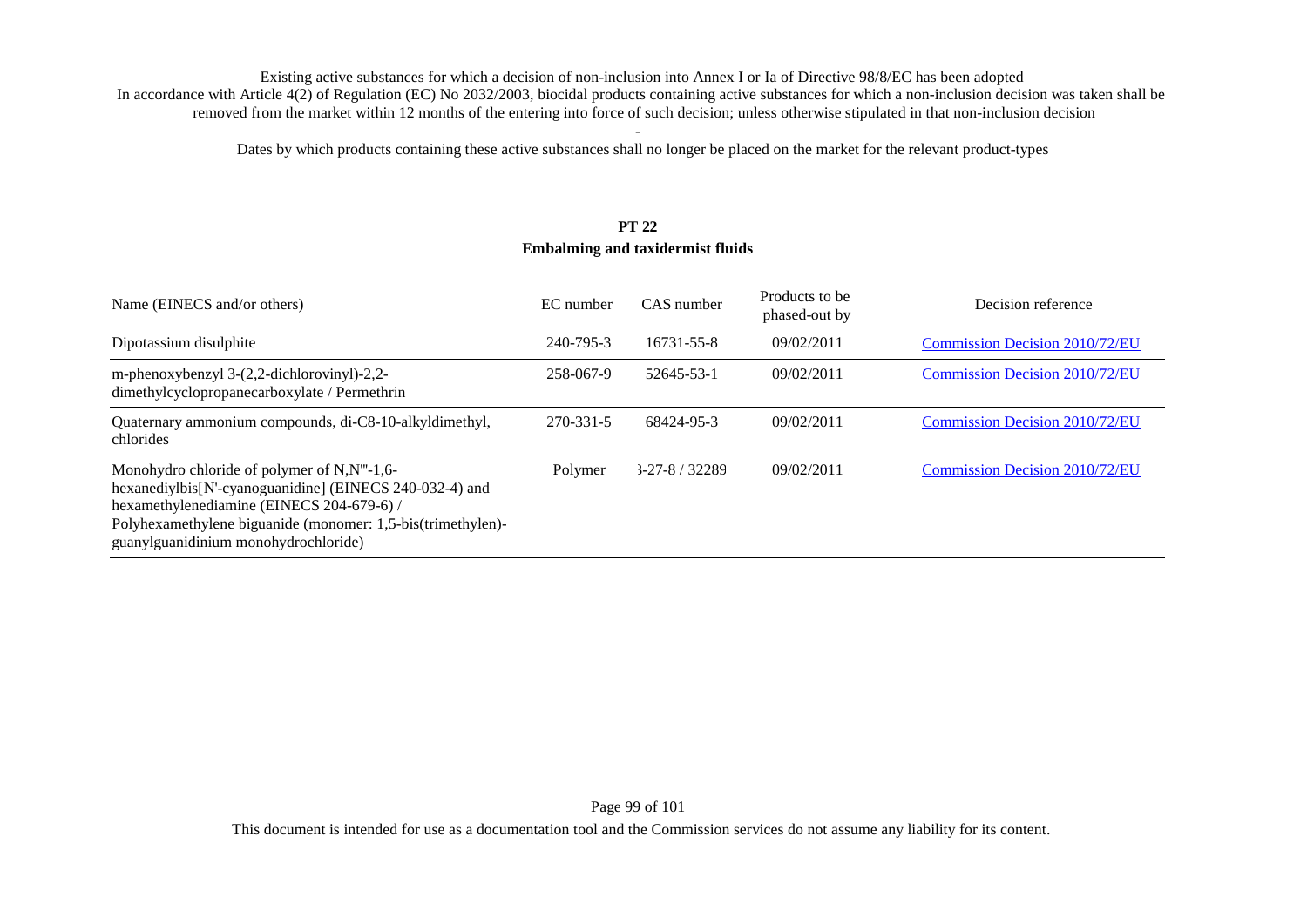Existing active substances for which a decision of non-inclusion into Annex I or Ia of Directive 98/8/EC has been adopted

In accordance with Article 4(2) of Regulation (EC) No 2032/2003, biocidal products containing active substances for which a non-inclusion decision was taken shall be removed from the market within 12 months of the entering into force of such decision; unless otherwise stipulated in that non-inclusion decision

-

Dates by which products containing these active substances shall no longer be placed on the market for the relevant product-types

## PT 22
## Embalming and taxidermist fluids

| Name (EINECS and/or others) | EC number | CAS number | Products to be phased-out by | Decision reference |
|---|---|---|---|---|
| Dipotassium disulphite | 240-795-3 | 16731-55-8 | 09/02/2011 | Commission Decision 2010/72/EU |
| m-phenoxybenzyl 3-(2,2-dichlorovinyl)-2,2-dimethylcyclopropanecarboxylate / Permethrin | 258-067-9 | 52645-53-1 | 09/02/2011 | Commission Decision 2010/72/EU |
| Quaternary ammonium compounds, di-C8-10-alkyldimethyl, chlorides | 270-331-5 | 68424-95-3 | 09/02/2011 | Commission Decision 2010/72/EU |
| Monohydro chloride of polymer of N,N'''-1,6-hexanediylbis[N'-cyanoguanidine] (EINECS 240-032-4) and hexamethylenediamine (EINECS 204-679-6) / Polyhexamethylene biguanide (monomer: 1,5-bis(trimethylen)-guanylguanidinium monohydrochloride) | Polymer | 3-27-8 / 32289 | 09/02/2011 | Commission Decision 2010/72/EU |

This document is intended for use as a documentation tool and the Commission services do not assume any liability for its content.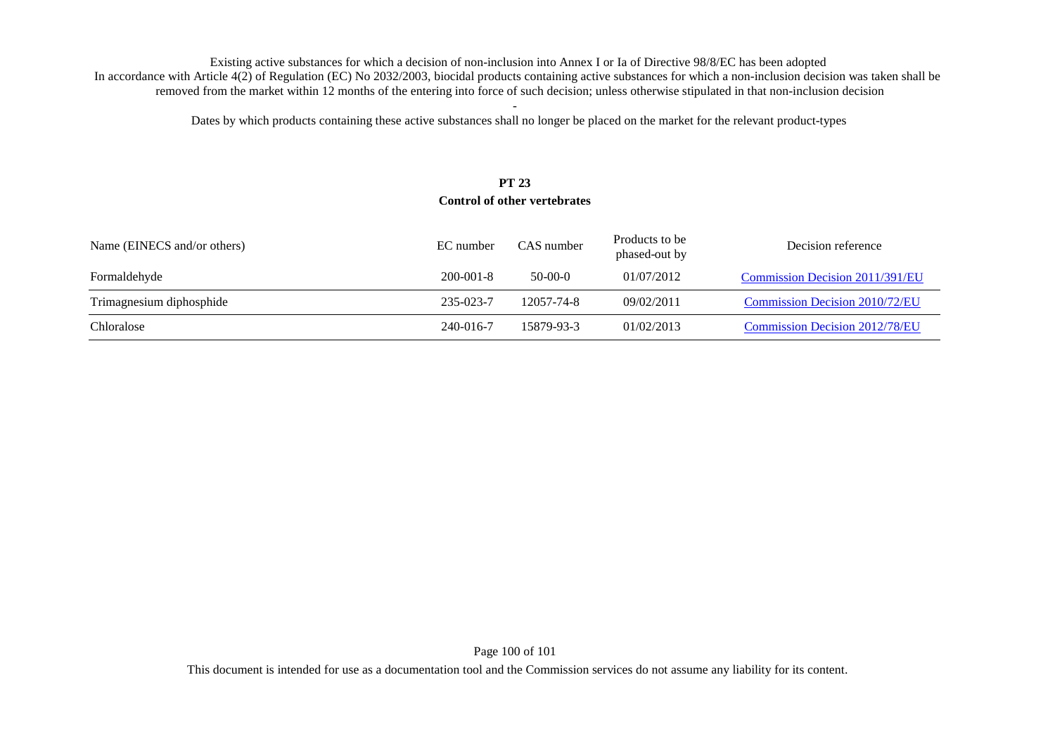Existing active substances for which a decision of non-inclusion into Annex I or Ia of Directive 98/8/EC has been adopted
In accordance with Article 4(2) of Regulation (EC) No 2032/2003, biocidal products containing active substances for which a non-inclusion decision was taken shall be removed from the market within 12 months of the entering into force of such decision; unless otherwise stipulated in that non-inclusion decision

-

Dates by which products containing these active substances shall no longer be placed on the market for the relevant product-types

## PT 23
## Control of other vertebrates

| Name (EINECS and/or others) | EC number | CAS number | Products to be phased-out by | Decision reference |
|---|---|---|---|---|
| Formaldehyde | 200-001-8 | 50-00-0 | 01/07/2012 | Commission Decision 2011/391/EU |
| Trimagnesium diphosphide | 235-023-7 | 12057-74-8 | 09/02/2011 | Commission Decision 2010/72/EU |
| Chloralose | 240-016-7 | 15879-93-3 | 01/02/2013 | Commission Decision 2012/78/EU |

This document is intended for use as a documentation tool and the Commission services do not assume any liability for its content.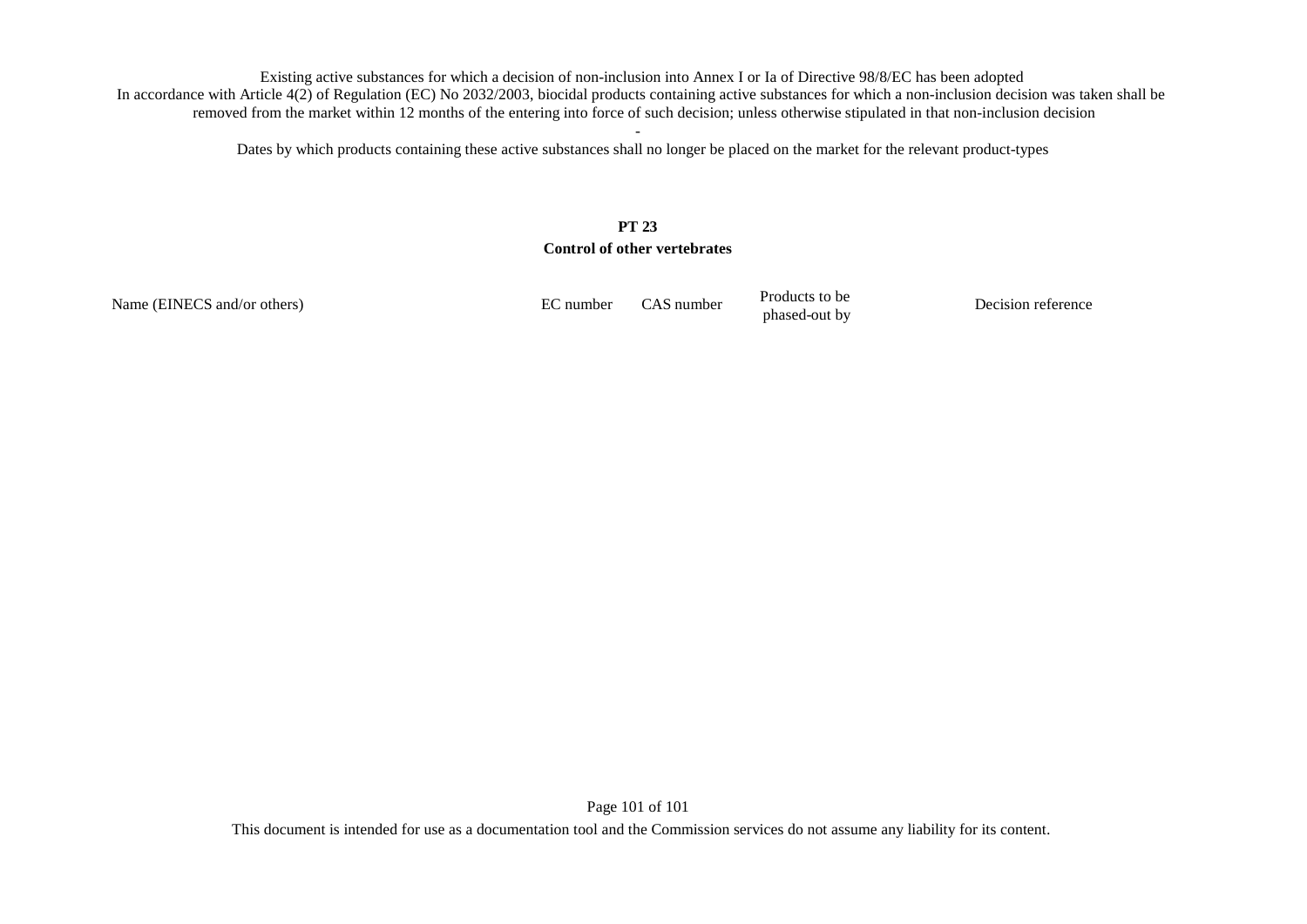Existing active substances for which a decision of non-inclusion into Annex I or Ia of Directive 98/8/EC has been adopted
In accordance with Article 4(2) of Regulation (EC) No 2032/2003, biocidal products containing active substances for which a non-inclusion decision was taken shall be removed from the market within 12 months of the entering into force of such decision; unless otherwise stipulated in that non-inclusion decision

-

Dates by which products containing these active substances shall no longer be placed on the market for the relevant product-types

**PT 23**

**Control of other vertebrates**

| Name (EINECS and/or others) | EC number | CAS number | Products to be phased-out by | Decision reference |
|---|---|---|---|---|

This document is intended for use as a documentation tool and the Commission services do not assume any liability for its content.